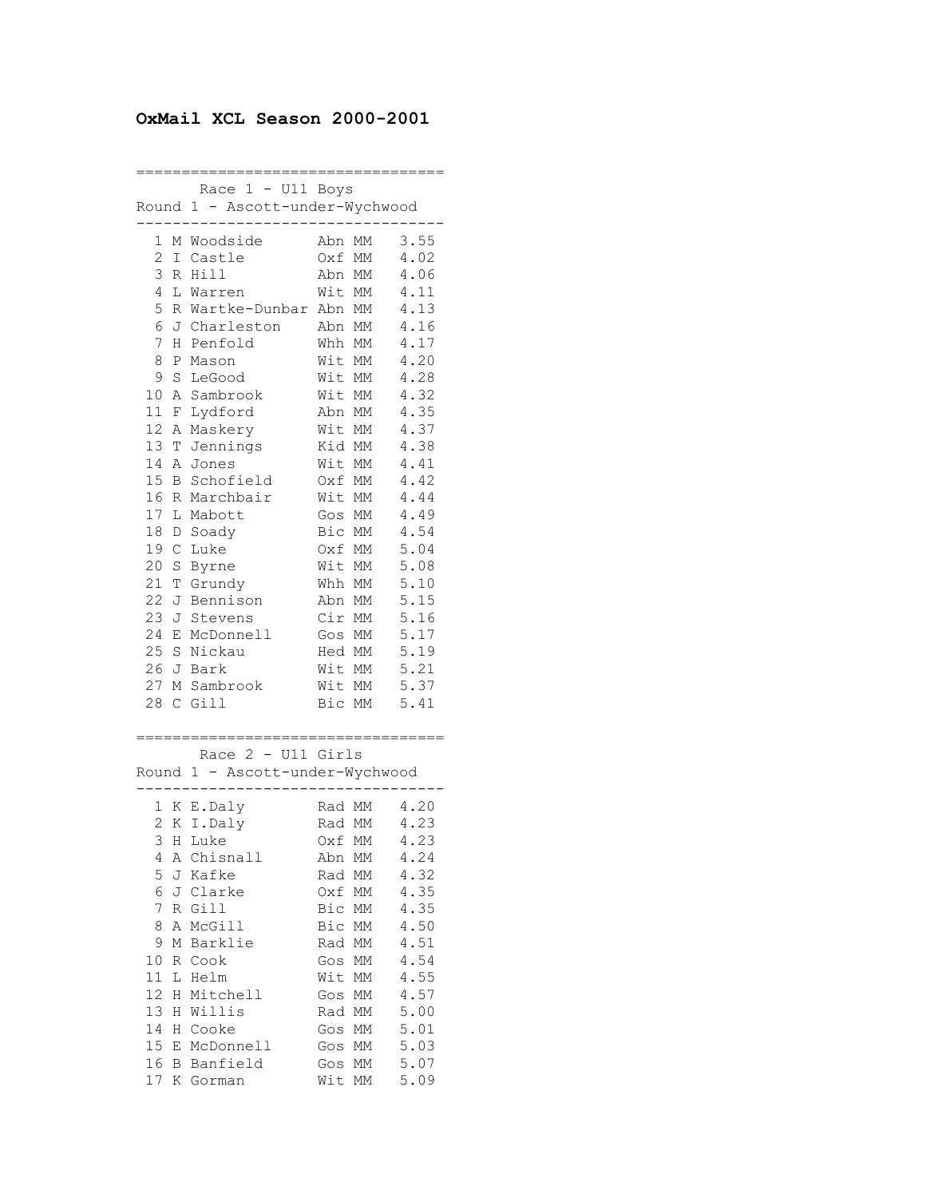# OxMail XCL Season 2000-2001

## Race 1 - U11 Boys
### Round 1 - Ascott-under-Wychwood

| Pos | Name | Club | Cat | Time |
|---|---|---|---|---|
| 1 | M Woodside | Abn | MM | 3.55 |
| 2 | I Castle | Oxf | MM | 4.02 |
| 3 | R Hill | Abn | MM | 4.06 |
| 4 | L Warren | Wit | MM | 4.11 |
| 5 | R Wartke-Dunbar | Abn | MM | 4.13 |
| 6 | J Charleston | Abn | MM | 4.16 |
| 7 | H Penfold | Whh | MM | 4.17 |
| 8 | P Mason | Wit | MM | 4.20 |
| 9 | S LeGood | Wit | MM | 4.28 |
| 10 | A Sambrook | Wit | MM | 4.32 |
| 11 | F Lydford | Abn | MM | 4.35 |
| 12 | A Maskery | Wit | MM | 4.37 |
| 13 | T Jennings | Kid | MM | 4.38 |
| 14 | A Jones | Wit | MM | 4.41 |
| 15 | B Schofield | Oxf | MM | 4.42 |
| 16 | R Marchbair | Wit | MM | 4.44 |
| 17 | L Mabott | Gos | MM | 4.49 |
| 18 | D Soady | Bic | MM | 4.54 |
| 19 | C Luke | Oxf | MM | 5.04 |
| 20 | S Byrne | Wit | MM | 5.08 |
| 21 | T Grundy | Whh | MM | 5.10 |
| 22 | J Bennison | Abn | MM | 5.15 |
| 23 | J Stevens | Cir | MM | 5.16 |
| 24 | E McDonnell | Gos | MM | 5.17 |
| 25 | S Nickau | Hed | MM | 5.19 |
| 26 | J Bark | Wit | MM | 5.21 |
| 27 | M Sambrook | Wit | MM | 5.37 |
| 28 | C Gill | Bic | MM | 5.41 |

## Race 2 - U11 Girls
### Round 1 - Ascott-under-Wychwood

| Pos | Name | Club | Cat | Time |
|---|---|---|---|---|
| 1 | K E.Daly | Rad | MM | 4.20 |
| 2 | K I.Daly | Rad | MM | 4.23 |
| 3 | H Luke | Oxf | MM | 4.23 |
| 4 | A Chisnall | Abn | MM | 4.24 |
| 5 | J Kafke | Rad | MM | 4.32 |
| 6 | J Clarke | Oxf | MM | 4.35 |
| 7 | R Gill | Bic | MM | 4.35 |
| 8 | A McGill | Bic | MM | 4.50 |
| 9 | M Barklie | Rad | MM | 4.51 |
| 10 | R Cook | Gos | MM | 4.54 |
| 11 | L Helm | Wit | MM | 4.55 |
| 12 | H Mitchell | Gos | MM | 4.57 |
| 13 | H Willis | Rad | MM | 5.00 |
| 14 | H Cooke | Gos | MM | 5.01 |
| 15 | E McDonnell | Gos | MM | 5.03 |
| 16 | B Banfield | Gos | MM | 5.07 |
| 17 | K Gorman | Wit | MM | 5.09 |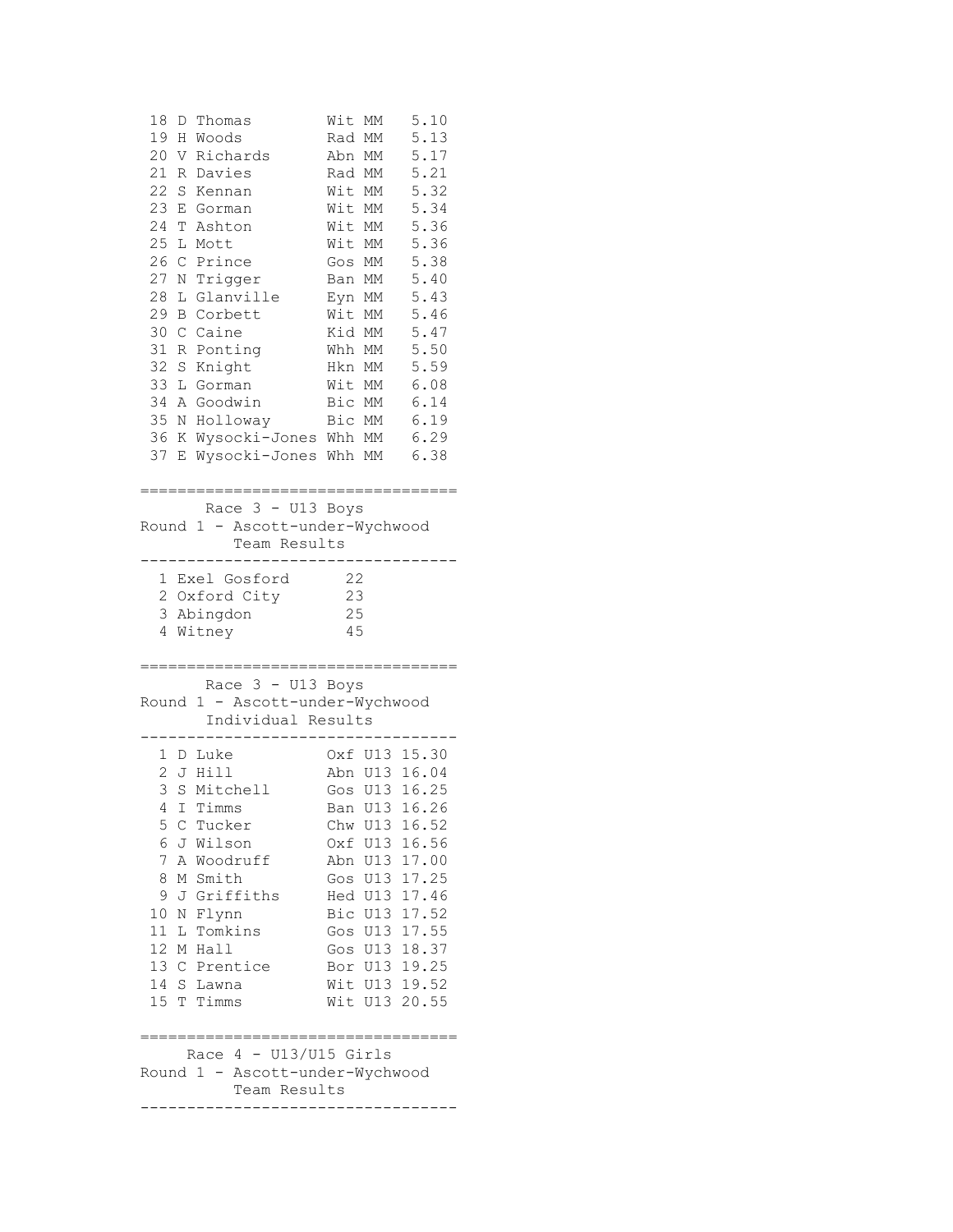| Pos | Name | Club | Cat | Time |
|---|---|---|---|---|
| 18 | D Thomas | Wit | MM | 5.10 |
| 19 | H Woods | Rad | MM | 5.13 |
| 20 | V Richards | Abn | MM | 5.17 |
| 21 | R Davies | Rad | MM | 5.21 |
| 22 | S Kennan | Wit | MM | 5.32 |
| 23 | E Gorman | Wit | MM | 5.34 |
| 24 | T Ashton | Wit | MM | 5.36 |
| 25 | L Mott | Wit | MM | 5.36 |
| 26 | C Prince | Gos | MM | 5.38 |
| 27 | N Trigger | Ban | MM | 5.40 |
| 28 | L Glanville | Eyn | MM | 5.43 |
| 29 | B Corbett | Wit | MM | 5.46 |
| 30 | C Caine | Kid | MM | 5.47 |
| 31 | R Ponting | Whh | MM | 5.50 |
| 32 | S Knight | Hkn | MM | 5.59 |
| 33 | L Gorman | Wit | MM | 6.08 |
| 34 | A Goodwin | Bic | MM | 6.14 |
| 35 | N Holloway | Bic | MM | 6.19 |
| 36 | K Wysocki-Jones | Whh | MM | 6.29 |
| 37 | E Wysocki-Jones | Whh | MM | 6.38 |

## Race 3 - U13 Boys
### Round 1 - Ascott-under-Wychwood
#### Team Results

| Pos | Team | Points |
|---|---|---|
| 1 | Exel Gosford | 22 |
| 2 | Oxford City | 23 |
| 3 | Abingdon | 25 |
| 4 | Witney | 45 |

## Race 3 - U13 Boys
### Round 1 - Ascott-under-Wychwood
#### Individual Results

| Pos | Name | Club | Cat | Time |
|---|---|---|---|---|
| 1 | D Luke | Oxf | U13 | 15.30 |
| 2 | J Hill | Abn | U13 | 16.04 |
| 3 | S Mitchell | Gos | U13 | 16.25 |
| 4 | I Timms | Ban | U13 | 16.26 |
| 5 | C Tucker | Chw | U13 | 16.52 |
| 6 | J Wilson | Oxf | U13 | 16.56 |
| 7 | A Woodruff | Abn | U13 | 17.00 |
| 8 | M Smith | Gos | U13 | 17.25 |
| 9 | J Griffiths | Hed | U13 | 17.46 |
| 10 | N Flynn | Bic | U13 | 17.52 |
| 11 | L Tomkins | Gos | U13 | 17.55 |
| 12 | M Hall | Gos | U13 | 18.37 |
| 13 | C Prentice | Bor | U13 | 19.25 |
| 14 | S Lawna | Wit | U13 | 19.52 |
| 15 | T Timms | Wit | U13 | 20.55 |

## Race 4 - U13/U15 Girls
### Round 1 - Ascott-under-Wychwood
#### Team Results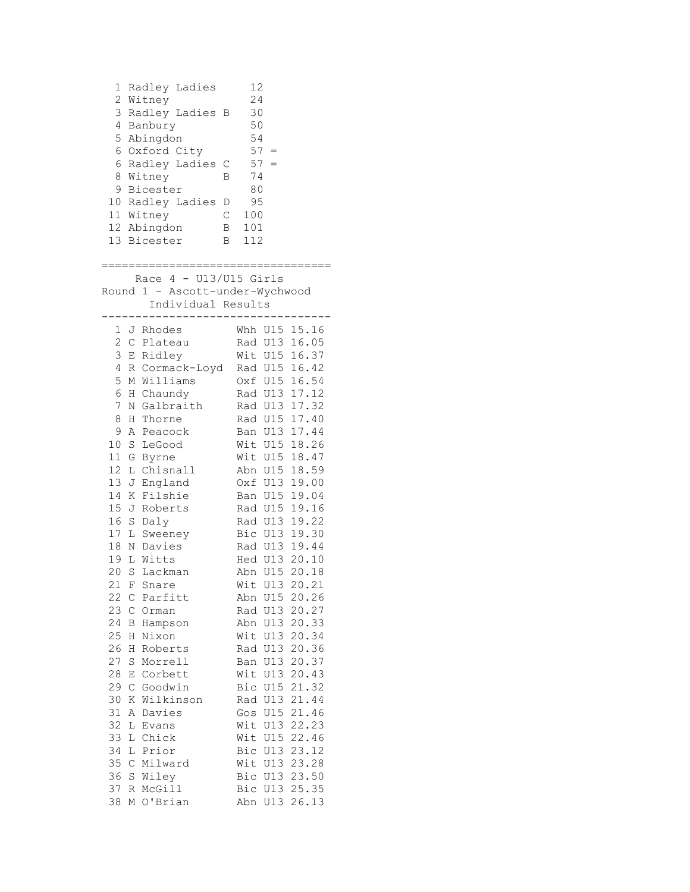| Pos | Team | | Points | |
|---|---|---|---|---|
| 1 | Radley Ladies | | 12 | |
| 2 | Witney | | 24 | |
| 3 | Radley Ladies | B | 30 | |
| 4 | Banbury | | 50 | |
| 5 | Abingdon | | 54 | |
| 6 | Oxford City | | 57 | = |
| 6 | Radley Ladies | C | 57 | = |
| 8 | Witney | B | 74 | |
| 9 | Bicester | | 80 | |
| 10 | Radley Ladies | D | 95 | |
| 11 | Witney | C | 100 | |
| 12 | Abingdon | B | 101 | |
| 13 | Bicester | B | 112 | |

==================================

Race 4 - U13/U15 Girls

Round 1 - Ascott-under-Wychwood

Individual Results

---

| Pos | Name | Club | Cat | Time |
|---|---|---|---|---|
| 1 | J Rhodes | Whh | U15 | 15.16 |
| 2 | C Plateau | Rad | U13 | 16.05 |
| 3 | E Ridley | Wit | U15 | 16.37 |
| 4 | R Cormack-Loyd | Rad | U15 | 16.42 |
| 5 | M Williams | Oxf | U15 | 16.54 |
| 6 | H Chaundy | Rad | U13 | 17.12 |
| 7 | N Galbraith | Rad | U13 | 17.32 |
| 8 | H Thorne | Rad | U15 | 17.40 |
| 9 | A Peacock | Ban | U13 | 17.44 |
| 10 | S LeGood | Wit | U15 | 18.26 |
| 11 | G Byrne | Wit | U15 | 18.47 |
| 12 | L Chisnall | Abn | U15 | 18.59 |
| 13 | J England | Oxf | U13 | 19.00 |
| 14 | K Filshie | Ban | U15 | 19.04 |
| 15 | J Roberts | Rad | U15 | 19.16 |
| 16 | S Daly | Rad | U13 | 19.22 |
| 17 | L Sweeney | Bic | U13 | 19.30 |
| 18 | N Davies | Rad | U13 | 19.44 |
| 19 | L Witts | Hed | U13 | 20.10 |
| 20 | S Lackman | Abn | U15 | 20.18 |
| 21 | F Snare | Wit | U13 | 20.21 |
| 22 | C Parfitt | Abn | U15 | 20.26 |
| 23 | C Orman | Rad | U13 | 20.27 |
| 24 | B Hampson | Abn | U13 | 20.33 |
| 25 | H Nixon | Wit | U13 | 20.34 |
| 26 | H Roberts | Rad | U13 | 20.36 |
| 27 | S Morrell | Ban | U13 | 20.37 |
| 28 | E Corbett | Wit | U13 | 20.43 |
| 29 | C Goodwin | Bic | U15 | 21.32 |
| 30 | K Wilkinson | Rad | U13 | 21.44 |
| 31 | A Davies | Gos | U15 | 21.46 |
| 32 | L Evans | Wit | U13 | 22.23 |
| 33 | L Chick | Wit | U15 | 22.46 |
| 34 | L Prior | Bic | U13 | 23.12 |
| 35 | C Milward | Wit | U13 | 23.28 |
| 36 | S Wiley | Bic | U13 | 23.50 |
| 37 | R McGill | Bic | U13 | 25.35 |
| 38 | M O'Brian | Abn | U13 | 26.13 |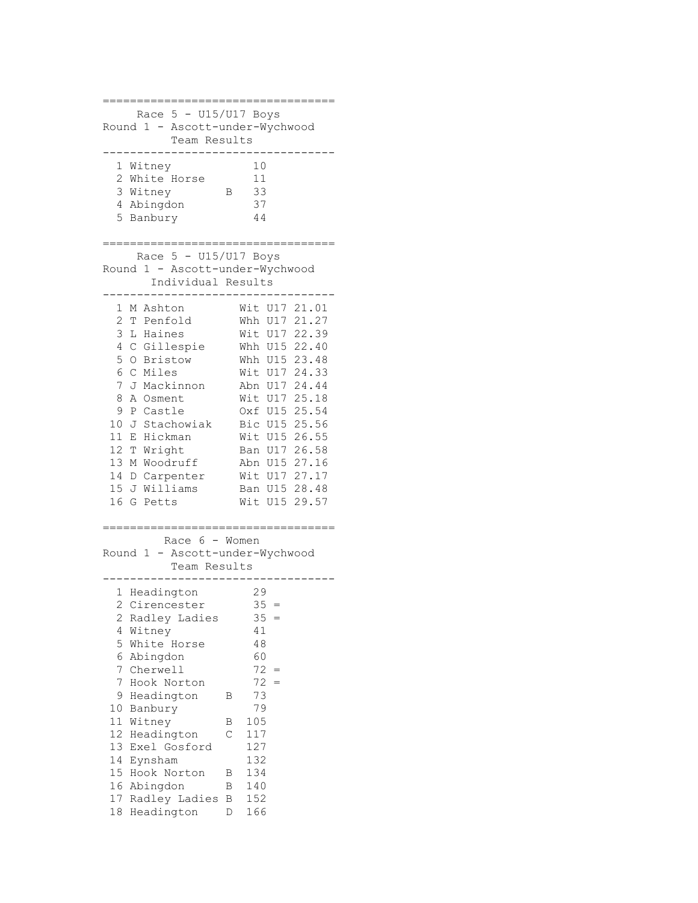## Race 5 - U15/U17 Boys

### Round 1 - Ascott-under-Wychwood

#### Team Results

| Pos | Team | | Points |
|---|---|---|---|
| 1 | Witney | | 10 |
| 2 | White Horse | | 11 |
| 3 | Witney | B | 33 |
| 4 | Abingdon | | 37 |
| 5 | Banbury | | 44 |

## Race 5 - U15/U17 Boys

### Round 1 - Ascott-under-Wychwood

#### Individual Results

| Pos | Name | Club | Cat | Time |
|---|---|---|---|---|
| 1 | M Ashton | Wit | U17 | 21.01 |
| 2 | T Penfold | Whh | U17 | 21.27 |
| 3 | L Haines | Wit | U17 | 22.39 |
| 4 | C Gillespie | Whh | U15 | 22.40 |
| 5 | O Bristow | Whh | U15 | 23.48 |
| 6 | C Miles | Wit | U17 | 24.33 |
| 7 | J Mackinnon | Abn | U17 | 24.44 |
| 8 | A Osment | Wit | U17 | 25.18 |
| 9 | P Castle | Oxf | U15 | 25.54 |
| 10 | J Stachowiak | Bic | U15 | 25.56 |
| 11 | E Hickman | Wit | U15 | 26.55 |
| 12 | T Wright | Ban | U17 | 26.58 |
| 13 | M Woodruff | Abn | U15 | 27.16 |
| 14 | D Carpenter | Wit | U17 | 27.17 |
| 15 | J Williams | Ban | U15 | 28.48 |
| 16 | G Petts | Wit | U15 | 29.57 |

## Race 6 - Women

### Round 1 - Ascott-under-Wychwood

#### Team Results

| Pos | Team | | Points | |
|---|---|---|---|---|
| 1 | Headington | | 29 | |
| 2 | Cirencester | | 35 | = |
| 2 | Radley Ladies | | 35 | = |
| 4 | Witney | | 41 | |
| 5 | White Horse | | 48 | |
| 6 | Abingdon | | 60 | |
| 7 | Cherwell | | 72 | = |
| 7 | Hook Norton | | 72 | = |
| 9 | Headington | B | 73 | |
| 10 | Banbury | | 79 | |
| 11 | Witney | B | 105 | |
| 12 | Headington | C | 117 | |
| 13 | Exel Gosford | | 127 | |
| 14 | Eynsham | | 132 | |
| 15 | Hook Norton | B | 134 | |
| 16 | Abingdon | B | 140 | |
| 17 | Radley Ladies | B | 152 | |
| 18 | Headington | D | 166 | |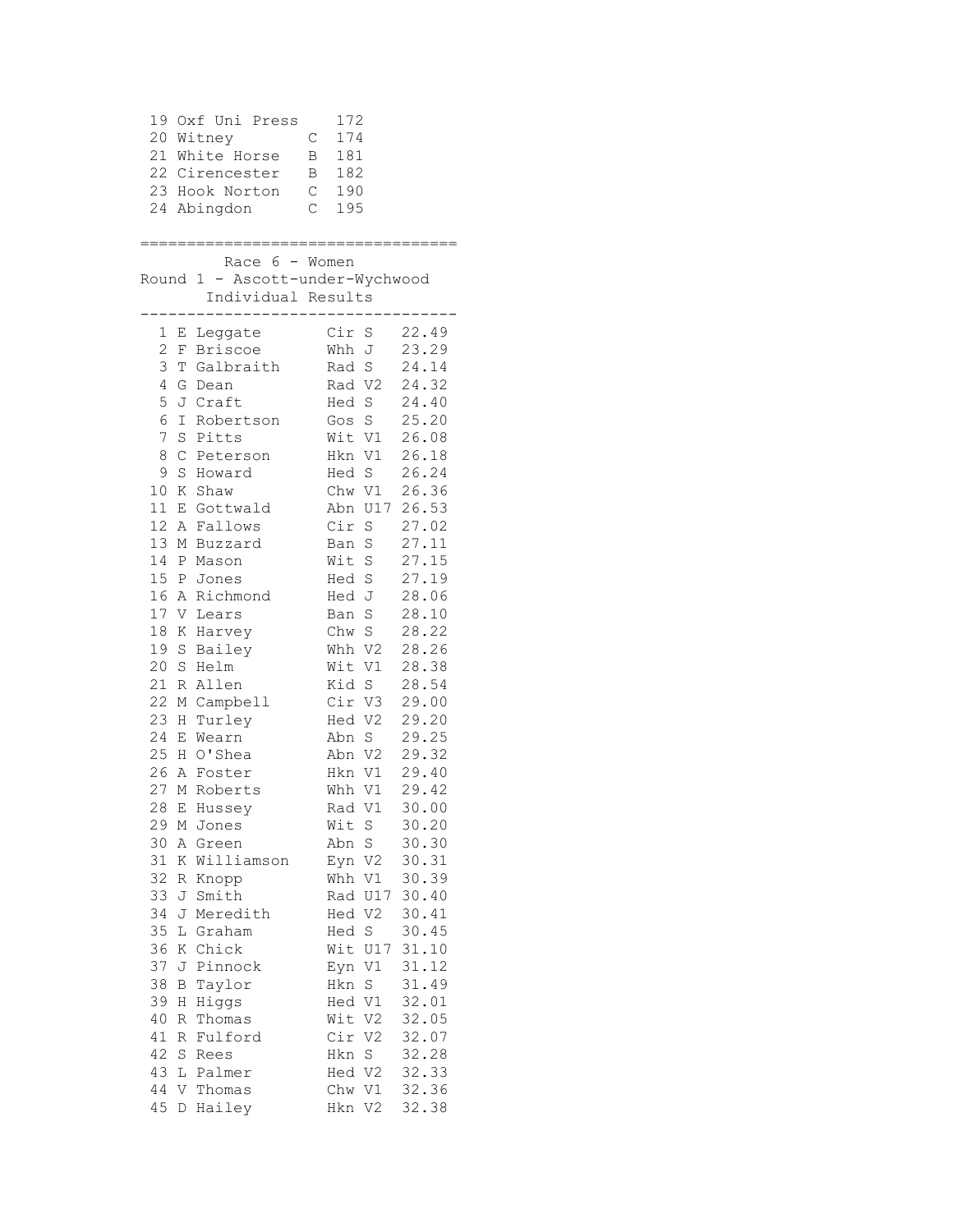| | | | |
|---|---|---|---|
| 19 | Oxf Uni Press | | 172 |
| 20 | Witney | C | 174 |
| 21 | White Horse | B | 181 |
| 22 | Cirencester | B | 182 |
| 23 | Hook Norton | C | 190 |
| 24 | Abingdon | C | 195 |

## Race 6 - Women
### Round 1 - Ascott-under-Wychwood
### Individual Results

| Pos | Name | Club | Cat | Time |
|---|---|---|---|---|
| 1 | E Leggate | Cir | S | 22.49 |
| 2 | F Briscoe | Whh | J | 23.29 |
| 3 | T Galbraith | Rad | S | 24.14 |
| 4 | G Dean | Rad | V2 | 24.32 |
| 5 | J Craft | Hed | S | 24.40 |
| 6 | I Robertson | Gos | S | 25.20 |
| 7 | S Pitts | Wit | V1 | 26.08 |
| 8 | C Peterson | Hkn | V1 | 26.18 |
| 9 | S Howard | Hed | S | 26.24 |
| 10 | K Shaw | Chw | V1 | 26.36 |
| 11 | E Gottwald | Abn | U17 | 26.53 |
| 12 | A Fallows | Cir | S | 27.02 |
| 13 | M Buzzard | Ban | S | 27.11 |
| 14 | P Mason | Wit | S | 27.15 |
| 15 | P Jones | Hed | S | 27.19 |
| 16 | A Richmond | Hed | J | 28.06 |
| 17 | V Lears | Ban | S | 28.10 |
| 18 | K Harvey | Chw | S | 28.22 |
| 19 | S Bailey | Whh | V2 | 28.26 |
| 20 | S Helm | Wit | V1 | 28.38 |
| 21 | R Allen | Kid | S | 28.54 |
| 22 | M Campbell | Cir | V3 | 29.00 |
| 23 | H Turley | Hed | V2 | 29.20 |
| 24 | E Wearn | Abn | S | 29.25 |
| 25 | H O'Shea | Abn | V2 | 29.32 |
| 26 | A Foster | Hkn | V1 | 29.40 |
| 27 | M Roberts | Whh | V1 | 29.42 |
| 28 | E Hussey | Rad | V1 | 30.00 |
| 29 | M Jones | Wit | S | 30.20 |
| 30 | A Green | Abn | S | 30.30 |
| 31 | K Williamson | Eyn | V2 | 30.31 |
| 32 | R Knopp | Whh | V1 | 30.39 |
| 33 | J Smith | Rad | U17 | 30.40 |
| 34 | J Meredith | Hed | V2 | 30.41 |
| 35 | L Graham | Hed | S | 30.45 |
| 36 | K Chick | Wit | U17 | 31.10 |
| 37 | J Pinnock | Eyn | V1 | 31.12 |
| 38 | B Taylor | Hkn | S | 31.49 |
| 39 | H Higgs | Hed | V1 | 32.01 |
| 40 | R Thomas | Wit | V2 | 32.05 |
| 41 | R Fulford | Cir | V2 | 32.07 |
| 42 | S Rees | Hkn | S | 32.28 |
| 43 | L Palmer | Hed | V2 | 32.33 |
| 44 | V Thomas | Chw | V1 | 32.36 |
| 45 | D Hailey | Hkn | V2 | 32.38 |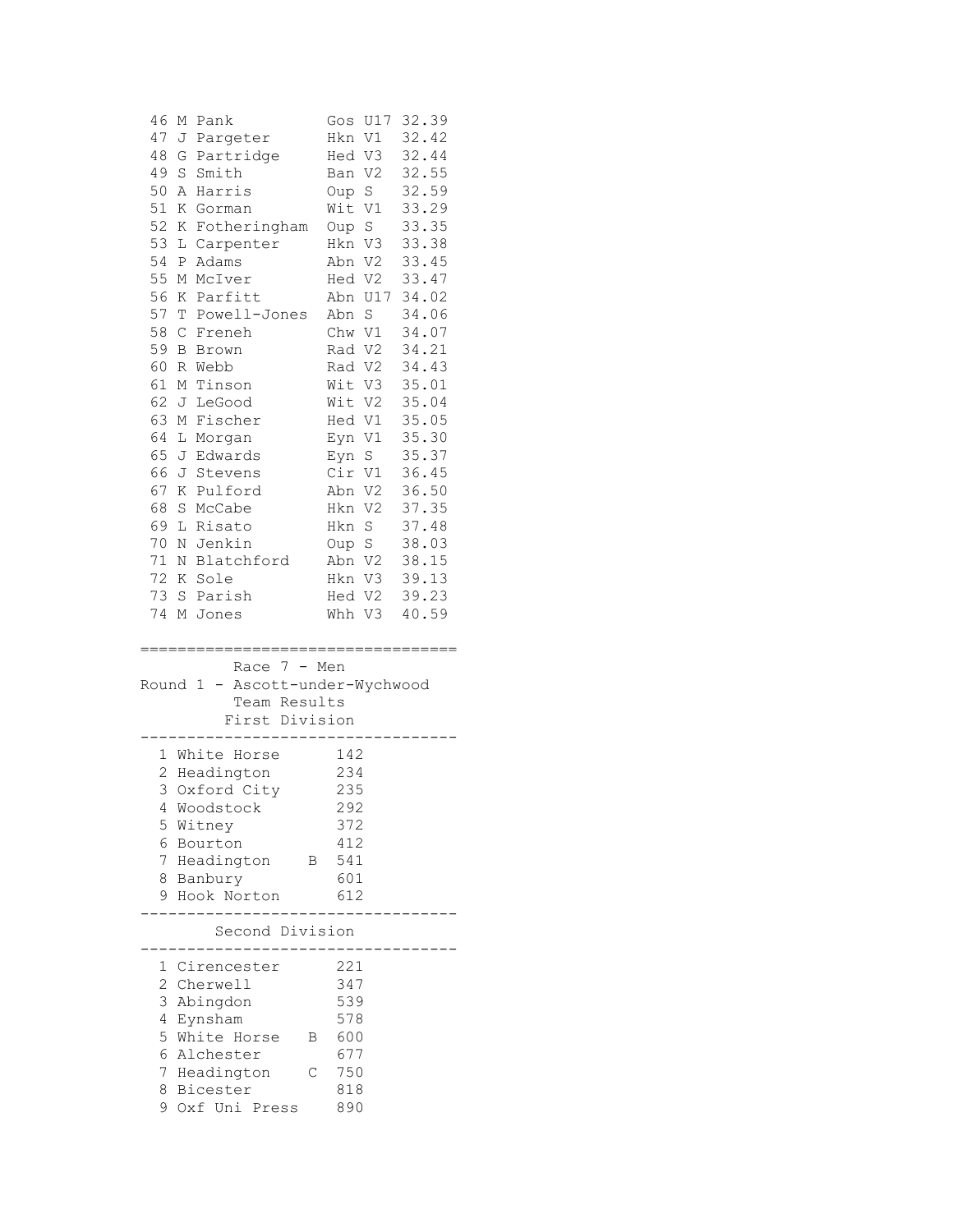| Pos | Name | Club | Cat | Time |
|---|---|---|---|---|
| 46 | M Pank | Gos | U17 | 32.39 |
| 47 | J Pargeter | Hkn | V1 | 32.42 |
| 48 | G Partridge | Hed | V3 | 32.44 |
| 49 | S Smith | Ban | V2 | 32.55 |
| 50 | A Harris | Oup | S | 32.59 |
| 51 | K Gorman | Wit | V1 | 33.29 |
| 52 | K Fotheringham | Oup | S | 33.35 |
| 53 | L Carpenter | Hkn | V3 | 33.38 |
| 54 | P Adams | Abn | V2 | 33.45 |
| 55 | M McIver | Hed | V2 | 33.47 |
| 56 | K Parfitt | Abn | U17 | 34.02 |
| 57 | T Powell-Jones | Abn | S | 34.06 |
| 58 | C Freneh | Chw | V1 | 34.07 |
| 59 | B Brown | Rad | V2 | 34.21 |
| 60 | R Webb | Rad | V2 | 34.43 |
| 61 | M Tinson | Wit | V3 | 35.01 |
| 62 | J LeGood | Wit | V2 | 35.04 |
| 63 | M Fischer | Hed | V1 | 35.05 |
| 64 | L Morgan | Eyn | V1 | 35.30 |
| 65 | J Edwards | Eyn | S | 35.37 |
| 66 | J Stevens | Cir | V1 | 36.45 |
| 67 | K Pulford | Abn | V2 | 36.50 |
| 68 | S McCabe | Hkn | V2 | 37.35 |
| 69 | L Risato | Hkn | S | 37.48 |
| 70 | N Jenkin | Oup | S | 38.03 |
| 71 | N Blatchford | Abn | V2 | 38.15 |
| 72 | K Sole | Hkn | V3 | 39.13 |
| 73 | S Parish | Hed | V2 | 39.23 |
| 74 | M Jones | Whh | V3 | 40.59 |

Race 7 - Men
Round 1 - Ascott-under-Wychwood
Team Results

First Division

| Pos | Team | | Points |
|---|---|---|---|
| 1 | White Horse | | 142 |
| 2 | Headington | | 234 |
| 3 | Oxford City | | 235 |
| 4 | Woodstock | | 292 |
| 5 | Witney | | 372 |
| 6 | Bourton | | 412 |
| 7 | Headington | B | 541 |
| 8 | Banbury | | 601 |
| 9 | Hook Norton | | 612 |

Second Division

| Pos | Team | | Points |
|---|---|---|---|
| 1 | Cirencester | | 221 |
| 2 | Cherwell | | 347 |
| 3 | Abingdon | | 539 |
| 4 | Eynsham | | 578 |
| 5 | White Horse | B | 600 |
| 6 | Alchester | | 677 |
| 7 | Headington | C | 750 |
| 8 | Bicester | | 818 |
| 9 | Oxf Uni Press | | 890 |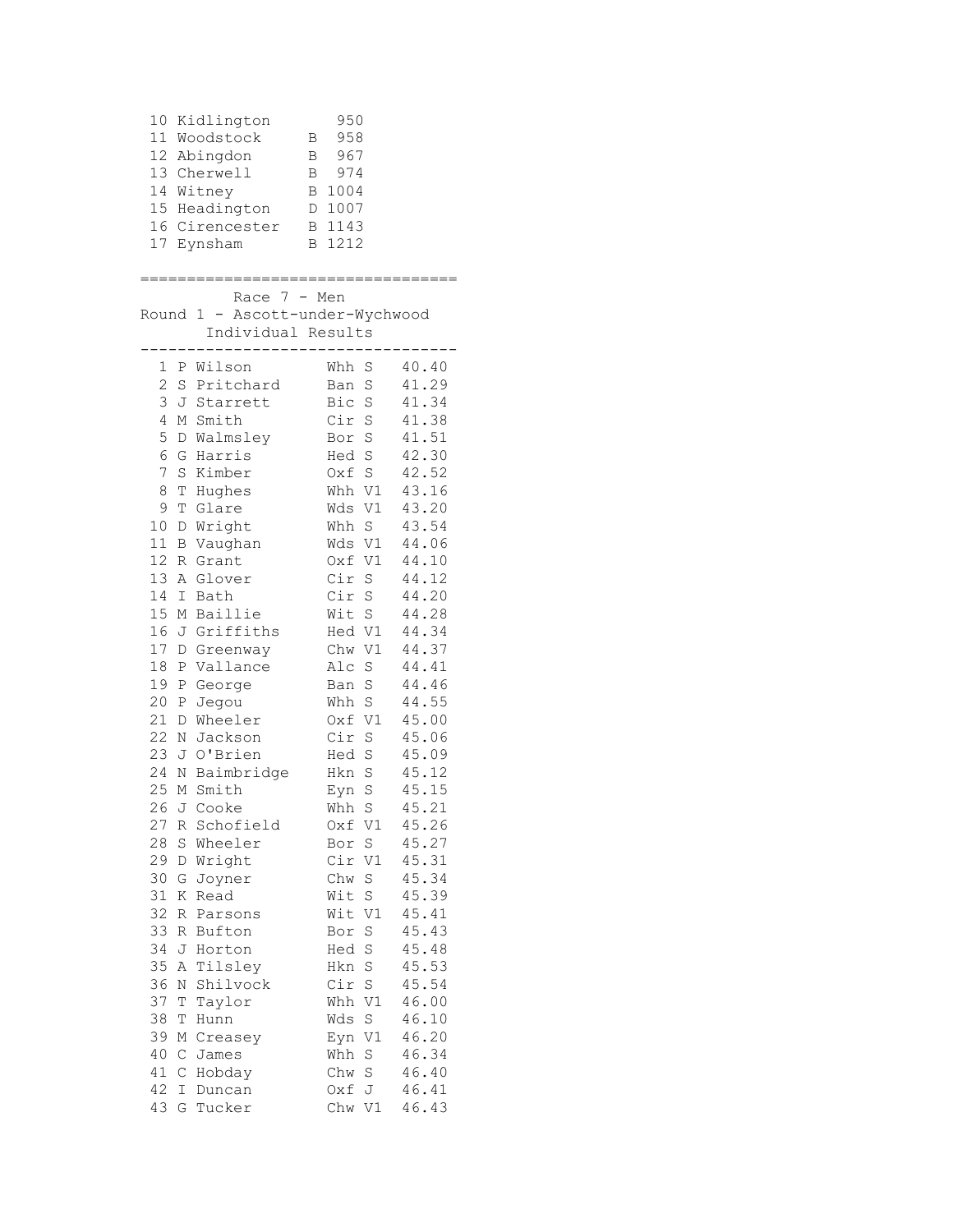| | | | |
|---|---|---|---|
| 10 | Kidlington | | 950 |
| 11 | Woodstock | B | 958 |
| 12 | Abingdon | B | 967 |
| 13 | Cherwell | B | 974 |
| 14 | Witney | B | 1004 |
| 15 | Headington | D | 1007 |
| 16 | Cirencester | B | 1143 |
| 17 | Eynsham | B | 1212 |

===================================

Race 7 - Men

Round 1 - Ascott-under-Wychwood

Individual Results

| Pos | Name | Club | Cat | Time |
|---|---|---|---|---|
| 1 | P Wilson | Whh | S | 40.40 |
| 2 | S Pritchard | Ban | S | 41.29 |
| 3 | J Starrett | Bic | S | 41.34 |
| 4 | M Smith | Cir | S | 41.38 |
| 5 | D Walmsley | Bor | S | 41.51 |
| 6 | G Harris | Hed | S | 42.30 |
| 7 | S Kimber | Oxf | S | 42.52 |
| 8 | T Hughes | Whh | V1 | 43.16 |
| 9 | T Glare | Wds | V1 | 43.20 |
| 10 | D Wright | Whh | S | 43.54 |
| 11 | B Vaughan | Wds | V1 | 44.06 |
| 12 | R Grant | Oxf | V1 | 44.10 |
| 13 | A Glover | Cir | S | 44.12 |
| 14 | I Bath | Cir | S | 44.20 |
| 15 | M Baillie | Wit | S | 44.28 |
| 16 | J Griffiths | Hed | V1 | 44.34 |
| 17 | D Greenway | Chw | V1 | 44.37 |
| 18 | P Vallance | Alc | S | 44.41 |
| 19 | P George | Ban | S | 44.46 |
| 20 | P Jegou | Whh | S | 44.55 |
| 21 | D Wheeler | Oxf | V1 | 45.00 |
| 22 | N Jackson | Cir | S | 45.06 |
| 23 | J O'Brien | Hed | S | 45.09 |
| 24 | N Baimbridge | Hkn | S | 45.12 |
| 25 | M Smith | Eyn | S | 45.15 |
| 26 | J Cooke | Whh | S | 45.21 |
| 27 | R Schofield | Oxf | V1 | 45.26 |
| 28 | S Wheeler | Bor | S | 45.27 |
| 29 | D Wright | Cir | V1 | 45.31 |
| 30 | G Joyner | Chw | S | 45.34 |
| 31 | K Read | Wit | S | 45.39 |
| 32 | R Parsons | Wit | V1 | 45.41 |
| 33 | R Bufton | Bor | S | 45.43 |
| 34 | J Horton | Hed | S | 45.48 |
| 35 | A Tilsley | Hkn | S | 45.53 |
| 36 | N Shilvock | Cir | S | 45.54 |
| 37 | T Taylor | Whh | V1 | 46.00 |
| 38 | T Hunn | Wds | S | 46.10 |
| 39 | M Creasey | Eyn | V1 | 46.20 |
| 40 | C James | Whh | S | 46.34 |
| 41 | C Hobday | Chw | S | 46.40 |
| 42 | I Duncan | Oxf | J | 46.41 |
| 43 | G Tucker | Chw | V1 | 46.43 |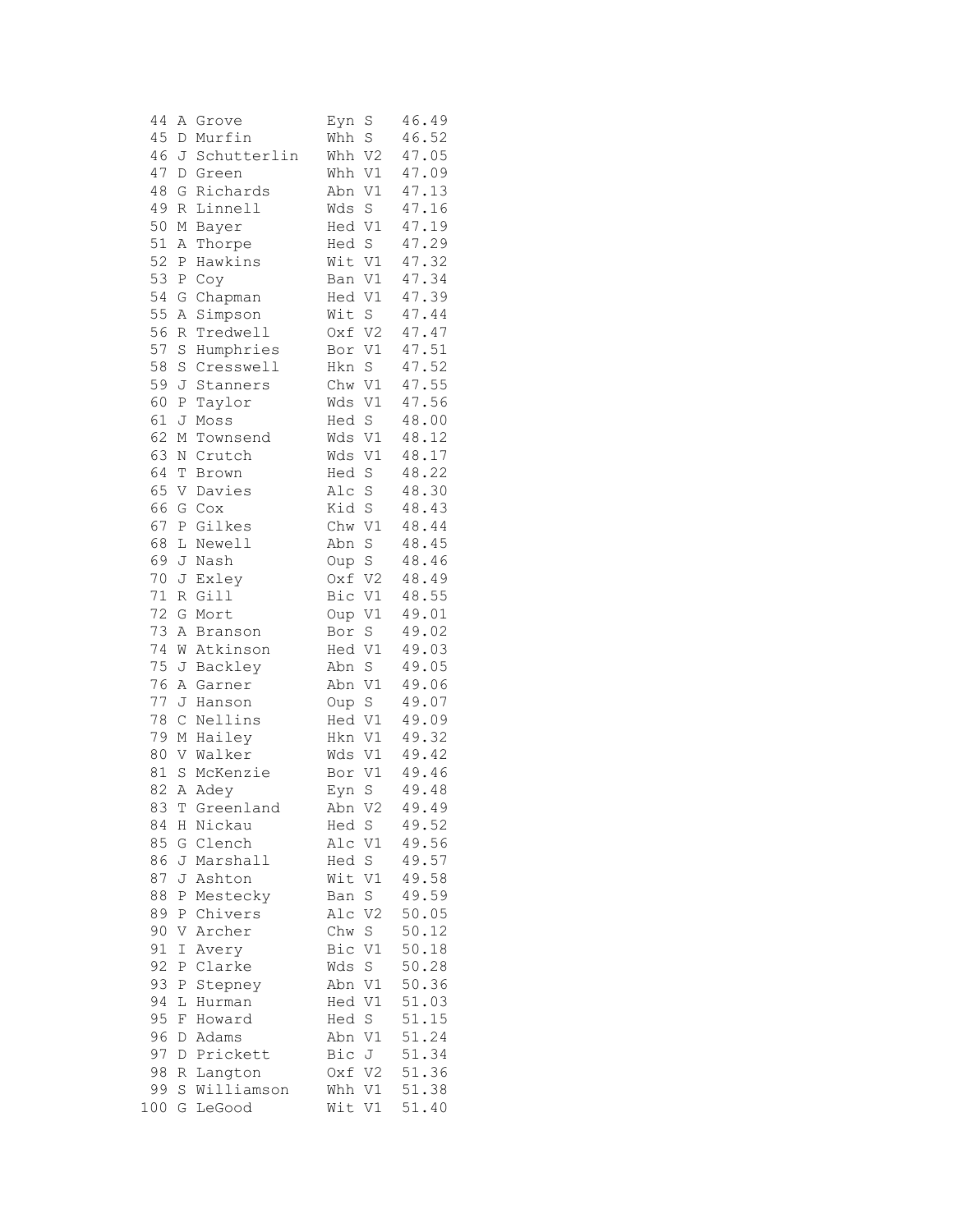```
 44 A Grove          Eyn S    46.49
 45 D Murfin         Whh S    46.52
 46 J Schutterlin    Whh V2   47.05
 47 D Green          Whh V1   47.09
 48 G Richards       Abn V1   47.13
 49 R Linnell        Wds S    47.16
 50 M Bayer          Hed V1   47.19
 51 A Thorpe         Hed S    47.29
 52 P Hawkins        Wit V1   47.32
 53 P Coy            Ban V1   47.34
 54 G Chapman        Hed V1   47.39
 55 A Simpson        Wit S    47.44
 56 R Tredwell       Oxf V2   47.47
 57 S Humphries      Bor V1   47.51
 58 S Cresswell      Hkn S    47.52
 59 J Stanners       Chw V1   47.55
 60 P Taylor         Wds V1   47.56
 61 J Moss           Hed S    48.00
 62 M Townsend       Wds V1   48.12
 63 N Crutch         Wds V1   48.17
 64 T Brown          Hed S    48.22
 65 V Davies         Alc S    48.30
 66 G Cox            Kid S    48.43
 67 P Gilkes         Chw V1   48.44
 68 L Newell         Abn S    48.45
 69 J Nash           Oup S    48.46
 70 J Exley          Oxf V2   48.49
 71 R Gill           Bic V1   48.55
 72 G Mort           Oup V1   49.01
 73 A Branson        Bor S    49.02
 74 W Atkinson       Hed V1   49.03
 75 J Backley        Abn S    49.05
 76 A Garner         Abn V1   49.06
 77 J Hanson         Oup S    49.07
 78 C Nellins        Hed V1   49.09
 79 M Hailey         Hkn V1   49.32
 80 V Walker         Wds V1   49.42
 81 S McKenzie       Bor V1   49.46
 82 A Adey           Eyn S    49.48
 83 T Greenland      Abn V2   49.49
 84 H Nickau         Hed S    49.52
 85 G Clench         Alc V1   49.56
 86 J Marshall       Hed S    49.57
 87 J Ashton         Wit V1   49.58
 88 P Mestecky       Ban S    49.59
 89 P Chivers        Alc V2   50.05
 90 V Archer         Chw S    50.12
 91 I Avery          Bic V1   50.18
 92 P Clarke         Wds S    50.28
 93 P Stepney        Abn V1   50.36
 94 L Hurman         Hed V1   51.03
 95 F Howard         Hed S    51.15
 96 D Adams          Abn V1   51.24
 97 D Prickett       Bic J    51.34
 98 R Langton        Oxf V2   51.36
 99 S Williamson     Whh V1   51.38
100 G LeGood         Wit V1   51.40
```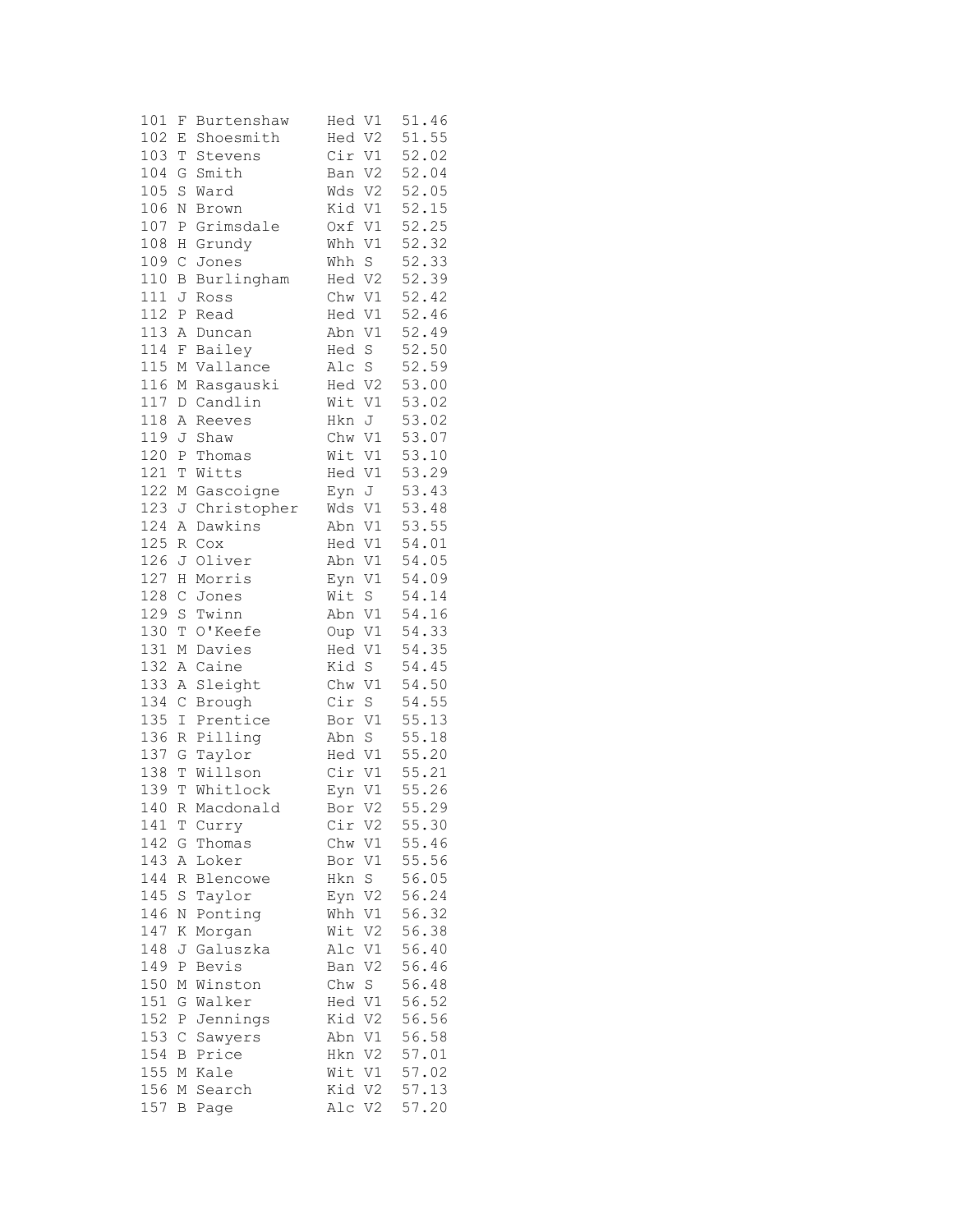```
101 F Burtenshaw    Hed V1  51.46
102 E Shoesmith     Hed V2  51.55
103 T Stevens       Cir V1  52.02
104 G Smith         Ban V2  52.04
105 S Ward          Wds V2  52.05
106 N Brown         Kid V1  52.15
107 P Grimsdale     Oxf V1  52.25
108 H Grundy        Whh V1  52.32
109 C Jones         Whh S   52.33
110 B Burlingham    Hed V2  52.39
111 J Ross          Chw V1  52.42
112 P Read          Hed V1  52.46
113 A Duncan        Abn V1  52.49
114 F Bailey        Hed S   52.50
115 M Vallance      Alc S   52.59
116 M Rasgauski     Hed V2  53.00
117 D Candlin       Wit V1  53.02
118 A Reeves        Hkn J   53.02
119 J Shaw          Chw V1  53.07
120 P Thomas        Wit V1  53.10
121 T Witts         Hed V1  53.29
122 M Gascoigne     Eyn J   53.43
123 J Christopher   Wds V1  53.48
124 A Dawkins       Abn V1  53.55
125 R Cox           Hed V1  54.01
126 J Oliver        Abn V1  54.05
127 H Morris        Eyn V1  54.09
128 C Jones         Wit S   54.14
129 S Twinn         Abn V1  54.16
130 T O'Keefe       Oup V1  54.33
131 M Davies        Hed V1  54.35
132 A Caine         Kid S   54.45
133 A Sleight       Chw V1  54.50
134 C Brough        Cir S   54.55
135 I Prentice      Bor V1  55.13
136 R Pilling       Abn S   55.18
137 G Taylor        Hed V1  55.20
138 T Willson       Cir V1  55.21
139 T Whitlock      Eyn V1  55.26
140 R Macdonald     Bor V2  55.29
141 T Curry         Cir V2  55.30
142 G Thomas        Chw V1  55.46
143 A Loker         Bor V1  55.56
144 R Blencowe      Hkn S   56.05
145 S Taylor        Eyn V2  56.24
146 N Ponting       Whh V1  56.32
147 K Morgan        Wit V2  56.38
148 J Galuszka      Alc V1  56.40
149 P Bevis         Ban V2  56.46
150 M Winston       Chw S   56.48
151 G Walker        Hed V1  56.52
152 P Jennings      Kid V2  56.56
153 C Sawyers       Abn V1  56.58
154 B Price         Hkn V2  57.01
155 M Kale          Wit V1  57.02
156 M Search        Kid V2  57.13
157 B Page          Alc V2  57.20
```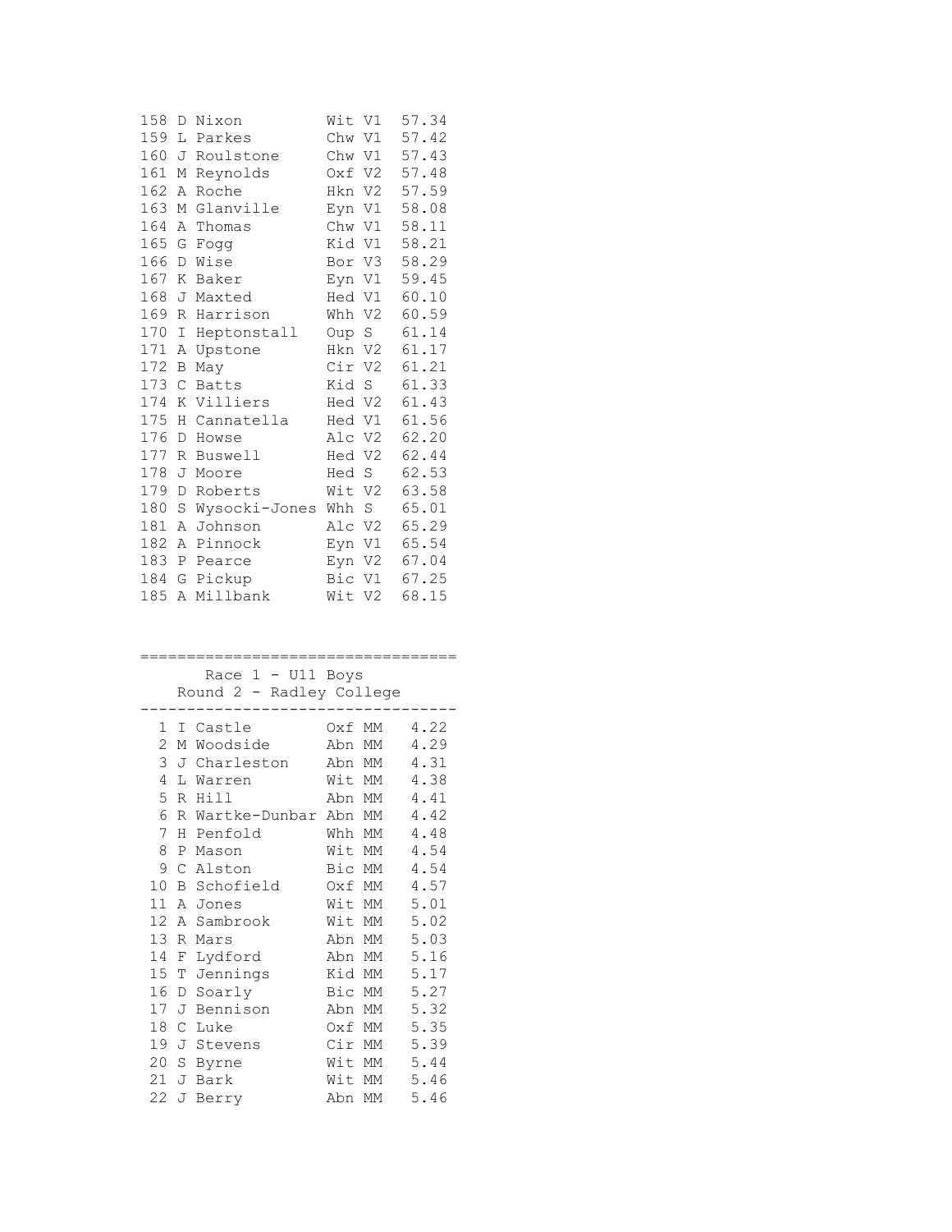| Pos | Init | Name | Club | Cat | Time |
|---|---|---|---|---|---|
| 158 | D | Nixon | Wit | V1 | 57.34 |
| 159 | L | Parkes | Chw | V1 | 57.42 |
| 160 | J | Roulstone | Chw | V1 | 57.43 |
| 161 | M | Reynolds | Oxf | V2 | 57.48 |
| 162 | A | Roche | Hkn | V2 | 57.59 |
| 163 | M | Glanville | Eyn | V1 | 58.08 |
| 164 | A | Thomas | Chw | V1 | 58.11 |
| 165 | G | Fogg | Kid | V1 | 58.21 |
| 166 | D | Wise | Bor | V3 | 58.29 |
| 167 | K | Baker | Eyn | V1 | 59.45 |
| 168 | J | Maxted | Hed | V1 | 60.10 |
| 169 | R | Harrison | Whh | V2 | 60.59 |
| 170 | I | Heptonstall | Oup | S | 61.14 |
| 171 | A | Upstone | Hkn | V2 | 61.17 |
| 172 | B | May | Cir | V2 | 61.21 |
| 173 | C | Batts | Kid | S | 61.33 |
| 174 | K | Villiers | Hed | V2 | 61.43 |
| 175 | H | Cannatella | Hed | V1 | 61.56 |
| 176 | D | Howse | Alc | V2 | 62.20 |
| 177 | R | Buswell | Hed | V2 | 62.44 |
| 178 | J | Moore | Hed | S | 62.53 |
| 179 | D | Roberts | Wit | V2 | 63.58 |
| 180 | S | Wysocki-Jones | Whh | S | 65.01 |
| 181 | A | Johnson | Alc | V2 | 65.29 |
| 182 | A | Pinnock | Eyn | V1 | 65.54 |
| 183 | P | Pearce | Eyn | V2 | 67.04 |
| 184 | G | Pickup | Bic | V1 | 67.25 |
| 185 | A | Millbank | Wit | V2 | 68.15 |

## Race 1 - U11 Boys
### Round 2 - Radley College

| Pos | Init | Name | Club | Cat | Time |
|---|---|---|---|---|---|
| 1 | I | Castle | Oxf | MM | 4.22 |
| 2 | M | Woodside | Abn | MM | 4.29 |
| 3 | J | Charleston | Abn | MM | 4.31 |
| 4 | L | Warren | Wit | MM | 4.38 |
| 5 | R | Hill | Abn | MM | 4.41 |
| 6 | R | Wartke-Dunbar | Abn | MM | 4.42 |
| 7 | H | Penfold | Whh | MM | 4.48 |
| 8 | P | Mason | Wit | MM | 4.54 |
| 9 | C | Alston | Bic | MM | 4.54 |
| 10 | B | Schofield | Oxf | MM | 4.57 |
| 11 | A | Jones | Wit | MM | 5.01 |
| 12 | A | Sambrook | Wit | MM | 5.02 |
| 13 | R | Mars | Abn | MM | 5.03 |
| 14 | F | Lydford | Abn | MM | 5.16 |
| 15 | T | Jennings | Kid | MM | 5.17 |
| 16 | D | Soarly | Bic | MM | 5.27 |
| 17 | J | Bennison | Abn | MM | 5.32 |
| 18 | C | Luke | Oxf | MM | 5.35 |
| 19 | J | Stevens | Cir | MM | 5.39 |
| 20 | S | Byrne | Wit | MM | 5.44 |
| 21 | J | Bark | Wit | MM | 5.46 |
| 22 | J | Berry | Abn | MM | 5.46 |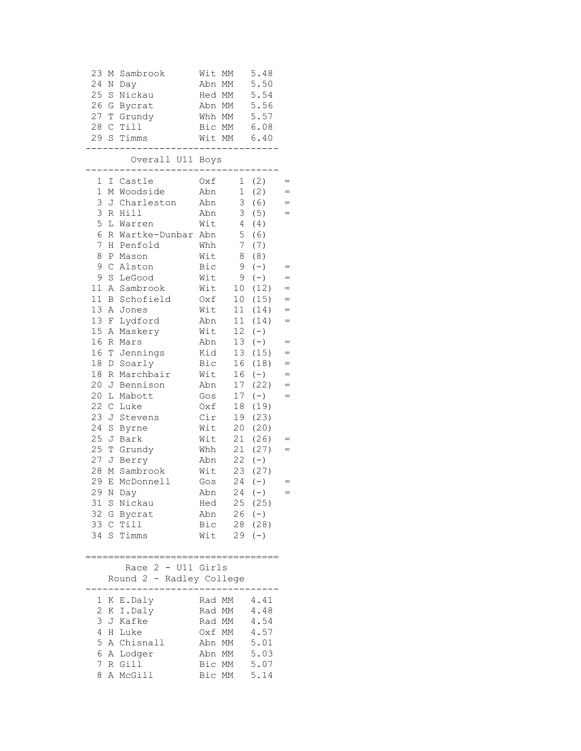| Pos | Name | Club | Cat | Time |
|---|---|---|---|---|
| 23 | M Sambrook | Wit | MM | 5.48 |
| 24 | N Day | Abn | MM | 5.50 |
| 25 | S Nickau | Hed | MM | 5.54 |
| 26 | G Bycrat | Abn | MM | 5.56 |
| 27 | T Grundy | Whh | MM | 5.57 |
| 28 | C Till | Bic | MM | 6.08 |
| 29 | S Timms | Wit | MM | 6.40 |

## Overall U11 Boys

| Pos | Name | Club | Pts | | |
|---|---|---|---|---|---|
| 1 | I Castle | Oxf | 1 | (2) | = |
| 1 | M Woodside | Abn | 1 | (2) | = |
| 3 | J Charleston | Abn | 3 | (6) | = |
| 3 | R Hill | Abn | 3 | (5) | = |
| 5 | L Warren | Wit | 4 | (4) | |
| 6 | R Wartke-Dunbar | Abn | 5 | (6) | |
| 7 | H Penfold | Whh | 7 | (7) | |
| 8 | P Mason | Wit | 8 | (8) | |
| 9 | C Alston | Bic | 9 | (-) | = |
| 9 | S LeGood | Wit | 9 | (-) | = |
| 11 | A Sambrook | Wit | 10 | (12) | = |
| 11 | B Schofield | Oxf | 10 | (15) | = |
| 13 | A Jones | Wit | 11 | (14) | = |
| 13 | F Lydford | Abn | 11 | (14) | = |
| 15 | A Maskery | Wit | 12 | (-) | |
| 16 | R Mars | Abn | 13 | (-) | = |
| 16 | T Jennings | Kid | 13 | (15) | = |
| 18 | D Soarly | Bic | 16 | (18) | = |
| 18 | R Marchbair | Wit | 16 | (-) | = |
| 20 | J Bennison | Abn | 17 | (22) | = |
| 20 | L Mabott | Gos | 17 | (-) | = |
| 22 | C Luke | Oxf | 18 | (19) | |
| 23 | J Stevens | Cir | 19 | (23) | |
| 24 | S Byrne | Wit | 20 | (20) | |
| 25 | J Bark | Wit | 21 | (26) | = |
| 25 | T Grundy | Whh | 21 | (27) | = |
| 27 | J Berry | Abn | 22 | (-) | |
| 28 | M Sambrook | Wit | 23 | (27) | |
| 29 | E McDonnell | Gos | 24 | (-) | = |
| 29 | N Day | Abn | 24 | (-) | = |
| 31 | S Nickau | Hed | 25 | (25) | |
| 32 | G Bycrat | Abn | 26 | (-) | |
| 33 | C Till | Bic | 28 | (28) | |
| 34 | S Timms | Wit | 29 | (-) | |

## Race 2 - U11 Girls

### Round 2 - Radley College

| Pos | Name | Club | Cat | Time |
|---|---|---|---|---|
| 1 | K E.Daly | Rad | MM | 4.41 |
| 2 | K I.Daly | Rad | MM | 4.48 |
| 3 | J Kafke | Rad | MM | 4.54 |
| 4 | H Luke | Oxf | MM | 4.57 |
| 5 | A Chisnall | Abn | MM | 5.01 |
| 6 | A Lodger | Abn | MM | 5.03 |
| 7 | R Gill | Bic | MM | 5.07 |
| 8 | A McGill | Bic | MM | 5.14 |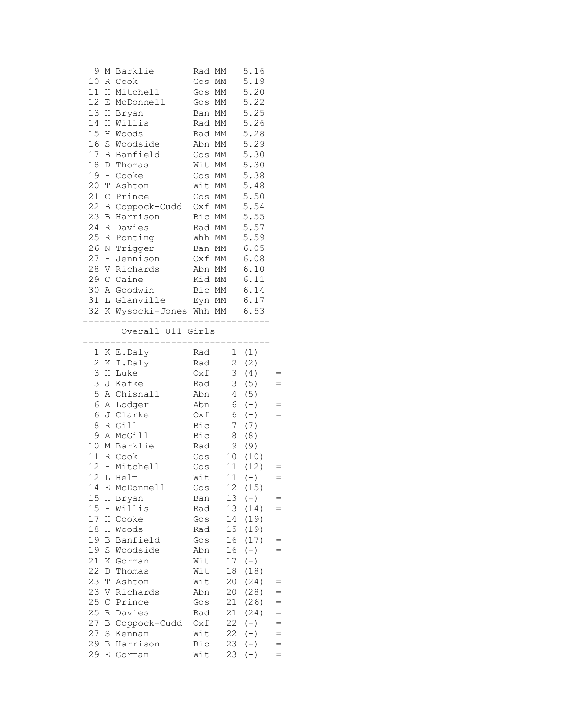| Pos | Init | Name | Club | Cat | Time |
|---|---|---|---|---|---|
| 9 | M | Barklie | Rad | MM | 5.16 |
| 10 | R | Cook | Gos | MM | 5.19 |
| 11 | H | Mitchell | Gos | MM | 5.20 |
| 12 | E | McDonnell | Gos | MM | 5.22 |
| 13 | H | Bryan | Ban | MM | 5.25 |
| 14 | H | Willis | Rad | MM | 5.26 |
| 15 | H | Woods | Rad | MM | 5.28 |
| 16 | S | Woodside | Abn | MM | 5.29 |
| 17 | B | Banfield | Gos | MM | 5.30 |
| 18 | D | Thomas | Wit | MM | 5.30 |
| 19 | H | Cooke | Gos | MM | 5.38 |
| 20 | T | Ashton | Wit | MM | 5.48 |
| 21 | C | Prince | Gos | MM | 5.50 |
| 22 | B | Coppock-Cudd | Oxf | MM | 5.54 |
| 23 | B | Harrison | Bic | MM | 5.55 |
| 24 | R | Davies | Rad | MM | 5.57 |
| 25 | R | Ponting | Whh | MM | 5.59 |
| 26 | N | Trigger | Ban | MM | 6.05 |
| 27 | H | Jennison | Oxf | MM | 6.08 |
| 28 | V | Richards | Abn | MM | 6.10 |
| 29 | C | Caine | Kid | MM | 6.11 |
| 30 | A | Goodwin | Bic | MM | 6.14 |
| 31 | L | Glanville | Eyn | MM | 6.17 |
| 32 | K | Wysocki-Jones | Whh | MM | 6.53 |

## Overall U11 Girls

| Pos | Init | Name | Club | Score | Prev | Tie |
|---|---|---|---|---|---|---|
| 1 | K | E.Daly | Rad | 1 | (1) | |
| 2 | K | I.Daly | Rad | 2 | (2) | |
| 3 | H | Luke | Oxf | 3 | (4) | = |
| 3 | J | Kafke | Rad | 3 | (5) | = |
| 5 | A | Chisnall | Abn | 4 | (5) | |
| 6 | A | Lodger | Abn | 6 | (-) | = |
| 6 | J | Clarke | Oxf | 6 | (-) | = |
| 8 | R | Gill | Bic | 7 | (7) | |
| 9 | A | McGill | Bic | 8 | (8) | |
| 10 | M | Barklie | Rad | 9 | (9) | |
| 11 | R | Cook | Gos | 10 | (10) | |
| 12 | H | Mitchell | Gos | 11 | (12) | = |
| 12 | L | Helm | Wit | 11 | (-) | = |
| 14 | E | McDonnell | Gos | 12 | (15) | |
| 15 | H | Bryan | Ban | 13 | (-) | = |
| 15 | H | Willis | Rad | 13 | (14) | = |
| 17 | H | Cooke | Gos | 14 | (19) | |
| 18 | H | Woods | Rad | 15 | (19) | |
| 19 | B | Banfield | Gos | 16 | (17) | = |
| 19 | S | Woodside | Abn | 16 | (-) | = |
| 21 | K | Gorman | Wit | 17 | (-) | |
| 22 | D | Thomas | Wit | 18 | (18) | |
| 23 | T | Ashton | Wit | 20 | (24) | = |
| 23 | V | Richards | Abn | 20 | (28) | = |
| 25 | C | Prince | Gos | 21 | (26) | = |
| 25 | R | Davies | Rad | 21 | (24) | = |
| 27 | B | Coppock-Cudd | Oxf | 22 | (-) | = |
| 27 | S | Kennan | Wit | 22 | (-) | = |
| 29 | B | Harrison | Bic | 23 | (-) | = |
| 29 | E | Gorman | Wit | 23 | (-) | = |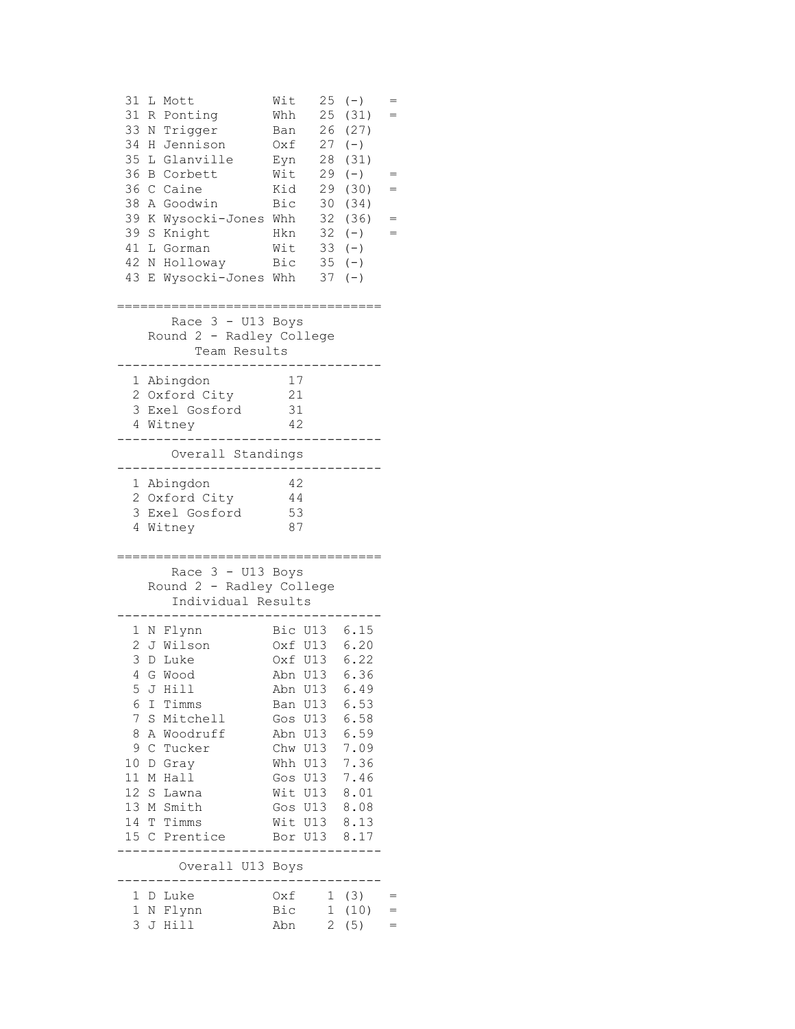| Pos | Name | Club | Pts | Prev | |
|---|---|---|---|---|---|
| 31 | L Mott | Wit | 25 | (-) | = |
| 31 | R Ponting | Whh | 25 | (31) | = |
| 33 | N Trigger | Ban | 26 | (27) | |
| 34 | H Jennison | Oxf | 27 | (-) | |
| 35 | L Glanville | Eyn | 28 | (31) | |
| 36 | B Corbett | Wit | 29 | (-) | = |
| 36 | C Caine | Kid | 29 | (30) | = |
| 38 | A Goodwin | Bic | 30 | (34) | |
| 39 | K Wysocki-Jones | Whh | 32 | (36) | = |
| 39 | S Knight | Hkn | 32 | (-) | = |
| 41 | L Gorman | Wit | 33 | (-) | |
| 42 | N Holloway | Bic | 35 | (-) | |
| 43 | E Wysocki-Jones | Whh | 37 | (-) | |

## Race 3 - U13 Boys
### Round 2 - Radley College
#### Team Results

| Pos | Team | Pts |
|---|---|---|
| 1 | Abingdon | 17 |
| 2 | Oxford City | 21 |
| 3 | Exel Gosford | 31 |
| 4 | Witney | 42 |

#### Overall Standings

| Pos | Team | Pts |
|---|---|---|
| 1 | Abingdon | 42 |
| 2 | Oxford City | 44 |
| 3 | Exel Gosford | 53 |
| 4 | Witney | 87 |

## Race 3 - U13 Boys
### Round 2 - Radley College
#### Individual Results

| Pos | Name | Club | Cat | Time |
|---|---|---|---|---|
| 1 | N Flynn | Bic | U13 | 6.15 |
| 2 | J Wilson | Oxf | U13 | 6.20 |
| 3 | D Luke | Oxf | U13 | 6.22 |
| 4 | G Wood | Abn | U13 | 6.36 |
| 5 | J Hill | Abn | U13 | 6.49 |
| 6 | I Timms | Ban | U13 | 6.53 |
| 7 | S Mitchell | Gos | U13 | 6.58 |
| 8 | A Woodruff | Abn | U13 | 6.59 |
| 9 | C Tucker | Chw | U13 | 7.09 |
| 10 | D Gray | Whh | U13 | 7.36 |
| 11 | M Hall | Gos | U13 | 7.46 |
| 12 | S Lawna | Wit | U13 | 8.01 |
| 13 | M Smith | Gos | U13 | 8.08 |
| 14 | T Timms | Wit | U13 | 8.13 |
| 15 | C Prentice | Bor | U13 | 8.17 |

#### Overall U13 Boys

| Pos | Name | Club | Pts | Prev | |
|---|---|---|---|---|---|
| 1 | D Luke | Oxf | 1 | (3) | = |
| 1 | N Flynn | Bic | 1 | (10) | = |
| 3 | J Hill | Abn | 2 | (5) | = |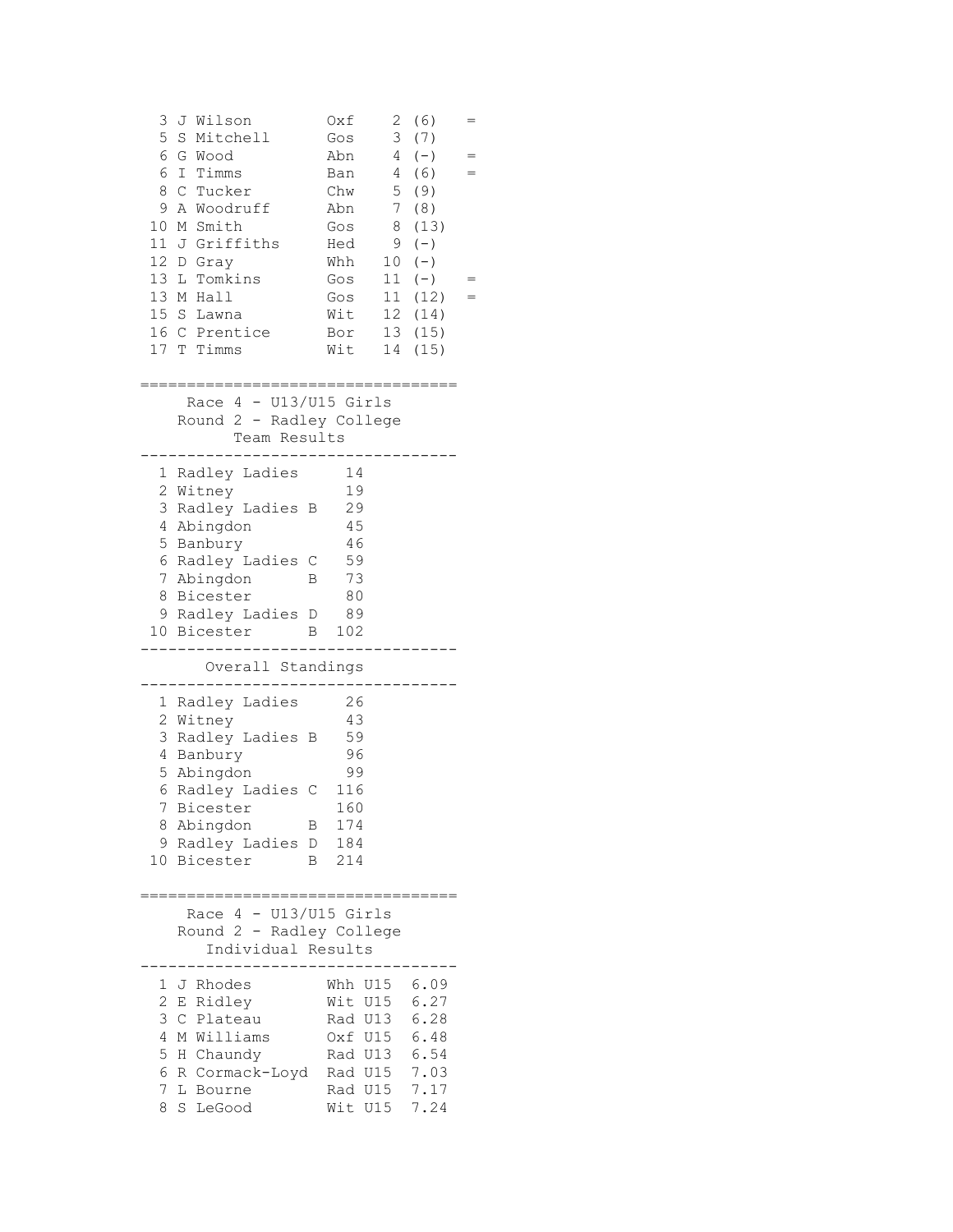| Pos | Name | Club | Pts | (Prev) | |
|---|---|---|---|---|---|
| 3 | J Wilson | Oxf | 2 | (6) | = |
| 5 | S Mitchell | Gos | 3 | (7) | |
| 6 | G Wood | Abn | 4 | (-) | = |
| 6 | I Timms | Ban | 4 | (6) | = |
| 8 | C Tucker | Chw | 5 | (9) | |
| 9 | A Woodruff | Abn | 7 | (8) | |
| 10 | M Smith | Gos | 8 | (13) | |
| 11 | J Griffiths | Hed | 9 | (-) | |
| 12 | D Gray | Whh | 10 | (-) | |
| 13 | L Tomkins | Gos | 11 | (-) | = |
| 13 | M Hall | Gos | 11 | (12) | = |
| 15 | S Lawna | Wit | 12 | (14) | |
| 16 | C Prentice | Bor | 13 | (15) | |
| 17 | T Timms | Wit | 14 | (15) | |

## Race 4 - U13/U15 Girls
### Round 2 - Radley College
### Team Results

| Pos | Team | Points |
|---|---|---|
| 1 | Radley Ladies | 14 |
| 2 | Witney | 19 |
| 3 | Radley Ladies B | 29 |
| 4 | Abingdon | 45 |
| 5 | Banbury | 46 |
| 6 | Radley Ladies C | 59 |
| 7 | Abingdon B | 73 |
| 8 | Bicester | 80 |
| 9 | Radley Ladies D | 89 |
| 10 | Bicester B | 102 |

### Overall Standings

| Pos | Team | Points |
|---|---|---|
| 1 | Radley Ladies | 26 |
| 2 | Witney | 43 |
| 3 | Radley Ladies B | 59 |
| 4 | Banbury | 96 |
| 5 | Abingdon | 99 |
| 6 | Radley Ladies C | 116 |
| 7 | Bicester | 160 |
| 8 | Abingdon B | 174 |
| 9 | Radley Ladies D | 184 |
| 10 | Bicester B | 214 |

## Race 4 - U13/U15 Girls
### Round 2 - Radley College
### Individual Results

| Pos | Name | Club | Cat | Time |
|---|---|---|---|---|
| 1 | J Rhodes | Whh | U15 | 6.09 |
| 2 | E Ridley | Wit | U15 | 6.27 |
| 3 | C Plateau | Rad | U13 | 6.28 |
| 4 | M Williams | Oxf | U15 | 6.48 |
| 5 | H Chaundy | Rad | U13 | 6.54 |
| 6 | R Cormack-Loyd | Rad | U15 | 7.03 |
| 7 | L Bourne | Rad | U15 | 7.17 |
| 8 | S LeGood | Wit | U15 | 7.24 |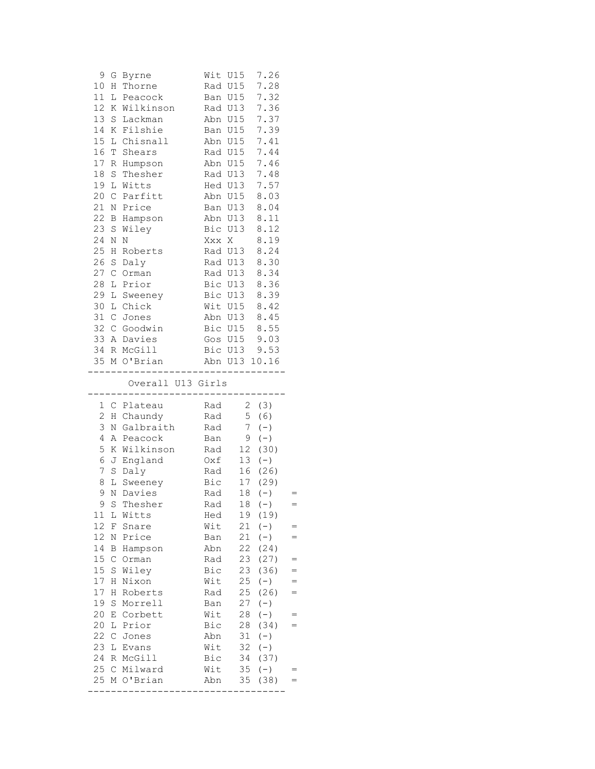| Pos | Name | Club | Cat | Time |
|---|---|---|---|---|
| 9 | G Byrne | Wit | U15 | 7.26 |
| 10 | H Thorne | Rad | U15 | 7.28 |
| 11 | L Peacock | Ban | U15 | 7.32 |
| 12 | K Wilkinson | Rad | U13 | 7.36 |
| 13 | S Lackman | Abn | U15 | 7.37 |
| 14 | K Filshie | Ban | U15 | 7.39 |
| 15 | L Chisnall | Abn | U15 | 7.41 |
| 16 | T Shears | Rad | U15 | 7.44 |
| 17 | R Humpson | Abn | U15 | 7.46 |
| 18 | S Thesher | Rad | U13 | 7.48 |
| 19 | L Witts | Hed | U13 | 7.57 |
| 20 | C Parfitt | Abn | U15 | 8.03 |
| 21 | N Price | Ban | U13 | 8.04 |
| 22 | B Hampson | Abn | U13 | 8.11 |
| 23 | S Wiley | Bic | U13 | 8.12 |
| 24 | N N | Xxx | X | 8.19 |
| 25 | H Roberts | Rad | U13 | 8.24 |
| 26 | S Daly | Rad | U13 | 8.30 |
| 27 | C Orman | Rad | U13 | 8.34 |
| 28 | L Prior | Bic | U13 | 8.36 |
| 29 | L Sweeney | Bic | U13 | 8.39 |
| 30 | L Chick | Wit | U15 | 8.42 |
| 31 | C Jones | Abn | U13 | 8.45 |
| 32 | C Goodwin | Bic | U15 | 8.55 |
| 33 | A Davies | Gos | U15 | 9.03 |
| 34 | R McGill | Bic | U13 | 9.53 |
| 35 | M O'Brian | Abn | U13 | 10.16 |

## Overall U13 Girls

| Pos | Name | Club | Pts | | |
|---|---|---|---|---|---|
| 1 | C Plateau | Rad | 2 | (3) | |
| 2 | H Chaundy | Rad | 5 | (6) | |
| 3 | N Galbraith | Rad | 7 | (-) | |
| 4 | A Peacock | Ban | 9 | (-) | |
| 5 | K Wilkinson | Rad | 12 | (30) | |
| 6 | J England | Oxf | 13 | (-) | |
| 7 | S Daly | Rad | 16 | (26) | |
| 8 | L Sweeney | Bic | 17 | (29) | |
| 9 | N Davies | Rad | 18 | (-) | = |
| 9 | S Thesher | Rad | 18 | (-) | = |
| 11 | L Witts | Hed | 19 | (19) | |
| 12 | F Snare | Wit | 21 | (-) | = |
| 12 | N Price | Ban | 21 | (-) | = |
| 14 | B Hampson | Abn | 22 | (24) | |
| 15 | C Orman | Rad | 23 | (27) | = |
| 15 | S Wiley | Bic | 23 | (36) | = |
| 17 | H Nixon | Wit | 25 | (-) | = |
| 17 | H Roberts | Rad | 25 | (26) | = |
| 19 | S Morrell | Ban | 27 | (-) | |
| 20 | E Corbett | Wit | 28 | (-) | = |
| 20 | L Prior | Bic | 28 | (34) | = |
| 22 | C Jones | Abn | 31 | (-) | |
| 23 | L Evans | Wit | 32 | (-) | |
| 24 | R McGill | Bic | 34 | (37) | |
| 25 | C Milward | Wit | 35 | (-) | = |
| 25 | M O'Brian | Abn | 35 | (38) | = |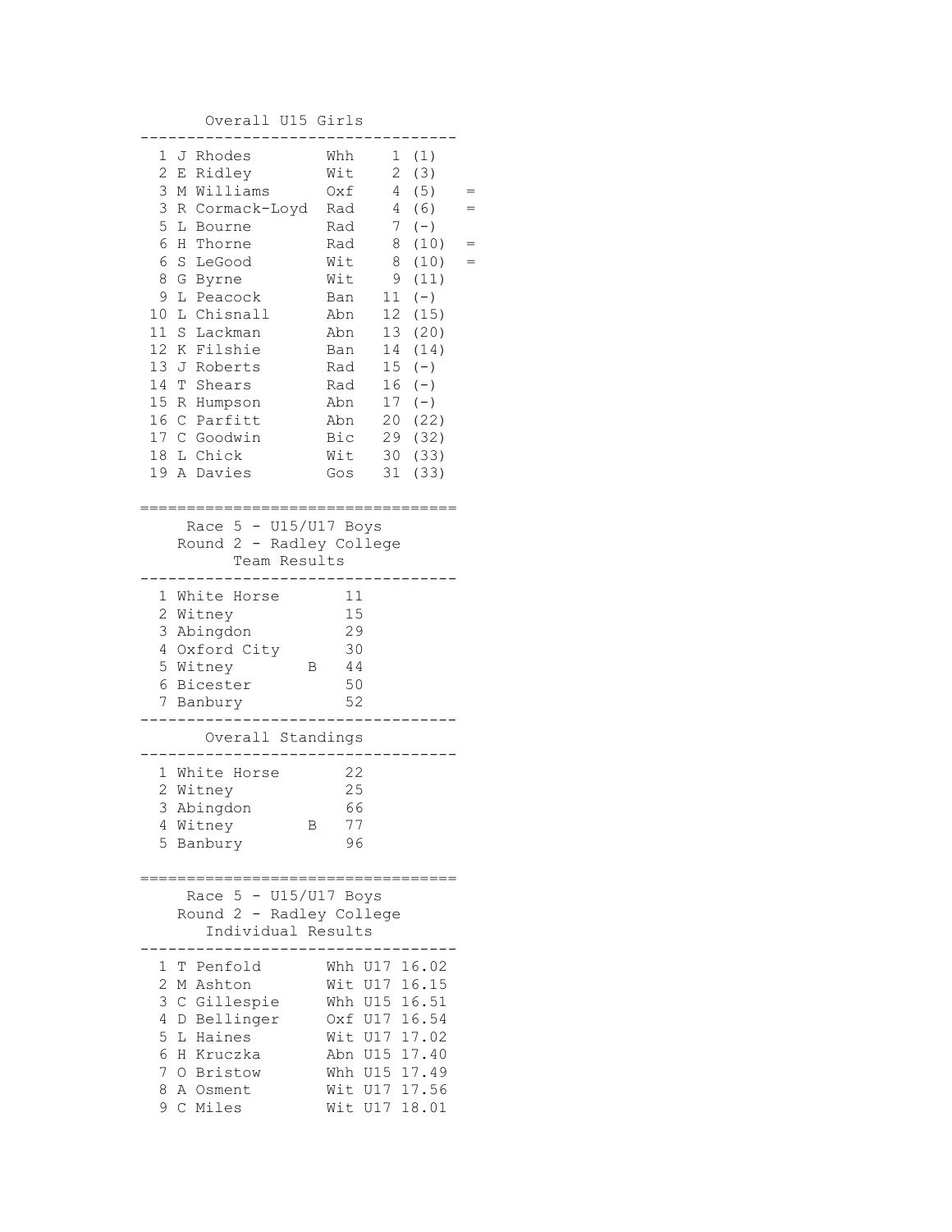## Overall U15 Girls

| Pos | Name | Club | Pts | (Best) | |
|---|---|---|---|---|---|
| 1 | J Rhodes | Whh | 1 | (1) | |
| 2 | E Ridley | Wit | 2 | (3) | |
| 3 | M Williams | Oxf | 4 | (5) | = |
| 3 | R Cormack-Loyd | Rad | 4 | (6) | = |
| 5 | L Bourne | Rad | 7 | (-) | |
| 6 | H Thorne | Rad | 8 | (10) | = |
| 6 | S LeGood | Wit | 8 | (10) | = |
| 8 | G Byrne | Wit | 9 | (11) | |
| 9 | L Peacock | Ban | 11 | (-) | |
| 10 | L Chisnall | Abn | 12 | (15) | |
| 11 | S Lackman | Abn | 13 | (20) | |
| 12 | K Filshie | Ban | 14 | (14) | |
| 13 | J Roberts | Rad | 15 | (-) | |
| 14 | T Shears | Rad | 16 | (-) | |
| 15 | R Humpson | Abn | 17 | (-) | |
| 16 | C Parfitt | Abn | 20 | (22) | |
| 17 | C Goodwin | Bic | 29 | (32) | |
| 18 | L Chick | Wit | 30 | (33) | |
| 19 | A Davies | Gos | 31 | (33) | |

## Race 5 - U15/U17 Boys
### Round 2 - Radley College
### Team Results

| Pos | Team | | Pts |
|---|---|---|---|
| 1 | White Horse | | 11 |
| 2 | Witney | | 15 |
| 3 | Abingdon | | 29 |
| 4 | Oxford City | | 30 |
| 5 | Witney | B | 44 |
| 6 | Bicester | | 50 |
| 7 | Banbury | | 52 |

### Overall Standings

| Pos | Team | | Pts |
|---|---|---|---|
| 1 | White Horse | | 22 |
| 2 | Witney | | 25 |
| 3 | Abingdon | | 66 |
| 4 | Witney | B | 77 |
| 5 | Banbury | | 96 |

## Race 5 - U15/U17 Boys
### Round 2 - Radley College
### Individual Results

| Pos | Name | Club | Cat | Time |
|---|---|---|---|---|
| 1 | T Penfold | Whh | U17 | 16.02 |
| 2 | M Ashton | Wit | U17 | 16.15 |
| 3 | C Gillespie | Whh | U15 | 16.51 |
| 4 | D Bellinger | Oxf | U17 | 16.54 |
| 5 | L Haines | Wit | U17 | 17.02 |
| 6 | H Kruczka | Abn | U15 | 17.40 |
| 7 | O Bristow | Whh | U15 | 17.49 |
| 8 | A Osment | Wit | U17 | 17.56 |
| 9 | C Miles | Wit | U17 | 18.01 |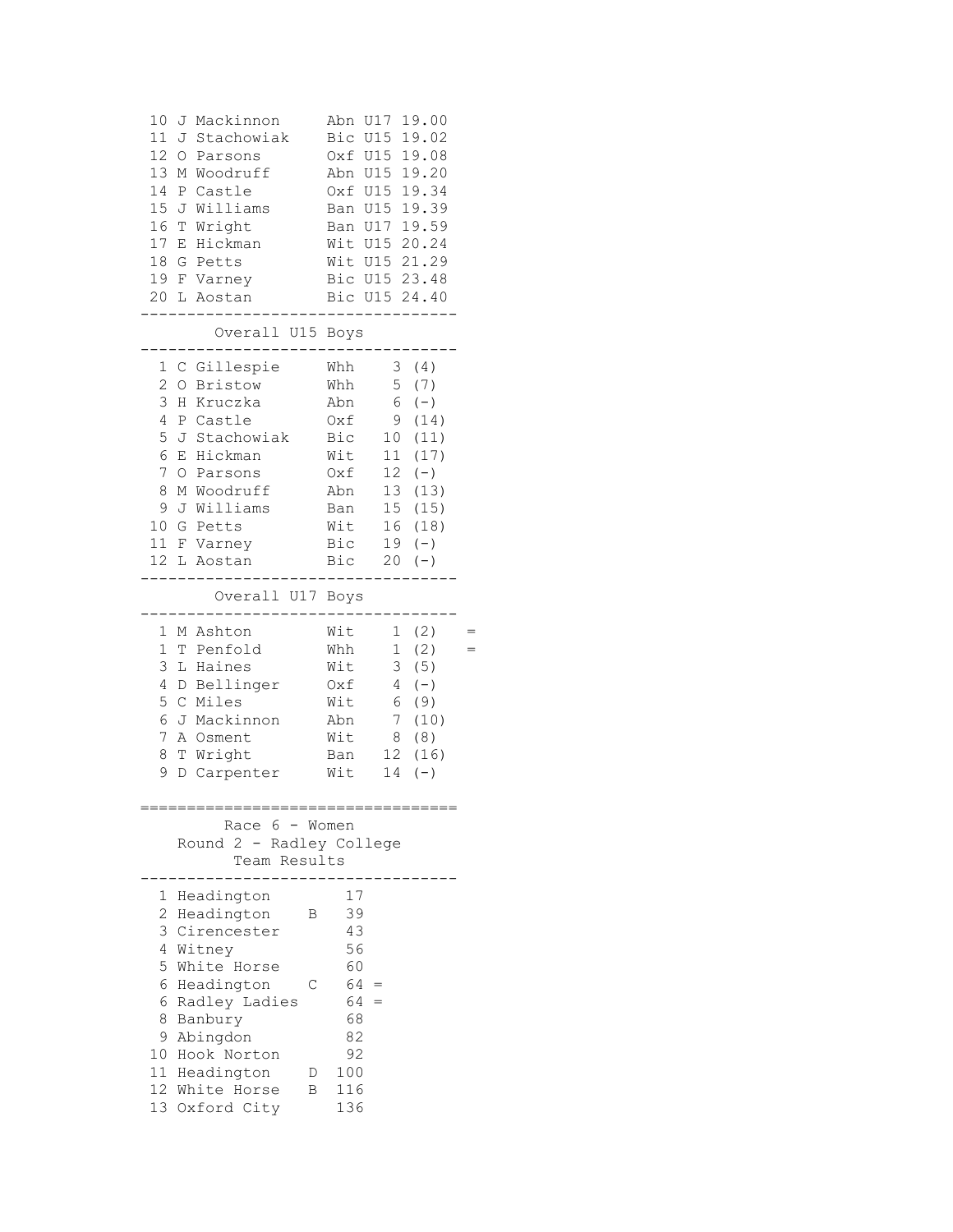| Pos | Name | Club | Cat | Time |
|---|---|---|---|---|
| 10 | J Mackinnon | Abn | U17 | 19.00 |
| 11 | J Stachowiak | Bic | U15 | 19.02 |
| 12 | O Parsons | Oxf | U15 | 19.08 |
| 13 | M Woodruff | Abn | U15 | 19.20 |
| 14 | P Castle | Oxf | U15 | 19.34 |
| 15 | J Williams | Ban | U15 | 19.39 |
| 16 | T Wright | Ban | U17 | 19.59 |
| 17 | E Hickman | Wit | U15 | 20.24 |
| 18 | G Petts | Wit | U15 | 21.29 |
| 19 | F Varney | Bic | U15 | 23.48 |
| 20 | L Aostan | Bic | U15 | 24.40 |

## Overall U15 Boys

| Pos | Name | Club | Pts | |
|---|---|---|---|---|
| 1 | C Gillespie | Whh | 3 | (4) |
| 2 | O Bristow | Whh | 5 | (7) |
| 3 | H Kruczka | Abn | 6 | (-) |
| 4 | P Castle | Oxf | 9 | (14) |
| 5 | J Stachowiak | Bic | 10 | (11) |
| 6 | E Hickman | Wit | 11 | (17) |
| 7 | O Parsons | Oxf | 12 | (-) |
| 8 | M Woodruff | Abn | 13 | (13) |
| 9 | J Williams | Ban | 15 | (15) |
| 10 | G Petts | Wit | 16 | (18) |
| 11 | F Varney | Bic | 19 | (-) |
| 12 | L Aostan | Bic | 20 | (-) |

## Overall U17 Boys

| Pos | Name | Club | Pts | | |
|---|---|---|---|---|---|
| 1 | M Ashton | Wit | 1 | (2) | = |
| 1 | T Penfold | Whh | 1 | (2) | = |
| 3 | L Haines | Wit | 3 | (5) | |
| 4 | D Bellinger | Oxf | 4 | (-) | |
| 5 | C Miles | Wit | 6 | (9) | |
| 6 | J Mackinnon | Abn | 7 | (10) | |
| 7 | A Osment | Wit | 8 | (8) | |
| 8 | T Wright | Ban | 12 | (16) | |
| 9 | D Carpenter | Wit | 14 | (-) | |

## Race 6 - Women
### Round 2 - Radley College
### Team Results

| Pos | Team | | Pts | |
|---|---|---|---|---|
| 1 | Headington | | 17 | |
| 2 | Headington | B | 39 | |
| 3 | Cirencester | | 43 | |
| 4 | Witney | | 56 | |
| 5 | White Horse | | 60 | |
| 6 | Headington | C | 64 | = |
| 6 | Radley Ladies | | 64 | = |
| 8 | Banbury | | 68 | |
| 9 | Abingdon | | 82 | |
| 10 | Hook Norton | | 92 | |
| 11 | Headington | D | 100 | |
| 12 | White Horse | B | 116 | |
| 13 | Oxford City | | 136 | |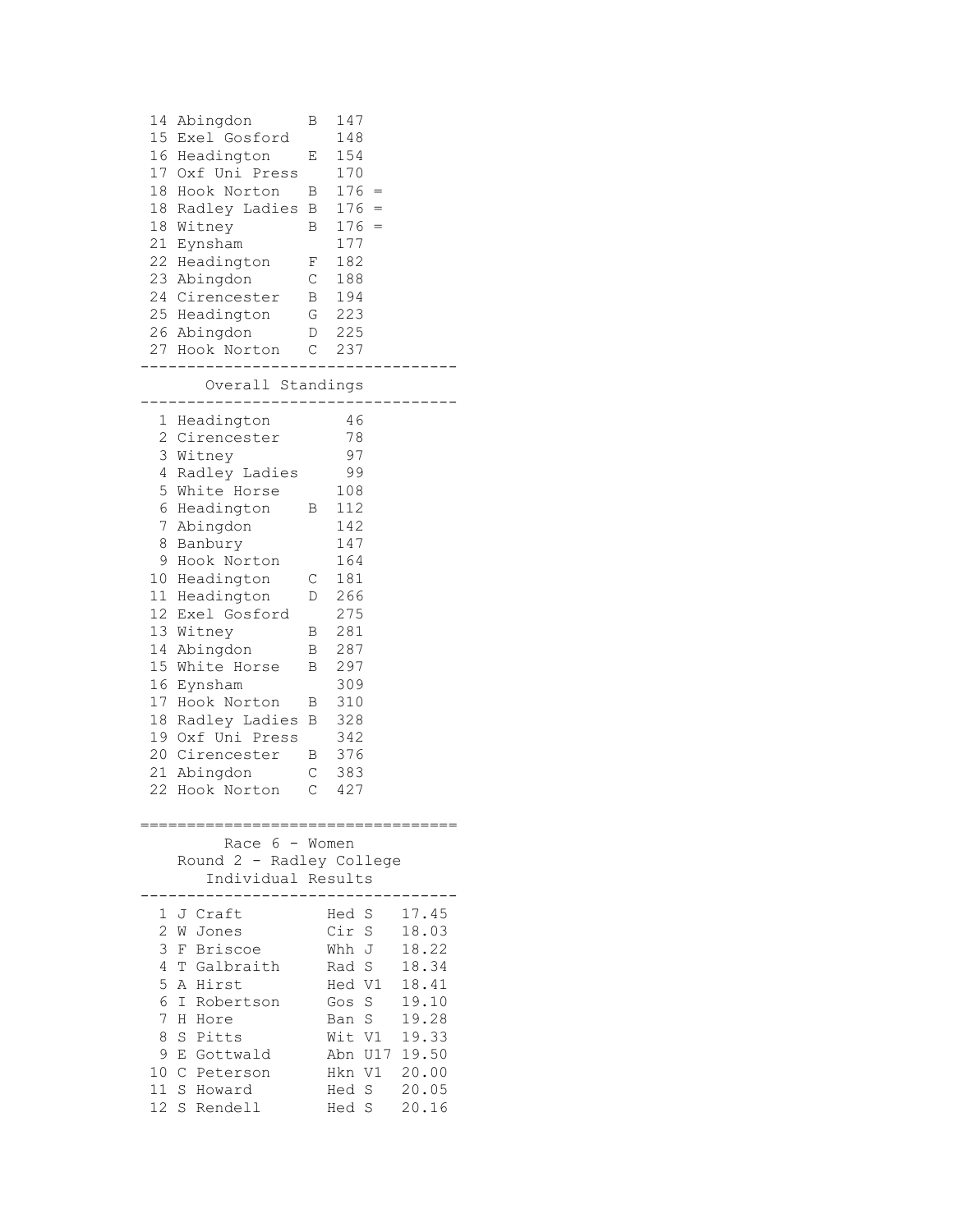| Pos | Team | | Points | |
|---|---|---|---|---|
| 14 | Abingdon | B | 147 | |
| 15 | Exel Gosford | | 148 | |
| 16 | Headington | E | 154 | |
| 17 | Oxf Uni Press | | 170 | |
| 18 | Hook Norton | B | 176 | = |
| 18 | Radley Ladies | B | 176 | = |
| 18 | Witney | B | 176 | = |
| 21 | Eynsham | | 177 | |
| 22 | Headington | F | 182 | |
| 23 | Abingdon | C | 188 | |
| 24 | Cirencester | B | 194 | |
| 25 | Headington | G | 223 | |
| 26 | Abingdon | D | 225 | |
| 27 | Hook Norton | C | 237 | |

## Overall Standings

| Pos | Team | | Points |
|---|---|---|---|
| 1 | Headington | | 46 |
| 2 | Cirencester | | 78 |
| 3 | Witney | | 97 |
| 4 | Radley Ladies | | 99 |
| 5 | White Horse | | 108 |
| 6 | Headington | B | 112 |
| 7 | Abingdon | | 142 |
| 8 | Banbury | | 147 |
| 9 | Hook Norton | | 164 |
| 10 | Headington | C | 181 |
| 11 | Headington | D | 266 |
| 12 | Exel Gosford | | 275 |
| 13 | Witney | B | 281 |
| 14 | Abingdon | B | 287 |
| 15 | White Horse | B | 297 |
| 16 | Eynsham | | 309 |
| 17 | Hook Norton | B | 310 |
| 18 | Radley Ladies | B | 328 |
| 19 | Oxf Uni Press | | 342 |
| 20 | Cirencester | B | 376 |
| 21 | Abingdon | C | 383 |
| 22 | Hook Norton | C | 427 |

## Race 6 - Women
### Round 2 - Radley College
### Individual Results

| Pos | Name | Club | Cat | Time |
|---|---|---|---|---|
| 1 | J Craft | Hed | S | 17.45 |
| 2 | W Jones | Cir | S | 18.03 |
| 3 | F Briscoe | Whh | J | 18.22 |
| 4 | T Galbraith | Rad | S | 18.34 |
| 5 | A Hirst | Hed | V1 | 18.41 |
| 6 | I Robertson | Gos | S | 19.10 |
| 7 | H Hore | Ban | S | 19.28 |
| 8 | S Pitts | Wit | V1 | 19.33 |
| 9 | E Gottwald | Abn | U17 | 19.50 |
| 10 | C Peterson | Hkn | V1 | 20.00 |
| 11 | S Howard | Hed | S | 20.05 |
| 12 | S Rendell | Hed | S | 20.16 |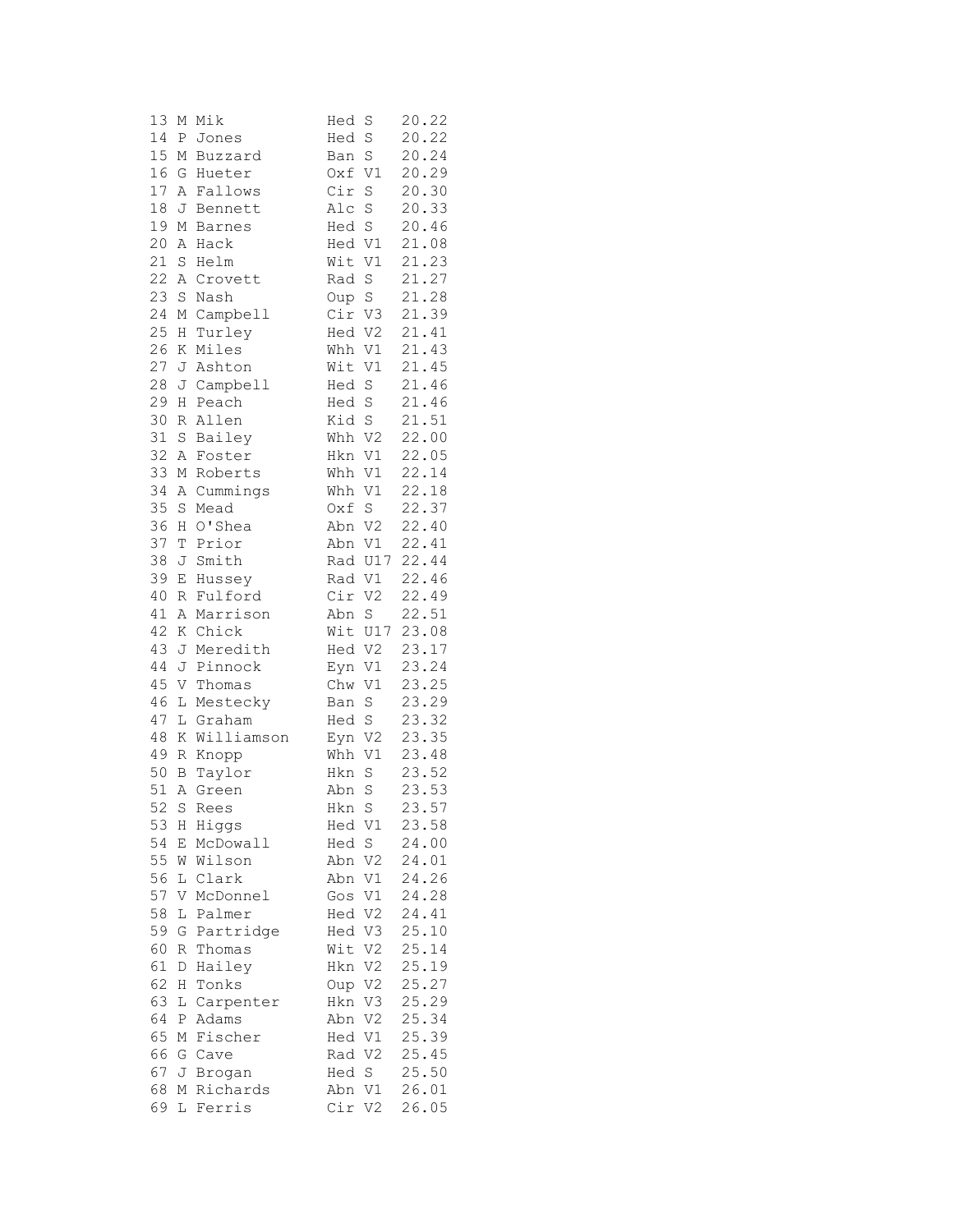```
13 M Mik           Hed S    20.22
14 P Jones         Hed S    20.22
15 M Buzzard       Ban S    20.24
16 G Hueter        Oxf V1   20.29
17 A Fallows       Cir S    20.30
18 J Bennett       Alc S    20.33
19 M Barnes        Hed S    20.46
20 A Hack          Hed V1   21.08
21 S Helm          Wit V1   21.23
22 A Crovett       Rad S    21.27
23 S Nash          Oup S    21.28
24 M Campbell      Cir V3   21.39
25 H Turley        Hed V2   21.41
26 K Miles         Whh V1   21.43
27 J Ashton        Wit V1   21.45
28 J Campbell      Hed S    21.46
29 H Peach         Hed S    21.46
30 R Allen         Kid S    21.51
31 S Bailey        Whh V2   22.00
32 A Foster        Hkn V1   22.05
33 M Roberts       Whh V1   22.14
34 A Cummings      Whh V1   22.18
35 S Mead          Oxf S    22.37
36 H O'Shea        Abn V2   22.40
37 T Prior         Abn V1   22.41
38 J Smith         Rad U17  22.44
39 E Hussey        Rad V1   22.46
40 R Fulford       Cir V2   22.49
41 A Marrison      Abn S    22.51
42 K Chick         Wit U17  23.08
43 J Meredith      Hed V2   23.17
44 J Pinnock       Eyn V1   23.24
45 V Thomas        Chw V1   23.25
46 L Mestecky      Ban S    23.29
47 L Graham        Hed S    23.32
48 K Williamson    Eyn V2   23.35
49 R Knopp         Whh V1   23.48
50 B Taylor        Hkn S    23.52
51 A Green         Abn S    23.53
52 S Rees          Hkn S    23.57
53 H Higgs         Hed V1   23.58
54 E McDowall      Hed S    24.00
55 W Wilson        Abn V2   24.01
56 L Clark         Abn V1   24.26
57 V McDonnel      Gos V1   24.28
58 L Palmer        Hed V2   24.41
59 G Partridge     Hed V3   25.10
60 R Thomas        Wit V2   25.14
61 D Hailey        Hkn V2   25.19
62 H Tonks         Oup V2   25.27
63 L Carpenter     Hkn V3   25.29
64 P Adams         Abn V2   25.34
65 M Fischer       Hed V1   25.39
66 G Cave          Rad V2   25.45
67 J Brogan        Hed S    25.50
68 M Richards      Abn V1   26.01
69 L Ferris        Cir V2   26.05
```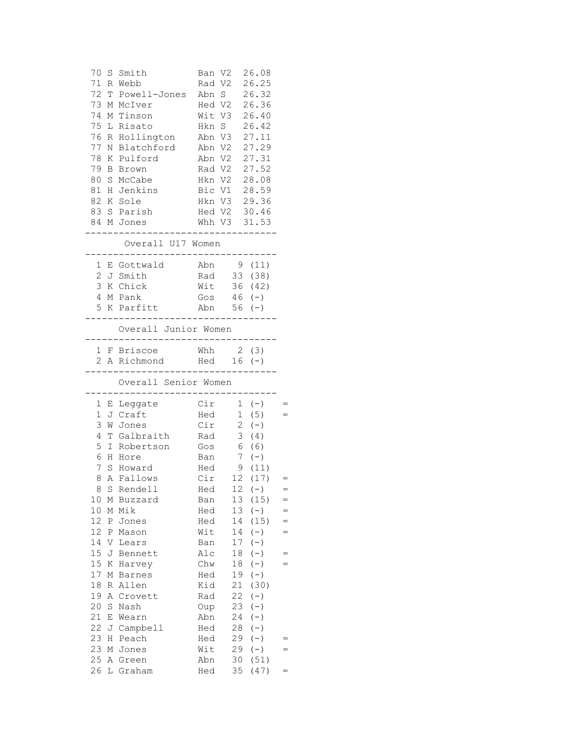| Pos | Init | Name | Club | Cat | Time |
|---|---|---|---|---|---|
| 70 | S | Smith | Ban | V2 | 26.08 |
| 71 | R | Webb | Rad | V2 | 26.25 |
| 72 | T | Powell-Jones | Abn | S | 26.32 |
| 73 | M | McIver | Hed | V2 | 26.36 |
| 74 | M | Tinson | Wit | V3 | 26.40 |
| 75 | L | Risato | Hkn | S | 26.42 |
| 76 | R | Hollington | Abn | V3 | 27.11 |
| 77 | N | Blatchford | Abn | V2 | 27.29 |
| 78 | K | Pulford | Abn | V2 | 27.31 |
| 79 | B | Brown | Rad | V2 | 27.52 |
| 80 | S | McCabe | Hkn | V2 | 28.08 |
| 81 | H | Jenkins | Bic | V1 | 28.59 |
| 82 | K | Sole | Hkn | V3 | 29.36 |
| 83 | S | Parish | Hed | V2 | 30.46 |
| 84 | M | Jones | Whh | V3 | 31.53 |

## Overall U17 Women

| Pos | Init | Name | Club | Pts | |
|---|---|---|---|---|---|
| 1 | E | Gottwald | Abn | 9 | (11) |
| 2 | J | Smith | Rad | 33 | (38) |
| 3 | K | Chick | Wit | 36 | (42) |
| 4 | M | Pank | Gos | 46 | (-) |
| 5 | K | Parfitt | Abn | 56 | (-) |

## Overall Junior Women

| Pos | Init | Name | Club | Pts | |
|---|---|---|---|---|---|
| 1 | F | Briscoe | Whh | 2 | (3) |
| 2 | A | Richmond | Hed | 16 | (-) |

## Overall Senior Women

| Pos | Init | Name | Club | Pts | | |
|---|---|---|---|---|---|---|
| 1 | E | Leggate | Cir | 1 | (-) | = |
| 1 | J | Craft | Hed | 1 | (5) | = |
| 3 | W | Jones | Cir | 2 | (-) | |
| 4 | T | Galbraith | Rad | 3 | (4) | |
| 5 | I | Robertson | Gos | 6 | (6) | |
| 6 | H | Hore | Ban | 7 | (-) | |
| 7 | S | Howard | Hed | 9 | (11) | |
| 8 | A | Fallows | Cir | 12 | (17) | = |
| 8 | S | Rendell | Hed | 12 | (-) | = |
| 10 | M | Buzzard | Ban | 13 | (15) | = |
| 10 | M | Mik | Hed | 13 | (-) | = |
| 12 | P | Jones | Hed | 14 | (15) | = |
| 12 | P | Mason | Wit | 14 | (-) | = |
| 14 | V | Lears | Ban | 17 | (-) | |
| 15 | J | Bennett | Alc | 18 | (-) | = |
| 15 | K | Harvey | Chw | 18 | (-) | = |
| 17 | M | Barnes | Hed | 19 | (-) | |
| 18 | R | Allen | Kid | 21 | (30) | |
| 19 | A | Crovett | Rad | 22 | (-) | |
| 20 | S | Nash | Oup | 23 | (-) | |
| 21 | E | Wearn | Abn | 24 | (-) | |
| 22 | J | Campbell | Hed | 28 | (-) | |
| 23 | H | Peach | Hed | 29 | (-) | = |
| 23 | M | Jones | Wit | 29 | (-) | = |
| 25 | A | Green | Abn | 30 | (51) | |
| 26 | L | Graham | Hed | 35 | (47) | = |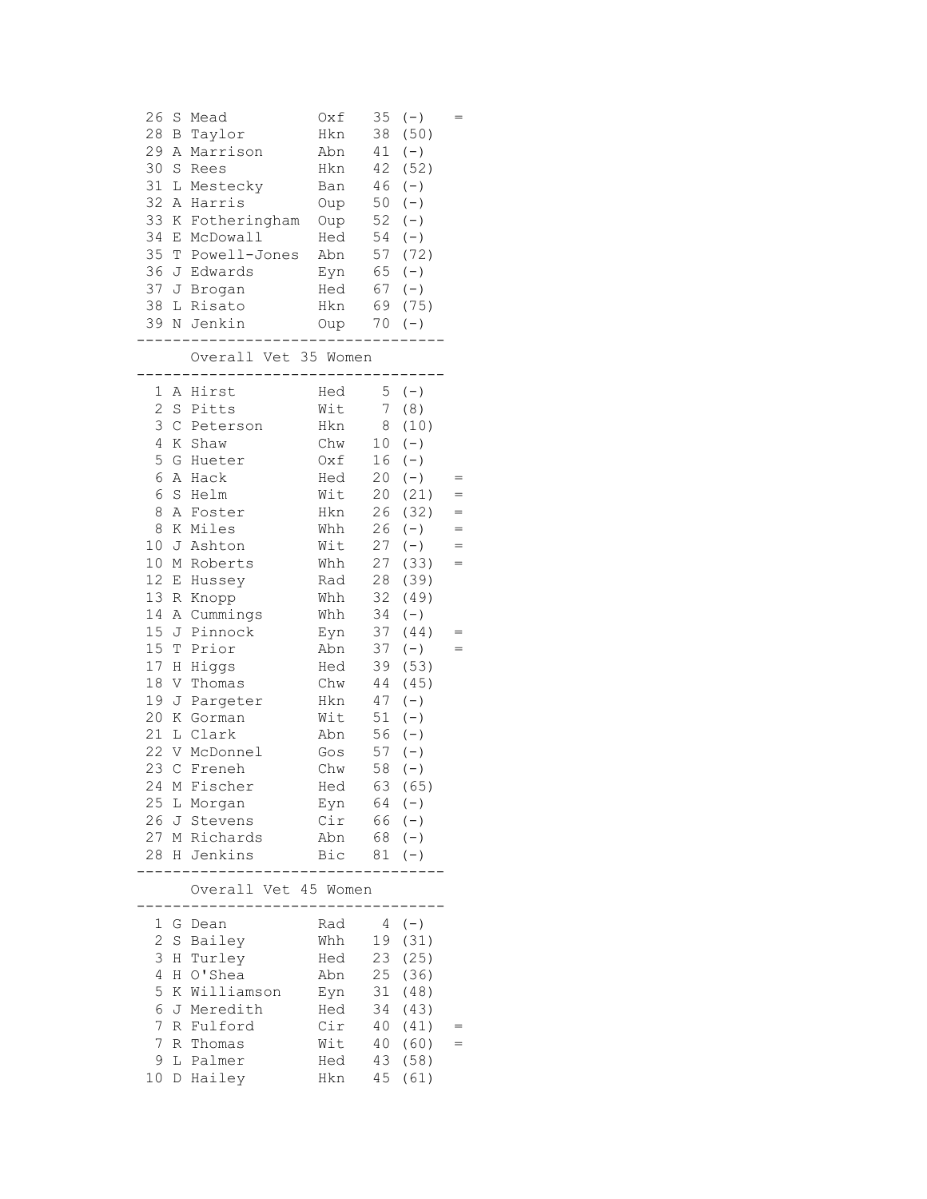| Pos | Name | Club | Pts | | |
|---|---|---|---|---|---|
| 26 | S Mead | Oxf | 35 | (-) | = |
| 28 | B Taylor | Hkn | 38 | (50) | |
| 29 | A Marrison | Abn | 41 | (-) | |
| 30 | S Rees | Hkn | 42 | (52) | |
| 31 | L Mestecky | Ban | 46 | (-) | |
| 32 | A Harris | Oup | 50 | (-) | |
| 33 | K Fotheringham | Oup | 52 | (-) | |
| 34 | E McDowall | Hed | 54 | (-) | |
| 35 | T Powell-Jones | Abn | 57 | (72) | |
| 36 | J Edwards | Eyn | 65 | (-) | |
| 37 | J Brogan | Hed | 67 | (-) | |
| 38 | L Risato | Hkn | 69 | (75) | |
| 39 | N Jenkin | Oup | 70 | (-) | |

## Overall Vet 35 Women

| Pos | Name | Club | Pts | | |
|---|---|---|---|---|---|
| 1 | A Hirst | Hed | 5 | (-) | |
| 2 | S Pitts | Wit | 7 | (8) | |
| 3 | C Peterson | Hkn | 8 | (10) | |
| 4 | K Shaw | Chw | 10 | (-) | |
| 5 | G Hueter | Oxf | 16 | (-) | |
| 6 | A Hack | Hed | 20 | (-) | = |
| 6 | S Helm | Wit | 20 | (21) | = |
| 8 | A Foster | Hkn | 26 | (32) | = |
| 8 | K Miles | Whh | 26 | (-) | = |
| 10 | J Ashton | Wit | 27 | (-) | = |
| 10 | M Roberts | Whh | 27 | (33) | = |
| 12 | E Hussey | Rad | 28 | (39) | |
| 13 | R Knopp | Whh | 32 | (49) | |
| 14 | A Cummings | Whh | 34 | (-) | |
| 15 | J Pinnock | Eyn | 37 | (44) | = |
| 15 | T Prior | Abn | 37 | (-) | = |
| 17 | H Higgs | Hed | 39 | (53) | |
| 18 | V Thomas | Chw | 44 | (45) | |
| 19 | J Pargeter | Hkn | 47 | (-) | |
| 20 | K Gorman | Wit | 51 | (-) | |
| 21 | L Clark | Abn | 56 | (-) | |
| 22 | V McDonnel | Gos | 57 | (-) | |
| 23 | C Freneh | Chw | 58 | (-) | |
| 24 | M Fischer | Hed | 63 | (65) | |
| 25 | L Morgan | Eyn | 64 | (-) | |
| 26 | J Stevens | Cir | 66 | (-) | |
| 27 | M Richards | Abn | 68 | (-) | |
| 28 | H Jenkins | Bic | 81 | (-) | |

## Overall Vet 45 Women

| Pos | Name | Club | Pts | | |
|---|---|---|---|---|---|
| 1 | G Dean | Rad | 4 | (-) | |
| 2 | S Bailey | Whh | 19 | (31) | |
| 3 | H Turley | Hed | 23 | (25) | |
| 4 | H O'Shea | Abn | 25 | (36) | |
| 5 | K Williamson | Eyn | 31 | (48) | |
| 6 | J Meredith | Hed | 34 | (43) | |
| 7 | R Fulford | Cir | 40 | (41) | = |
| 7 | R Thomas | Wit | 40 | (60) | = |
| 9 | L Palmer | Hed | 43 | (58) | |
| 10 | D Hailey | Hkn | 45 | (61) | |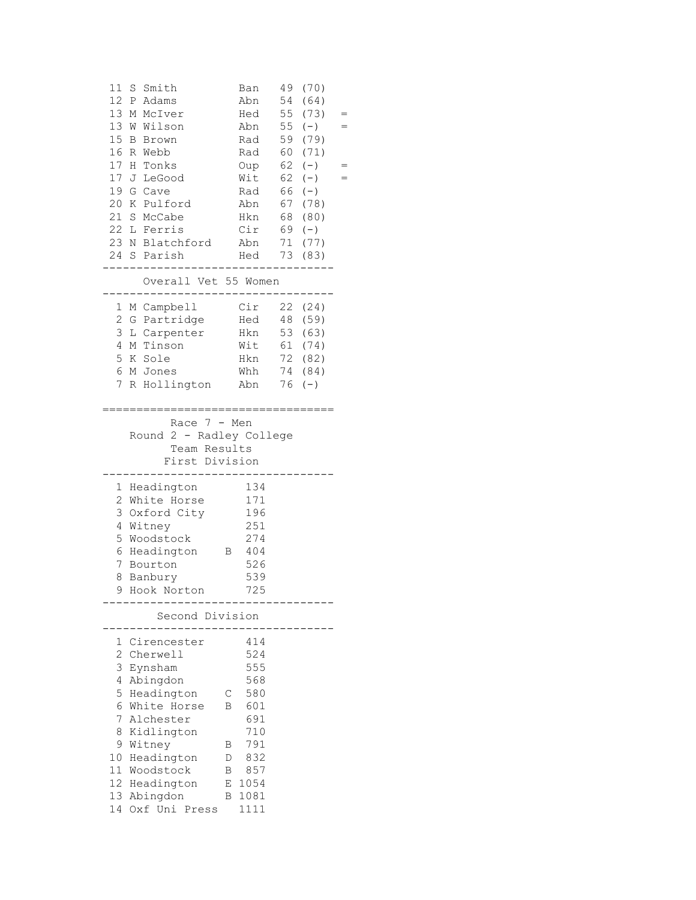| Pos | Name | Club | Score | (Pos) | |
|---|---|---|---|---|---|
| 11 | S Smith | Ban | 49 | (70) | |
| 12 | P Adams | Abn | 54 | (64) | |
| 13 | M McIver | Hed | 55 | (73) | = |
| 13 | W Wilson | Abn | 55 | (-) | = |
| 15 | B Brown | Rad | 59 | (79) | |
| 16 | R Webb | Rad | 60 | (71) | |
| 17 | H Tonks | Oup | 62 | (-) | = |
| 17 | J LeGood | Wit | 62 | (-) | = |
| 19 | G Cave | Rad | 66 | (-) | |
| 20 | K Pulford | Abn | 67 | (78) | |
| 21 | S McCabe | Hkn | 68 | (80) | |
| 22 | L Ferris | Cir | 69 | (-) | |
| 23 | N Blatchford | Abn | 71 | (77) | |
| 24 | S Parish | Hed | 73 | (83) | |

## Overall Vet 55 Women

| Pos | Name | Club | Score | (Pos) |
|---|---|---|---|---|
| 1 | M Campbell | Cir | 22 | (24) |
| 2 | G Partridge | Hed | 48 | (59) |
| 3 | L Carpenter | Hkn | 53 | (63) |
| 4 | M Tinson | Wit | 61 | (74) |
| 5 | K Sole | Hkn | 72 | (82) |
| 6 | M Jones | Whh | 74 | (84) |
| 7 | R Hollington | Abn | 76 | (-) |

# Race 7 - Men
## Round 2 - Radley College
## Team Results
### First Division

| Pos | Team | | Score |
|---|---|---|---|
| 1 | Headington | | 134 |
| 2 | White Horse | | 171 |
| 3 | Oxford City | | 196 |
| 4 | Witney | | 251 |
| 5 | Woodstock | | 274 |
| 6 | Headington | B | 404 |
| 7 | Bourton | | 526 |
| 8 | Banbury | | 539 |
| 9 | Hook Norton | | 725 |

### Second Division

| Pos | Team | | Score |
|---|---|---|---|
| 1 | Cirencester | | 414 |
| 2 | Cherwell | | 524 |
| 3 | Eynsham | | 555 |
| 4 | Abingdon | | 568 |
| 5 | Headington | C | 580 |
| 6 | White Horse | B | 601 |
| 7 | Alchester | | 691 |
| 8 | Kidlington | | 710 |
| 9 | Witney | B | 791 |
| 10 | Headington | D | 832 |
| 11 | Woodstock | B | 857 |
| 12 | Headington | E | 1054 |
| 13 | Abingdon | B | 1081 |
| 14 | Oxf Uni Press | | 1111 |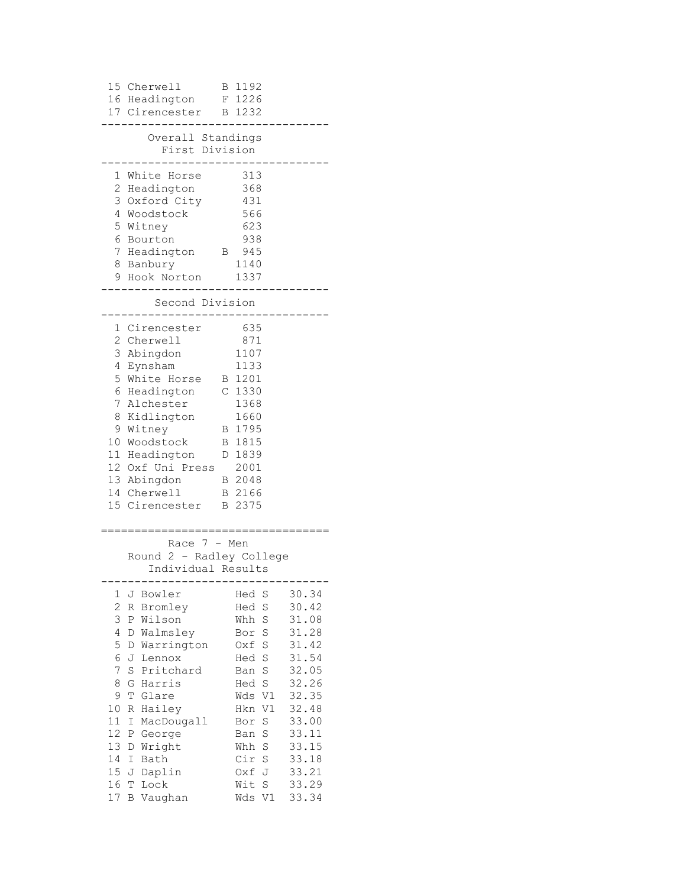| Pos | Team | | Points |
|---|---|---|---|
| 15 | Cherwell | B | 1192 |
| 16 | Headington | F | 1226 |
| 17 | Cirencester | B | 1232 |

## Overall Standings

### First Division

| Pos | Team | | Points |
|---|---|---|---|
| 1 | White Horse | | 313 |
| 2 | Headington | | 368 |
| 3 | Oxford City | | 431 |
| 4 | Woodstock | | 566 |
| 5 | Witney | | 623 |
| 6 | Bourton | | 938 |
| 7 | Headington | B | 945 |
| 8 | Banbury | | 1140 |
| 9 | Hook Norton | | 1337 |

### Second Division

| Pos | Team | | Points |
|---|---|---|---|
| 1 | Cirencester | | 635 |
| 2 | Cherwell | | 871 |
| 3 | Abingdon | | 1107 |
| 4 | Eynsham | | 1133 |
| 5 | White Horse | B | 1201 |
| 6 | Headington | C | 1330 |
| 7 | Alchester | | 1368 |
| 8 | Kidlington | | 1660 |
| 9 | Witney | B | 1795 |
| 10 | Woodstock | B | 1815 |
| 11 | Headington | D | 1839 |
| 12 | Oxf Uni Press | | 2001 |
| 13 | Abingdon | B | 2048 |
| 14 | Cherwell | B | 2166 |
| 15 | Cirencester | B | 2375 |

## Race 7 - Men

### Round 2 - Radley College

### Individual Results

| Pos | Name | Club | Cat | Time |
|---|---|---|---|---|
| 1 | J Bowler | Hed | S | 30.34 |
| 2 | R Bromley | Hed | S | 30.42 |
| 3 | P Wilson | Whh | S | 31.08 |
| 4 | D Walmsley | Bor | S | 31.28 |
| 5 | D Warrington | Oxf | S | 31.42 |
| 6 | J Lennox | Hed | S | 31.54 |
| 7 | S Pritchard | Ban | S | 32.05 |
| 8 | G Harris | Hed | S | 32.26 |
| 9 | T Glare | Wds | V1 | 32.35 |
| 10 | R Hailey | Hkn | V1 | 32.48 |
| 11 | I MacDougall | Bor | S | 33.00 |
| 12 | P George | Ban | S | 33.11 |
| 13 | D Wright | Whh | S | 33.15 |
| 14 | I Bath | Cir | S | 33.18 |
| 15 | J Daplin | Oxf | J | 33.21 |
| 16 | T Lock | Wit | S | 33.29 |
| 17 | B Vaughan | Wds | V1 | 33.34 |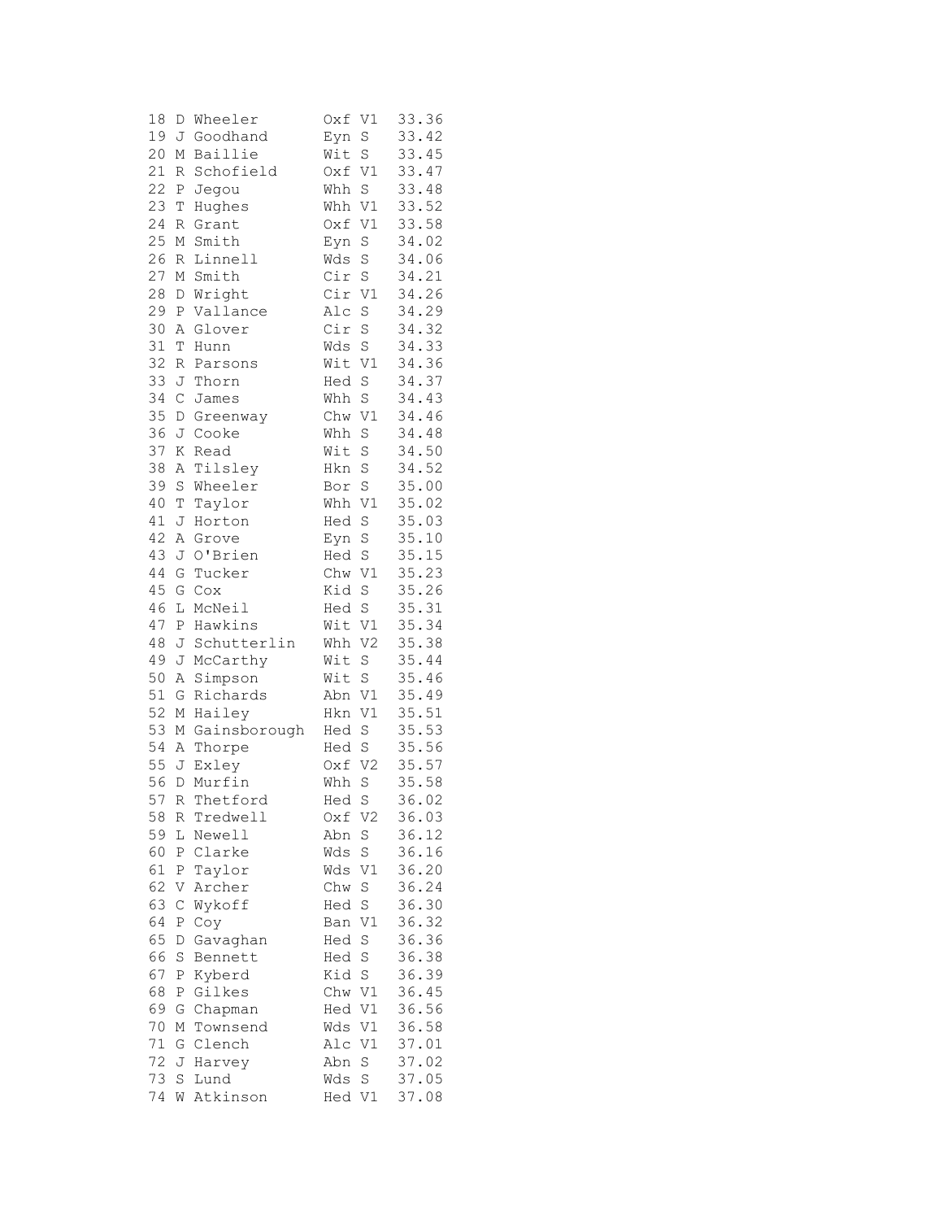```
18 D Wheeler       Oxf V1  33.36
19 J Goodhand      Eyn S   33.42
20 M Baillie       Wit S   33.45
21 R Schofield     Oxf V1  33.47
22 P Jegou         Whh S   33.48
23 T Hughes        Whh V1  33.52
24 R Grant         Oxf V1  33.58
25 M Smith         Eyn S   34.02
26 R Linnell       Wds S   34.06
27 M Smith         Cir S   34.21
28 D Wright        Cir V1  34.26
29 P Vallance      Alc S   34.29
30 A Glover        Cir S   34.32
31 T Hunn          Wds S   34.33
32 R Parsons       Wit V1  34.36
33 J Thorn         Hed S   34.37
34 C James         Whh S   34.43
35 D Greenway      Chw V1  34.46
36 J Cooke         Whh S   34.48
37 K Read          Wit S   34.50
38 A Tilsley       Hkn S   34.52
39 S Wheeler       Bor S   35.00
40 T Taylor        Whh V1  35.02
41 J Horton        Hed S   35.03
42 A Grove         Eyn S   35.10
43 J O'Brien       Hed S   35.15
44 G Tucker        Chw V1  35.23
45 G Cox           Kid S   35.26
46 L McNeil        Hed S   35.31
47 P Hawkins       Wit V1  35.34
48 J Schutterlin   Whh V2  35.38
49 J McCarthy      Wit S   35.44
50 A Simpson       Wit S   35.46
51 G Richards      Abn V1  35.49
52 M Hailey        Hkn V1  35.51
53 M Gainsborough  Hed S   35.53
54 A Thorpe        Hed S   35.56
55 J Exley         Oxf V2  35.57
56 D Murfin        Whh S   35.58
57 R Thetford      Hed S   36.02
58 R Tredwell      Oxf V2  36.03
59 L Newell        Abn S   36.12
60 P Clarke        Wds S   36.16
61 P Taylor        Wds V1  36.20
62 V Archer        Chw S   36.24
63 C Wykoff        Hed S   36.30
64 P Coy           Ban V1  36.32
65 D Gavaghan      Hed S   36.36
66 S Bennett       Hed S   36.38
67 P Kyberd        Kid S   36.39
68 P Gilkes        Chw V1  36.45
69 G Chapman       Hed V1  36.56
70 M Townsend      Wds V1  36.58
71 G Clench        Alc V1  37.01
72 J Harvey        Abn S   37.02
73 S Lund          Wds S   37.05
74 W Atkinson      Hed V1  37.08
```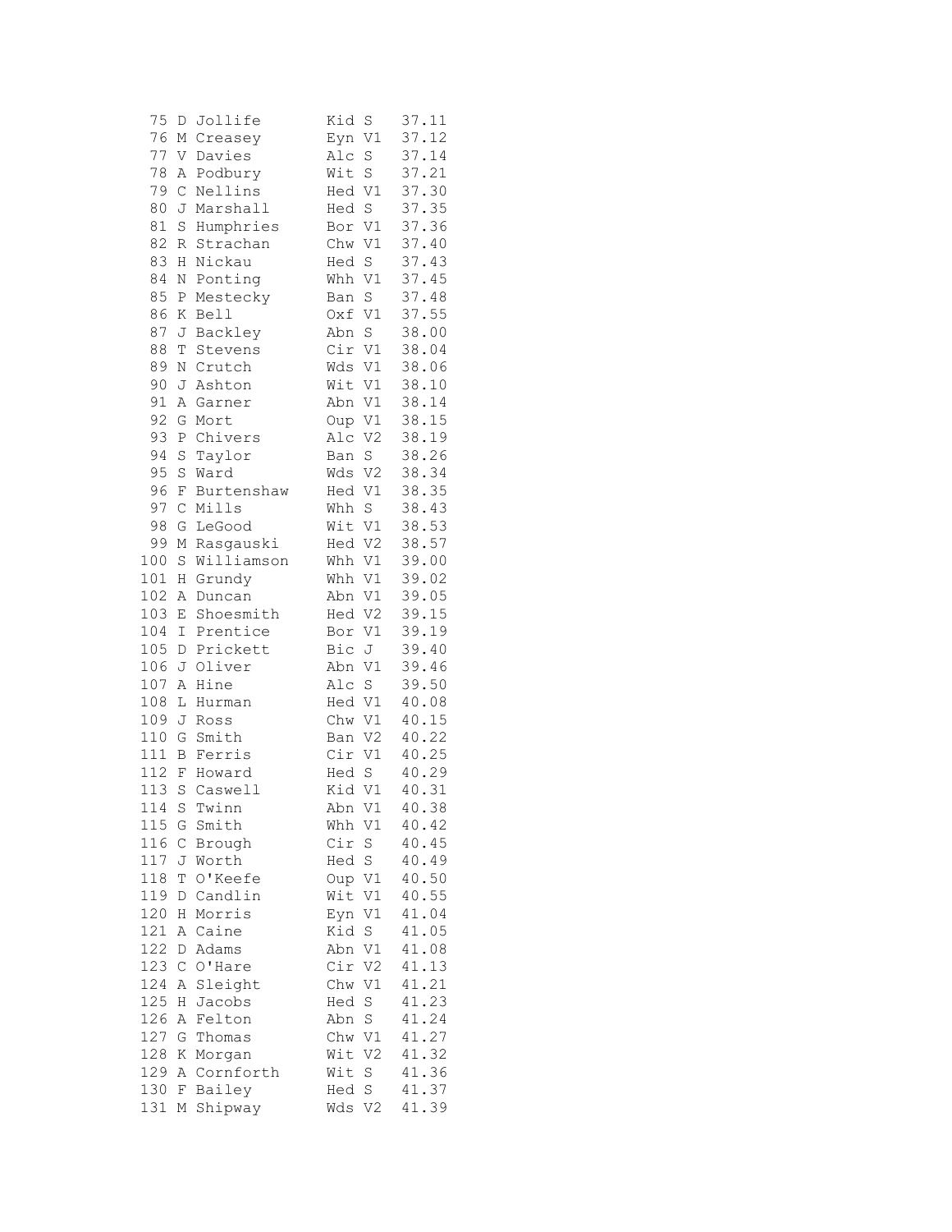```
 75 D Jollife       Kid S   37.11
 76 M Creasey       Eyn V1  37.12
 77 V Davies        Alc S   37.14
 78 A Podbury       Wit S   37.21
 79 C Nellins       Hed V1  37.30
 80 J Marshall      Hed S   37.35
 81 S Humphries     Bor V1  37.36
 82 R Strachan      Chw V1  37.40
 83 H Nickau        Hed S   37.43
 84 N Ponting       Whh V1  37.45
 85 P Mestecky      Ban S   37.48
 86 K Bell          Oxf V1  37.55
 87 J Backley       Abn S   38.00
 88 T Stevens       Cir V1  38.04
 89 N Crutch        Wds V1  38.06
 90 J Ashton        Wit V1  38.10
 91 A Garner        Abn V1  38.14
 92 G Mort          Oup V1  38.15
 93 P Chivers       Alc V2  38.19
 94 S Taylor        Ban S   38.26
 95 S Ward          Wds V2  38.34
 96 F Burtenshaw    Hed V1  38.35
 97 C Mills         Whh S   38.43
 98 G LeGood        Wit V1  38.53
 99 M Rasgauski     Hed V2  38.57
100 S Williamson    Whh V1  39.00
101 H Grundy        Whh V1  39.02
102 A Duncan        Abn V1  39.05
103 E Shoesmith     Hed V2  39.15
104 I Prentice      Bor V1  39.19
105 D Prickett      Bic J   39.40
106 J Oliver        Abn V1  39.46
107 A Hine          Alc S   39.50
108 L Hurman        Hed V1  40.08
109 J Ross          Chw V1  40.15
110 G Smith         Ban V2  40.22
111 B Ferris        Cir V1  40.25
112 F Howard        Hed S   40.29
113 S Caswell       Kid V1  40.31
114 S Twinn         Abn V1  40.38
115 G Smith         Whh V1  40.42
116 C Brough        Cir S   40.45
117 J Worth         Hed S   40.49
118 T O'Keefe       Oup V1  40.50
119 D Candlin       Wit V1  40.55
120 H Morris        Eyn V1  41.04
121 A Caine         Kid S   41.05
122 D Adams         Abn V1  41.08
123 C O'Hare        Cir V2  41.13
124 A Sleight       Chw V1  41.21
125 H Jacobs        Hed S   41.23
126 A Felton        Abn S   41.24
127 G Thomas        Chw V1  41.27
128 K Morgan        Wit V2  41.32
129 A Cornforth     Wit S   41.36
130 F Bailey        Hed S   41.37
131 M Shipway       Wds V2  41.39
```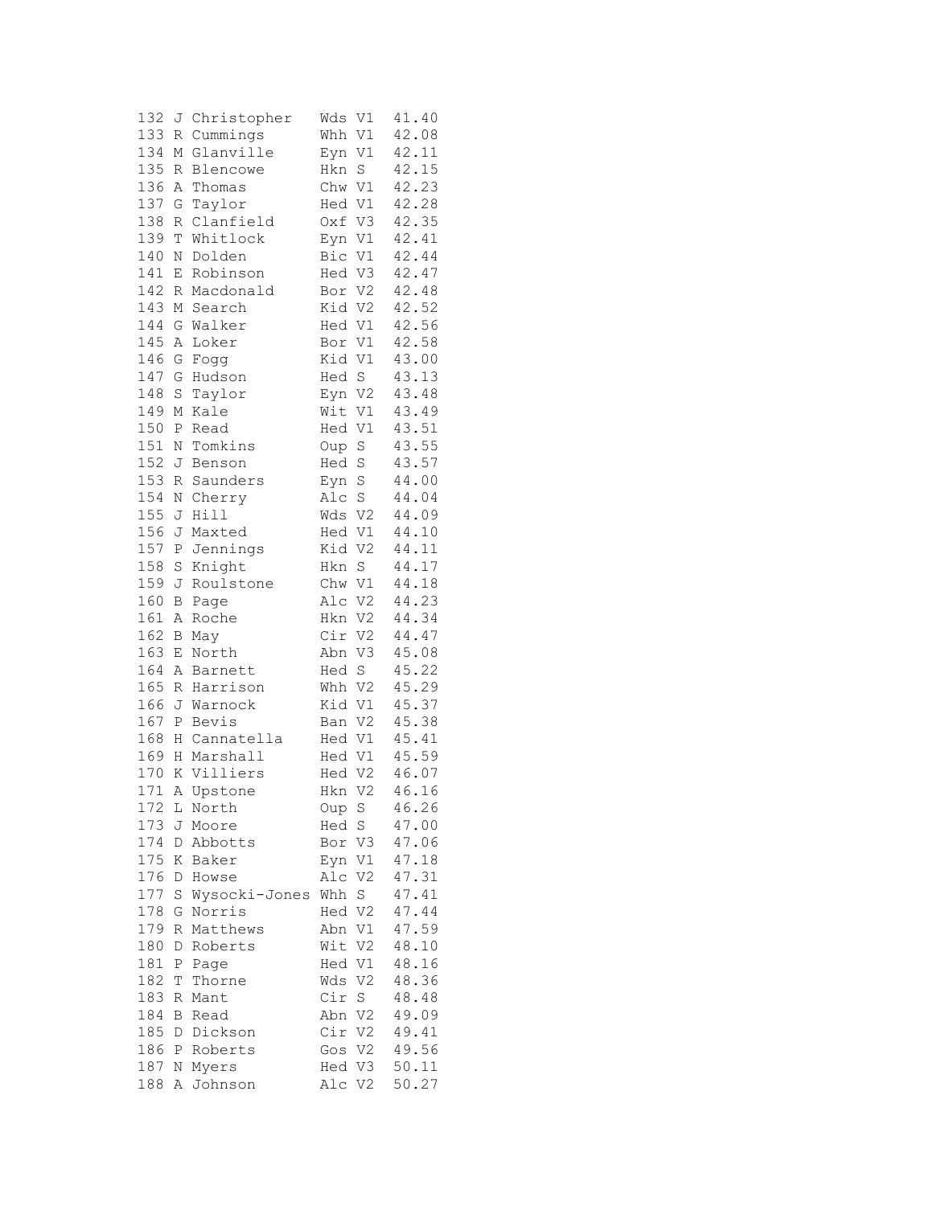```
132 J Christopher   Wds V1  41.40
133 R Cummings      Whh V1  42.08
134 M Glanville     Eyn V1  42.11
135 R Blencowe      Hkn S   42.15
136 A Thomas        Chw V1  42.23
137 G Taylor        Hed V1  42.28
138 R Clanfield     Oxf V3  42.35
139 T Whitlock      Eyn V1  42.41
140 N Dolden        Bic V1  42.44
141 E Robinson      Hed V3  42.47
142 R Macdonald     Bor V2  42.48
143 M Search        Kid V2  42.52
144 G Walker        Hed V1  42.56
145 A Loker         Bor V1  42.58
146 G Fogg          Kid V1  43.00
147 G Hudson        Hed S   43.13
148 S Taylor        Eyn V2  43.48
149 M Kale          Wit V1  43.49
150 P Read          Hed V1  43.51
151 N Tomkins       Oup S   43.55
152 J Benson        Hed S   43.57
153 R Saunders      Eyn S   44.00
154 N Cherry        Alc S   44.04
155 J Hill          Wds V2  44.09
156 J Maxted        Hed V1  44.10
157 P Jennings      Kid V2  44.11
158 S Knight        Hkn S   44.17
159 J Roulstone     Chw V1  44.18
160 B Page          Alc V2  44.23
161 A Roche         Hkn V2  44.34
162 B May           Cir V2  44.47
163 E North         Abn V3  45.08
164 A Barnett       Hed S   45.22
165 R Harrison      Whh V2  45.29
166 J Warnock       Kid V1  45.37
167 P Bevis         Ban V2  45.38
168 H Cannatella    Hed V1  45.41
169 H Marshall      Hed V1  45.59
170 K Villiers      Hed V2  46.07
171 A Upstone       Hkn V2  46.16
172 L North         Oup S   46.26
173 J Moore         Hed S   47.00
174 D Abbotts       Bor V3  47.06
175 K Baker         Eyn V1  47.18
176 D Howse         Alc V2  47.31
177 S Wysocki-Jones Whh S   47.41
178 G Norris        Hed V2  47.44
179 R Matthews      Abn V1  47.59
180 D Roberts       Wit V2  48.10
181 P Page          Hed V1  48.16
182 T Thorne        Wds V2  48.36
183 R Mant          Cir S   48.48
184 B Read          Abn V2  49.09
185 D Dickson       Cir V2  49.41
186 P Roberts       Gos V2  49.56
187 N Myers         Hed V3  50.11
188 A Johnson       Alc V2  50.27
```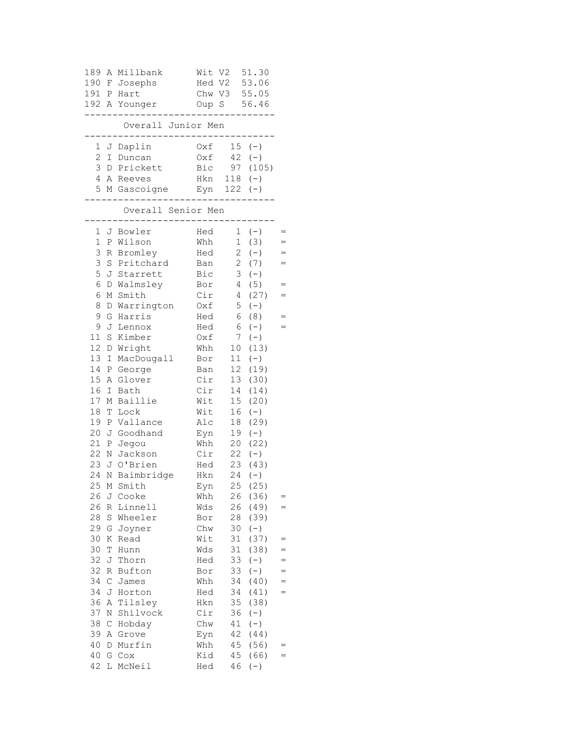| | | | | |
|---|---|---|---|---|
| 189 | A Millbank | Wit V2 | 51.30 | |
| 190 | F Josephs | Hed V2 | 53.06 | |
| 191 | P Hart | Chw V3 | 55.05 | |
| 192 | A Younger | Oup S | 56.46 | |

## Overall Junior Men

| | | | | |
|---|---|---|---|---|
| 1 | J Daplin | Oxf | 15 | (-) |
| 2 | I Duncan | Oxf | 42 | (-) |
| 3 | D Prickett | Bic | 97 | (105) |
| 4 | A Reeves | Hkn | 118 | (-) |
| 5 | M Gascoigne | Eyn | 122 | (-) |

## Overall Senior Men

| | | | | | |
|---|---|---|---|---|---|
| 1 | J Bowler | Hed | 1 | (-) | = |
| 1 | P Wilson | Whh | 1 | (3) | = |
| 3 | R Bromley | Hed | 2 | (-) | = |
| 3 | S Pritchard | Ban | 2 | (7) | = |
| 5 | J Starrett | Bic | 3 | (-) | |
| 6 | D Walmsley | Bor | 4 | (5) | = |
| 6 | M Smith | Cir | 4 | (27) | = |
| 8 | D Warrington | Oxf | 5 | (-) | |
| 9 | G Harris | Hed | 6 | (8) | = |
| 9 | J Lennox | Hed | 6 | (-) | = |
| 11 | S Kimber | Oxf | 7 | (-) | |
| 12 | D Wright | Whh | 10 | (13) | |
| 13 | I MacDougall | Bor | 11 | (-) | |
| 14 | P George | Ban | 12 | (19) | |
| 15 | A Glover | Cir | 13 | (30) | |
| 16 | I Bath | Cir | 14 | (14) | |
| 17 | M Baillie | Wit | 15 | (20) | |
| 18 | T Lock | Wit | 16 | (-) | |
| 19 | P Vallance | Alc | 18 | (29) | |
| 20 | J Goodhand | Eyn | 19 | (-) | |
| 21 | P Jegou | Whh | 20 | (22) | |
| 22 | N Jackson | Cir | 22 | (-) | |
| 23 | J O'Brien | Hed | 23 | (43) | |
| 24 | N Baimbridge | Hkn | 24 | (-) | |
| 25 | M Smith | Eyn | 25 | (25) | |
| 26 | J Cooke | Whh | 26 | (36) | = |
| 26 | R Linnell | Wds | 26 | (49) | = |
| 28 | S Wheeler | Bor | 28 | (39) | |
| 29 | G Joyner | Chw | 30 | (-) | |
| 30 | K Read | Wit | 31 | (37) | = |
| 30 | T Hunn | Wds | 31 | (38) | = |
| 32 | J Thorn | Hed | 33 | (-) | = |
| 32 | R Bufton | Bor | 33 | (-) | = |
| 34 | C James | Whh | 34 | (40) | = |
| 34 | J Horton | Hed | 34 | (41) | = |
| 36 | A Tilsley | Hkn | 35 | (38) | |
| 37 | N Shilvock | Cir | 36 | (-) | |
| 38 | C Hobday | Chw | 41 | (-) | |
| 39 | A Grove | Eyn | 42 | (44) | |
| 40 | D Murfin | Whh | 45 | (56) | = |
| 40 | G Cox | Kid | 45 | (66) | = |
| 42 | L McNeil | Hed | 46 | (-) | |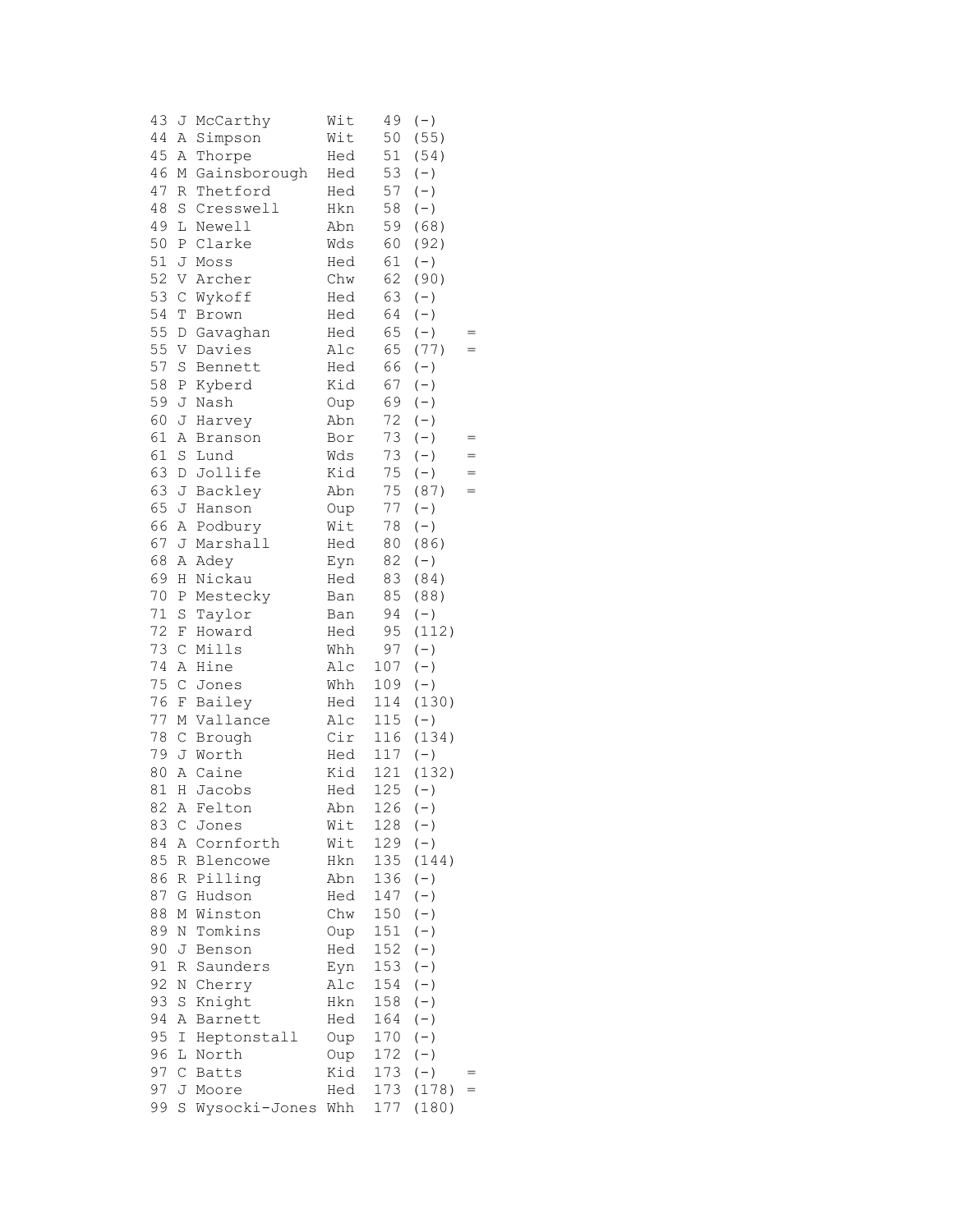```
43 J McCarthy      Wit   49  (-)
44 A Simpson       Wit   50  (55)
45 A Thorpe        Hed   51  (54)
46 M Gainsborough  Hed   53  (-)
47 R Thetford      Hed   57  (-)
48 S Cresswell     Hkn   58  (-)
49 L Newell        Abn   59  (68)
50 P Clarke        Wds   60  (92)
51 J Moss          Hed   61  (-)
52 V Archer        Chw   62  (90)
53 C Wykoff        Hed   63  (-)
54 T Brown         Hed   64  (-)
55 D Gavaghan      Hed   65  (-)    =
55 V Davies        Alc   65  (77)   =
57 S Bennett       Hed   66  (-)
58 P Kyberd        Kid   67  (-)
59 J Nash          Oup   69  (-)
60 J Harvey        Abn   72  (-)
61 A Branson       Bor   73  (-)    =
61 S Lund          Wds   73  (-)    =
63 D Jollife       Kid   75  (-)    =
63 J Backley       Abn   75  (87)   =
65 J Hanson        Oup   77  (-)
66 A Podbury       Wit   78  (-)
67 J Marshall      Hed   80  (86)
68 A Adey          Eyn   82  (-)
69 H Nickau        Hed   83  (84)
70 P Mestecky      Ban   85  (88)
71 S Taylor        Ban   94  (-)
72 F Howard        Hed   95  (112)
73 C Mills         Whh   97  (-)
74 A Hine          Alc  107  (-)
75 C Jones         Whh  109  (-)
76 F Bailey        Hed  114  (130)
77 M Vallance      Alc  115  (-)
78 C Brough        Cir  116  (134)
79 J Worth         Hed  117  (-)
80 A Caine         Kid  121  (132)
81 H Jacobs        Hed  125  (-)
82 A Felton        Abn  126  (-)
83 C Jones         Wit  128  (-)
84 A Cornforth     Wit  129  (-)
85 R Blencowe      Hkn  135  (144)
86 R Pilling       Abn  136  (-)
87 G Hudson        Hed  147  (-)
88 M Winston       Chw  150  (-)
89 N Tomkins       Oup  151  (-)
90 J Benson        Hed  152  (-)
91 R Saunders      Eyn  153  (-)
92 N Cherry        Alc  154  (-)
93 S Knight        Hkn  158  (-)
94 A Barnett       Hed  164  (-)
95 I Heptonstall   Oup  170  (-)
96 L North         Oup  172  (-)
97 C Batts         Kid  173  (-)    =
97 J Moore         Hed  173  (178)  =
99 S Wysocki-Jones Whh  177  (180)
```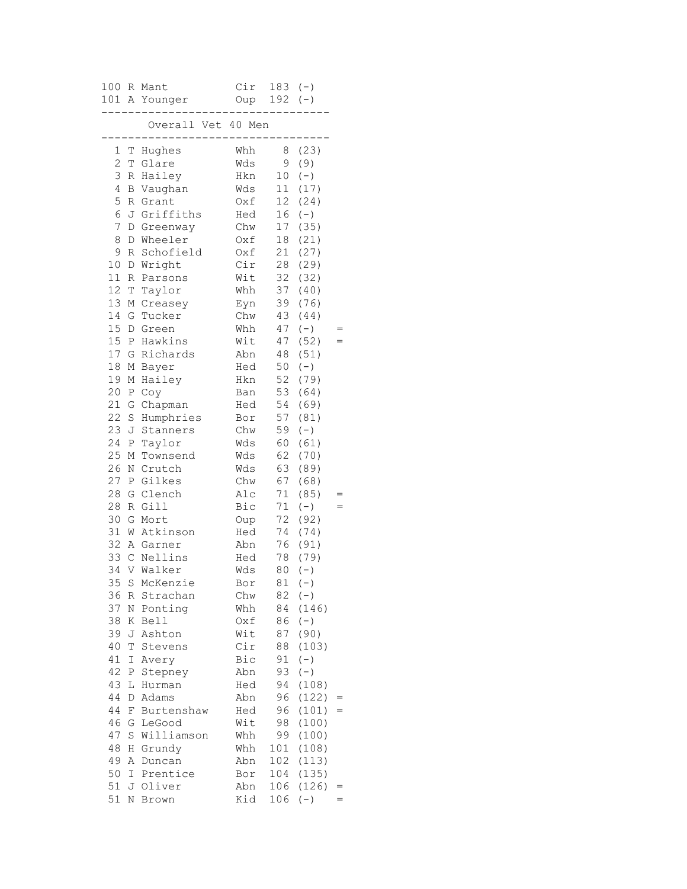| Pos | Init | Name | Club | Points | Prev | Tie |
|---|---|---|---|---|---|---|
| 100 | R | Mant | Cir | 183 | (-) | |
| 101 | A | Younger | Oup | 192 | (-) | |

## Overall Vet 40 Men

| Pos | Init | Name | Club | Points | Prev | Tie |
|---|---|---|---|---|---|---|
| 1 | T | Hughes | Whh | 8 | (23) | |
| 2 | T | Glare | Wds | 9 | (9) | |
| 3 | R | Hailey | Hkn | 10 | (-) | |
| 4 | B | Vaughan | Wds | 11 | (17) | |
| 5 | R | Grant | Oxf | 12 | (24) | |
| 6 | J | Griffiths | Hed | 16 | (-) | |
| 7 | D | Greenway | Chw | 17 | (35) | |
| 8 | D | Wheeler | Oxf | 18 | (21) | |
| 9 | R | Schofield | Oxf | 21 | (27) | |
| 10 | D | Wright | Cir | 28 | (29) | |
| 11 | R | Parsons | Wit | 32 | (32) | |
| 12 | T | Taylor | Whh | 37 | (40) | |
| 13 | M | Creasey | Eyn | 39 | (76) | |
| 14 | G | Tucker | Chw | 43 | (44) | |
| 15 | D | Green | Whh | 47 | (-) | = |
| 15 | P | Hawkins | Wit | 47 | (52) | = |
| 17 | G | Richards | Abn | 48 | (51) | |
| 18 | M | Bayer | Hed | 50 | (-) | |
| 19 | M | Hailey | Hkn | 52 | (79) | |
| 20 | P | Coy | Ban | 53 | (64) | |
| 21 | G | Chapman | Hed | 54 | (69) | |
| 22 | S | Humphries | Bor | 57 | (81) | |
| 23 | J | Stanners | Chw | 59 | (-) | |
| 24 | P | Taylor | Wds | 60 | (61) | |
| 25 | M | Townsend | Wds | 62 | (70) | |
| 26 | N | Crutch | Wds | 63 | (89) | |
| 27 | P | Gilkes | Chw | 67 | (68) | |
| 28 | G | Clench | Alc | 71 | (85) | = |
| 28 | R | Gill | Bic | 71 | (-) | = |
| 30 | G | Mort | Oup | 72 | (92) | |
| 31 | W | Atkinson | Hed | 74 | (74) | |
| 32 | A | Garner | Abn | 76 | (91) | |
| 33 | C | Nellins | Hed | 78 | (79) | |
| 34 | V | Walker | Wds | 80 | (-) | |
| 35 | S | McKenzie | Bor | 81 | (-) | |
| 36 | R | Strachan | Chw | 82 | (-) | |
| 37 | N | Ponting | Whh | 84 | (146) | |
| 38 | K | Bell | Oxf | 86 | (-) | |
| 39 | J | Ashton | Wit | 87 | (90) | |
| 40 | T | Stevens | Cir | 88 | (103) | |
| 41 | I | Avery | Bic | 91 | (-) | |
| 42 | P | Stepney | Abn | 93 | (-) | |
| 43 | L | Hurman | Hed | 94 | (108) | |
| 44 | D | Adams | Abn | 96 | (122) | = |
| 44 | F | Burtenshaw | Hed | 96 | (101) | = |
| 46 | G | LeGood | Wit | 98 | (100) | |
| 47 | S | Williamson | Whh | 99 | (100) | |
| 48 | H | Grundy | Whh | 101 | (108) | |
| 49 | A | Duncan | Abn | 102 | (113) | |
| 50 | I | Prentice | Bor | 104 | (135) | |
| 51 | J | Oliver | Abn | 106 | (126) | = |
| 51 | N | Brown | Kid | 106 | (-) | = |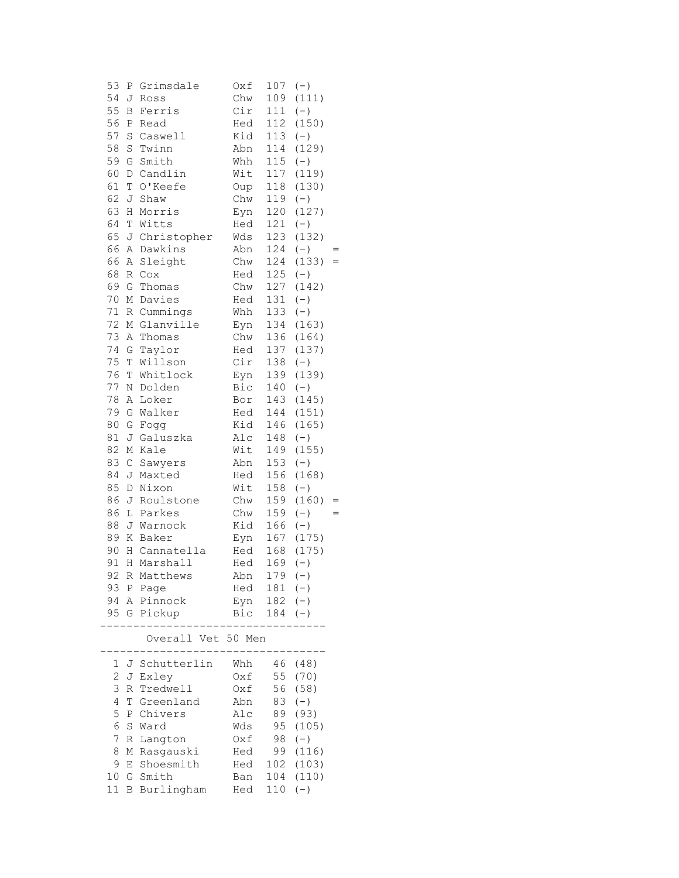| | | | | | |
|---|---|---|---|---|---|
| 53 | P Grimsdale | Oxf | 107 | (-) | |
| 54 | J Ross | Chw | 109 | (111) | |
| 55 | B Ferris | Cir | 111 | (-) | |
| 56 | P Read | Hed | 112 | (150) | |
| 57 | S Caswell | Kid | 113 | (-) | |
| 58 | S Twinn | Abn | 114 | (129) | |
| 59 | G Smith | Whh | 115 | (-) | |
| 60 | D Candlin | Wit | 117 | (119) | |
| 61 | T O'Keefe | Oup | 118 | (130) | |
| 62 | J Shaw | Chw | 119 | (-) | |
| 63 | H Morris | Eyn | 120 | (127) | |
| 64 | T Witts | Hed | 121 | (-) | |
| 65 | J Christopher | Wds | 123 | (132) | |
| 66 | A Dawkins | Abn | 124 | (-) | = |
| 66 | A Sleight | Chw | 124 | (133) | = |
| 68 | R Cox | Hed | 125 | (-) | |
| 69 | G Thomas | Chw | 127 | (142) | |
| 70 | M Davies | Hed | 131 | (-) | |
| 71 | R Cummings | Whh | 133 | (-) | |
| 72 | M Glanville | Eyn | 134 | (163) | |
| 73 | A Thomas | Chw | 136 | (164) | |
| 74 | G Taylor | Hed | 137 | (137) | |
| 75 | T Willson | Cir | 138 | (-) | |
| 76 | T Whitlock | Eyn | 139 | (139) | |
| 77 | N Dolden | Bic | 140 | (-) | |
| 78 | A Loker | Bor | 143 | (145) | |
| 79 | G Walker | Hed | 144 | (151) | |
| 80 | G Fogg | Kid | 146 | (165) | |
| 81 | J Galuszka | Alc | 148 | (-) | |
| 82 | M Kale | Wit | 149 | (155) | |
| 83 | C Sawyers | Abn | 153 | (-) | |
| 84 | J Maxted | Hed | 156 | (168) | |
| 85 | D Nixon | Wit | 158 | (-) | |
| 86 | J Roulstone | Chw | 159 | (160) | = |
| 86 | L Parkes | Chw | 159 | (-) | = |
| 88 | J Warnock | Kid | 166 | (-) | |
| 89 | K Baker | Eyn | 167 | (175) | |
| 90 | H Cannatella | Hed | 168 | (175) | |
| 91 | H Marshall | Hed | 169 | (-) | |
| 92 | R Matthews | Abn | 179 | (-) | |
| 93 | P Page | Hed | 181 | (-) | |
| 94 | A Pinnock | Eyn | 182 | (-) | |
| 95 | G Pickup | Bic | 184 | (-) | |

## Overall Vet 50 Men

| | | | | |
|---|---|---|---|---|
| 1 | J Schutterlin | Whh | 46 | (48) |
| 2 | J Exley | Oxf | 55 | (70) |
| 3 | R Tredwell | Oxf | 56 | (58) |
| 4 | T Greenland | Abn | 83 | (-) |
| 5 | P Chivers | Alc | 89 | (93) |
| 6 | S Ward | Wds | 95 | (105) |
| 7 | R Langton | Oxf | 98 | (-) |
| 8 | M Rasgauski | Hed | 99 | (116) |
| 9 | E Shoesmith | Hed | 102 | (103) |
| 10 | G Smith | Ban | 104 | (110) |
| 11 | B Burlingham | Hed | 110 | (-) |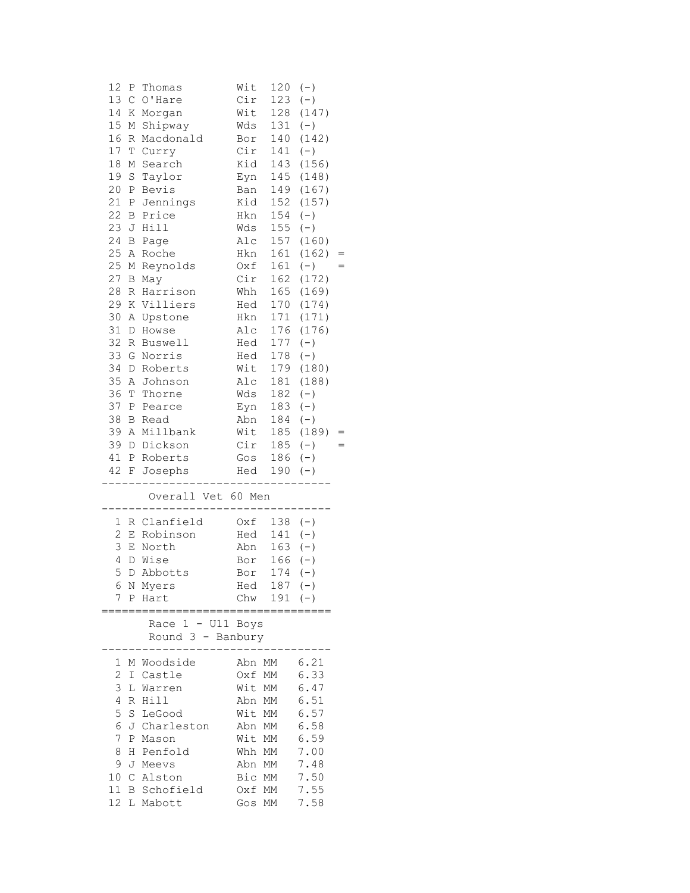| Pos | Init | Name | Club | Pts | Drop | Tie |
|---|---|---|---|---|---|---|
| 12 | P | Thomas | Wit | 120 | (-) | |
| 13 | C | O'Hare | Cir | 123 | (-) | |
| 14 | K | Morgan | Wit | 128 | (147) | |
| 15 | M | Shipway | Wds | 131 | (-) | |
| 16 | R | Macdonald | Bor | 140 | (142) | |
| 17 | T | Curry | Cir | 141 | (-) | |
| 18 | M | Search | Kid | 143 | (156) | |
| 19 | S | Taylor | Eyn | 145 | (148) | |
| 20 | P | Bevis | Ban | 149 | (167) | |
| 21 | P | Jennings | Kid | 152 | (157) | |
| 22 | B | Price | Hkn | 154 | (-) | |
| 23 | J | Hill | Wds | 155 | (-) | |
| 24 | B | Page | Alc | 157 | (160) | |
| 25 | A | Roche | Hkn | 161 | (162) | = |
| 25 | M | Reynolds | Oxf | 161 | (-) | = |
| 27 | B | May | Cir | 162 | (172) | |
| 28 | R | Harrison | Whh | 165 | (169) | |
| 29 | K | Villiers | Hed | 170 | (174) | |
| 30 | A | Upstone | Hkn | 171 | (171) | |
| 31 | D | Howse | Alc | 176 | (176) | |
| 32 | R | Buswell | Hed | 177 | (-) | |
| 33 | G | Norris | Hed | 178 | (-) | |
| 34 | D | Roberts | Wit | 179 | (180) | |
| 35 | A | Johnson | Alc | 181 | (188) | |
| 36 | T | Thorne | Wds | 182 | (-) | |
| 37 | P | Pearce | Eyn | 183 | (-) | |
| 38 | B | Read | Abn | 184 | (-) | |
| 39 | A | Millbank | Wit | 185 | (189) | = |
| 39 | D | Dickson | Cir | 185 | (-) | = |
| 41 | P | Roberts | Gos | 186 | (-) | |
| 42 | F | Josephs | Hed | 190 | (-) | |

## Overall Vet 60 Men

| Pos | Init | Name | Club | Pts | Drop |
|---|---|---|---|---|---|
| 1 | R | Clanfield | Oxf | 138 | (-) |
| 2 | E | Robinson | Hed | 141 | (-) |
| 3 | E | North | Abn | 163 | (-) |
| 4 | D | Wise | Bor | 166 | (-) |
| 5 | D | Abbotts | Bor | 174 | (-) |
| 6 | N | Myers | Hed | 187 | (-) |
| 7 | P | Hart | Chw | 191 | (-) |

## Race 1 - U11 Boys
### Round 3 - Banbury

| Pos | Init | Name | Club | Cat | Time |
|---|---|---|---|---|---|
| 1 | M | Woodside | Abn | MM | 6.21 |
| 2 | I | Castle | Oxf | MM | 6.33 |
| 3 | L | Warren | Wit | MM | 6.47 |
| 4 | R | Hill | Abn | MM | 6.51 |
| 5 | S | LeGood | Wit | MM | 6.57 |
| 6 | J | Charleston | Abn | MM | 6.58 |
| 7 | P | Mason | Wit | MM | 6.59 |
| 8 | H | Penfold | Whh | MM | 7.00 |
| 9 | J | Meevs | Abn | MM | 7.48 |
| 10 | C | Alston | Bic | MM | 7.50 |
| 11 | B | Schofield | Oxf | MM | 7.55 |
| 12 | L | Mabott | Gos | MM | 7.58 |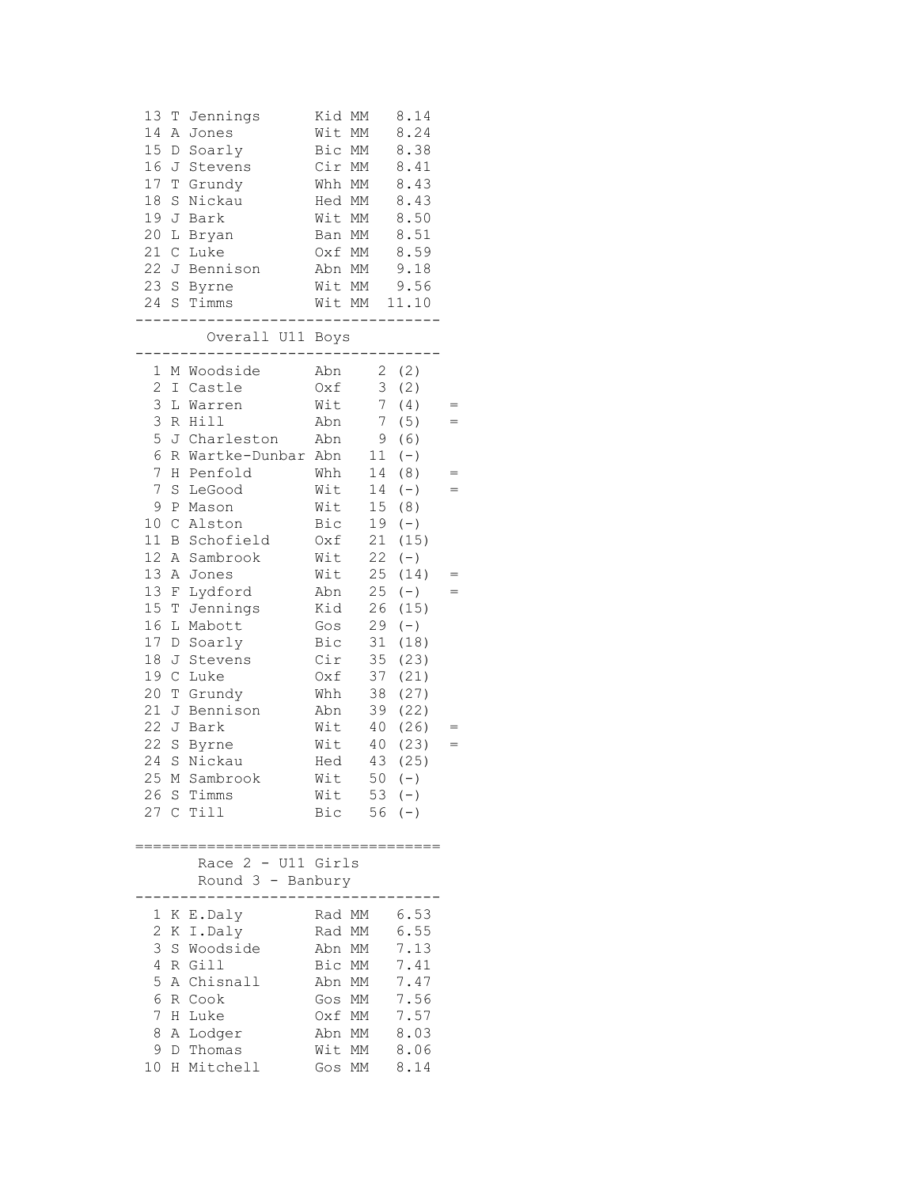| | | | | |
|---|---|---|---|---|
| 13 | T Jennings | Kid | MM | 8.14 |
| 14 | A Jones | Wit | MM | 8.24 |
| 15 | D Soarly | Bic | MM | 8.38 |
| 16 | J Stevens | Cir | MM | 8.41 |
| 17 | T Grundy | Whh | MM | 8.43 |
| 18 | S Nickau | Hed | MM | 8.43 |
| 19 | J Bark | Wit | MM | 8.50 |
| 20 | L Bryan | Ban | MM | 8.51 |
| 21 | C Luke | Oxf | MM | 8.59 |
| 22 | J Bennison | Abn | MM | 9.18 |
| 23 | S Byrne | Wit | MM | 9.56 |
| 24 | S Timms | Wit | MM | 11.10 |

## Overall U11 Boys

| | | | | | |
|---|---|---|---|---|---|
| 1 | M Woodside | Abn | 2 | (2) | |
| 2 | I Castle | Oxf | 3 | (2) | |
| 3 | L Warren | Wit | 7 | (4) | = |
| 3 | R Hill | Abn | 7 | (5) | = |
| 5 | J Charleston | Abn | 9 | (6) | |
| 6 | R Wartke-Dunbar | Abn | 11 | (-) | |
| 7 | H Penfold | Whh | 14 | (8) | = |
| 7 | S LeGood | Wit | 14 | (-) | = |
| 9 | P Mason | Wit | 15 | (8) | |
| 10 | C Alston | Bic | 19 | (-) | |
| 11 | B Schofield | Oxf | 21 | (15) | |
| 12 | A Sambrook | Wit | 22 | (-) | |
| 13 | A Jones | Wit | 25 | (14) | = |
| 13 | F Lydford | Abn | 25 | (-) | = |
| 15 | T Jennings | Kid | 26 | (15) | |
| 16 | L Mabott | Gos | 29 | (-) | |
| 17 | D Soarly | Bic | 31 | (18) | |
| 18 | J Stevens | Cir | 35 | (23) | |
| 19 | C Luke | Oxf | 37 | (21) | |
| 20 | T Grundy | Whh | 38 | (27) | |
| 21 | J Bennison | Abn | 39 | (22) | |
| 22 | J Bark | Wit | 40 | (26) | = |
| 22 | S Byrne | Wit | 40 | (23) | = |
| 24 | S Nickau | Hed | 43 | (25) | |
| 25 | M Sambrook | Wit | 50 | (-) | |
| 26 | S Timms | Wit | 53 | (-) | |
| 27 | C Till | Bic | 56 | (-) | |

## Race 2 - U11 Girls
### Round 3 - Banbury

| | | | | |
|---|---|---|---|---|
| 1 | K E.Daly | Rad | MM | 6.53 |
| 2 | K I.Daly | Rad | MM | 6.55 |
| 3 | S Woodside | Abn | MM | 7.13 |
| 4 | R Gill | Bic | MM | 7.41 |
| 5 | A Chisnall | Abn | MM | 7.47 |
| 6 | R Cook | Gos | MM | 7.56 |
| 7 | H Luke | Oxf | MM | 7.57 |
| 8 | A Lodger | Abn | MM | 8.03 |
| 9 | D Thomas | Wit | MM | 8.06 |
| 10 | H Mitchell | Gos | MM | 8.14 |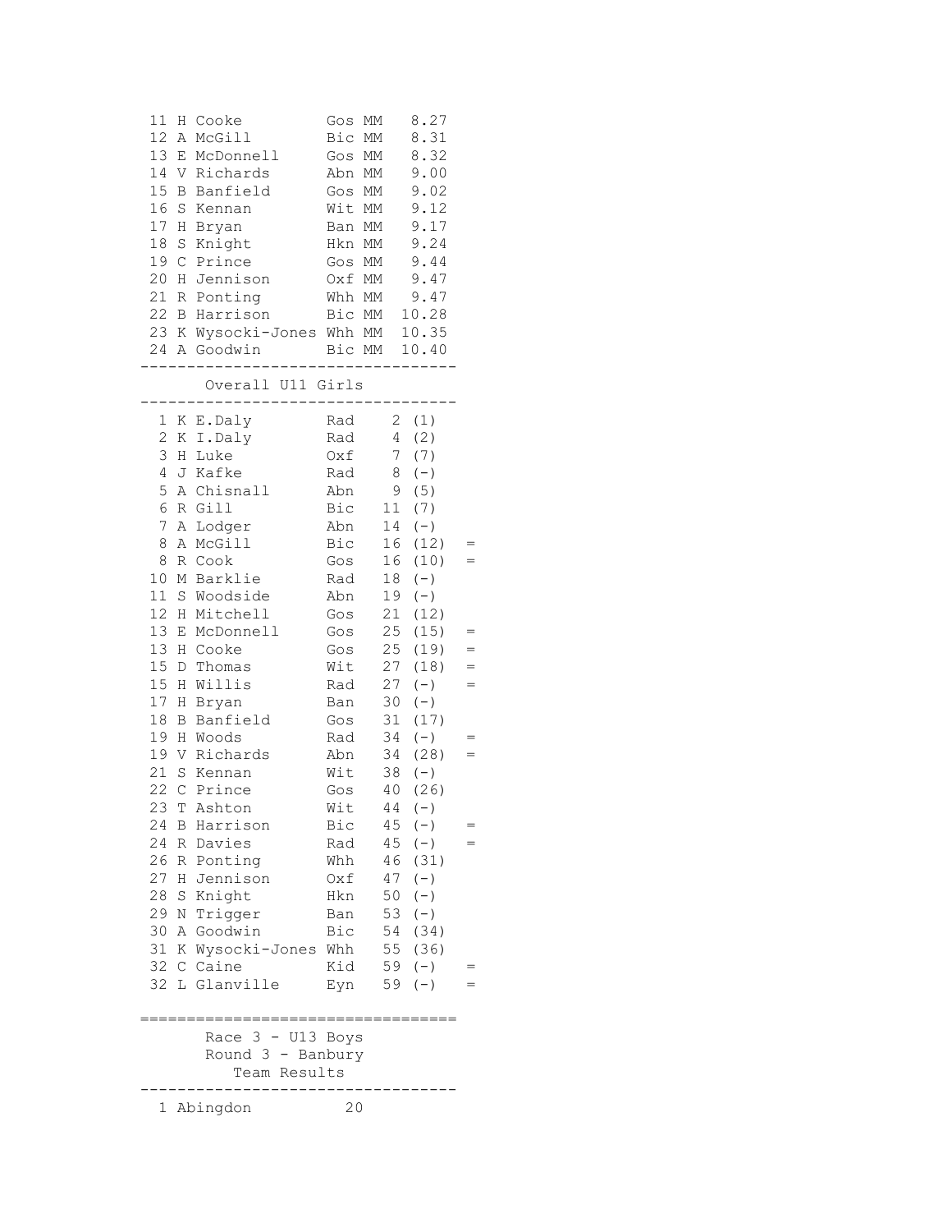| Pos | Name | Club | Cat | Time |
|---|---|---|---|---|
| 11 | H Cooke | Gos | MM | 8.27 |
| 12 | A McGill | Bic | MM | 8.31 |
| 13 | E McDonnell | Gos | MM | 8.32 |
| 14 | V Richards | Abn | MM | 9.00 |
| 15 | B Banfield | Gos | MM | 9.02 |
| 16 | S Kennan | Wit | MM | 9.12 |
| 17 | H Bryan | Ban | MM | 9.17 |
| 18 | S Knight | Hkn | MM | 9.24 |
| 19 | C Prince | Gos | MM | 9.44 |
| 20 | H Jennison | Oxf | MM | 9.47 |
| 21 | R Ponting | Whh | MM | 9.47 |
| 22 | B Harrison | Bic | MM | 10.28 |
| 23 | K Wysocki-Jones | Whh | MM | 10.35 |
| 24 | A Goodwin | Bic | MM | 10.40 |

## Overall U11 Girls

| Pos | Name | Club | Points | (Round) | |
|---|---|---|---|---|---|
| 1 | K E.Daly | Rad | 2 | (1) | |
| 2 | K I.Daly | Rad | 4 | (2) | |
| 3 | H Luke | Oxf | 7 | (7) | |
| 4 | J Kafke | Rad | 8 | (-) | |
| 5 | A Chisnall | Abn | 9 | (5) | |
| 6 | R Gill | Bic | 11 | (7) | |
| 7 | A Lodger | Abn | 14 | (-) | |
| 8 | A McGill | Bic | 16 | (12) | = |
| 8 | R Cook | Gos | 16 | (10) | = |
| 10 | M Barklie | Rad | 18 | (-) | |
| 11 | S Woodside | Abn | 19 | (-) | |
| 12 | H Mitchell | Gos | 21 | (12) | |
| 13 | E McDonnell | Gos | 25 | (15) | = |
| 13 | H Cooke | Gos | 25 | (19) | = |
| 15 | D Thomas | Wit | 27 | (18) | = |
| 15 | H Willis | Rad | 27 | (-) | = |
| 17 | H Bryan | Ban | 30 | (-) | |
| 18 | B Banfield | Gos | 31 | (17) | |
| 19 | H Woods | Rad | 34 | (-) | = |
| 19 | V Richards | Abn | 34 | (28) | = |
| 21 | S Kennan | Wit | 38 | (-) | |
| 22 | C Prince | Gos | 40 | (26) | |
| 23 | T Ashton | Wit | 44 | (-) | |
| 24 | B Harrison | Bic | 45 | (-) | = |
| 24 | R Davies | Rad | 45 | (-) | = |
| 26 | R Ponting | Whh | 46 | (31) | |
| 27 | H Jennison | Oxf | 47 | (-) | |
| 28 | S Knight | Hkn | 50 | (-) | |
| 29 | N Trigger | Ban | 53 | (-) | |
| 30 | A Goodwin | Bic | 54 | (34) | |
| 31 | K Wysocki-Jones | Whh | 55 | (36) | |
| 32 | C Caine | Kid | 59 | (-) | = |
| 32 | L Glanville | Eyn | 59 | (-) | = |

## Race 3 - U13 Boys
## Round 3 - Banbury
### Team Results

| Pos | Team | Points |
|---|---|---|
| 1 | Abingdon | 20 |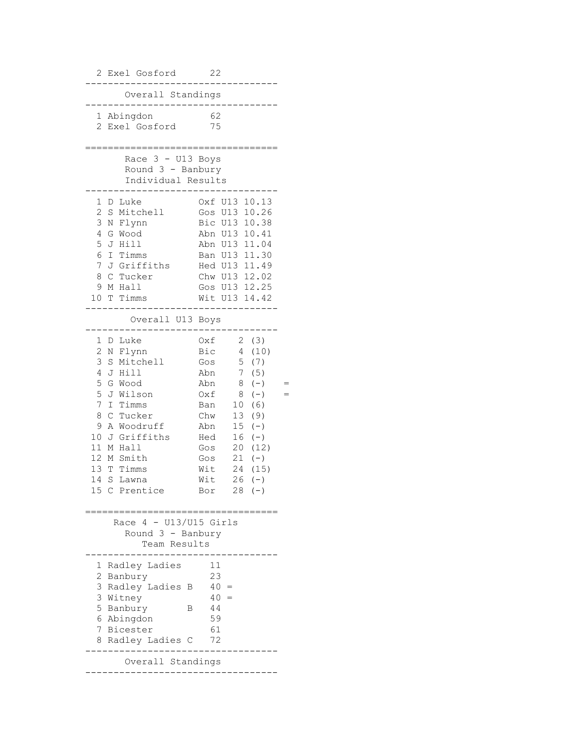| Pos | Team | Points |
|---|---|---|
| 2 | Exel Gosford | 22 |

## Overall Standings

| Pos | Team | Points |
|---|---|---|
| 1 | Abingdon | 62 |
| 2 | Exel Gosford | 75 |

## Race 3 - U13 Boys
### Round 3 - Banbury
### Individual Results

| Pos | Name | Club | Cat | Time |
|---|---|---|---|---|
| 1 | D Luke | Oxf | U13 | 10.13 |
| 2 | S Mitchell | Gos | U13 | 10.26 |
| 3 | N Flynn | Bic | U13 | 10.38 |
| 4 | G Wood | Abn | U13 | 10.41 |
| 5 | J Hill | Abn | U13 | 11.04 |
| 6 | I Timms | Ban | U13 | 11.30 |
| 7 | J Griffiths | Hed | U13 | 11.49 |
| 8 | C Tucker | Chw | U13 | 12.02 |
| 9 | M Hall | Gos | U13 | 12.25 |
| 10 | T Timms | Wit | U13 | 14.42 |

### Overall U13 Boys

| Pos | Name | Club | Points | Discard | |
|---|---|---|---|---|---|
| 1 | D Luke | Oxf | 2 | (3) | |
| 2 | N Flynn | Bic | 4 | (10) | |
| 3 | S Mitchell | Gos | 5 | (7) | |
| 4 | J Hill | Abn | 7 | (5) | |
| 5 | G Wood | Abn | 8 | (-) | = |
| 5 | J Wilson | Oxf | 8 | (-) | = |
| 7 | I Timms | Ban | 10 | (6) | |
| 8 | C Tucker | Chw | 13 | (9) | |
| 9 | A Woodruff | Abn | 15 | (-) | |
| 10 | J Griffiths | Hed | 16 | (-) | |
| 11 | M Hall | Gos | 20 | (12) | |
| 12 | M Smith | Gos | 21 | (-) | |
| 13 | T Timms | Wit | 24 | (15) | |
| 14 | S Lawna | Wit | 26 | (-) | |
| 15 | C Prentice | Bor | 28 | (-) | |

## Race 4 - U13/U15 Girls
### Round 3 - Banbury
### Team Results

| Pos | Team | Points | |
|---|---|---|---|
| 1 | Radley Ladies | 11 | |
| 2 | Banbury | 23 | |
| 3 | Radley Ladies B | 40 | = |
| 3 | Witney | 40 | = |
| 5 | Banbury B | 44 | |
| 6 | Abingdon | 59 | |
| 7 | Bicester | 61 | |
| 8 | Radley Ladies C | 72 | |

## Overall Standings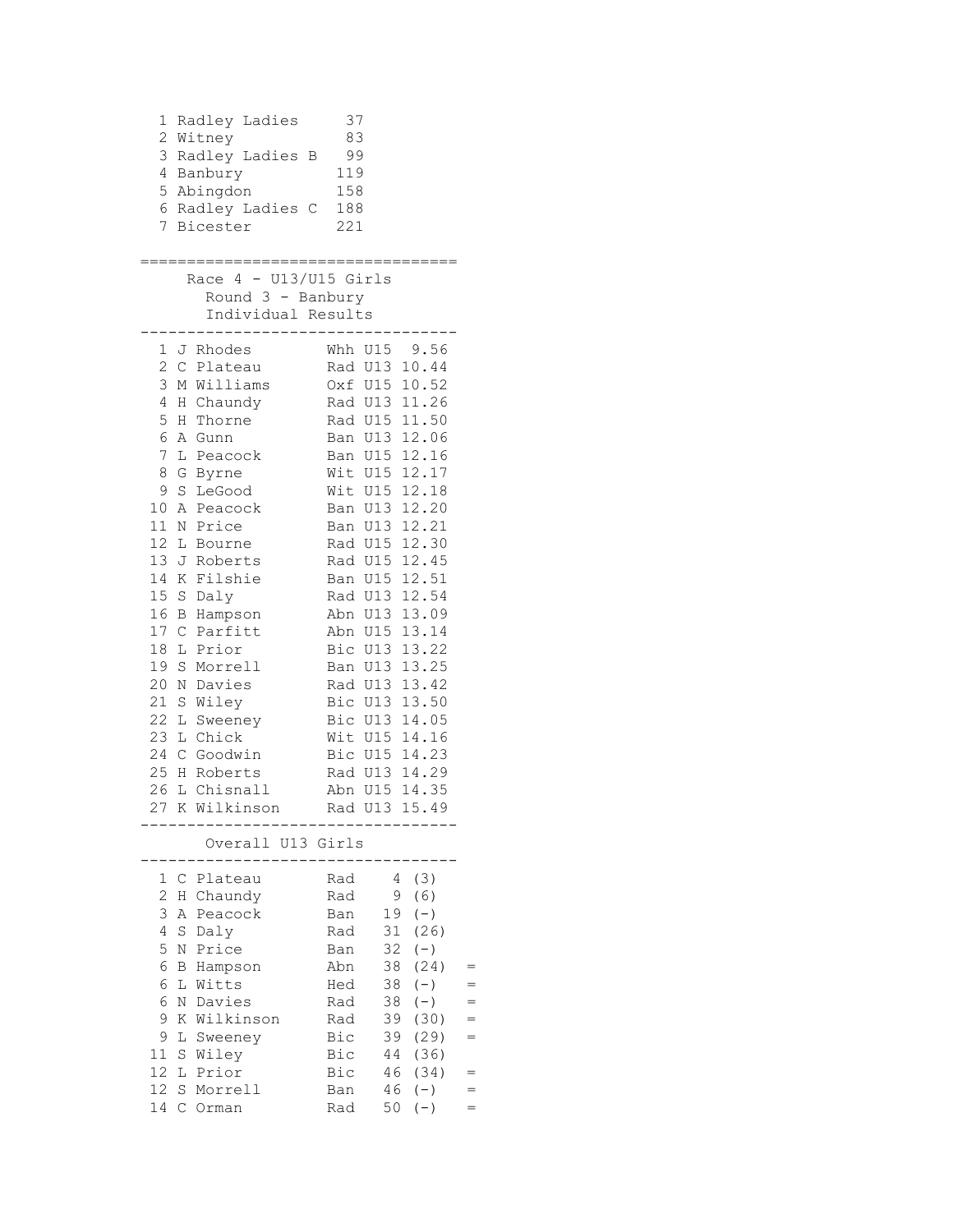| Pos | Team | Points |
|---|---|---|
| 1 | Radley Ladies | 37 |
| 2 | Witney | 83 |
| 3 | Radley Ladies B | 99 |
| 4 | Banbury | 119 |
| 5 | Abingdon | 158 |
| 6 | Radley Ladies C | 188 |
| 7 | Bicester | 221 |

## Race 4 - U13/U15 Girls

### Round 3 - Banbury

### Individual Results

| Pos | Name | Club | Cat | Time |
|---|---|---|---|---|
| 1 | J Rhodes | Whh | U15 | 9.56 |
| 2 | C Plateau | Rad | U13 | 10.44 |
| 3 | M Williams | Oxf | U15 | 10.52 |
| 4 | H Chaundy | Rad | U13 | 11.26 |
| 5 | H Thorne | Rad | U15 | 11.50 |
| 6 | A Gunn | Ban | U13 | 12.06 |
| 7 | L Peacock | Ban | U15 | 12.16 |
| 8 | G Byrne | Wit | U15 | 12.17 |
| 9 | S LeGood | Wit | U15 | 12.18 |
| 10 | A Peacock | Ban | U13 | 12.20 |
| 11 | N Price | Ban | U13 | 12.21 |
| 12 | L Bourne | Rad | U15 | 12.30 |
| 13 | J Roberts | Rad | U15 | 12.45 |
| 14 | K Filshie | Ban | U15 | 12.51 |
| 15 | S Daly | Rad | U13 | 12.54 |
| 16 | B Hampson | Abn | U13 | 13.09 |
| 17 | C Parfitt | Abn | U15 | 13.14 |
| 18 | L Prior | Bic | U13 | 13.22 |
| 19 | S Morrell | Ban | U13 | 13.25 |
| 20 | N Davies | Rad | U13 | 13.42 |
| 21 | S Wiley | Bic | U13 | 13.50 |
| 22 | L Sweeney | Bic | U13 | 14.05 |
| 23 | L Chick | Wit | U15 | 14.16 |
| 24 | C Goodwin | Bic | U15 | 14.23 |
| 25 | H Roberts | Rad | U13 | 14.29 |
| 26 | L Chisnall | Abn | U15 | 14.35 |
| 27 | K Wilkinson | Rad | U13 | 15.49 |

### Overall U13 Girls

| Pos | Name | Club | Points | | |
|---|---|---|---|---|---|
| 1 | C Plateau | Rad | 4 | (3) | |
| 2 | H Chaundy | Rad | 9 | (6) | |
| 3 | A Peacock | Ban | 19 | (-) | |
| 4 | S Daly | Rad | 31 | (26) | |
| 5 | N Price | Ban | 32 | (-) | |
| 6 | B Hampson | Abn | 38 | (24) | = |
| 6 | L Witts | Hed | 38 | (-) | = |
| 6 | N Davies | Rad | 38 | (-) | = |
| 9 | K Wilkinson | Rad | 39 | (30) | = |
| 9 | L Sweeney | Bic | 39 | (29) | = |
| 11 | S Wiley | Bic | 44 | (36) | |
| 12 | L Prior | Bic | 46 | (34) | = |
| 12 | S Morrell | Ban | 46 | (-) | = |
| 14 | C Orman | Rad | 50 | (-) | = |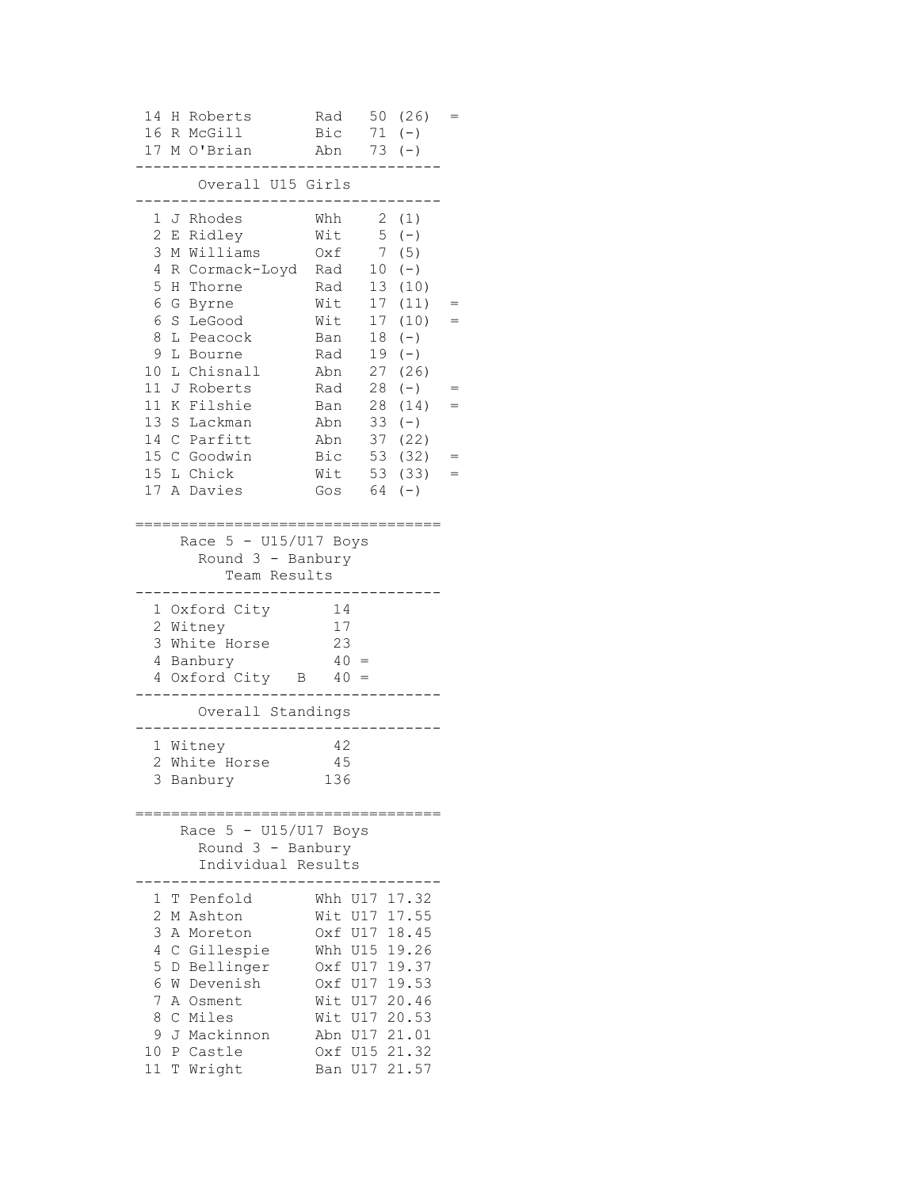| Pos | Name | Club | Points | | |
|---|---|---|---|---|---|
| 14 | H Roberts | Rad | 50 | (26) | = |
| 16 | R McGill | Bic | 71 | (-) | |
| 17 | M O'Brian | Abn | 73 | (-) | |

## Overall U15 Girls

| Pos | Name | Club | Points | | |
|---|---|---|---|---|---|
| 1 | J Rhodes | Whh | 2 | (1) | |
| 2 | E Ridley | Wit | 5 | (-) | |
| 3 | M Williams | Oxf | 7 | (5) | |
| 4 | R Cormack-Loyd | Rad | 10 | (-) | |
| 5 | H Thorne | Rad | 13 | (10) | |
| 6 | G Byrne | Wit | 17 | (11) | = |
| 6 | S LeGood | Wit | 17 | (10) | = |
| 8 | L Peacock | Ban | 18 | (-) | |
| 9 | L Bourne | Rad | 19 | (-) | |
| 10 | L Chisnall | Abn | 27 | (26) | |
| 11 | J Roberts | Rad | 28 | (-) | = |
| 11 | K Filshie | Ban | 28 | (14) | = |
| 13 | S Lackman | Abn | 33 | (-) | |
| 14 | C Parfitt | Abn | 37 | (22) | |
| 15 | C Goodwin | Bic | 53 | (32) | = |
| 15 | L Chick | Wit | 53 | (33) | = |
| 17 | A Davies | Gos | 64 | (-) | |

## Race 5 - U15/U17 Boys
### Round 3 - Banbury
### Team Results

| Pos | Team | Points | |
|---|---|---|---|
| 1 | Oxford City | 14 | |
| 2 | Witney | 17 | |
| 3 | White Horse | 23 | |
| 4 | Banbury | 40 | = |
| 4 | Oxford City B | 40 | = |

### Overall Standings

| Pos | Team | Points |
|---|---|---|
| 1 | Witney | 42 |
| 2 | White Horse | 45 |
| 3 | Banbury | 136 |

## Race 5 - U15/U17 Boys
### Round 3 - Banbury
### Individual Results

| Pos | Name | Club | Cat | Time |
|---|---|---|---|---|
| 1 | T Penfold | Whh | U17 | 17.32 |
| 2 | M Ashton | Wit | U17 | 17.55 |
| 3 | A Moreton | Oxf | U17 | 18.45 |
| 4 | C Gillespie | Whh | U15 | 19.26 |
| 5 | D Bellinger | Oxf | U17 | 19.37 |
| 6 | W Devenish | Oxf | U17 | 19.53 |
| 7 | A Osment | Wit | U17 | 20.46 |
| 8 | C Miles | Wit | U17 | 20.53 |
| 9 | J Mackinnon | Abn | U17 | 21.01 |
| 10 | P Castle | Oxf | U15 | 21.32 |
| 11 | T Wright | Ban | U17 | 21.57 |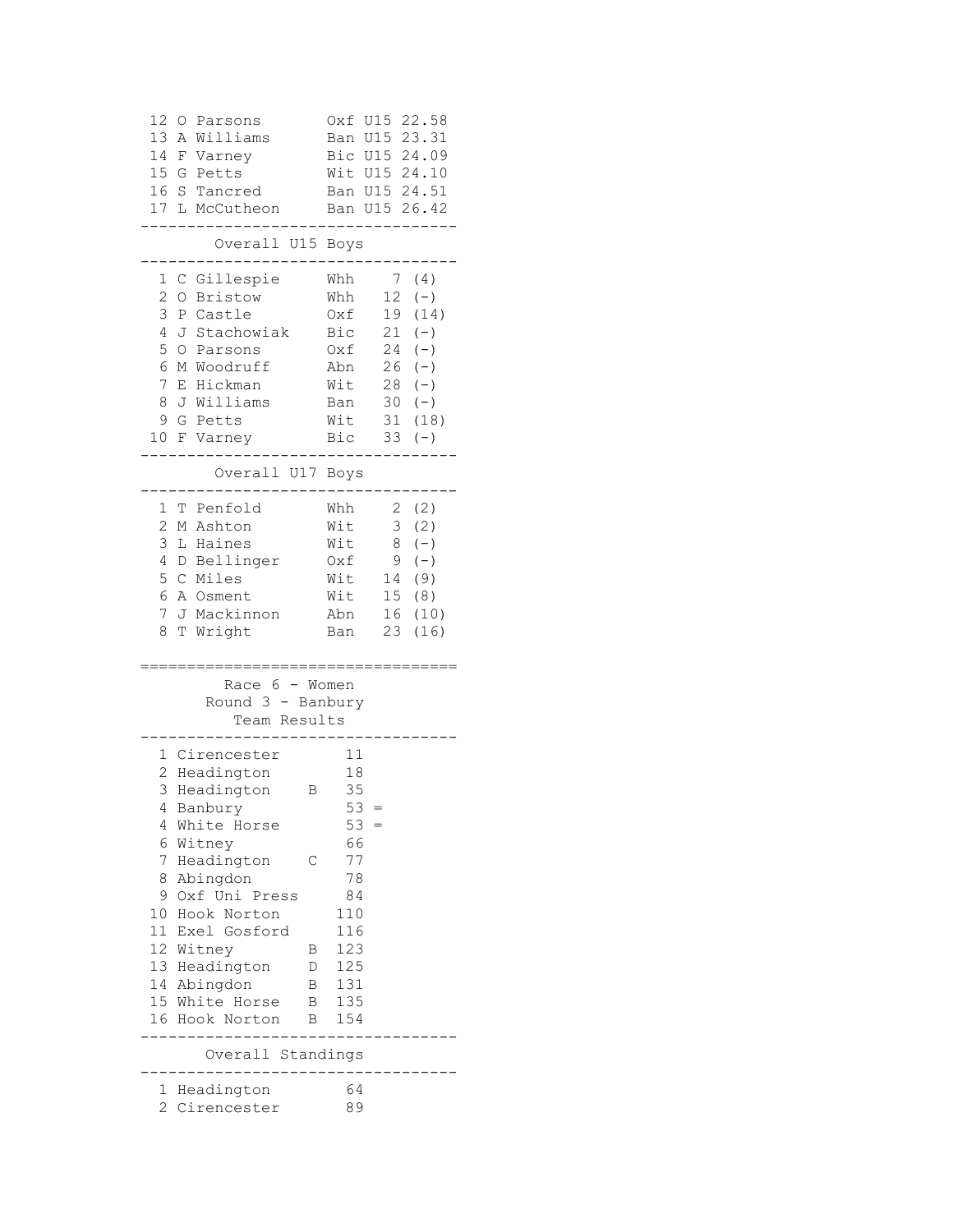| | | | | |
|---|---|---|---|---|
| 12 | O Parsons | Oxf | U15 | 22.58 |
| 13 | A Williams | Ban | U15 | 23.31 |
| 14 | F Varney | Bic | U15 | 24.09 |
| 15 | G Petts | Wit | U15 | 24.10 |
| 16 | S Tancred | Ban | U15 | 24.51 |
| 17 | L McCutheon | Ban | U15 | 26.42 |

## Overall U15 Boys

| | | | | |
|---|---|---|---|---|
| 1 | C Gillespie | Whh | 7 | (4) |
| 2 | O Bristow | Whh | 12 | (-) |
| 3 | P Castle | Oxf | 19 | (14) |
| 4 | J Stachowiak | Bic | 21 | (-) |
| 5 | O Parsons | Oxf | 24 | (-) |
| 6 | M Woodruff | Abn | 26 | (-) |
| 7 | E Hickman | Wit | 28 | (-) |
| 8 | J Williams | Ban | 30 | (-) |
| 9 | G Petts | Wit | 31 | (18) |
| 10 | F Varney | Bic | 33 | (-) |

## Overall U17 Boys

| | | | | |
|---|---|---|---|---|
| 1 | T Penfold | Whh | 2 | (2) |
| 2 | M Ashton | Wit | 3 | (2) |
| 3 | L Haines | Wit | 8 | (-) |
| 4 | D Bellinger | Oxf | 9 | (-) |
| 5 | C Miles | Wit | 14 | (9) |
| 6 | A Osment | Wit | 15 | (8) |
| 7 | J Mackinnon | Abn | 16 | (10) |
| 8 | T Wright | Ban | 23 | (16) |

# Race 6 - Women
## Round 3 - Banbury
### Team Results

| | | | | |
|---|---|---|---|---|
| 1 | Cirencester | | 11 | |
| 2 | Headington | | 18 | |
| 3 | Headington | B | 35 | |
| 4 | Banbury | | 53 | = |
| 4 | White Horse | | 53 | = |
| 6 | Witney | | 66 | |
| 7 | Headington | C | 77 | |
| 8 | Abingdon | | 78 | |
| 9 | Oxf Uni Press | | 84 | |
| 10 | Hook Norton | | 110 | |
| 11 | Exel Gosford | | 116 | |
| 12 | Witney | B | 123 | |
| 13 | Headington | D | 125 | |
| 14 | Abingdon | B | 131 | |
| 15 | White Horse | B | 135 | |
| 16 | Hook Norton | B | 154 | |

## Overall Standings

| | | |
|---|---|---|
| 1 | Headington | 64 |
| 2 | Cirencester | 89 |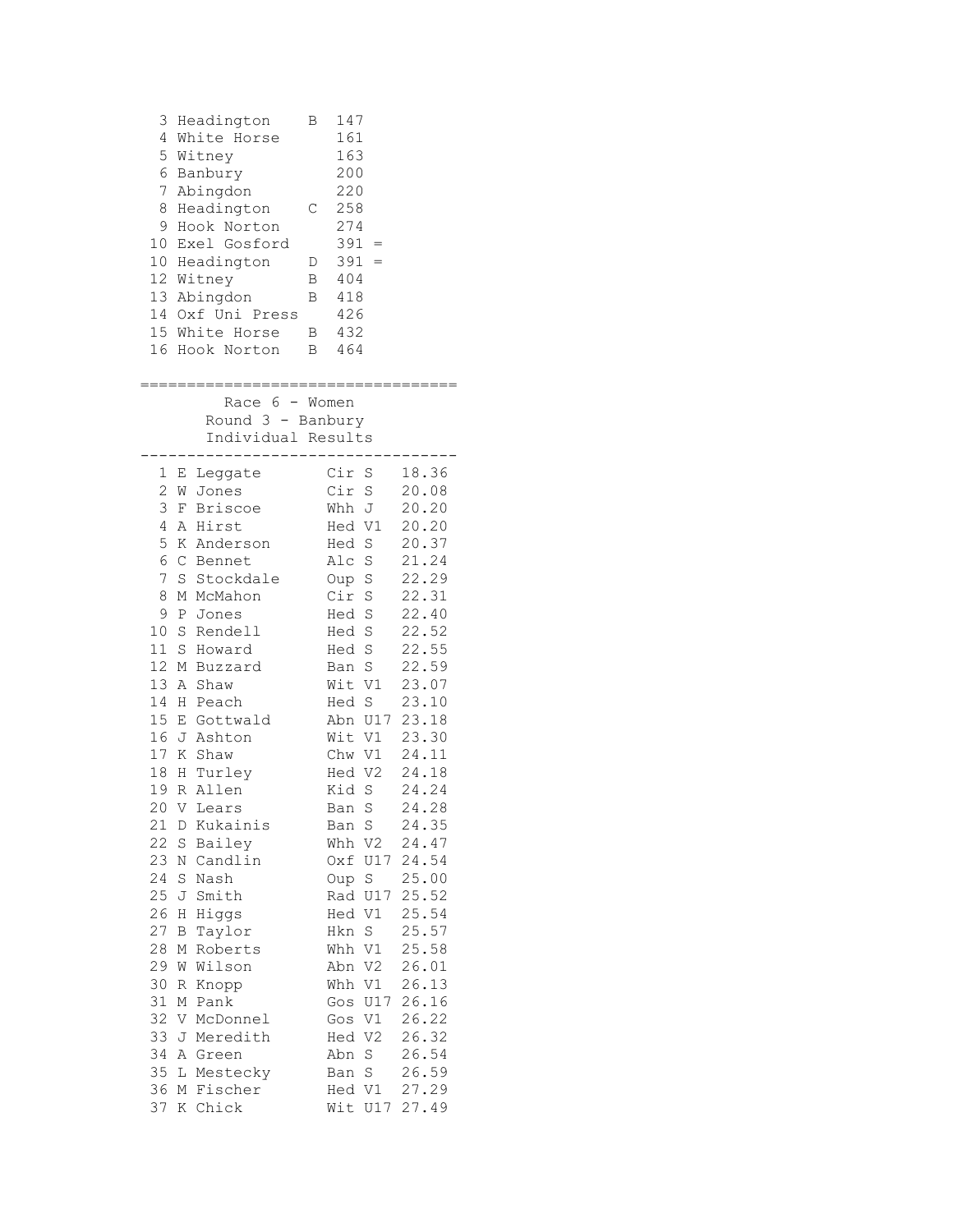| | | | | |
|---|---|---|---|---|
| 3 | Headington | B | 147 | |
| 4 | White Horse | | 161 | |
| 5 | Witney | | 163 | |
| 6 | Banbury | | 200 | |
| 7 | Abingdon | | 220 | |
| 8 | Headington | C | 258 | |
| 9 | Hook Norton | | 274 | |
| 10 | Exel Gosford | | 391 | = |
| 10 | Headington | D | 391 | = |
| 12 | Witney | B | 404 | |
| 13 | Abingdon | B | 418 | |
| 14 | Oxf Uni Press | | 426 | |
| 15 | White Horse | B | 432 | |
| 16 | Hook Norton | B | 464 | |

## Race 6 - Women

### Round 3 - Banbury

### Individual Results

| Pos | Name | Club | Cat | Time |
|---|---|---|---|---|
| 1 | E Leggate | Cir | S | 18.36 |
| 2 | W Jones | Cir | S | 20.08 |
| 3 | F Briscoe | Whh | J | 20.20 |
| 4 | A Hirst | Hed | V1 | 20.20 |
| 5 | K Anderson | Hed | S | 20.37 |
| 6 | C Bennet | Alc | S | 21.24 |
| 7 | S Stockdale | Oup | S | 22.29 |
| 8 | M McMahon | Cir | S | 22.31 |
| 9 | P Jones | Hed | S | 22.40 |
| 10 | S Rendell | Hed | S | 22.52 |
| 11 | S Howard | Hed | S | 22.55 |
| 12 | M Buzzard | Ban | S | 22.59 |
| 13 | A Shaw | Wit | V1 | 23.07 |
| 14 | H Peach | Hed | S | 23.10 |
| 15 | E Gottwald | Abn | U17 | 23.18 |
| 16 | J Ashton | Wit | V1 | 23.30 |
| 17 | K Shaw | Chw | V1 | 24.11 |
| 18 | H Turley | Hed | V2 | 24.18 |
| 19 | R Allen | Kid | S | 24.24 |
| 20 | V Lears | Ban | S | 24.28 |
| 21 | D Kukainis | Ban | S | 24.35 |
| 22 | S Bailey | Whh | V2 | 24.47 |
| 23 | N Candlin | Oxf | U17 | 24.54 |
| 24 | S Nash | Oup | S | 25.00 |
| 25 | J Smith | Rad | U17 | 25.52 |
| 26 | H Higgs | Hed | V1 | 25.54 |
| 27 | B Taylor | Hkn | S | 25.57 |
| 28 | M Roberts | Whh | V1 | 25.58 |
| 29 | W Wilson | Abn | V2 | 26.01 |
| 30 | R Knopp | Whh | V1 | 26.13 |
| 31 | M Pank | Gos | U17 | 26.16 |
| 32 | V McDonnel | Gos | V1 | 26.22 |
| 33 | J Meredith | Hed | V2 | 26.32 |
| 34 | A Green | Abn | S | 26.54 |
| 35 | L Mestecky | Ban | S | 26.59 |
| 36 | M Fischer | Hed | V1 | 27.29 |
| 37 | K Chick | Wit | U17 | 27.49 |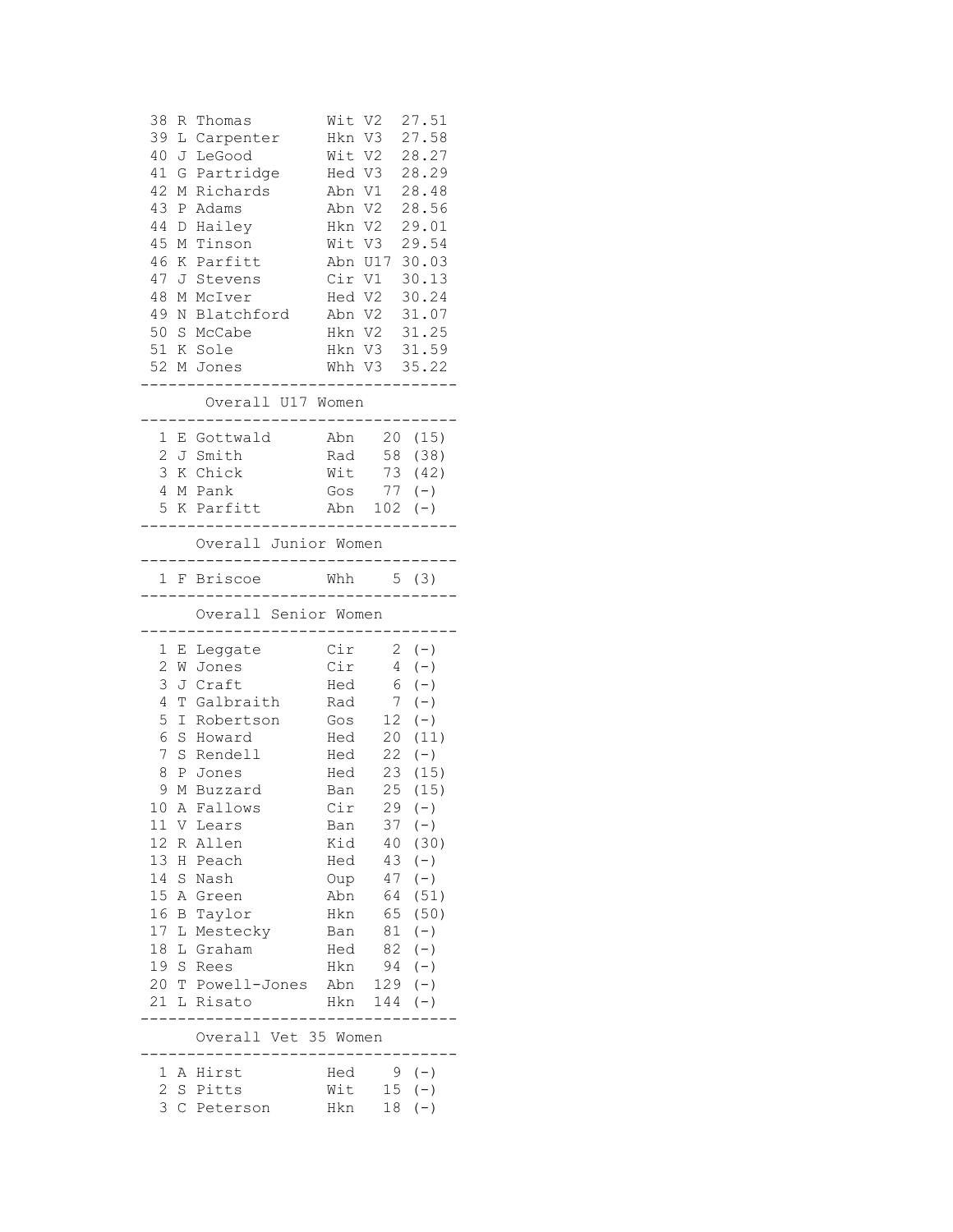| Pos | Name | Club | Cat | Time |
|---|---|---|---|---|
| 38 | R Thomas | Wit | V2 | 27.51 |
| 39 | L Carpenter | Hkn | V3 | 27.58 |
| 40 | J LeGood | Wit | V2 | 28.27 |
| 41 | G Partridge | Hed | V3 | 28.29 |
| 42 | M Richards | Abn | V1 | 28.48 |
| 43 | P Adams | Abn | V2 | 28.56 |
| 44 | D Hailey | Hkn | V2 | 29.01 |
| 45 | M Tinson | Wit | V3 | 29.54 |
| 46 | K Parfitt | Abn | U17 | 30.03 |
| 47 | J Stevens | Cir | V1 | 30.13 |
| 48 | M McIver | Hed | V2 | 30.24 |
| 49 | N Blatchford | Abn | V2 | 31.07 |
| 50 | S McCabe | Hkn | V2 | 31.25 |
| 51 | K Sole | Hkn | V3 | 31.59 |
| 52 | M Jones | Whh | V3 | 35.22 |

## Overall U17 Women

| Pos | Name | Club | Points | |
|---|---|---|---|---|
| 1 | E Gottwald | Abn | 20 | (15) |
| 2 | J Smith | Rad | 58 | (38) |
| 3 | K Chick | Wit | 73 | (42) |
| 4 | M Pank | Gos | 77 | (-) |
| 5 | K Parfitt | Abn | 102 | (-) |

## Overall Junior Women

| Pos | Name | Club | Points | |
|---|---|---|---|---|
| 1 | F Briscoe | Whh | 5 | (3) |

## Overall Senior Women

| Pos | Name | Club | Points | |
|---|---|---|---|---|
| 1 | E Leggate | Cir | 2 | (-) |
| 2 | W Jones | Cir | 4 | (-) |
| 3 | J Craft | Hed | 6 | (-) |
| 4 | T Galbraith | Rad | 7 | (-) |
| 5 | I Robertson | Gos | 12 | (-) |
| 6 | S Howard | Hed | 20 | (11) |
| 7 | S Rendell | Hed | 22 | (-) |
| 8 | P Jones | Hed | 23 | (15) |
| 9 | M Buzzard | Ban | 25 | (15) |
| 10 | A Fallows | Cir | 29 | (-) |
| 11 | V Lears | Ban | 37 | (-) |
| 12 | R Allen | Kid | 40 | (30) |
| 13 | H Peach | Hed | 43 | (-) |
| 14 | S Nash | Oup | 47 | (-) |
| 15 | A Green | Abn | 64 | (51) |
| 16 | B Taylor | Hkn | 65 | (50) |
| 17 | L Mestecky | Ban | 81 | (-) |
| 18 | L Graham | Hed | 82 | (-) |
| 19 | S Rees | Hkn | 94 | (-) |
| 20 | T Powell-Jones | Abn | 129 | (-) |
| 21 | L Risato | Hkn | 144 | (-) |

## Overall Vet 35 Women

| Pos | Name | Club | Points | |
|---|---|---|---|---|
| 1 | A Hirst | Hed | 9 | (-) |
| 2 | S Pitts | Wit | 15 | (-) |
| 3 | C Peterson | Hkn | 18 | (-) |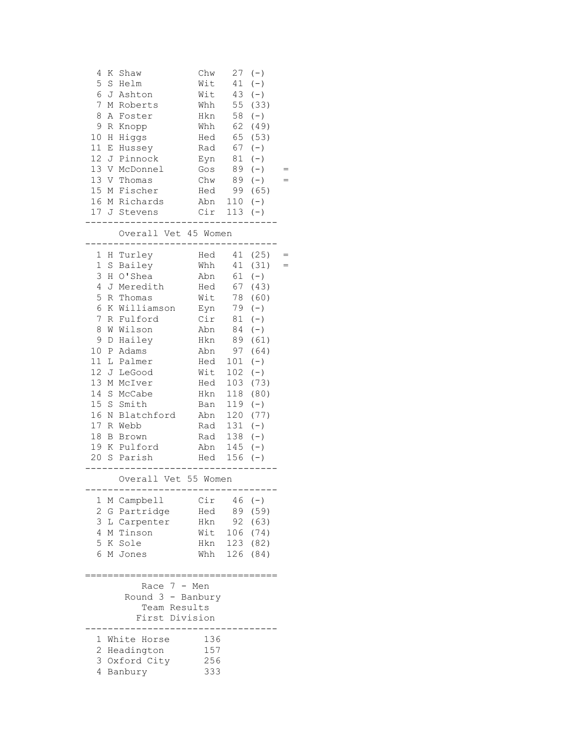| Pos | Name | Club | Points | | |
|---|---|---|---|---|---|
| 4 | K Shaw | Chw | 27 | (-) | |
| 5 | S Helm | Wit | 41 | (-) | |
| 6 | J Ashton | Wit | 43 | (-) | |
| 7 | M Roberts | Whh | 55 | (33) | |
| 8 | A Foster | Hkn | 58 | (-) | |
| 9 | R Knopp | Whh | 62 | (49) | |
| 10 | H Higgs | Hed | 65 | (53) | |
| 11 | E Hussey | Rad | 67 | (-) | |
| 12 | J Pinnock | Eyn | 81 | (-) | |
| 13 | V McDonnel | Gos | 89 | (-) | = |
| 13 | V Thomas | Chw | 89 | (-) | = |
| 15 | M Fischer | Hed | 99 | (65) | |
| 16 | M Richards | Abn | 110 | (-) | |
| 17 | J Stevens | Cir | 113 | (-) | |

## Overall Vet 45 Women

| Pos | Name | Club | Points | | |
|---|---|---|---|---|---|
| 1 | H Turley | Hed | 41 | (25) | = |
| 1 | S Bailey | Whh | 41 | (31) | = |
| 3 | H O'Shea | Abn | 61 | (-) | |
| 4 | J Meredith | Hed | 67 | (43) | |
| 5 | R Thomas | Wit | 78 | (60) | |
| 6 | K Williamson | Eyn | 79 | (-) | |
| 7 | R Fulford | Cir | 81 | (-) | |
| 8 | W Wilson | Abn | 84 | (-) | |
| 9 | D Hailey | Hkn | 89 | (61) | |
| 10 | P Adams | Abn | 97 | (64) | |
| 11 | L Palmer | Hed | 101 | (-) | |
| 12 | J LeGood | Wit | 102 | (-) | |
| 13 | M McIver | Hed | 103 | (73) | |
| 14 | S McCabe | Hkn | 118 | (80) | |
| 15 | S Smith | Ban | 119 | (-) | |
| 16 | N Blatchford | Abn | 120 | (77) | |
| 17 | R Webb | Rad | 131 | (-) | |
| 18 | B Brown | Rad | 138 | (-) | |
| 19 | K Pulford | Abn | 145 | (-) | |
| 20 | S Parish | Hed | 156 | (-) | |

## Overall Vet 55 Women

| Pos | Name | Club | Points | |
|---|---|---|---|---|
| 1 | M Campbell | Cir | 46 | (-) |
| 2 | G Partridge | Hed | 89 | (59) |
| 3 | L Carpenter | Hkn | 92 | (63) |
| 4 | M Tinson | Wit | 106 | (74) |
| 5 | K Sole | Hkn | 123 | (82) |
| 6 | M Jones | Whh | 126 | (84) |

# Race 7 - Men
## Round 3 - Banbury
## Team Results
## First Division

| Pos | Team | Points |
|---|---|---|
| 1 | White Horse | 136 |
| 2 | Headington | 157 |
| 3 | Oxford City | 256 |
| 4 | Banbury | 333 |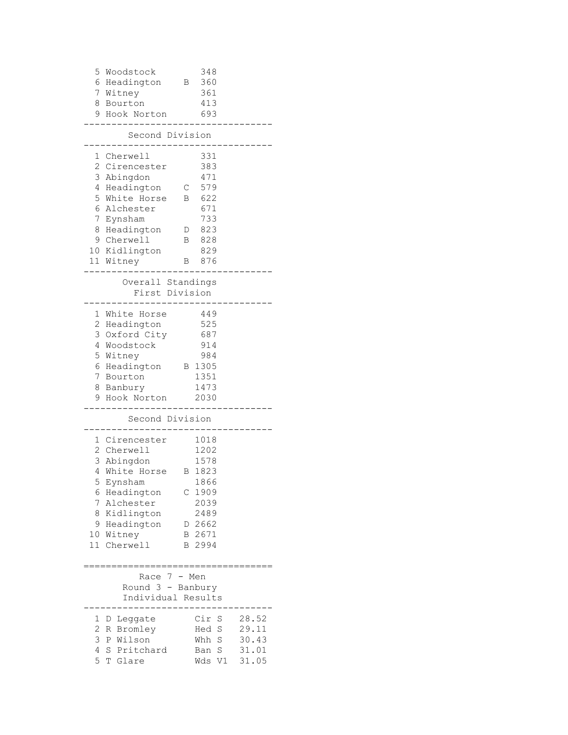| | | | |
|---|---|---|---|
| 5 | Woodstock | | 348 |
| 6 | Headington | B | 360 |
| 7 | Witney | | 361 |
| 8 | Bourton | | 413 |
| 9 | Hook Norton | | 693 |

## Second Division

| | | | |
|---|---|---|---|
| 1 | Cherwell | | 331 |
| 2 | Cirencester | | 383 |
| 3 | Abingdon | | 471 |
| 4 | Headington | C | 579 |
| 5 | White Horse | B | 622 |
| 6 | Alchester | | 671 |
| 7 | Eynsham | | 733 |
| 8 | Headington | D | 823 |
| 9 | Cherwell | B | 828 |
| 10 | Kidlington | | 829 |
| 11 | Witney | B | 876 |

## Overall Standings

### First Division

| | | | |
|---|---|---|---|
| 1 | White Horse | | 449 |
| 2 | Headington | | 525 |
| 3 | Oxford City | | 687 |
| 4 | Woodstock | | 914 |
| 5 | Witney | | 984 |
| 6 | Headington | B | 1305 |
| 7 | Bourton | | 1351 |
| 8 | Banbury | | 1473 |
| 9 | Hook Norton | | 2030 |

### Second Division

| | | | |
|---|---|---|---|
| 1 | Cirencester | | 1018 |
| 2 | Cherwell | | 1202 |
| 3 | Abingdon | | 1578 |
| 4 | White Horse | B | 1823 |
| 5 | Eynsham | | 1866 |
| 6 | Headington | C | 1909 |
| 7 | Alchester | | 2039 |
| 8 | Kidlington | | 2489 |
| 9 | Headington | D | 2662 |
| 10 | Witney | B | 2671 |
| 11 | Cherwell | B | 2994 |

# Race 7 - Men

## Round 3 - Banbury

### Individual Results

| | | | | |
|---|---|---|---|---|
| 1 | D Leggate | Cir | S | 28.52 |
| 2 | R Bromley | Hed | S | 29.11 |
| 3 | P Wilson | Whh | S | 30.43 |
| 4 | S Pritchard | Ban | S | 31.01 |
| 5 | T Glare | Wds | V1 | 31.05 |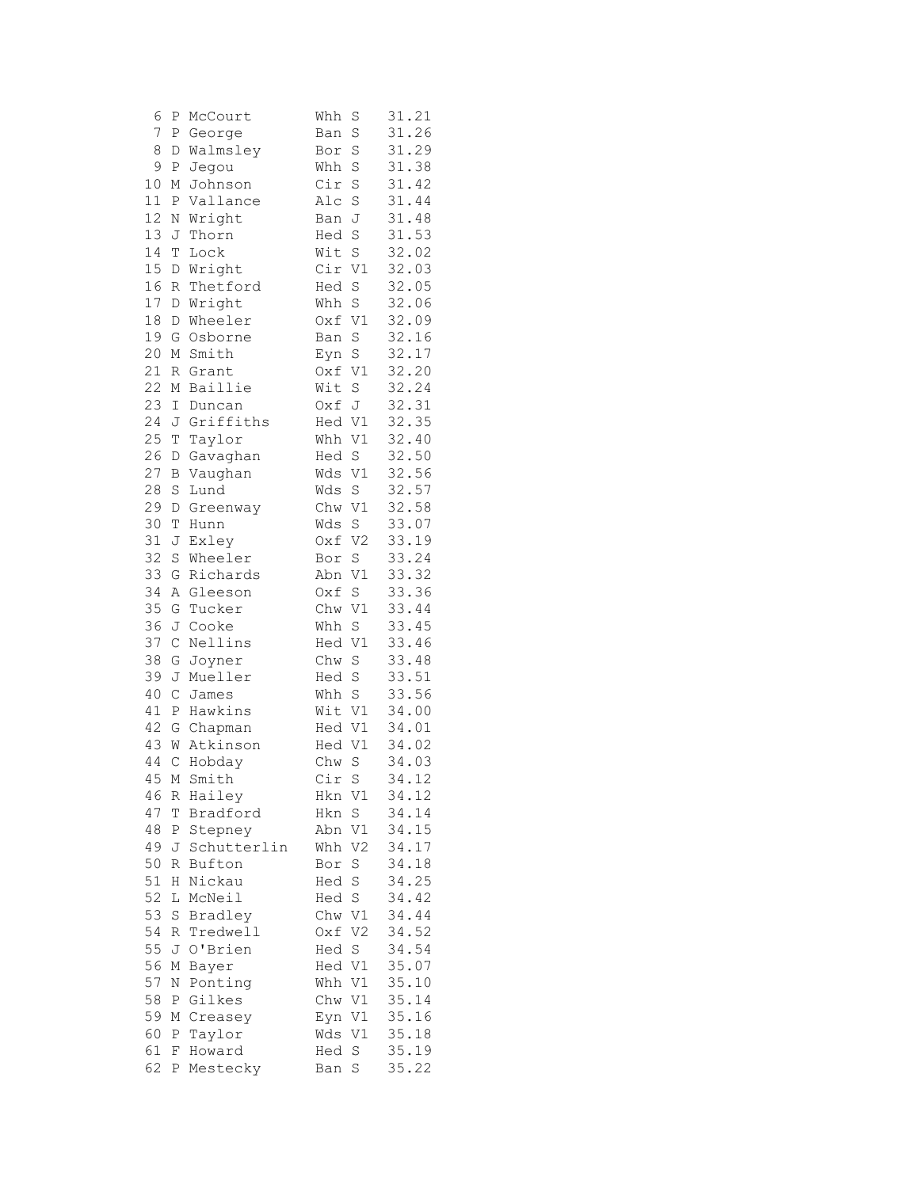```
 6 P McCourt       Whh S    31.21
 7 P George        Ban S    31.26
 8 D Walmsley      Bor S    31.29
 9 P Jegou         Whh S    31.38
10 M Johnson       Cir S    31.42
11 P Vallance      Alc S    31.44
12 N Wright        Ban J    31.48
13 J Thorn         Hed S    31.53
14 T Lock          Wit S    32.02
15 D Wright        Cir V1   32.03
16 R Thetford      Hed S    32.05
17 D Wright        Whh S    32.06
18 D Wheeler       Oxf V1   32.09
19 G Osborne       Ban S    32.16
20 M Smith         Eyn S    32.17
21 R Grant         Oxf V1   32.20
22 M Baillie       Wit S    32.24
23 I Duncan        Oxf J    32.31
24 J Griffiths     Hed V1   32.35
25 T Taylor        Whh V1   32.40
26 D Gavaghan      Hed S    32.50
27 B Vaughan       Wds V1   32.56
28 S Lund          Wds S    32.57
29 D Greenway      Chw V1   32.58
30 T Hunn          Wds S    33.07
31 J Exley         Oxf V2   33.19
32 S Wheeler       Bor S    33.24
33 G Richards      Abn V1   33.32
34 A Gleeson       Oxf S    33.36
35 G Tucker        Chw V1   33.44
36 J Cooke         Whh S    33.45
37 C Nellins       Hed V1   33.46
38 G Joyner        Chw S    33.48
39 J Mueller       Hed S    33.51
40 C James         Whh S    33.56
41 P Hawkins       Wit V1   34.00
42 G Chapman       Hed V1   34.01
43 W Atkinson      Hed V1   34.02
44 C Hobday        Chw S    34.03
45 M Smith         Cir S    34.12
46 R Hailey        Hkn V1   34.12
47 T Bradford      Hkn S    34.14
48 P Stepney       Abn V1   34.15
49 J Schutterlin   Whh V2   34.17
50 R Bufton        Bor S    34.18
51 H Nickau        Hed S    34.25
52 L McNeil        Hed S    34.42
53 S Bradley       Chw V1   34.44
54 R Tredwell      Oxf V2   34.52
55 J O'Brien       Hed S    34.54
56 M Bayer         Hed V1   35.07
57 N Ponting       Whh V1   35.10
58 P Gilkes        Chw V1   35.14
59 M Creasey       Eyn V1   35.16
60 P Taylor        Wds V1   35.18
61 F Howard        Hed S    35.19
62 P Mestecky      Ban S    35.22
```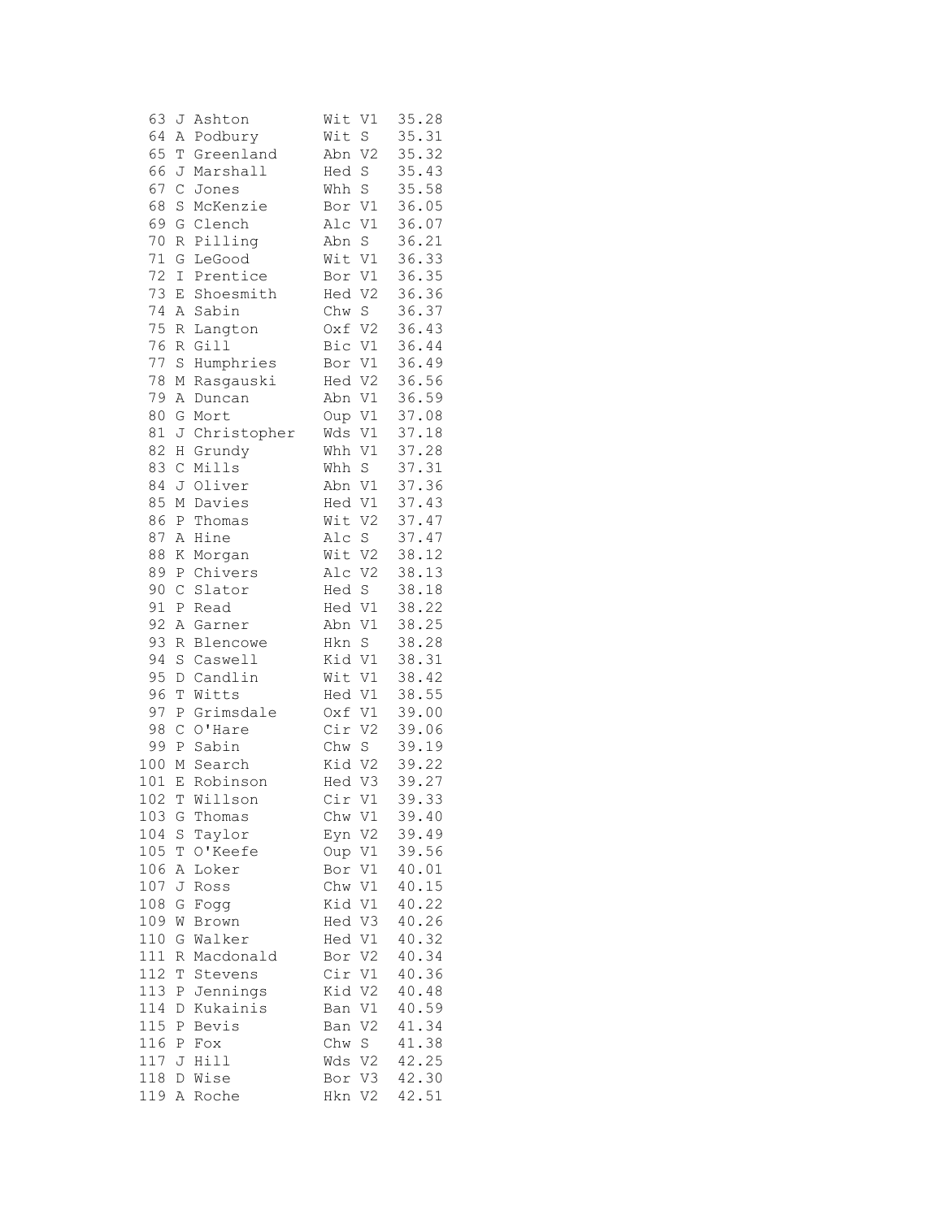```
 63 J Ashton        Wit V1  35.28
 64 A Podbury       Wit S   35.31
 65 T Greenland     Abn V2  35.32
 66 J Marshall      Hed S   35.43
 67 C Jones         Whh S   35.58
 68 S McKenzie      Bor V1  36.05
 69 G Clench        Alc V1  36.07
 70 R Pilling       Abn S   36.21
 71 G LeGood        Wit V1  36.33
 72 I Prentice      Bor V1  36.35
 73 E Shoesmith     Hed V2  36.36
 74 A Sabin         Chw S   36.37
 75 R Langton       Oxf V2  36.43
 76 R Gill          Bic V1  36.44
 77 S Humphries     Bor V1  36.49
 78 M Rasgauski     Hed V2  36.56
 79 A Duncan        Abn V1  36.59
 80 G Mort          Oup V1  37.08
 81 J Christopher   Wds V1  37.18
 82 H Grundy        Whh V1  37.28
 83 C Mills         Whh S   37.31
 84 J Oliver        Abn V1  37.36
 85 M Davies        Hed V1  37.43
 86 P Thomas        Wit V2  37.47
 87 A Hine          Alc S   37.47
 88 K Morgan        Wit V2  38.12
 89 P Chivers       Alc V2  38.13
 90 C Slator        Hed S   38.18
 91 P Read          Hed V1  38.22
 92 A Garner        Abn V1  38.25
 93 R Blencowe      Hkn S   38.28
 94 S Caswell       Kid V1  38.31
 95 D Candlin       Wit V1  38.42
 96 T Witts         Hed V1  38.55
 97 P Grimsdale     Oxf V1  39.00
 98 C O'Hare        Cir V2  39.06
 99 P Sabin         Chw S   39.19
100 M Search        Kid V2  39.22
101 E Robinson      Hed V3  39.27
102 T Willson       Cir V1  39.33
103 G Thomas        Chw V1  39.40
104 S Taylor        Eyn V2  39.49
105 T O'Keefe       Oup V1  39.56
106 A Loker         Bor V1  40.01
107 J Ross          Chw V1  40.15
108 G Fogg          Kid V1  40.22
109 W Brown         Hed V3  40.26
110 G Walker        Hed V1  40.32
111 R Macdonald     Bor V2  40.34
112 T Stevens       Cir V1  40.36
113 P Jennings      Kid V2  40.48
114 D Kukainis      Ban V1  40.59
115 P Bevis         Ban V2  41.34
116 P Fox           Chw S   41.38
117 J Hill          Wds V2  42.25
118 D Wise          Bor V3  42.30
119 A Roche         Hkn V2  42.51
```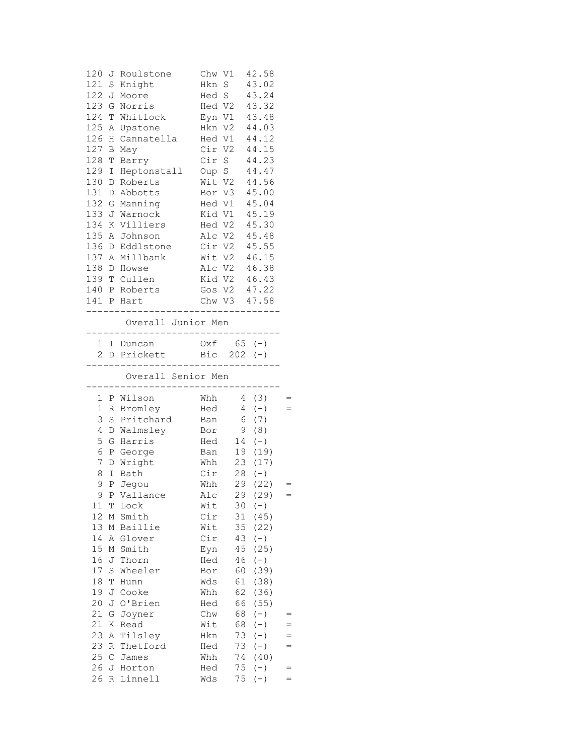```
120 J Roulstone     Chw V1  42.58
121 S Knight        Hkn S   43.02
122 J Moore         Hed S   43.24
123 G Norris        Hed V2  43.32
124 T Whitlock      Eyn V1  43.48
125 A Upstone       Hkn V2  44.03
126 H Cannatella    Hed V1  44.12
127 B May           Cir V2  44.15
128 T Barry         Cir S   44.23
129 I Heptonstall   Oup S   44.47
130 D Roberts       Wit V2  44.56
131 D Abbotts       Bor V3  45.00
132 G Manning       Hed V1  45.04
133 J Warnock       Kid V1  45.19
134 K Villiers      Hed V2  45.30
135 A Johnson       Alc V2  45.48
136 D Eddlstone     Cir V2  45.55
137 A Millbank      Wit V2  46.15
138 D Howse         Alc V2  46.38
139 T Cullen        Kid V2  46.43
140 P Roberts       Gos V2  47.22
141 P Hart          Chw V3  47.58
---------------------------------
       Overall Junior Men
---------------------------------
  1 I Duncan        Oxf   65 (-)
  2 D Prickett      Bic  202 (-)
---------------------------------
       Overall Senior Men
---------------------------------
  1 P Wilson        Whh    4 (3)    =
  1 R Bromley       Hed    4 (-)    =
  3 S Pritchard     Ban    6 (7)
  4 D Walmsley      Bor    9 (8)
  5 G Harris        Hed   14 (-)
  6 P George        Ban   19 (19)
  7 D Wright        Whh   23 (17)
  8 I Bath          Cir   28 (-)
  9 P Jegou         Whh   29 (22)   =
  9 P Vallance      Alc   29 (29)   =
 11 T Lock          Wit   30 (-)
 12 M Smith         Cir   31 (45)
 13 M Baillie       Wit   35 (22)
 14 A Glover        Cir   43 (-)
 15 M Smith         Eyn   45 (25)
 16 J Thorn         Hed   46 (-)
 17 S Wheeler       Bor   60 (39)
 18 T Hunn          Wds   61 (38)
 19 J Cooke         Whh   62 (36)
 20 J O'Brien       Hed   66 (55)
 21 G Joyner        Chw   68 (-)    =
 21 K Read          Wit   68 (-)    =
 23 A Tilsley       Hkn   73 (-)    =
 23 R Thetford      Hed   73 (-)    =
 25 C James         Whh   74 (40)
 26 J Horton        Hed   75 (-)    =
 26 R Linnell       Wds   75 (-)    =
```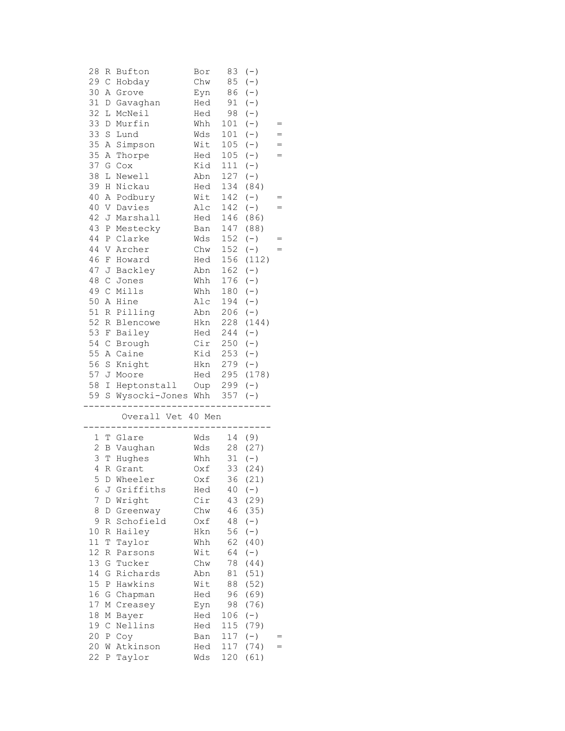| Pos | Init | Name | Club | Pts | (Alt) | |
|---|---|---|---|---|---|---|
| 28 | R | Bufton | Bor | 83 | (-) | |
| 29 | C | Hobday | Chw | 85 | (-) | |
| 30 | A | Grove | Eyn | 86 | (-) | |
| 31 | D | Gavaghan | Hed | 91 | (-) | |
| 32 | L | McNeil | Hed | 98 | (-) | |
| 33 | D | Murfin | Whh | 101 | (-) | = |
| 33 | S | Lund | Wds | 101 | (-) | = |
| 35 | A | Simpson | Wit | 105 | (-) | = |
| 35 | A | Thorpe | Hed | 105 | (-) | = |
| 37 | G | Cox | Kid | 111 | (-) | |
| 38 | L | Newell | Abn | 127 | (-) | |
| 39 | H | Nickau | Hed | 134 | (84) | |
| 40 | A | Podbury | Wit | 142 | (-) | = |
| 40 | V | Davies | Alc | 142 | (-) | = |
| 42 | J | Marshall | Hed | 146 | (86) | |
| 43 | P | Mestecky | Ban | 147 | (88) | |
| 44 | P | Clarke | Wds | 152 | (-) | = |
| 44 | V | Archer | Chw | 152 | (-) | = |
| 46 | F | Howard | Hed | 156 | (112) | |
| 47 | J | Backley | Abn | 162 | (-) | |
| 48 | C | Jones | Whh | 176 | (-) | |
| 49 | C | Mills | Whh | 180 | (-) | |
| 50 | A | Hine | Alc | 194 | (-) | |
| 51 | R | Pilling | Abn | 206 | (-) | |
| 52 | R | Blencowe | Hkn | 228 | (144) | |
| 53 | F | Bailey | Hed | 244 | (-) | |
| 54 | C | Brough | Cir | 250 | (-) | |
| 55 | A | Caine | Kid | 253 | (-) | |
| 56 | S | Knight | Hkn | 279 | (-) | |
| 57 | J | Moore | Hed | 295 | (178) | |
| 58 | I | Heptonstall | Oup | 299 | (-) | |
| 59 | S | Wysocki-Jones | Whh | 357 | (-) | |

## Overall Vet 40 Men

| Pos | Init | Name | Club | Pts | (Alt) | |
|---|---|---|---|---|---|---|
| 1 | T | Glare | Wds | 14 | (9) | |
| 2 | B | Vaughan | Wds | 28 | (27) | |
| 3 | T | Hughes | Whh | 31 | (-) | |
| 4 | R | Grant | Oxf | 33 | (24) | |
| 5 | D | Wheeler | Oxf | 36 | (21) | |
| 6 | J | Griffiths | Hed | 40 | (-) | |
| 7 | D | Wright | Cir | 43 | (29) | |
| 8 | D | Greenway | Chw | 46 | (35) | |
| 9 | R | Schofield | Oxf | 48 | (-) | |
| 10 | R | Hailey | Hkn | 56 | (-) | |
| 11 | T | Taylor | Whh | 62 | (40) | |
| 12 | R | Parsons | Wit | 64 | (-) | |
| 13 | G | Tucker | Chw | 78 | (44) | |
| 14 | G | Richards | Abn | 81 | (51) | |
| 15 | P | Hawkins | Wit | 88 | (52) | |
| 16 | G | Chapman | Hed | 96 | (69) | |
| 17 | M | Creasey | Eyn | 98 | (76) | |
| 18 | M | Bayer | Hed | 106 | (-) | |
| 19 | C | Nellins | Hed | 115 | (79) | |
| 20 | P | Coy | Ban | 117 | (-) | = |
| 20 | W | Atkinson | Hed | 117 | (74) | = |
| 22 | P | Taylor | Wds | 120 | (61) | |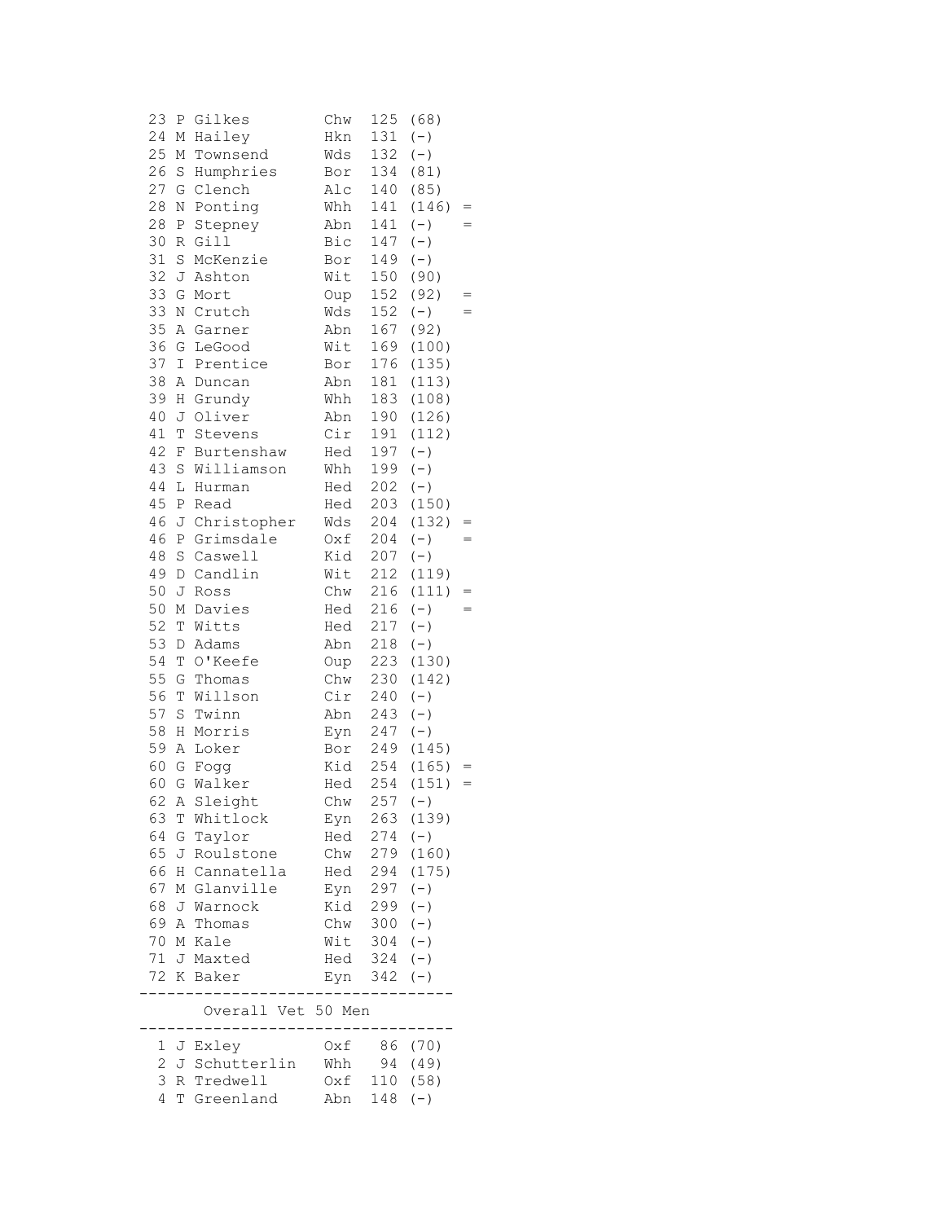```
 23 P Gilkes        Chw  125 (68)
 24 M Hailey        Hkn  131 (-)
 25 M Townsend      Wds  132 (-)
 26 S Humphries     Bor  134 (81)
 27 G Clench        Alc  140 (85)
 28 N Ponting       Whh  141 (146) =
 28 P Stepney       Abn  141 (-)   =
 30 R Gill          Bic  147 (-)
 31 S McKenzie      Bor  149 (-)
 32 J Ashton        Wit  150 (90)
 33 G Mort          Oup  152 (92)  =
 33 N Crutch        Wds  152 (-)   =
 35 A Garner        Abn  167 (92)
 36 G LeGood        Wit  169 (100)
 37 I Prentice      Bor  176 (135)
 38 A Duncan        Abn  181 (113)
 39 H Grundy        Whh  183 (108)
 40 J Oliver        Abn  190 (126)
 41 T Stevens       Cir  191 (112)
 42 F Burtenshaw    Hed  197 (-)
 43 S Williamson    Whh  199 (-)
 44 L Hurman        Hed  202 (-)
 45 P Read          Hed  203 (150)
 46 J Christopher   Wds  204 (132) =
 46 P Grimsdale     Oxf  204 (-)   =
 48 S Caswell       Kid  207 (-)
 49 D Candlin       Wit  212 (119)
 50 J Ross          Chw  216 (111) =
 50 M Davies        Hed  216 (-)   =
 52 T Witts         Hed  217 (-)
 53 D Adams         Abn  218 (-)
 54 T O'Keefe       Oup  223 (130)
 55 G Thomas        Chw  230 (142)
 56 T Willson       Cir  240 (-)
 57 S Twinn         Abn  243 (-)
 58 H Morris        Eyn  247 (-)
 59 A Loker         Bor  249 (145)
 60 G Fogg          Kid  254 (165) =
 60 G Walker        Hed  254 (151) =
 62 A Sleight       Chw  257 (-)
 63 T Whitlock      Eyn  263 (139)
 64 G Taylor        Hed  274 (-)
 65 J Roulstone     Chw  279 (160)
 66 H Cannatella    Hed  294 (175)
 67 M Glanville     Eyn  297 (-)
 68 J Warnock       Kid  299 (-)
 69 A Thomas        Chw  300 (-)
 70 M Kale          Wit  304 (-)
 71 J Maxted        Hed  324 (-)
 72 K Baker         Eyn  342 (-)
----------------------------------
       Overall Vet 50 Men
----------------------------------
  1 J Exley         Oxf   86 (70)
  2 J Schutterlin   Whh   94 (49)
  3 R Tredwell      Oxf  110 (58)
  4 T Greenland     Abn  148 (-)
```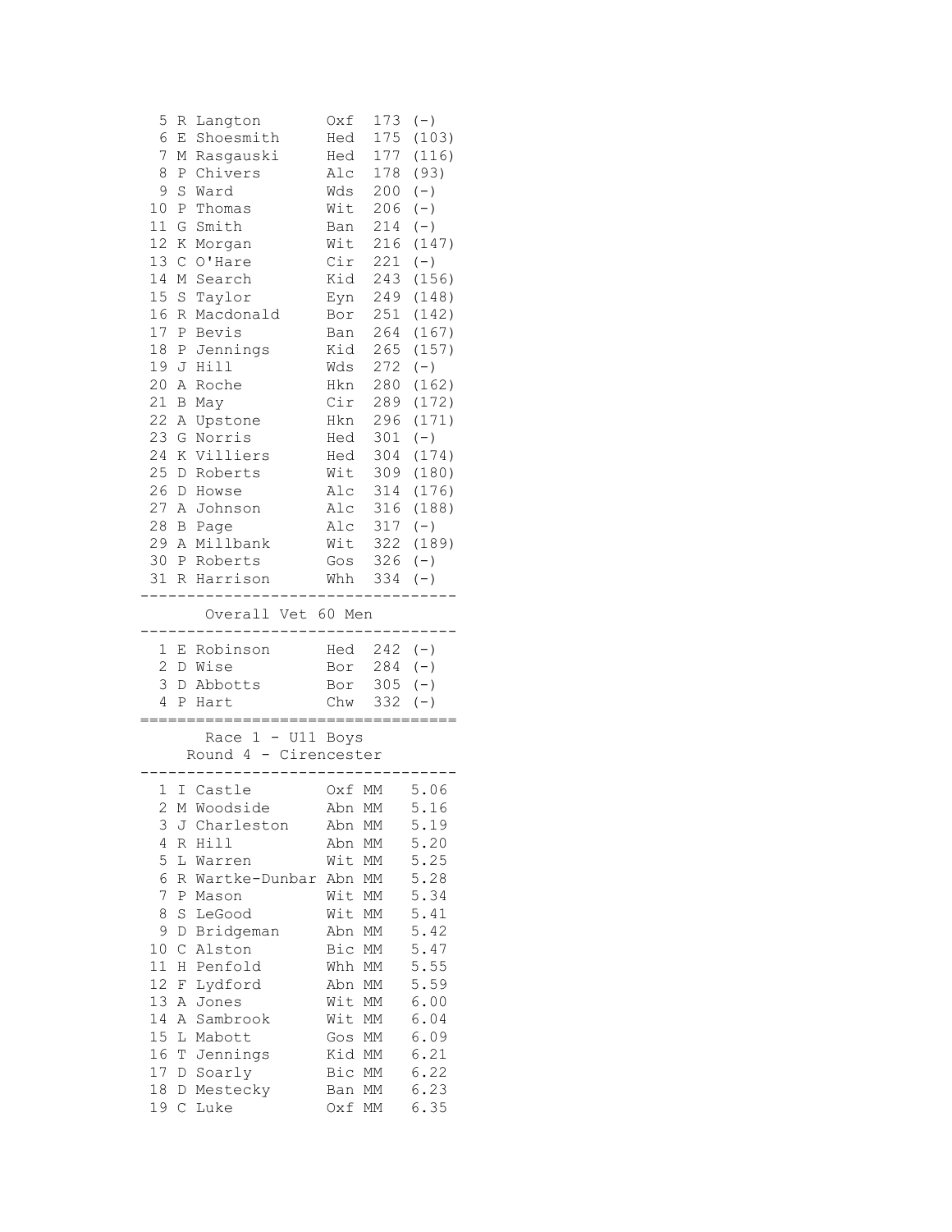| Pos | Name | Club | Points | |
|---|---|---|---|---|
| 5 | R Langton | Oxf | 173 | (-) |
| 6 | E Shoesmith | Hed | 175 | (103) |
| 7 | M Rasgauski | Hed | 177 | (116) |
| 8 | P Chivers | Alc | 178 | (93) |
| 9 | S Ward | Wds | 200 | (-) |
| 10 | P Thomas | Wit | 206 | (-) |
| 11 | G Smith | Ban | 214 | (-) |
| 12 | K Morgan | Wit | 216 | (147) |
| 13 | C O'Hare | Cir | 221 | (-) |
| 14 | M Search | Kid | 243 | (156) |
| 15 | S Taylor | Eyn | 249 | (148) |
| 16 | R Macdonald | Bor | 251 | (142) |
| 17 | P Bevis | Ban | 264 | (167) |
| 18 | P Jennings | Kid | 265 | (157) |
| 19 | J Hill | Wds | 272 | (-) |
| 20 | A Roche | Hkn | 280 | (162) |
| 21 | B May | Cir | 289 | (172) |
| 22 | A Upstone | Hkn | 296 | (171) |
| 23 | G Norris | Hed | 301 | (-) |
| 24 | K Villiers | Hed | 304 | (174) |
| 25 | D Roberts | Wit | 309 | (180) |
| 26 | D Howse | Alc | 314 | (176) |
| 27 | A Johnson | Alc | 316 | (188) |
| 28 | B Page | Alc | 317 | (-) |
| 29 | A Millbank | Wit | 322 | (189) |
| 30 | P Roberts | Gos | 326 | (-) |
| 31 | R Harrison | Whh | 334 | (-) |

## Overall Vet 60 Men

| Pos | Name | Club | Points | |
|---|---|---|---|---|
| 1 | E Robinson | Hed | 242 | (-) |
| 2 | D Wise | Bor | 284 | (-) |
| 3 | D Abbotts | Bor | 305 | (-) |
| 4 | P Hart | Chw | 332 | (-) |

## Race 1 - U11 Boys
### Round 4 - Cirencester

| Pos | Name | Club | Cat | Time |
|---|---|---|---|---|
| 1 | I Castle | Oxf | MM | 5.06 |
| 2 | M Woodside | Abn | MM | 5.16 |
| 3 | J Charleston | Abn | MM | 5.19 |
| 4 | R Hill | Abn | MM | 5.20 |
| 5 | L Warren | Wit | MM | 5.25 |
| 6 | R Wartke-Dunbar | Abn | MM | 5.28 |
| 7 | P Mason | Wit | MM | 5.34 |
| 8 | S LeGood | Wit | MM | 5.41 |
| 9 | D Bridgeman | Abn | MM | 5.42 |
| 10 | C Alston | Bic | MM | 5.47 |
| 11 | H Penfold | Whh | MM | 5.55 |
| 12 | F Lydford | Abn | MM | 5.59 |
| 13 | A Jones | Wit | MM | 6.00 |
| 14 | A Sambrook | Wit | MM | 6.04 |
| 15 | L Mabott | Gos | MM | 6.09 |
| 16 | T Jennings | Kid | MM | 6.21 |
| 17 | D Soarly | Bic | MM | 6.22 |
| 18 | D Mestecky | Ban | MM | 6.23 |
| 19 | C Luke | Oxf | MM | 6.35 |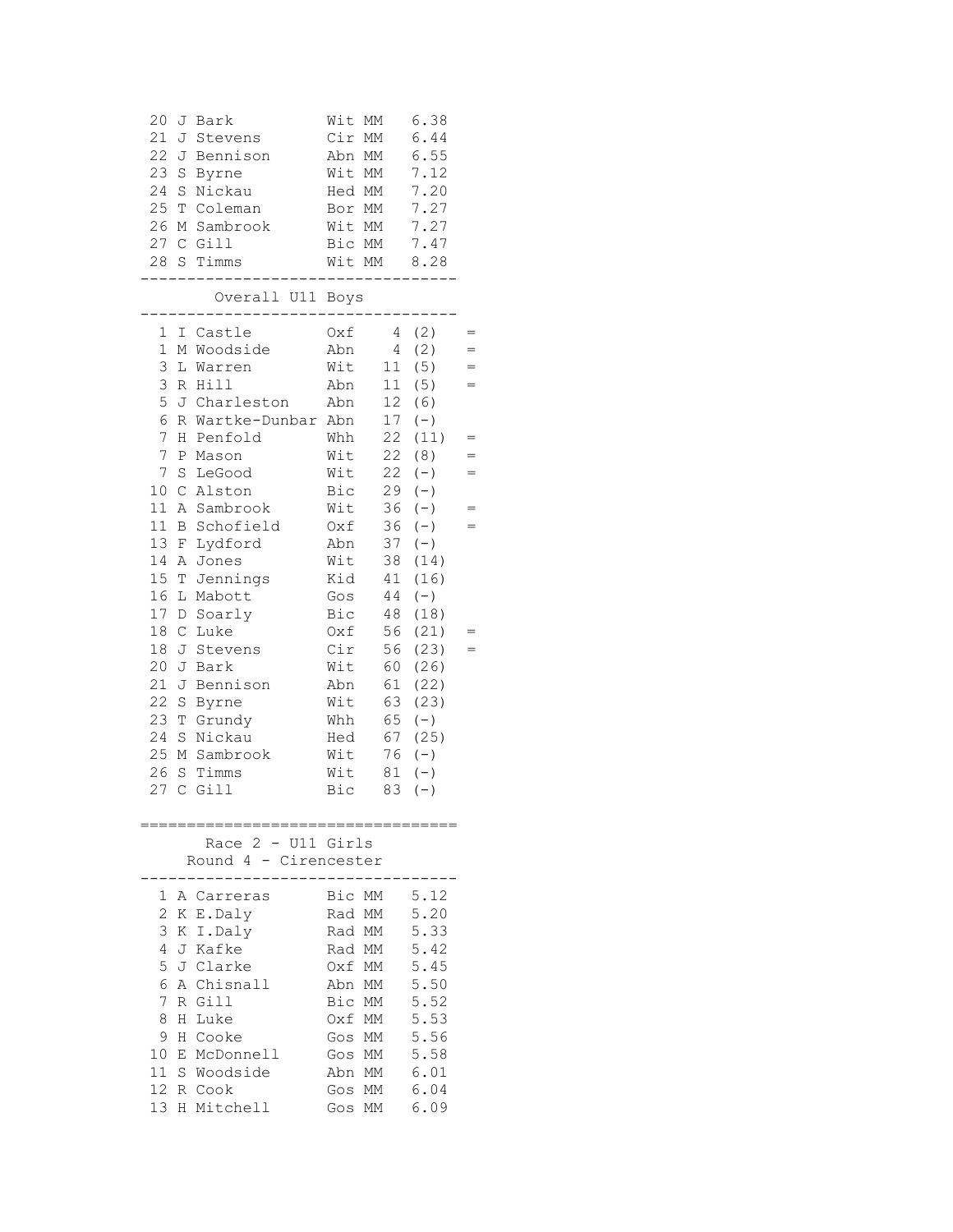| Pos | Name | Club | Cat | Time |
|---|---|---|---|---|
| 20 | J Bark | Wit | MM | 6.38 |
| 21 | J Stevens | Cir | MM | 6.44 |
| 22 | J Bennison | Abn | MM | 6.55 |
| 23 | S Byrne | Wit | MM | 7.12 |
| 24 | S Nickau | Hed | MM | 7.20 |
| 25 | T Coleman | Bor | MM | 7.27 |
| 26 | M Sambrook | Wit | MM | 7.27 |
| 27 | C Gill | Bic | MM | 7.47 |
| 28 | S Timms | Wit | MM | 8.28 |

---

## Overall U11 Boys

---

| Pos | Name | Club | Points | | |
|---|---|---|---|---|---|
| 1 | I Castle | Oxf | 4 | (2) | = |
| 1 | M Woodside | Abn | 4 | (2) | = |
| 3 | L Warren | Wit | 11 | (5) | = |
| 3 | R Hill | Abn | 11 | (5) | = |
| 5 | J Charleston | Abn | 12 | (6) | |
| 6 | R Wartke-Dunbar | Abn | 17 | (-) | |
| 7 | H Penfold | Whh | 22 | (11) | = |
| 7 | P Mason | Wit | 22 | (8) | = |
| 7 | S LeGood | Wit | 22 | (-) | = |
| 10 | C Alston | Bic | 29 | (-) | |
| 11 | A Sambrook | Wit | 36 | (-) | = |
| 11 | B Schofield | Oxf | 36 | (-) | = |
| 13 | F Lydford | Abn | 37 | (-) | |
| 14 | A Jones | Wit | 38 | (14) | |
| 15 | T Jennings | Kid | 41 | (16) | |
| 16 | L Mabott | Gos | 44 | (-) | |
| 17 | D Soarly | Bic | 48 | (18) | |
| 18 | C Luke | Oxf | 56 | (21) | = |
| 18 | J Stevens | Cir | 56 | (23) | = |
| 20 | J Bark | Wit | 60 | (26) | |
| 21 | J Bennison | Abn | 61 | (22) | |
| 22 | S Byrne | Wit | 63 | (23) | |
| 23 | T Grundy | Whh | 65 | (-) | |
| 24 | S Nickau | Hed | 67 | (25) | |
| 25 | M Sambrook | Wit | 76 | (-) | |
| 26 | S Timms | Wit | 81 | (-) | |
| 27 | C Gill | Bic | 83 | (-) | |

---

## Race 2 - U11 Girls
### Round 4 - Cirencester

---

| Pos | Name | Club | Cat | Time |
|---|---|---|---|---|
| 1 | A Carreras | Bic | MM | 5.12 |
| 2 | K E.Daly | Rad | MM | 5.20 |
| 3 | K I.Daly | Rad | MM | 5.33 |
| 4 | J Kafke | Rad | MM | 5.42 |
| 5 | J Clarke | Oxf | MM | 5.45 |
| 6 | A Chisnall | Abn | MM | 5.50 |
| 7 | R Gill | Bic | MM | 5.52 |
| 8 | H Luke | Oxf | MM | 5.53 |
| 9 | H Cooke | Gos | MM | 5.56 |
| 10 | E McDonnell | Gos | MM | 5.58 |
| 11 | S Woodside | Abn | MM | 6.01 |
| 12 | R Cook | Gos | MM | 6.04 |
| 13 | H Mitchell | Gos | MM | 6.09 |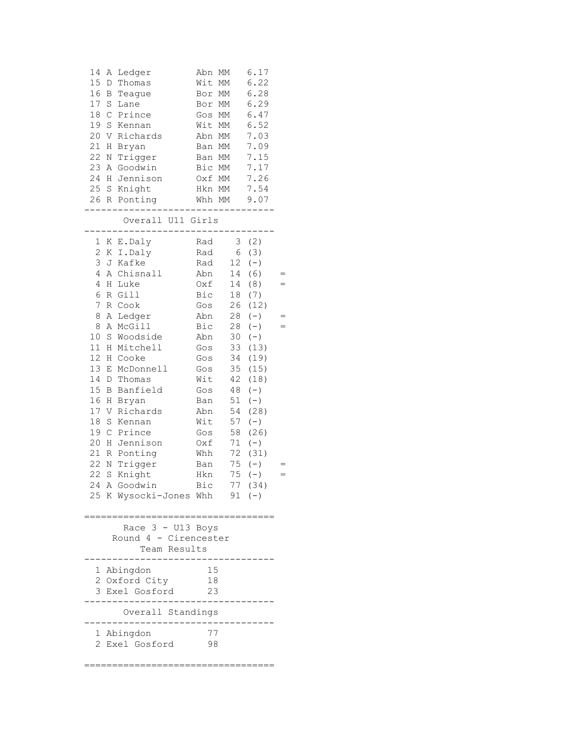| Pos | Init | Name | Club | Cat | Time |
|---|---|---|---|---|---|
| 14 | A | Ledger | Abn | MM | 6.17 |
| 15 | D | Thomas | Wit | MM | 6.22 |
| 16 | B | Teague | Bor | MM | 6.28 |
| 17 | S | Lane | Bor | MM | 6.29 |
| 18 | C | Prince | Gos | MM | 6.47 |
| 19 | S | Kennan | Wit | MM | 6.52 |
| 20 | V | Richards | Abn | MM | 7.03 |
| 21 | H | Bryan | Ban | MM | 7.09 |
| 22 | N | Trigger | Ban | MM | 7.15 |
| 23 | A | Goodwin | Bic | MM | 7.17 |
| 24 | H | Jennison | Oxf | MM | 7.26 |
| 25 | S | Knight | Hkn | MM | 7.54 |
| 26 | R | Ponting | Whh | MM | 9.07 |

## Overall U11 Girls

| Pos | Init | Name | Club | Pts | Drop | |
|---|---|---|---|---|---|---|
| 1 | K | E.Daly | Rad | 3 | (2) | |
| 2 | K | I.Daly | Rad | 6 | (3) | |
| 3 | J | Kafke | Rad | 12 | (-) | |
| 4 | A | Chisnall | Abn | 14 | (6) | = |
| 4 | H | Luke | Oxf | 14 | (8) | = |
| 6 | R | Gill | Bic | 18 | (7) | |
| 7 | R | Cook | Gos | 26 | (12) | |
| 8 | A | Ledger | Abn | 28 | (-) | = |
| 8 | A | McGill | Bic | 28 | (-) | = |
| 10 | S | Woodside | Abn | 30 | (-) | |
| 11 | H | Mitchell | Gos | 33 | (13) | |
| 12 | H | Cooke | Gos | 34 | (19) | |
| 13 | E | McDonnell | Gos | 35 | (15) | |
| 14 | D | Thomas | Wit | 42 | (18) | |
| 15 | B | Banfield | Gos | 48 | (-) | |
| 16 | H | Bryan | Ban | 51 | (-) | |
| 17 | V | Richards | Abn | 54 | (28) | |
| 18 | S | Kennan | Wit | 57 | (-) | |
| 19 | C | Prince | Gos | 58 | (26) | |
| 20 | H | Jennison | Oxf | 71 | (-) | |
| 21 | R | Ponting | Whh | 72 | (31) | |
| 22 | N | Trigger | Ban | 75 | (-) | = |
| 22 | S | Knight | Hkn | 75 | (-) | = |
| 24 | A | Goodwin | Bic | 77 | (34) | |
| 25 | K | Wysocki-Jones | Whh | 91 | (-) | |

## Race 3 - U13 Boys
### Round 4 - Cirencester
### Team Results

| Pos | Team | Pts |
|---|---|---|
| 1 | Abingdon | 15 |
| 2 | Oxford City | 18 |
| 3 | Exel Gosford | 23 |

### Overall Standings

| Pos | Team | Pts |
|---|---|---|
| 1 | Abingdon | 77 |
| 2 | Exel Gosford | 98 |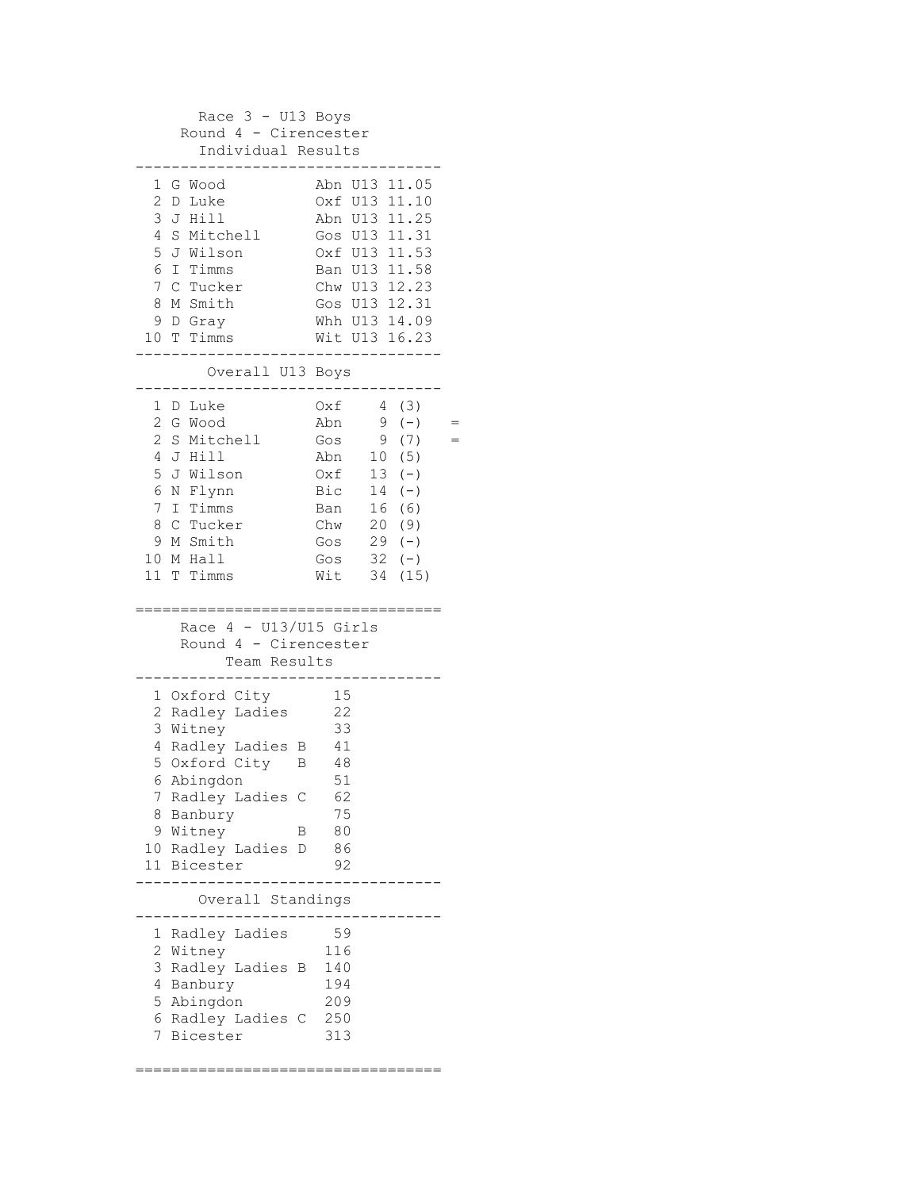## Race 3 - U13 Boys
### Round 4 - Cirencester
### Individual Results

| Pos | Name | Club | Cat | Time |
|---|---|---|---|---|
| 1 | G Wood | Abn | U13 | 11.05 |
| 2 | D Luke | Oxf | U13 | 11.10 |
| 3 | J Hill | Abn | U13 | 11.25 |
| 4 | S Mitchell | Gos | U13 | 11.31 |
| 5 | J Wilson | Oxf | U13 | 11.53 |
| 6 | I Timms | Ban | U13 | 11.58 |
| 7 | C Tucker | Chw | U13 | 12.23 |
| 8 | M Smith | Gos | U13 | 12.31 |
| 9 | D Gray | Whh | U13 | 14.09 |
| 10 | T Timms | Wit | U13 | 16.23 |

### Overall U13 Boys

| Pos | Name | Club | Points | Discard | |
|---|---|---|---|---|---|
| 1 | D Luke | Oxf | 4 | (3) | |
| 2 | G Wood | Abn | 9 | (-) | = |
| 2 | S Mitchell | Gos | 9 | (7) | = |
| 4 | J Hill | Abn | 10 | (5) | |
| 5 | J Wilson | Oxf | 13 | (-) | |
| 6 | N Flynn | Bic | 14 | (-) | |
| 7 | I Timms | Ban | 16 | (6) | |
| 8 | C Tucker | Chw | 20 | (9) | |
| 9 | M Smith | Gos | 29 | (-) | |
| 10 | M Hall | Gos | 32 | (-) | |
| 11 | T Timms | Wit | 34 | (15) | |

---

## Race 4 - U13/U15 Girls
### Round 4 - Cirencester
### Team Results

| Pos | Team | Points |
|---|---|---|
| 1 | Oxford City | 15 |
| 2 | Radley Ladies | 22 |
| 3 | Witney | 33 |
| 4 | Radley Ladies B | 41 |
| 5 | Oxford City B | 48 |
| 6 | Abingdon | 51 |
| 7 | Radley Ladies C | 62 |
| 8 | Banbury | 75 |
| 9 | Witney B | 80 |
| 10 | Radley Ladies D | 86 |
| 11 | Bicester | 92 |

### Overall Standings

| Pos | Team | Points |
|---|---|---|
| 1 | Radley Ladies | 59 |
| 2 | Witney | 116 |
| 3 | Radley Ladies B | 140 |
| 4 | Banbury | 194 |
| 5 | Abingdon | 209 |
| 6 | Radley Ladies C | 250 |
| 7 | Bicester | 313 |

---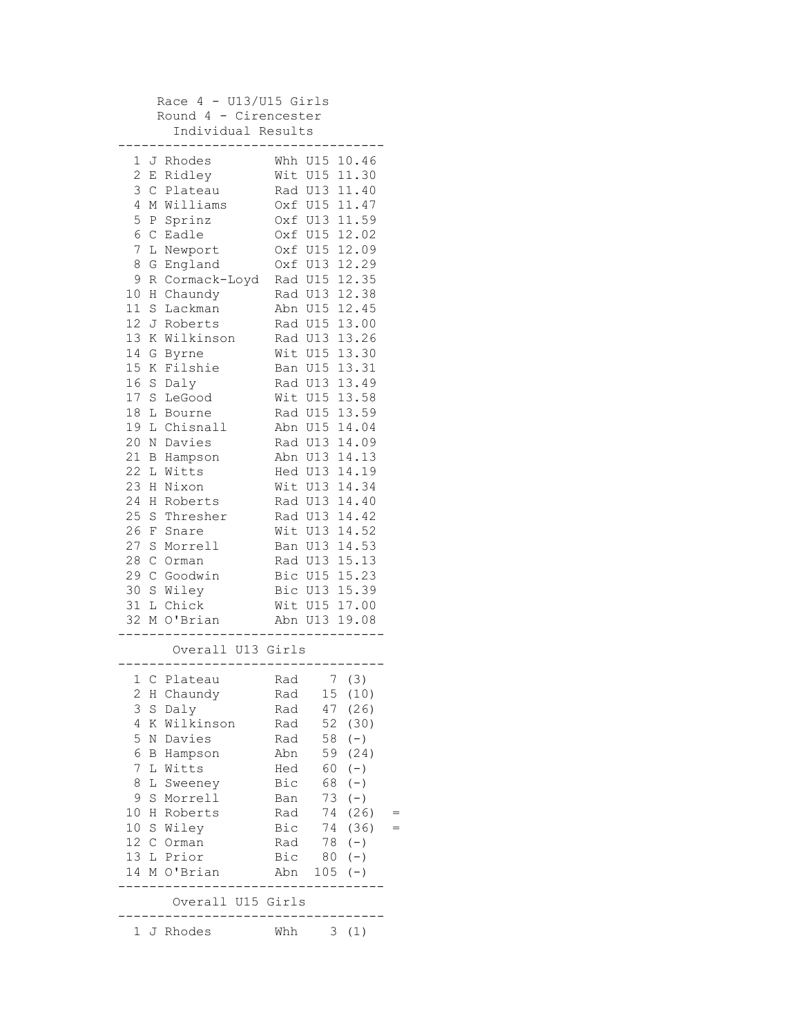Race 4 - U13/U15 Girls

Round 4 - Cirencester

Individual Results

| Pos | Name | Club | Cat | Time |
|---|---|---|---|---|
| 1 | J Rhodes | Whh | U15 | 10.46 |
| 2 | E Ridley | Wit | U15 | 11.30 |
| 3 | C Plateau | Rad | U13 | 11.40 |
| 4 | M Williams | Oxf | U15 | 11.47 |
| 5 | P Sprinz | Oxf | U13 | 11.59 |
| 6 | C Eadle | Oxf | U15 | 12.02 |
| 7 | L Newport | Oxf | U15 | 12.09 |
| 8 | G England | Oxf | U13 | 12.29 |
| 9 | R Cormack-Loyd | Rad | U15 | 12.35 |
| 10 | H Chaundy | Rad | U13 | 12.38 |
| 11 | S Lackman | Abn | U15 | 12.45 |
| 12 | J Roberts | Rad | U15 | 13.00 |
| 13 | K Wilkinson | Rad | U13 | 13.26 |
| 14 | G Byrne | Wit | U15 | 13.30 |
| 15 | K Filshie | Ban | U15 | 13.31 |
| 16 | S Daly | Rad | U13 | 13.49 |
| 17 | S LeGood | Wit | U15 | 13.58 |
| 18 | L Bourne | Rad | U15 | 13.59 |
| 19 | L Chisnall | Abn | U15 | 14.04 |
| 20 | N Davies | Rad | U13 | 14.09 |
| 21 | B Hampson | Abn | U13 | 14.13 |
| 22 | L Witts | Hed | U13 | 14.19 |
| 23 | H Nixon | Wit | U13 | 14.34 |
| 24 | H Roberts | Rad | U13 | 14.40 |
| 25 | S Thresher | Rad | U13 | 14.42 |
| 26 | F Snare | Wit | U13 | 14.52 |
| 27 | S Morrell | Ban | U13 | 14.53 |
| 28 | C Orman | Rad | U13 | 15.13 |
| 29 | C Goodwin | Bic | U15 | 15.23 |
| 30 | S Wiley | Bic | U13 | 15.39 |
| 31 | L Chick | Wit | U15 | 17.00 |
| 32 | M O'Brian | Abn | U13 | 19.08 |

Overall U13 Girls

| Pos | Name | Club | Points | Dropped | |
|---|---|---|---|---|---|
| 1 | C Plateau | Rad | 7 | (3) | |
| 2 | H Chaundy | Rad | 15 | (10) | |
| 3 | S Daly | Rad | 47 | (26) | |
| 4 | K Wilkinson | Rad | 52 | (30) | |
| 5 | N Davies | Rad | 58 | (-) | |
| 6 | B Hampson | Abn | 59 | (24) | |
| 7 | L Witts | Hed | 60 | (-) | |
| 8 | L Sweeney | Bic | 68 | (-) | |
| 9 | S Morrell | Ban | 73 | (-) | |
| 10 | H Roberts | Rad | 74 | (26) | = |
| 10 | S Wiley | Bic | 74 | (36) | = |
| 12 | C Orman | Rad | 78 | (-) | |
| 13 | L Prior | Bic | 80 | (-) | |
| 14 | M O'Brian | Abn | 105 | (-) | |

Overall U15 Girls

| Pos | Name | Club | Points | Dropped |
|---|---|---|---|---|
| 1 | J Rhodes | Whh | 3 | (1) |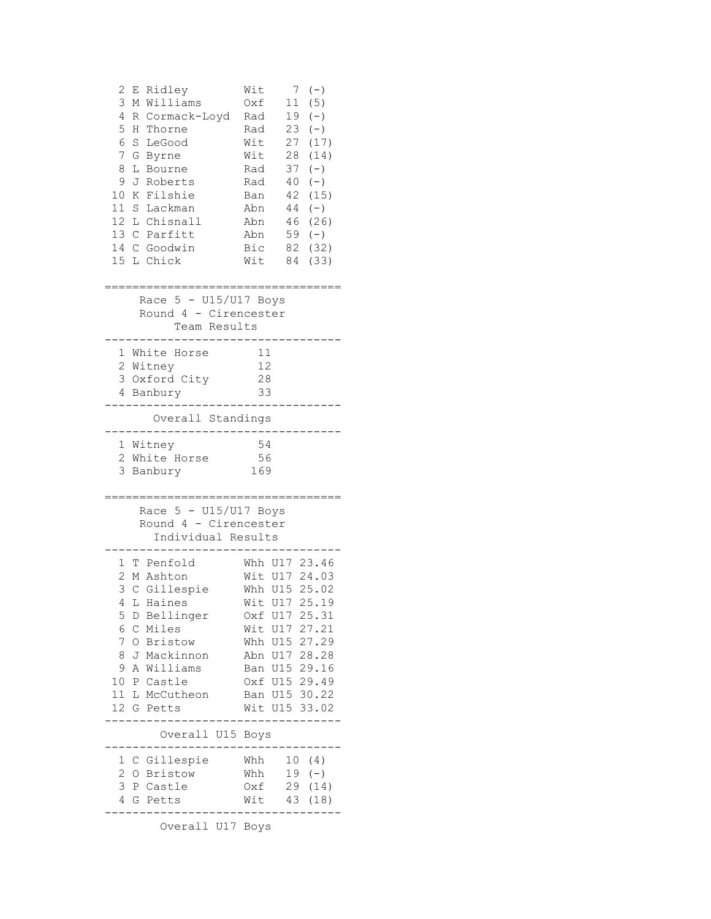| Pos | Name | Club | Pts | |
|---|---|---|---|---|
| 2 | E Ridley | Wit | 7 | (-) |
| 3 | M Williams | Oxf | 11 | (5) |
| 4 | R Cormack-Loyd | Rad | 19 | (-) |
| 5 | H Thorne | Rad | 23 | (-) |
| 6 | S LeGood | Wit | 27 | (17) |
| 7 | G Byrne | Wit | 28 | (14) |
| 8 | L Bourne | Rad | 37 | (-) |
| 9 | J Roberts | Rad | 40 | (-) |
| 10 | K Filshie | Ban | 42 | (15) |
| 11 | S Lackman | Abn | 44 | (-) |
| 12 | L Chisnall | Abn | 46 | (26) |
| 13 | C Parfitt | Abn | 59 | (-) |
| 14 | C Goodwin | Bic | 82 | (32) |
| 15 | L Chick | Wit | 84 | (33) |

## Race 5 - U15/U17 Boys
### Round 4 - Cirencester
#### Team Results

| Pos | Team | Pts |
|---|---|---|
| 1 | White Horse | 11 |
| 2 | Witney | 12 |
| 3 | Oxford City | 28 |
| 4 | Banbury | 33 |

#### Overall Standings

| Pos | Team | Pts |
|---|---|---|
| 1 | Witney | 54 |
| 2 | White Horse | 56 |
| 3 | Banbury | 169 |

## Race 5 - U15/U17 Boys
### Round 4 - Cirencester
#### Individual Results

| Pos | Name | Club | Cat | Time |
|---|---|---|---|---|
| 1 | T Penfold | Whh | U17 | 23.46 |
| 2 | M Ashton | Wit | U17 | 24.03 |
| 3 | C Gillespie | Whh | U15 | 25.02 |
| 4 | L Haines | Wit | U17 | 25.19 |
| 5 | D Bellinger | Oxf | U17 | 25.31 |
| 6 | C Miles | Wit | U17 | 27.21 |
| 7 | O Bristow | Whh | U15 | 27.29 |
| 8 | J Mackinnon | Abn | U17 | 28.28 |
| 9 | A Williams | Ban | U15 | 29.16 |
| 10 | P Castle | Oxf | U15 | 29.49 |
| 11 | L McCutheon | Ban | U15 | 30.22 |
| 12 | G Petts | Wit | U15 | 33.02 |

#### Overall U15 Boys

| Pos | Name | Club | Pts | |
|---|---|---|---|---|
| 1 | C Gillespie | Whh | 10 | (4) |
| 2 | O Bristow | Whh | 19 | (-) |
| 3 | P Castle | Oxf | 29 | (14) |
| 4 | G Petts | Wit | 43 | (18) |

#### Overall U17 Boys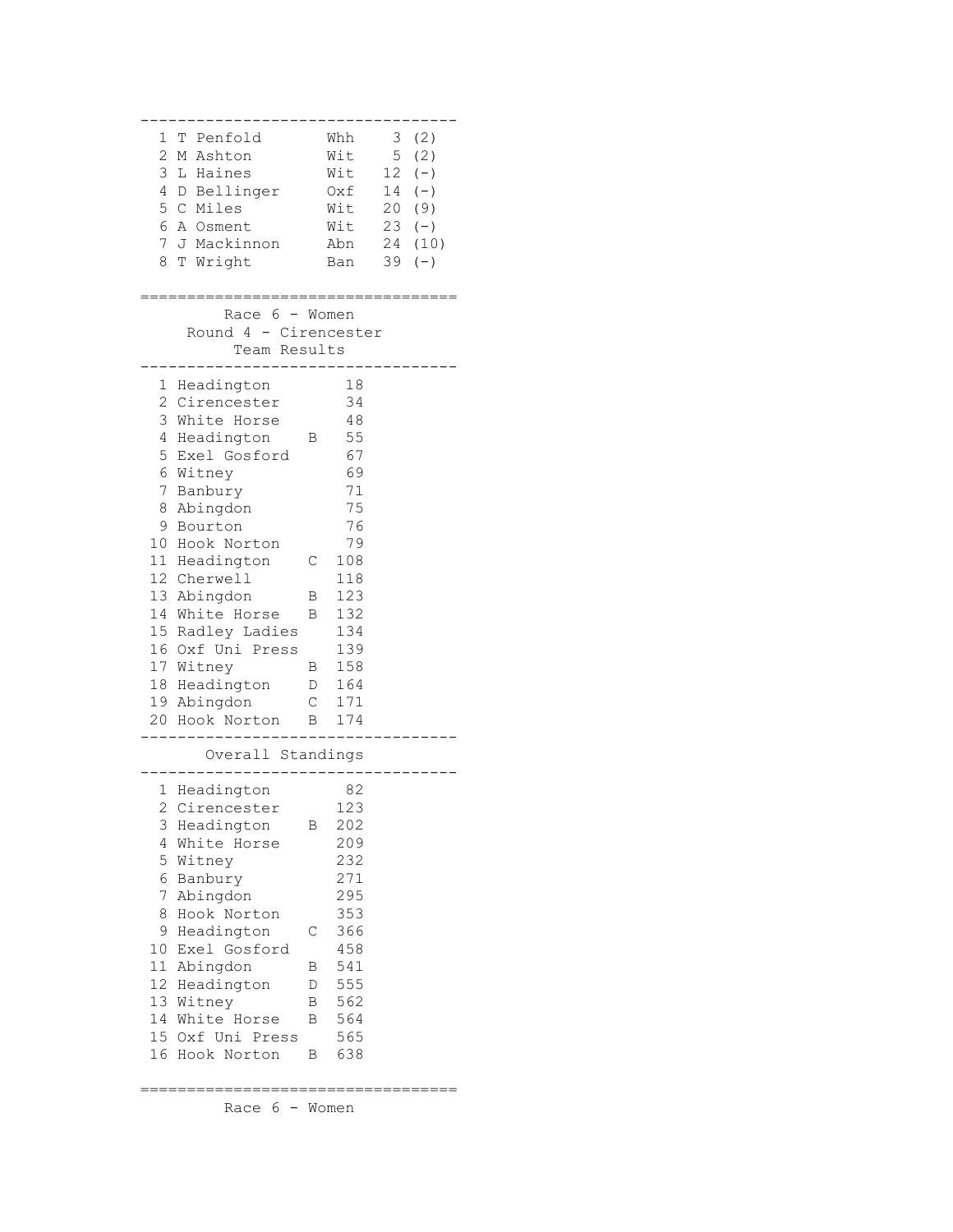| | | | | |
|---|---|---|---|---|
| 1 | T Penfold | Whh | 3 | (2) |
| 2 | M Ashton | Wit | 5 | (2) |
| 3 | L Haines | Wit | 12 | (-) |
| 4 | D Bellinger | Oxf | 14 | (-) |
| 5 | C Miles | Wit | 20 | (9) |
| 6 | A Osment | Wit | 23 | (-) |
| 7 | J Mackinnon | Abn | 24 | (10) |
| 8 | T Wright | Ban | 39 | (-) |

## Race 6 - Women

### Round 4 - Cirencester

### Team Results

| | | | |
|---|---|---|---|
| 1 | Headington | | 18 |
| 2 | Cirencester | | 34 |
| 3 | White Horse | | 48 |
| 4 | Headington | B | 55 |
| 5 | Exel Gosford | | 67 |
| 6 | Witney | | 69 |
| 7 | Banbury | | 71 |
| 8 | Abingdon | | 75 |
| 9 | Bourton | | 76 |
| 10 | Hook Norton | | 79 |
| 11 | Headington | C | 108 |
| 12 | Cherwell | | 118 |
| 13 | Abingdon | B | 123 |
| 14 | White Horse | B | 132 |
| 15 | Radley Ladies | | 134 |
| 16 | Oxf Uni Press | | 139 |
| 17 | Witney | B | 158 |
| 18 | Headington | D | 164 |
| 19 | Abingdon | C | 171 |
| 20 | Hook Norton | B | 174 |

### Overall Standings

| | | | |
|---|---|---|---|
| 1 | Headington | | 82 |
| 2 | Cirencester | | 123 |
| 3 | Headington | B | 202 |
| 4 | White Horse | | 209 |
| 5 | Witney | | 232 |
| 6 | Banbury | | 271 |
| 7 | Abingdon | | 295 |
| 8 | Hook Norton | | 353 |
| 9 | Headington | C | 366 |
| 10 | Exel Gosford | | 458 |
| 11 | Abingdon | B | 541 |
| 12 | Headington | D | 555 |
| 13 | Witney | B | 562 |
| 14 | White Horse | B | 564 |
| 15 | Oxf Uni Press | | 565 |
| 16 | Hook Norton | B | 638 |

## Race 6 - Women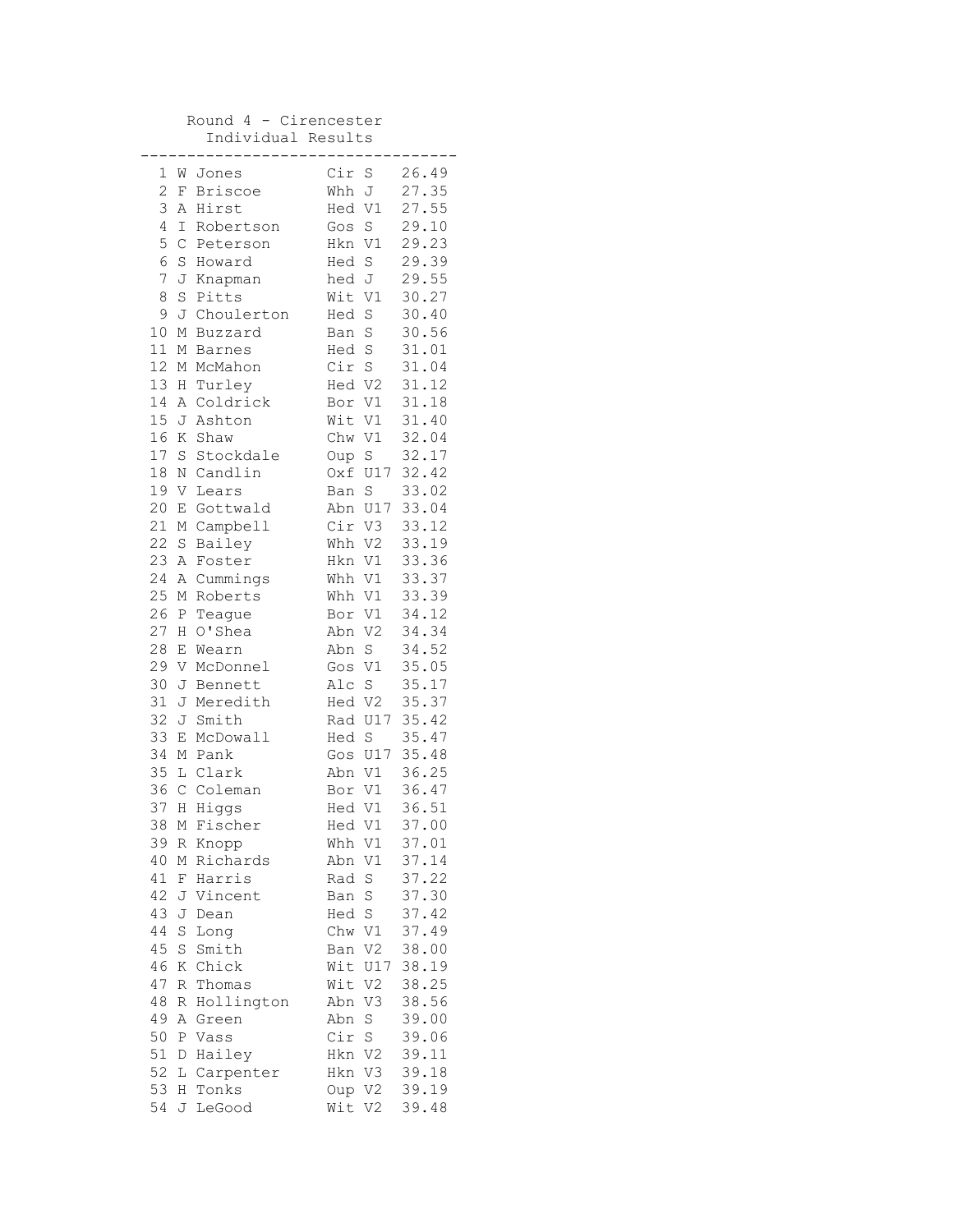## Round 4 - Cirencester

### Individual Results

| Pos | Name | Club | Cat | Time |
|---|---|---|---|---|
| 1 | W Jones | Cir | S | 26.49 |
| 2 | F Briscoe | Whh | J | 27.35 |
| 3 | A Hirst | Hed | V1 | 27.55 |
| 4 | I Robertson | Gos | S | 29.10 |
| 5 | C Peterson | Hkn | V1 | 29.23 |
| 6 | S Howard | Hed | S | 29.39 |
| 7 | J Knapman | hed | J | 29.55 |
| 8 | S Pitts | Wit | V1 | 30.27 |
| 9 | J Choulerton | Hed | S | 30.40 |
| 10 | M Buzzard | Ban | S | 30.56 |
| 11 | M Barnes | Hed | S | 31.01 |
| 12 | M McMahon | Cir | S | 31.04 |
| 13 | H Turley | Hed | V2 | 31.12 |
| 14 | A Coldrick | Bor | V1 | 31.18 |
| 15 | J Ashton | Wit | V1 | 31.40 |
| 16 | K Shaw | Chw | V1 | 32.04 |
| 17 | S Stockdale | Oup | S | 32.17 |
| 18 | N Candlin | Oxf | U17 | 32.42 |
| 19 | V Lears | Ban | S | 33.02 |
| 20 | E Gottwald | Abn | U17 | 33.04 |
| 21 | M Campbell | Cir | V3 | 33.12 |
| 22 | S Bailey | Whh | V2 | 33.19 |
| 23 | A Foster | Hkn | V1 | 33.36 |
| 24 | A Cummings | Whh | V1 | 33.37 |
| 25 | M Roberts | Whh | V1 | 33.39 |
| 26 | P Teague | Bor | V1 | 34.12 |
| 27 | H O'Shea | Abn | V2 | 34.34 |
| 28 | E Wearn | Abn | S | 34.52 |
| 29 | V McDonnel | Gos | V1 | 35.05 |
| 30 | J Bennett | Alc | S | 35.17 |
| 31 | J Meredith | Hed | V2 | 35.37 |
| 32 | J Smith | Rad | U17 | 35.42 |
| 33 | E McDowall | Hed | S | 35.47 |
| 34 | M Pank | Gos | U17 | 35.48 |
| 35 | L Clark | Abn | V1 | 36.25 |
| 36 | C Coleman | Bor | V1 | 36.47 |
| 37 | H Higgs | Hed | V1 | 36.51 |
| 38 | M Fischer | Hed | V1 | 37.00 |
| 39 | R Knopp | Whh | V1 | 37.01 |
| 40 | M Richards | Abn | V1 | 37.14 |
| 41 | F Harris | Rad | S | 37.22 |
| 42 | J Vincent | Ban | S | 37.30 |
| 43 | J Dean | Hed | S | 37.42 |
| 44 | S Long | Chw | V1 | 37.49 |
| 45 | S Smith | Ban | V2 | 38.00 |
| 46 | K Chick | Wit | U17 | 38.19 |
| 47 | R Thomas | Wit | V2 | 38.25 |
| 48 | R Hollington | Abn | V3 | 38.56 |
| 49 | A Green | Abn | S | 39.00 |
| 50 | P Vass | Cir | S | 39.06 |
| 51 | D Hailey | Hkn | V2 | 39.11 |
| 52 | L Carpenter | Hkn | V3 | 39.18 |
| 53 | H Tonks | Oup | V2 | 39.19 |
| 54 | J LeGood | Wit | V2 | 39.48 |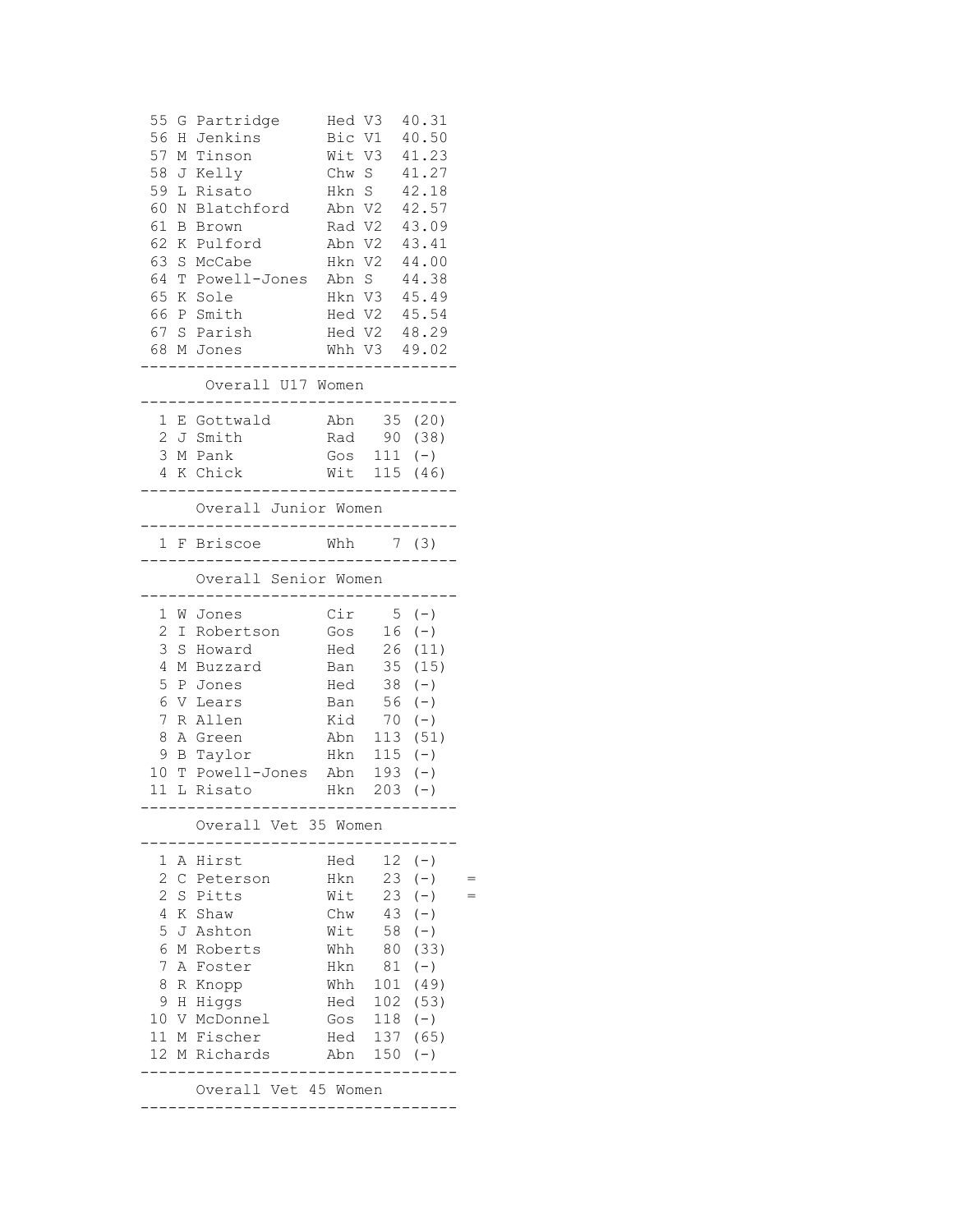```
55 G Partridge     Hed V3  40.31
56 H Jenkins       Bic V1  40.50
57 M Tinson        Wit V3  41.23
58 J Kelly         Chw S   41.27
59 L Risato        Hkn S   42.18
60 N Blatchford    Abn V2  42.57
61 B Brown         Rad V2  43.09
62 K Pulford       Abn V2  43.41
63 S McCabe        Hkn V2  44.00
64 T Powell-Jones  Abn S   44.38
65 K Sole          Hkn V3  45.49
66 P Smith         Hed V2  45.54
67 S Parish        Hed V2  48.29
68 M Jones         Whh V3  49.02
---------------------------------
      Overall U17 Women
---------------------------------
 1 E Gottwald      Abn    35 (20)
 2 J Smith         Rad    90 (38)
 3 M Pank          Gos   111 (-)
 4 K Chick         Wit   115 (46)
---------------------------------
     Overall Junior Women
---------------------------------
 1 F Briscoe       Whh     7 (3)
---------------------------------
     Overall Senior Women
---------------------------------
 1 W Jones         Cir     5 (-)
 2 I Robertson     Gos    16 (-)
 3 S Howard        Hed    26 (11)
 4 M Buzzard       Ban    35 (15)
 5 P Jones         Hed    38 (-)
 6 V Lears         Ban    56 (-)
 7 R Allen         Kid    70 (-)
 8 A Green         Abn   113 (51)
 9 B Taylor        Hkn   115 (-)
10 T Powell-Jones  Abn   193 (-)
11 L Risato        Hkn   203 (-)
---------------------------------
     Overall Vet 35 Women
---------------------------------
 1 A Hirst         Hed    12 (-)
 2 C Peterson      Hkn    23 (-)    =
 2 S Pitts         Wit    23 (-)    =
 4 K Shaw          Chw    43 (-)
 5 J Ashton        Wit    58 (-)
 6 M Roberts       Whh    80 (33)
 7 A Foster        Hkn    81 (-)
 8 R Knopp         Whh   101 (49)
 9 H Higgs         Hed   102 (53)
10 V McDonnel      Gos   118 (-)
11 M Fischer       Hed   137 (65)
12 M Richards      Abn   150 (-)
---------------------------------
     Overall Vet 45 Women
---------------------------------
```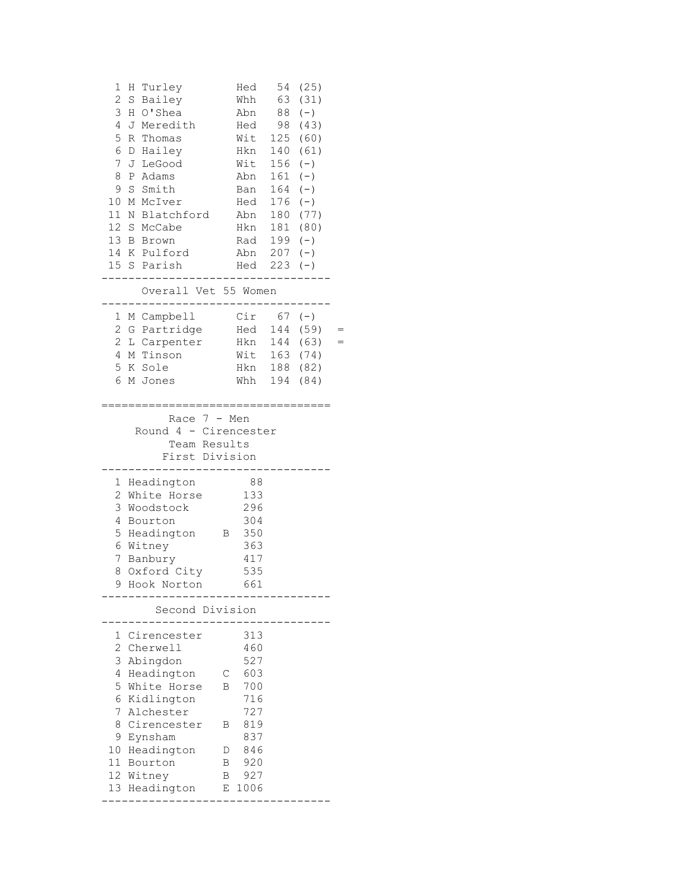| Pos | Name | Club | Pts | |
|---|---|---|---|---|
| 1 | H Turley | Hed | 54 | (25) |
| 2 | S Bailey | Whh | 63 | (31) |
| 3 | H O'Shea | Abn | 88 | (-) |
| 4 | J Meredith | Hed | 98 | (43) |
| 5 | R Thomas | Wit | 125 | (60) |
| 6 | D Hailey | Hkn | 140 | (61) |
| 7 | J LeGood | Wit | 156 | (-) |
| 8 | P Adams | Abn | 161 | (-) |
| 9 | S Smith | Ban | 164 | (-) |
| 10 | M McIver | Hed | 176 | (-) |
| 11 | N Blatchford | Abn | 180 | (77) |
| 12 | S McCabe | Hkn | 181 | (80) |
| 13 | B Brown | Rad | 199 | (-) |
| 14 | K Pulford | Abn | 207 | (-) |
| 15 | S Parish | Hed | 223 | (-) |

### Overall Vet 55 Women

| Pos | Name | Club | Pts | | |
|---|---|---|---|---|---|
| 1 | M Campbell | Cir | 67 | (-) | |
| 2 | G Partridge | Hed | 144 | (59) | = |
| 2 | L Carpenter | Hkn | 144 | (63) | = |
| 4 | M Tinson | Wit | 163 | (74) | |
| 5 | K Sole | Hkn | 188 | (82) | |
| 6 | M Jones | Whh | 194 | (84) | |

## Race 7 - Men
## Round 4 - Cirencester
## Team Results

### First Division

| Pos | Team | | Pts |
|---|---|---|---|
| 1 | Headington | | 88 |
| 2 | White Horse | | 133 |
| 3 | Woodstock | | 296 |
| 4 | Bourton | | 304 |
| 5 | Headington | B | 350 |
| 6 | Witney | | 363 |
| 7 | Banbury | | 417 |
| 8 | Oxford City | | 535 |
| 9 | Hook Norton | | 661 |

### Second Division

| Pos | Team | | Pts |
|---|---|---|---|
| 1 | Cirencester | | 313 |
| 2 | Cherwell | | 460 |
| 3 | Abingdon | | 527 |
| 4 | Headington | C | 603 |
| 5 | White Horse | B | 700 |
| 6 | Kidlington | | 716 |
| 7 | Alchester | | 727 |
| 8 | Cirencester | B | 819 |
| 9 | Eynsham | | 837 |
| 10 | Headington | D | 846 |
| 11 | Bourton | B | 920 |
| 12 | Witney | B | 927 |
| 13 | Headington | E | 1006 |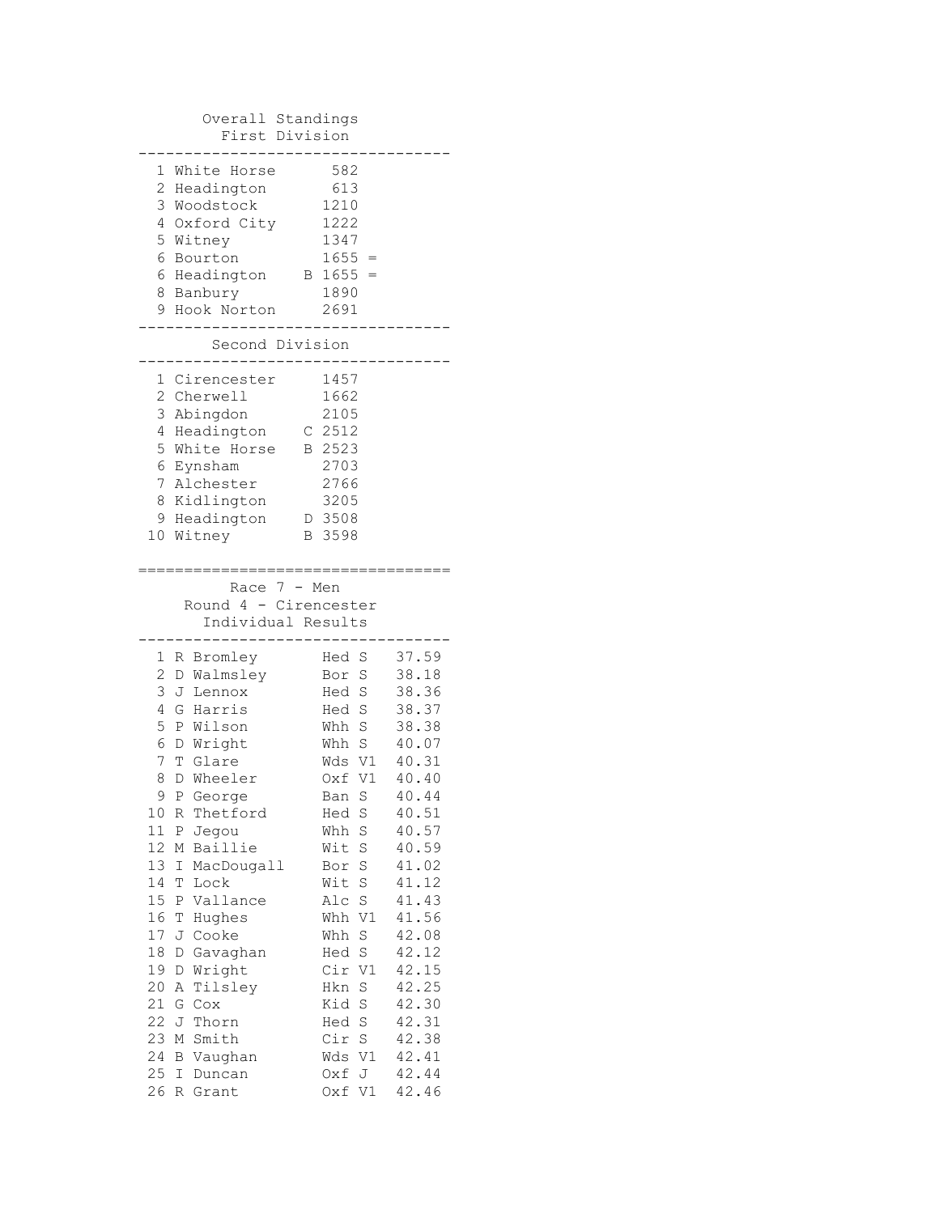## Overall Standings

### First Division

| Pos | Team | | Points | |
|---|---|---|---|---|
| 1 | White Horse | | 582 | |
| 2 | Headington | | 613 | |
| 3 | Woodstock | | 1210 | |
| 4 | Oxford City | | 1222 | |
| 5 | Witney | | 1347 | |
| 6 | Bourton | | 1655 | = |
| 6 | Headington | B | 1655 | = |
| 8 | Banbury | | 1890 | |
| 9 | Hook Norton | | 2691 | |

### Second Division

| Pos | Team | | Points |
|---|---|---|---|
| 1 | Cirencester | | 1457 |
| 2 | Cherwell | | 1662 |
| 3 | Abingdon | | 2105 |
| 4 | Headington | C | 2512 |
| 5 | White Horse | B | 2523 |
| 6 | Eynsham | | 2703 |
| 7 | Alchester | | 2766 |
| 8 | Kidlington | | 3205 |
| 9 | Headington | D | 3508 |
| 10 | Witney | B | 3598 |

## Race 7 - Men

### Round 4 - Cirencester

### Individual Results

| Pos | Name | Club | Cat | Time |
|---|---|---|---|---|
| 1 | R Bromley | Hed | S | 37.59 |
| 2 | D Walmsley | Bor | S | 38.18 |
| 3 | J Lennox | Hed | S | 38.36 |
| 4 | G Harris | Hed | S | 38.37 |
| 5 | P Wilson | Whh | S | 38.38 |
| 6 | D Wright | Whh | S | 40.07 |
| 7 | T Glare | Wds | V1 | 40.31 |
| 8 | D Wheeler | Oxf | V1 | 40.40 |
| 9 | P George | Ban | S | 40.44 |
| 10 | R Thetford | Hed | S | 40.51 |
| 11 | P Jegou | Whh | S | 40.57 |
| 12 | M Baillie | Wit | S | 40.59 |
| 13 | I MacDougall | Bor | S | 41.02 |
| 14 | T Lock | Wit | S | 41.12 |
| 15 | P Vallance | Alc | S | 41.43 |
| 16 | T Hughes | Whh | V1 | 41.56 |
| 17 | J Cooke | Whh | S | 42.08 |
| 18 | D Gavaghan | Hed | S | 42.12 |
| 19 | D Wright | Cir | V1 | 42.15 |
| 20 | A Tilsley | Hkn | S | 42.25 |
| 21 | G Cox | Kid | S | 42.30 |
| 22 | J Thorn | Hed | S | 42.31 |
| 23 | M Smith | Cir | S | 42.38 |
| 24 | B Vaughan | Wds | V1 | 42.41 |
| 25 | I Duncan | Oxf | J | 42.44 |
| 26 | R Grant | Oxf | V1 | 42.46 |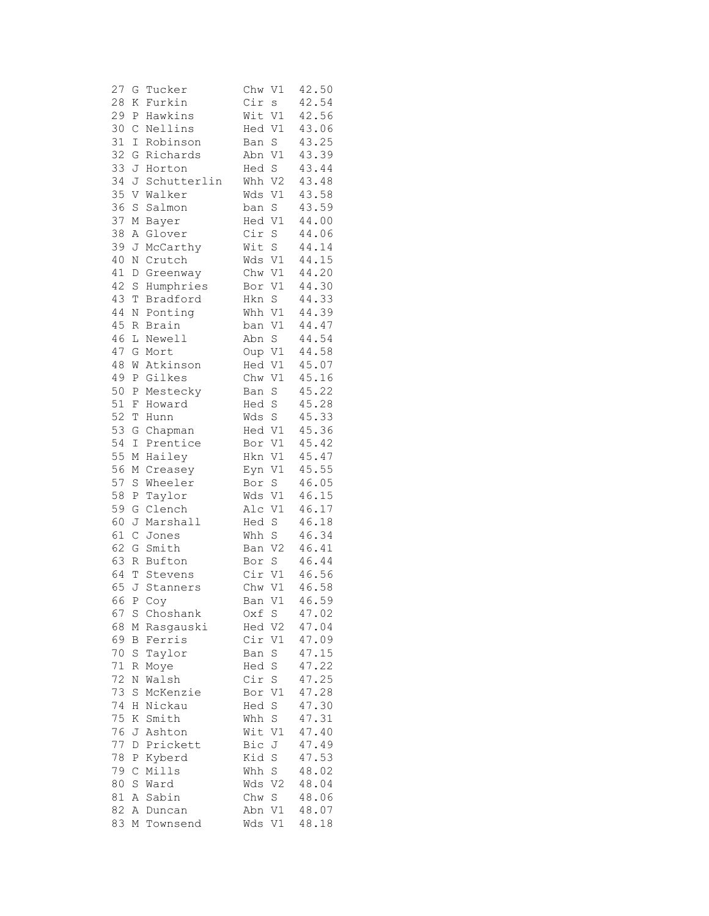```
27 G Tucker        Chw V1  42.50
28 K Furkin        Cir s   42.54
29 P Hawkins       Wit V1  42.56
30 C Nellins       Hed V1  43.06
31 I Robinson      Ban S   43.25
32 G Richards      Abn V1  43.39
33 J Horton        Hed S   43.44
34 J Schutterlin   Whh V2  43.48
35 V Walker        Wds V1  43.58
36 S Salmon        ban S   43.59
37 M Bayer         Hed V1  44.00
38 A Glover        Cir S   44.06
39 J McCarthy      Wit S   44.14
40 N Crutch        Wds V1  44.15
41 D Greenway      Chw V1  44.20
42 S Humphries     Bor V1  44.30
43 T Bradford      Hkn S   44.33
44 N Ponting       Whh V1  44.39
45 R Brain         ban V1  44.47
46 L Newell        Abn S   44.54
47 G Mort          Oup V1  44.58
48 W Atkinson      Hed V1  45.07
49 P Gilkes        Chw V1  45.16
50 P Mestecky      Ban S   45.22
51 F Howard        Hed S   45.28
52 T Hunn          Wds S   45.33
53 G Chapman       Hed V1  45.36
54 I Prentice      Bor V1  45.42
55 M Hailey        Hkn V1  45.47
56 M Creasey       Eyn V1  45.55
57 S Wheeler       Bor S   46.05
58 P Taylor        Wds V1  46.15
59 G Clench        Alc V1  46.17
60 J Marshall      Hed S   46.18
61 C Jones         Whh S   46.34
62 G Smith         Ban V2  46.41
63 R Bufton        Bor S   46.44
64 T Stevens       Cir V1  46.56
65 J Stanners      Chw V1  46.58
66 P Coy           Ban V1  46.59
67 S Choshank      Oxf S   47.02
68 M Rasgauski     Hed V2  47.04
69 B Ferris        Cir V1  47.09
70 S Taylor        Ban S   47.15
71 R Moye          Hed S   47.22
72 N Walsh         Cir S   47.25
73 S McKenzie      Bor V1  47.28
74 H Nickau        Hed S   47.30
75 K Smith         Whh S   47.31
76 J Ashton        Wit V1  47.40
77 D Prickett      Bic J   47.49
78 P Kyberd        Kid S   47.53
79 C Mills         Whh S   48.02
80 S Ward          Wds V2  48.04
81 A Sabin         Chw S   48.06
82 A Duncan        Abn V1  48.07
83 M Townsend      Wds V1  48.18
```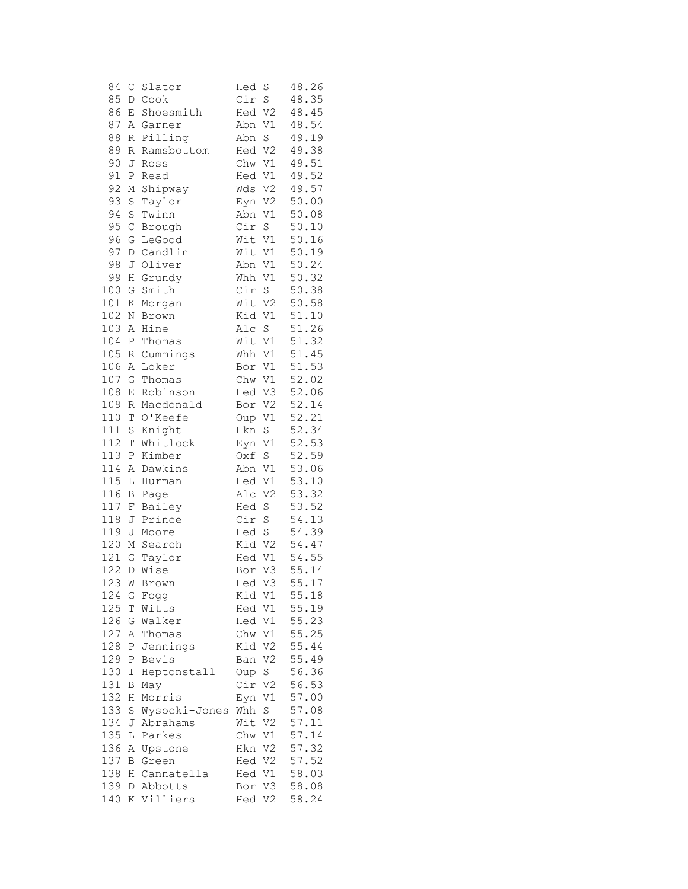```
 84 C Slator        Hed S    48.26
 85 D Cook          Cir S    48.35
 86 E Shoesmith     Hed V2   48.45
 87 A Garner        Abn V1   48.54
 88 R Pilling       Abn S    49.19
 89 R Ramsbottom    Hed V2   49.38
 90 J Ross          Chw V1   49.51
 91 P Read          Hed V1   49.52
 92 M Shipway       Wds V2   49.57
 93 S Taylor        Eyn V2   50.00
 94 S Twinn         Abn V1   50.08
 95 C Brough        Cir S    50.10
 96 G LeGood        Wit V1   50.16
 97 D Candlin       Wit V1   50.19
 98 J Oliver        Abn V1   50.24
 99 H Grundy        Whh V1   50.32
100 G Smith         Cir S    50.38
101 K Morgan        Wit V2   50.58
102 N Brown         Kid V1   51.10
103 A Hine          Alc S    51.26
104 P Thomas        Wit V1   51.32
105 R Cummings      Whh V1   51.45
106 A Loker         Bor V1   51.53
107 G Thomas        Chw V1   52.02
108 E Robinson      Hed V3   52.06
109 R Macdonald     Bor V2   52.14
110 T O'Keefe       Oup V1   52.21
111 S Knight        Hkn S    52.34
112 T Whitlock      Eyn V1   52.53
113 P Kimber        Oxf S    52.59
114 A Dawkins       Abn V1   53.06
115 L Hurman        Hed V1   53.10
116 B Page          Alc V2   53.32
117 F Bailey        Hed S    53.52
118 J Prince        Cir S    54.13
119 J Moore         Hed S    54.39
120 M Search        Kid V2   54.47
121 G Taylor        Hed V1   54.55
122 D Wise          Bor V3   55.14
123 W Brown         Hed V3   55.17
124 G Fogg          Kid V1   55.18
125 T Witts         Hed V1   55.19
126 G Walker        Hed V1   55.23
127 A Thomas        Chw V1   55.25
128 P Jennings      Kid V2   55.44
129 P Bevis         Ban V2   55.49
130 I Heptonstall   Oup S    56.36
131 B May           Cir V2   56.53
132 H Morris        Eyn V1   57.00
133 S Wysocki-Jones Whh S    57.08
134 J Abrahams      Wit V2   57.11
135 L Parkes        Chw V1   57.14
136 A Upstone       Hkn V2   57.32
137 B Green         Hed V2   57.52
138 H Cannatella    Hed V1   58.03
139 D Abbotts       Bor V3   58.08
140 K Villiers      Hed V2   58.24
```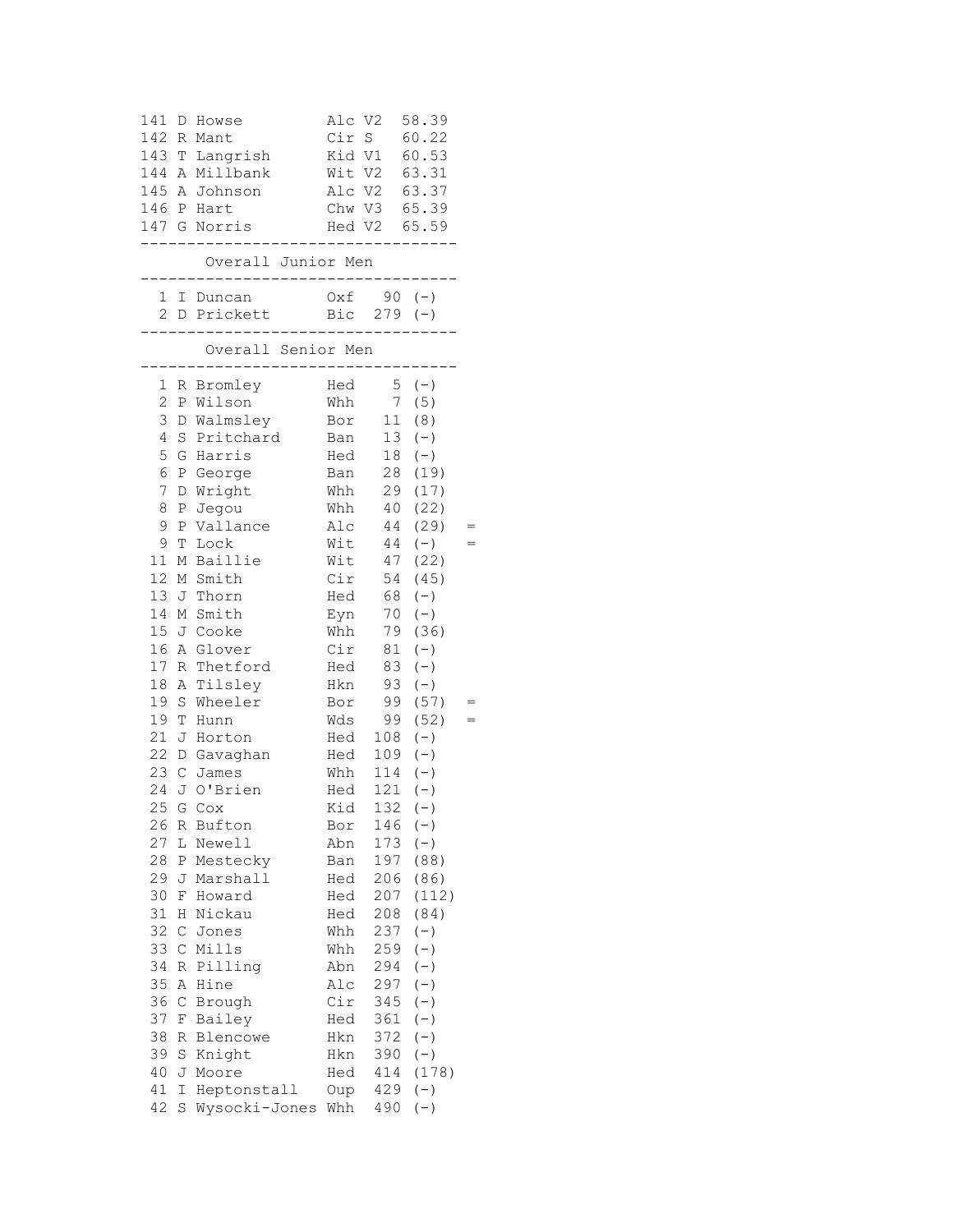| Pos | Name | Club | Cat | Time |
|---|---|---|---|---|
| 141 | D Howse | Alc | V2 | 58.39 |
| 142 | R Mant | Cir | S | 60.22 |
| 143 | T Langrish | Kid | V1 | 60.53 |
| 144 | A Millbank | Wit | V2 | 63.31 |
| 145 | A Johnson | Alc | V2 | 63.37 |
| 146 | P Hart | Chw | V3 | 65.39 |
| 147 | G Norris | Hed | V2 | 65.59 |

## Overall Junior Men

| Pos | Name | Club | Points | | |
|---|---|---|---|---|---|
| 1 | I Duncan | Oxf | 90 | (-) | |
| 2 | D Prickett | Bic | 279 | (-) | |

## Overall Senior Men

| Pos | Name | Club | Points | | |
|---|---|---|---|---|---|
| 1 | R Bromley | Hed | 5 | (-) | |
| 2 | P Wilson | Whh | 7 | (5) | |
| 3 | D Walmsley | Bor | 11 | (8) | |
| 4 | S Pritchard | Ban | 13 | (-) | |
| 5 | G Harris | Hed | 18 | (-) | |
| 6 | P George | Ban | 28 | (19) | |
| 7 | D Wright | Whh | 29 | (17) | |
| 8 | P Jegou | Whh | 40 | (22) | |
| 9 | P Vallance | Alc | 44 | (29) | = |
| 9 | T Lock | Wit | 44 | (-) | = |
| 11 | M Baillie | Wit | 47 | (22) | |
| 12 | M Smith | Cir | 54 | (45) | |
| 13 | J Thorn | Hed | 68 | (-) | |
| 14 | M Smith | Eyn | 70 | (-) | |
| 15 | J Cooke | Whh | 79 | (36) | |
| 16 | A Glover | Cir | 81 | (-) | |
| 17 | R Thetford | Hed | 83 | (-) | |
| 18 | A Tilsley | Hkn | 93 | (-) | |
| 19 | S Wheeler | Bor | 99 | (57) | = |
| 19 | T Hunn | Wds | 99 | (52) | = |
| 21 | J Horton | Hed | 108 | (-) | |
| 22 | D Gavaghan | Hed | 109 | (-) | |
| 23 | C James | Whh | 114 | (-) | |
| 24 | J O'Brien | Hed | 121 | (-) | |
| 25 | G Cox | Kid | 132 | (-) | |
| 26 | R Bufton | Bor | 146 | (-) | |
| 27 | L Newell | Abn | 173 | (-) | |
| 28 | P Mestecky | Ban | 197 | (88) | |
| 29 | J Marshall | Hed | 206 | (86) | |
| 30 | F Howard | Hed | 207 | (112) | |
| 31 | H Nickau | Hed | 208 | (84) | |
| 32 | C Jones | Whh | 237 | (-) | |
| 33 | C Mills | Whh | 259 | (-) | |
| 34 | R Pilling | Abn | 294 | (-) | |
| 35 | A Hine | Alc | 297 | (-) | |
| 36 | C Brough | Cir | 345 | (-) | |
| 37 | F Bailey | Hed | 361 | (-) | |
| 38 | R Blencowe | Hkn | 372 | (-) | |
| 39 | S Knight | Hkn | 390 | (-) | |
| 40 | J Moore | Hed | 414 | (178) | |
| 41 | I Heptonstall | Oup | 429 | (-) | |
| 42 | S Wysocki-Jones | Whh | 490 | (-) | |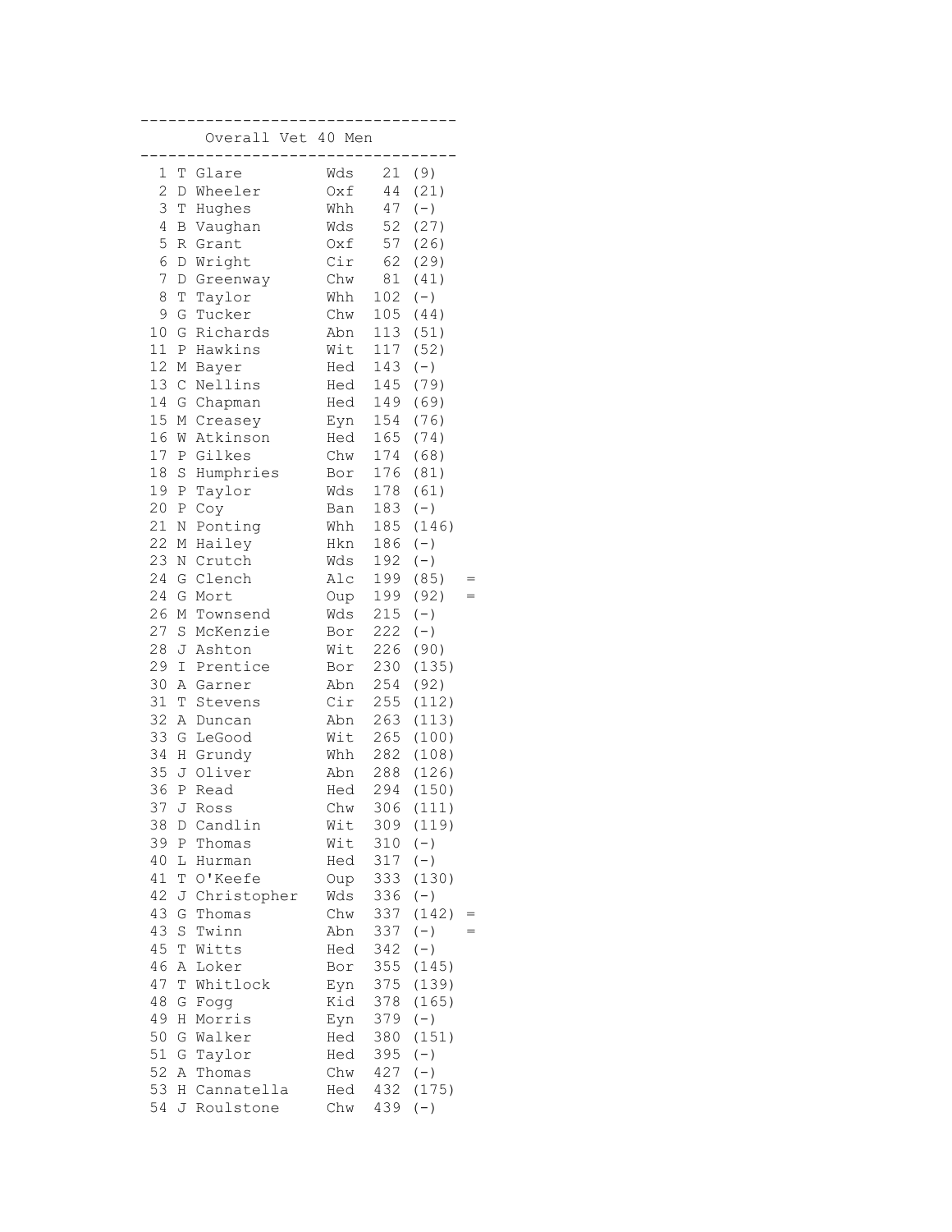## Overall Vet 40 Men

| Pos | Name | Club | Points | | |
|---|---|---|---|---|---|
| 1 | T Glare | Wds | 21 | (9) | |
| 2 | D Wheeler | Oxf | 44 | (21) | |
| 3 | T Hughes | Whh | 47 | (-) | |
| 4 | B Vaughan | Wds | 52 | (27) | |
| 5 | R Grant | Oxf | 57 | (26) | |
| 6 | D Wright | Cir | 62 | (29) | |
| 7 | D Greenway | Chw | 81 | (41) | |
| 8 | T Taylor | Whh | 102 | (-) | |
| 9 | G Tucker | Chw | 105 | (44) | |
| 10 | G Richards | Abn | 113 | (51) | |
| 11 | P Hawkins | Wit | 117 | (52) | |
| 12 | M Bayer | Hed | 143 | (-) | |
| 13 | C Nellins | Hed | 145 | (79) | |
| 14 | G Chapman | Hed | 149 | (69) | |
| 15 | M Creasey | Eyn | 154 | (76) | |
| 16 | W Atkinson | Hed | 165 | (74) | |
| 17 | P Gilkes | Chw | 174 | (68) | |
| 18 | S Humphries | Bor | 176 | (81) | |
| 19 | P Taylor | Wds | 178 | (61) | |
| 20 | P Coy | Ban | 183 | (-) | |
| 21 | N Ponting | Whh | 185 | (146) | |
| 22 | M Hailey | Hkn | 186 | (-) | |
| 23 | N Crutch | Wds | 192 | (-) | |
| 24 | G Clench | Alc | 199 | (85) | = |
| 24 | G Mort | Oup | 199 | (92) | = |
| 26 | M Townsend | Wds | 215 | (-) | |
| 27 | S McKenzie | Bor | 222 | (-) | |
| 28 | J Ashton | Wit | 226 | (90) | |
| 29 | I Prentice | Bor | 230 | (135) | |
| 30 | A Garner | Abn | 254 | (92) | |
| 31 | T Stevens | Cir | 255 | (112) | |
| 32 | A Duncan | Abn | 263 | (113) | |
| 33 | G LeGood | Wit | 265 | (100) | |
| 34 | H Grundy | Whh | 282 | (108) | |
| 35 | J Oliver | Abn | 288 | (126) | |
| 36 | P Read | Hed | 294 | (150) | |
| 37 | J Ross | Chw | 306 | (111) | |
| 38 | D Candlin | Wit | 309 | (119) | |
| 39 | P Thomas | Wit | 310 | (-) | |
| 40 | L Hurman | Hed | 317 | (-) | |
| 41 | T O'Keefe | Oup | 333 | (130) | |
| 42 | J Christopher | Wds | 336 | (-) | |
| 43 | G Thomas | Chw | 337 | (142) | = |
| 43 | S Twinn | Abn | 337 | (-) | = |
| 45 | T Witts | Hed | 342 | (-) | |
| 46 | A Loker | Bor | 355 | (145) | |
| 47 | T Whitlock | Eyn | 375 | (139) | |
| 48 | G Fogg | Kid | 378 | (165) | |
| 49 | H Morris | Eyn | 379 | (-) | |
| 50 | G Walker | Hed | 380 | (151) | |
| 51 | G Taylor | Hed | 395 | (-) | |
| 52 | A Thomas | Chw | 427 | (-) | |
| 53 | H Cannatella | Hed | 432 | (175) | |
| 54 | J Roulstone | Chw | 439 | (-) | |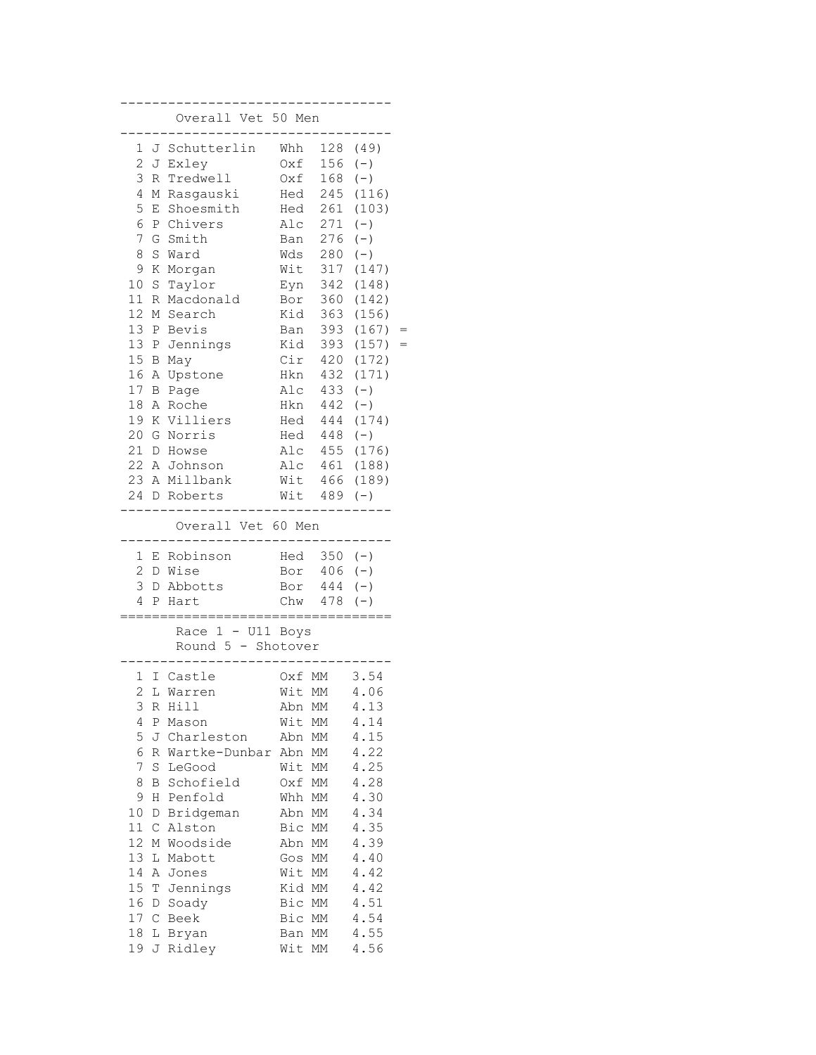## Overall Vet 50 Men

| Pos | Name | Club | Points | | |
|---|---|---|---|---|---|
| 1 | J Schutterlin | Whh | 128 | (49) | |
| 2 | J Exley | Oxf | 156 | (-) | |
| 3 | R Tredwell | Oxf | 168 | (-) | |
| 4 | M Rasgauski | Hed | 245 | (116) | |
| 5 | E Shoesmith | Hed | 261 | (103) | |
| 6 | P Chivers | Alc | 271 | (-) | |
| 7 | G Smith | Ban | 276 | (-) | |
| 8 | S Ward | Wds | 280 | (-) | |
| 9 | K Morgan | Wit | 317 | (147) | |
| 10 | S Taylor | Eyn | 342 | (148) | |
| 11 | R Macdonald | Bor | 360 | (142) | |
| 12 | M Search | Kid | 363 | (156) | |
| 13 | P Bevis | Ban | 393 | (167) | = |
| 13 | P Jennings | Kid | 393 | (157) | = |
| 15 | B May | Cir | 420 | (172) | |
| 16 | A Upstone | Hkn | 432 | (171) | |
| 17 | B Page | Alc | 433 | (-) | |
| 18 | A Roche | Hkn | 442 | (-) | |
| 19 | K Villiers | Hed | 444 | (174) | |
| 20 | G Norris | Hed | 448 | (-) | |
| 21 | D Howse | Alc | 455 | (176) | |
| 22 | A Johnson | Alc | 461 | (188) | |
| 23 | A Millbank | Wit | 466 | (189) | |
| 24 | D Roberts | Wit | 489 | (-) | |

## Overall Vet 60 Men

| Pos | Name | Club | Points | |
|---|---|---|---|---|
| 1 | E Robinson | Hed | 350 | (-) |
| 2 | D Wise | Bor | 406 | (-) |
| 3 | D Abbotts | Bor | 444 | (-) |
| 4 | P Hart | Chw | 478 | (-) |

## Race 1 - U11 Boys
### Round 5 - Shotover

| Pos | Name | Club | Cat | Time |
|---|---|---|---|---|
| 1 | I Castle | Oxf | MM | 3.54 |
| 2 | L Warren | Wit | MM | 4.06 |
| 3 | R Hill | Abn | MM | 4.13 |
| 4 | P Mason | Wit | MM | 4.14 |
| 5 | J Charleston | Abn | MM | 4.15 |
| 6 | R Wartke-Dunbar | Abn | MM | 4.22 |
| 7 | S LeGood | Wit | MM | 4.25 |
| 8 | B Schofield | Oxf | MM | 4.28 |
| 9 | H Penfold | Whh | MM | 4.30 |
| 10 | D Bridgeman | Abn | MM | 4.34 |
| 11 | C Alston | Bic | MM | 4.35 |
| 12 | M Woodside | Abn | MM | 4.39 |
| 13 | L Mabott | Gos | MM | 4.40 |
| 14 | A Jones | Wit | MM | 4.42 |
| 15 | T Jennings | Kid | MM | 4.42 |
| 16 | D Soady | Bic | MM | 4.51 |
| 17 | C Beek | Bic | MM | 4.54 |
| 18 | L Bryan | Ban | MM | 4.55 |
| 19 | J Ridley | Wit | MM | 4.56 |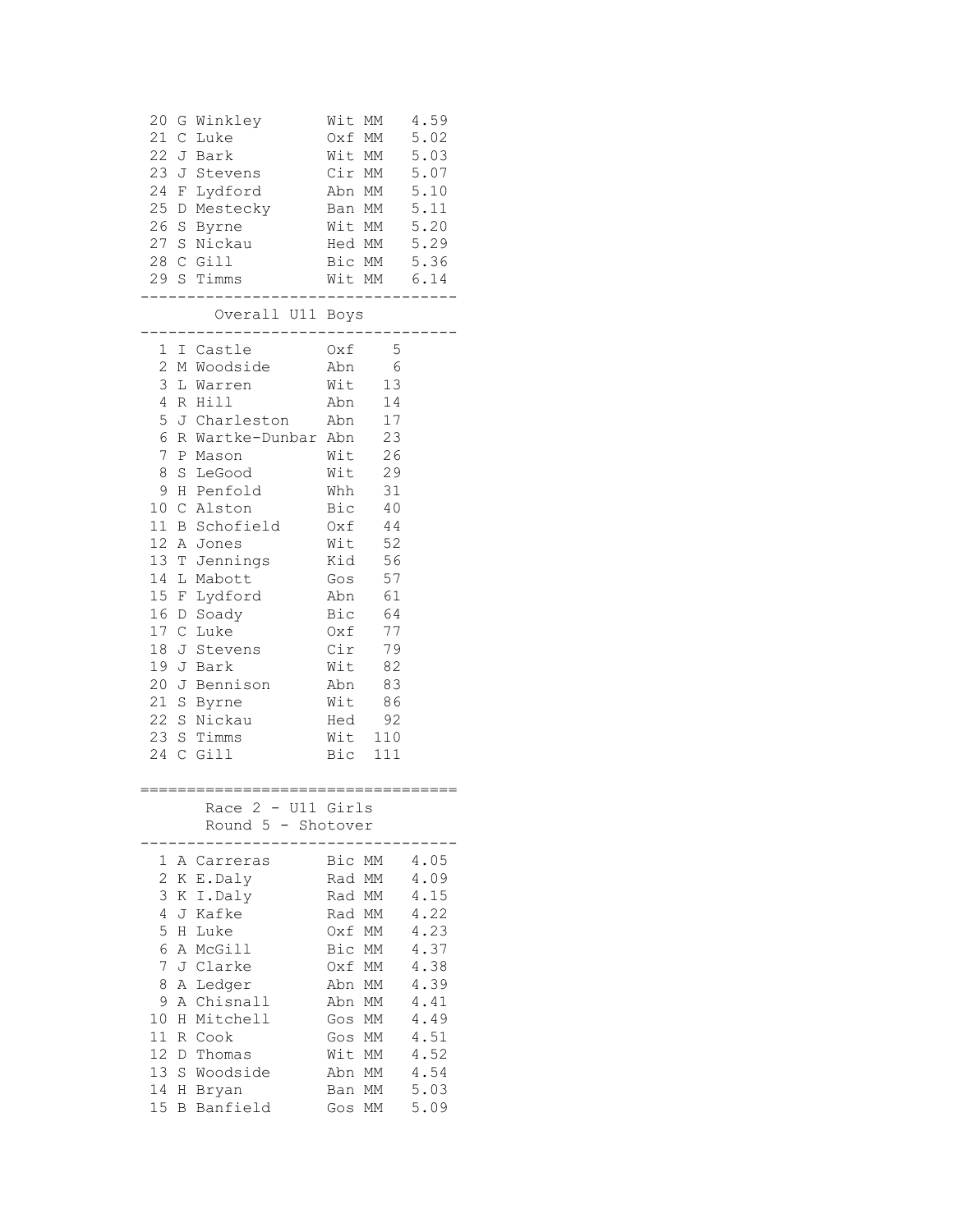| Pos | Name | Club | Cat | Time |
|---|---|---|---|---|
| 20 | G Winkley | Wit | MM | 4.59 |
| 21 | C Luke | Oxf | MM | 5.02 |
| 22 | J Bark | Wit | MM | 5.03 |
| 23 | J Stevens | Cir | MM | 5.07 |
| 24 | F Lydford | Abn | MM | 5.10 |
| 25 | D Mestecky | Ban | MM | 5.11 |
| 26 | S Byrne | Wit | MM | 5.20 |
| 27 | S Nickau | Hed | MM | 5.29 |
| 28 | C Gill | Bic | MM | 5.36 |
| 29 | S Timms | Wit | MM | 6.14 |

## Overall U11 Boys

| Pos | Name | Club | Points |
|---|---|---|---|
| 1 | I Castle | Oxf | 5 |
| 2 | M Woodside | Abn | 6 |
| 3 | L Warren | Wit | 13 |
| 4 | R Hill | Abn | 14 |
| 5 | J Charleston | Abn | 17 |
| 6 | R Wartke-Dunbar | Abn | 23 |
| 7 | P Mason | Wit | 26 |
| 8 | S LeGood | Wit | 29 |
| 9 | H Penfold | Whh | 31 |
| 10 | C Alston | Bic | 40 |
| 11 | B Schofield | Oxf | 44 |
| 12 | A Jones | Wit | 52 |
| 13 | T Jennings | Kid | 56 |
| 14 | L Mabott | Gos | 57 |
| 15 | F Lydford | Abn | 61 |
| 16 | D Soady | Bic | 64 |
| 17 | C Luke | Oxf | 77 |
| 18 | J Stevens | Cir | 79 |
| 19 | J Bark | Wit | 82 |
| 20 | J Bennison | Abn | 83 |
| 21 | S Byrne | Wit | 86 |
| 22 | S Nickau | Hed | 92 |
| 23 | S Timms | Wit | 110 |
| 24 | C Gill | Bic | 111 |

## Race 2 - U11 Girls
### Round 5 - Shotover

| Pos | Name | Club | Cat | Time |
|---|---|---|---|---|
| 1 | A Carreras | Bic | MM | 4.05 |
| 2 | K E.Daly | Rad | MM | 4.09 |
| 3 | K I.Daly | Rad | MM | 4.15 |
| 4 | J Kafke | Rad | MM | 4.22 |
| 5 | H Luke | Oxf | MM | 4.23 |
| 6 | A McGill | Bic | MM | 4.37 |
| 7 | J Clarke | Oxf | MM | 4.38 |
| 8 | A Ledger | Abn | MM | 4.39 |
| 9 | A Chisnall | Abn | MM | 4.41 |
| 10 | H Mitchell | Gos | MM | 4.49 |
| 11 | R Cook | Gos | MM | 4.51 |
| 12 | D Thomas | Wit | MM | 4.52 |
| 13 | S Woodside | Abn | MM | 4.54 |
| 14 | H Bryan | Ban | MM | 5.03 |
| 15 | B Banfield | Gos | MM | 5.09 |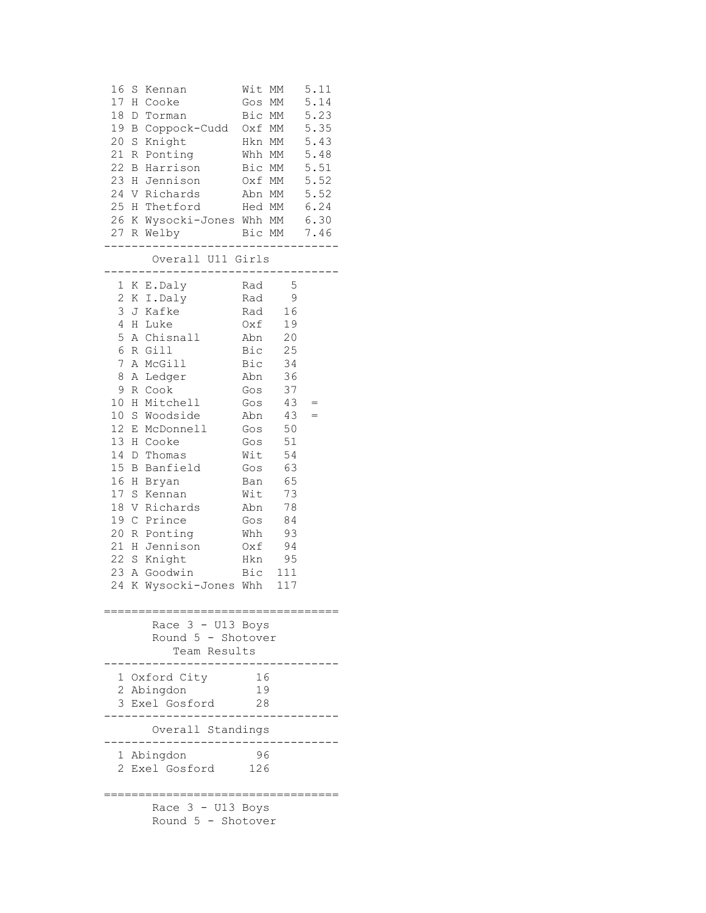| Pos | Name | Club | Cat | Time |
|---|---|---|---|---|
| 16 | S Kennan | Wit | MM | 5.11 |
| 17 | H Cooke | Gos | MM | 5.14 |
| 18 | D Torman | Bic | MM | 5.23 |
| 19 | B Coppock-Cudd | Oxf | MM | 5.35 |
| 20 | S Knight | Hkn | MM | 5.43 |
| 21 | R Ponting | Whh | MM | 5.48 |
| 22 | B Harrison | Bic | MM | 5.51 |
| 23 | H Jennison | Oxf | MM | 5.52 |
| 24 | V Richards | Abn | MM | 5.52 |
| 25 | H Thetford | Hed | MM | 6.24 |
| 26 | K Wysocki-Jones | Whh | MM | 6.30 |
| 27 | R Welby | Bic | MM | 7.46 |

## Overall U11 Girls

| Pos | Name | Club | Points | |
|---|---|---|---|---|
| 1 | K E.Daly | Rad | 5 | |
| 2 | K I.Daly | Rad | 9 | |
| 3 | J Kafke | Rad | 16 | |
| 4 | H Luke | Oxf | 19 | |
| 5 | A Chisnall | Abn | 20 | |
| 6 | R Gill | Bic | 25 | |
| 7 | A McGill | Bic | 34 | |
| 8 | A Ledger | Abn | 36 | |
| 9 | R Cook | Gos | 37 | |
| 10 | H Mitchell | Gos | 43 | = |
| 10 | S Woodside | Abn | 43 | = |
| 12 | E McDonnell | Gos | 50 | |
| 13 | H Cooke | Gos | 51 | |
| 14 | D Thomas | Wit | 54 | |
| 15 | B Banfield | Gos | 63 | |
| 16 | H Bryan | Ban | 65 | |
| 17 | S Kennan | Wit | 73 | |
| 18 | V Richards | Abn | 78 | |
| 19 | C Prince | Gos | 84 | |
| 20 | R Ponting | Whh | 93 | |
| 21 | H Jennison | Oxf | 94 | |
| 22 | S Knight | Hkn | 95 | |
| 23 | A Goodwin | Bic | 111 | |
| 24 | K Wysocki-Jones | Whh | 117 | |

## Race 3 - U13 Boys
### Round 5 - Shotover
### Team Results

| Pos | Team | Points |
|---|---|---|
| 1 | Oxford City | 16 |
| 2 | Abingdon | 19 |
| 3 | Exel Gosford | 28 |

### Overall Standings

| Pos | Team | Points |
|---|---|---|
| 1 | Abingdon | 96 |
| 2 | Exel Gosford | 126 |

## Race 3 - U13 Boys
### Round 5 - Shotover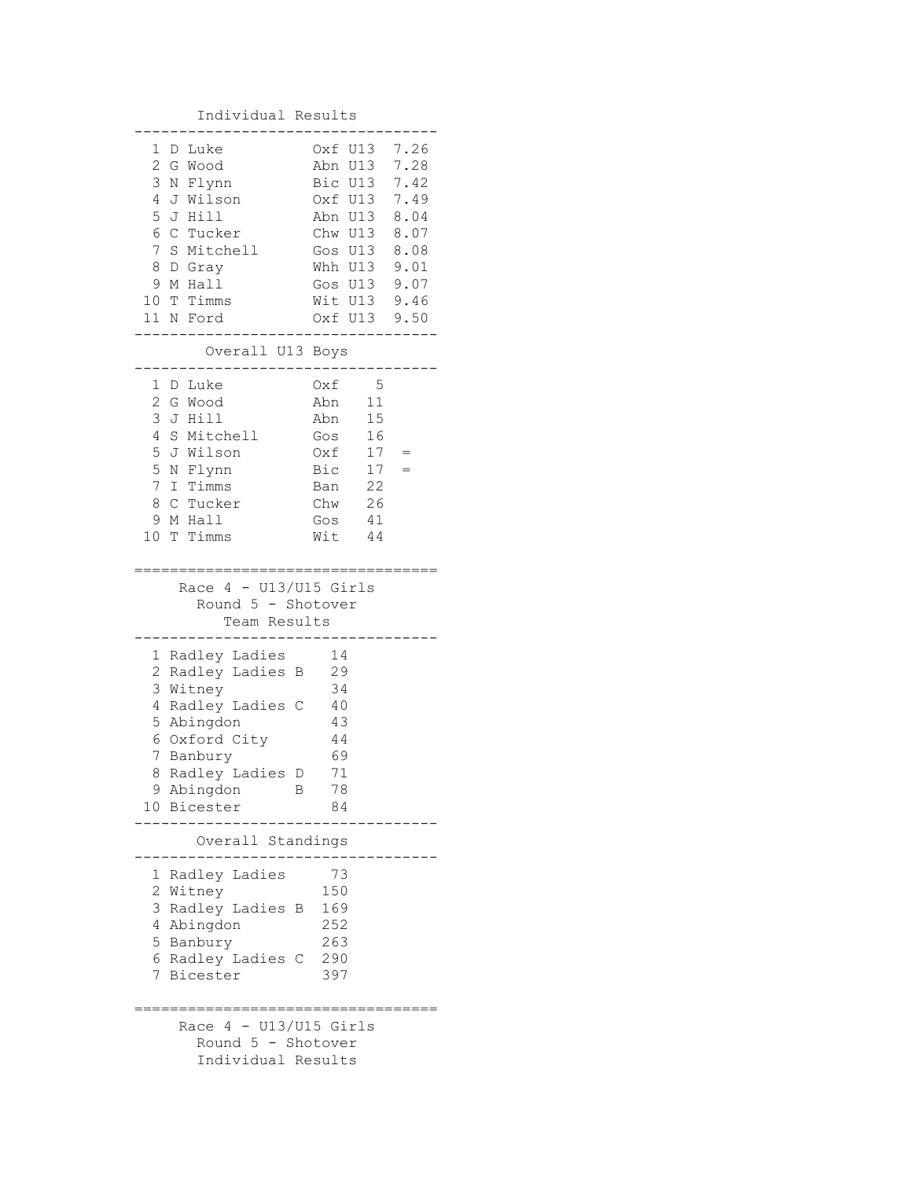### Individual Results

| | | | | |
|---|---|---|---|---|
| 1 | D Luke | Oxf | U13 | 7.26 |
| 2 | G Wood | Abn | U13 | 7.28 |
| 3 | N Flynn | Bic | U13 | 7.42 |
| 4 | J Wilson | Oxf | U13 | 7.49 |
| 5 | J Hill | Abn | U13 | 8.04 |
| 6 | C Tucker | Chw | U13 | 8.07 |
| 7 | S Mitchell | Gos | U13 | 8.08 |
| 8 | D Gray | Whh | U13 | 9.01 |
| 9 | M Hall | Gos | U13 | 9.07 |
| 10 | T Timms | Wit | U13 | 9.46 |
| 11 | N Ford | Oxf | U13 | 9.50 |

### Overall U13 Boys

| | | | | |
|---|---|---|---|---|
| 1 | D Luke | Oxf | 5 | |
| 2 | G Wood | Abn | 11 | |
| 3 | J Hill | Abn | 15 | |
| 4 | S Mitchell | Gos | 16 | |
| 5 | J Wilson | Oxf | 17 | = |
| 5 | N Flynn | Bic | 17 | = |
| 7 | I Timms | Ban | 22 | |
| 8 | C Tucker | Chw | 26 | |
| 9 | M Hall | Gos | 41 | |
| 10 | T Timms | Wit | 44 | |

## Race 4 - U13/U15 Girls
### Round 5 - Shotover
### Team Results

| | | |
|---|---|---|
| 1 | Radley Ladies | 14 |
| 2 | Radley Ladies B | 29 |
| 3 | Witney | 34 |
| 4 | Radley Ladies C | 40 |
| 5 | Abingdon | 43 |
| 6 | Oxford City | 44 |
| 7 | Banbury | 69 |
| 8 | Radley Ladies D | 71 |
| 9 | Abingdon B | 78 |
| 10 | Bicester | 84 |

### Overall Standings

| | | |
|---|---|---|
| 1 | Radley Ladies | 73 |
| 2 | Witney | 150 |
| 3 | Radley Ladies B | 169 |
| 4 | Abingdon | 252 |
| 5 | Banbury | 263 |
| 6 | Radley Ladies C | 290 |
| 7 | Bicester | 397 |

## Race 4 - U13/U15 Girls
### Round 5 - Shotover
### Individual Results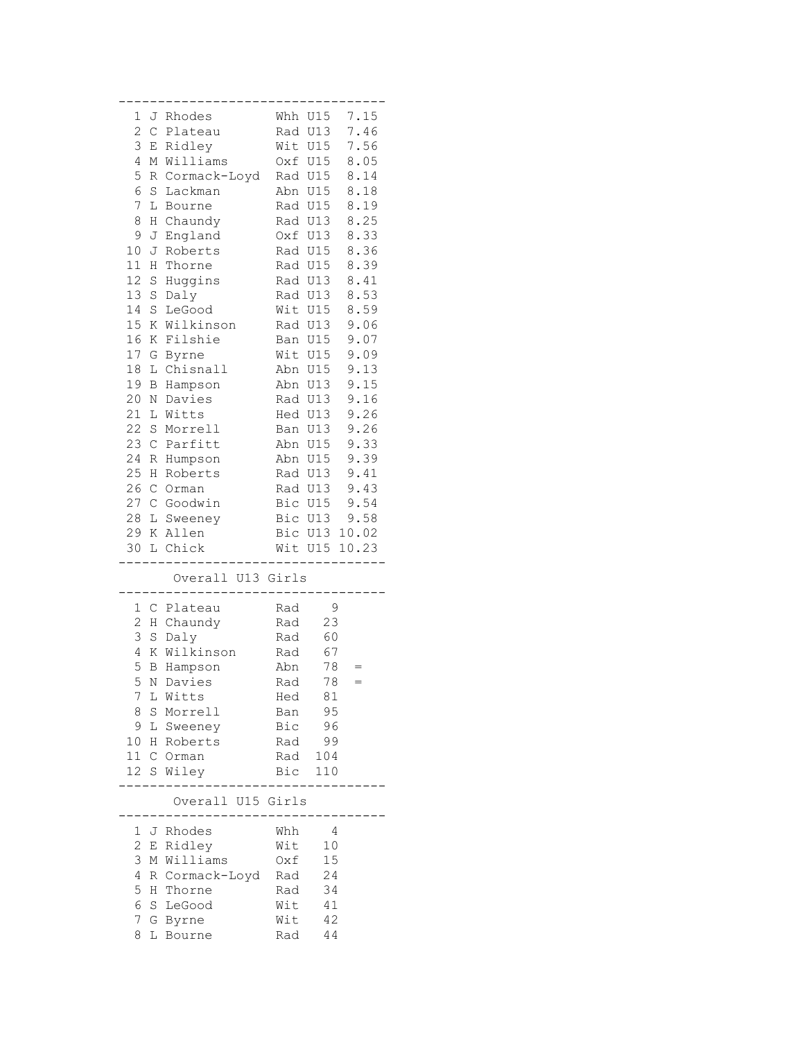| Pos | Name | Club | Cat | Time |
|---|---|---|---|---|
| 1 | J Rhodes | Whh | U15 | 7.15 |
| 2 | C Plateau | Rad | U13 | 7.46 |
| 3 | E Ridley | Wit | U15 | 7.56 |
| 4 | M Williams | Oxf | U15 | 8.05 |
| 5 | R Cormack-Loyd | Rad | U15 | 8.14 |
| 6 | S Lackman | Abn | U15 | 8.18 |
| 7 | L Bourne | Rad | U15 | 8.19 |
| 8 | H Chaundy | Rad | U13 | 8.25 |
| 9 | J England | Oxf | U13 | 8.33 |
| 10 | J Roberts | Rad | U15 | 8.36 |
| 11 | H Thorne | Rad | U15 | 8.39 |
| 12 | S Huggins | Rad | U13 | 8.41 |
| 13 | S Daly | Rad | U13 | 8.53 |
| 14 | S LeGood | Wit | U15 | 8.59 |
| 15 | K Wilkinson | Rad | U13 | 9.06 |
| 16 | K Filshie | Ban | U15 | 9.07 |
| 17 | G Byrne | Wit | U15 | 9.09 |
| 18 | L Chisnall | Abn | U15 | 9.13 |
| 19 | B Hampson | Abn | U13 | 9.15 |
| 20 | N Davies | Rad | U13 | 9.16 |
| 21 | L Witts | Hed | U13 | 9.26 |
| 22 | S Morrell | Ban | U13 | 9.26 |
| 23 | C Parfitt | Abn | U15 | 9.33 |
| 24 | R Humpson | Abn | U15 | 9.39 |
| 25 | H Roberts | Rad | U13 | 9.41 |
| 26 | C Orman | Rad | U13 | 9.43 |
| 27 | C Goodwin | Bic | U15 | 9.54 |
| 28 | L Sweeney | Bic | U13 | 9.58 |
| 29 | K Allen | Bic | U13 | 10.02 |
| 30 | L Chick | Wit | U15 | 10.23 |

## Overall U13 Girls

| Pos | Name | Club | Points | |
|---|---|---|---|---|
| 1 | C Plateau | Rad | 9 | |
| 2 | H Chaundy | Rad | 23 | |
| 3 | S Daly | Rad | 60 | |
| 4 | K Wilkinson | Rad | 67 | |
| 5 | B Hampson | Abn | 78 | = |
| 5 | N Davies | Rad | 78 | = |
| 7 | L Witts | Hed | 81 | |
| 8 | S Morrell | Ban | 95 | |
| 9 | L Sweeney | Bic | 96 | |
| 10 | H Roberts | Rad | 99 | |
| 11 | C Orman | Rad | 104 | |
| 12 | S Wiley | Bic | 110 | |

## Overall U15 Girls

| Pos | Name | Club | Points |
|---|---|---|---|
| 1 | J Rhodes | Whh | 4 |
| 2 | E Ridley | Wit | 10 |
| 3 | M Williams | Oxf | 15 |
| 4 | R Cormack-Loyd | Rad | 24 |
| 5 | H Thorne | Rad | 34 |
| 6 | S LeGood | Wit | 41 |
| 7 | G Byrne | Wit | 42 |
| 8 | L Bourne | Rad | 44 |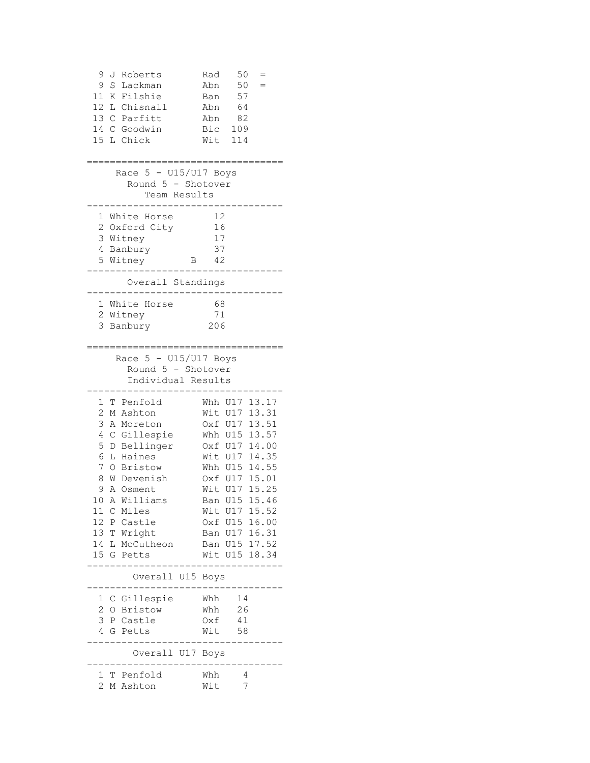| Pos | Name | Club | Points | |
|---|---|---|---|---|
| 9 | J Roberts | Rad | 50 | = |
| 9 | S Lackman | Abn | 50 | = |
| 11 | K Filshie | Ban | 57 | |
| 12 | L Chisnall | Abn | 64 | |
| 13 | C Parfitt | Abn | 82 | |
| 14 | C Goodwin | Bic | 109 | |
| 15 | L Chick | Wit | 114 | |

## Race 5 - U15/U17 Boys
### Round 5 - Shotover
### Team Results

| Pos | Team | | Points |
|---|---|---|---|
| 1 | White Horse | | 12 |
| 2 | Oxford City | | 16 |
| 3 | Witney | | 17 |
| 4 | Banbury | | 37 |
| 5 | Witney | B | 42 |

### Overall Standings

| Pos | Team | Points |
|---|---|---|
| 1 | White Horse | 68 |
| 2 | Witney | 71 |
| 3 | Banbury | 206 |

## Race 5 - U15/U17 Boys
### Round 5 - Shotover
### Individual Results

| Pos | Name | Club | Cat | Time |
|---|---|---|---|---|
| 1 | T Penfold | Whh | U17 | 13.17 |
| 2 | M Ashton | Wit | U17 | 13.31 |
| 3 | A Moreton | Oxf | U17 | 13.51 |
| 4 | C Gillespie | Whh | U15 | 13.57 |
| 5 | D Bellinger | Oxf | U17 | 14.00 |
| 6 | L Haines | Wit | U17 | 14.35 |
| 7 | O Bristow | Whh | U15 | 14.55 |
| 8 | W Devenish | Oxf | U17 | 15.01 |
| 9 | A Osment | Wit | U17 | 15.25 |
| 10 | A Williams | Ban | U15 | 15.46 |
| 11 | C Miles | Wit | U17 | 15.52 |
| 12 | P Castle | Oxf | U15 | 16.00 |
| 13 | T Wright | Ban | U17 | 16.31 |
| 14 | L McCutheon | Ban | U15 | 17.52 |
| 15 | G Petts | Wit | U15 | 18.34 |

### Overall U15 Boys

| Pos | Name | Club | Points |
|---|---|---|---|
| 1 | C Gillespie | Whh | 14 |
| 2 | O Bristow | Whh | 26 |
| 3 | P Castle | Oxf | 41 |
| 4 | G Petts | Wit | 58 |

### Overall U17 Boys

| Pos | Name | Club | Points |
|---|---|---|---|
| 1 | T Penfold | Whh | 4 |
| 2 | M Ashton | Wit | 7 |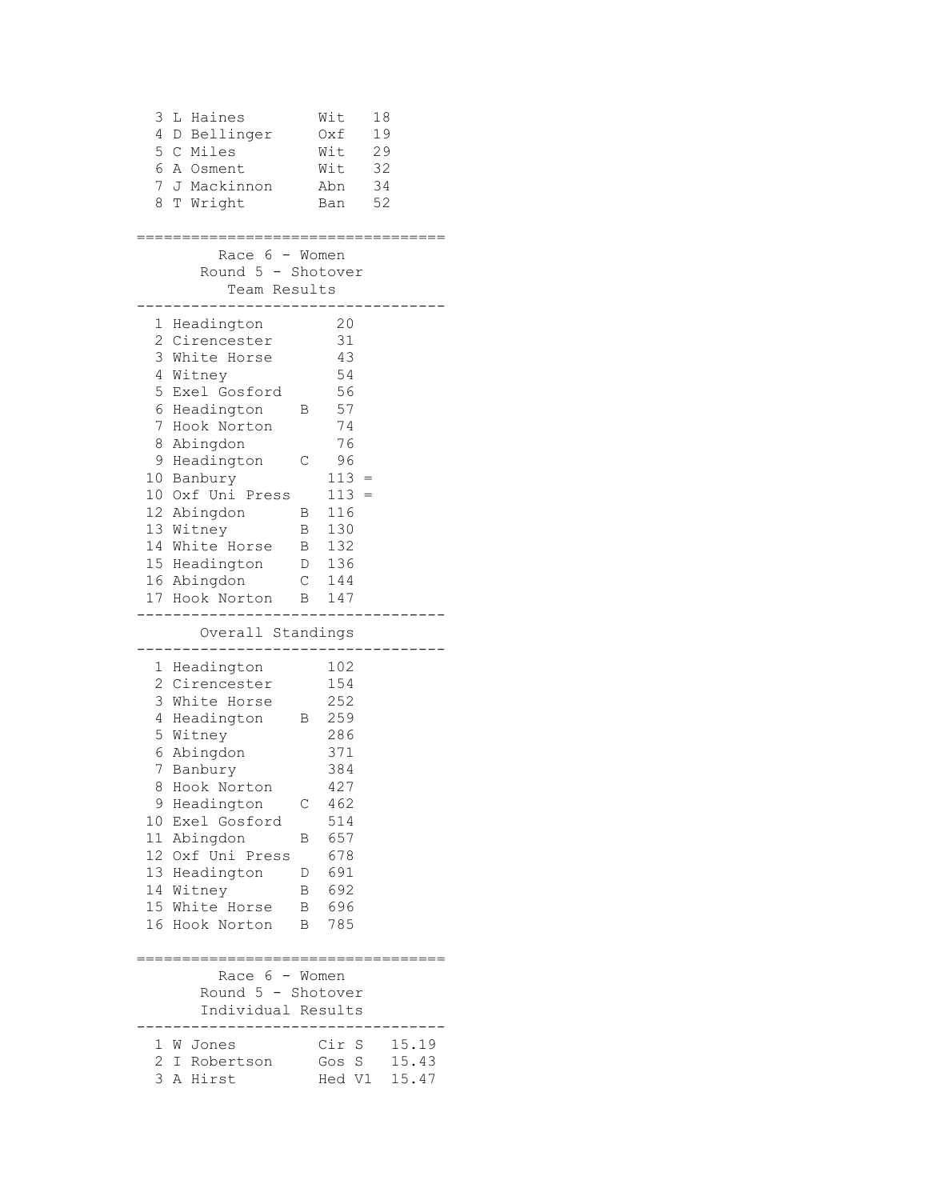| | | | |
|---|---|---|---|
| 3 | L Haines | Wit | 18 |
| 4 | D Bellinger | Oxf | 19 |
| 5 | C Miles | Wit | 29 |
| 6 | A Osment | Wit | 32 |
| 7 | J Mackinnon | Abn | 34 |
| 8 | T Wright | Ban | 52 |

## Race 6 - Women
### Round 5 - Shotover
### Team Results

| | | | | |
|---|---|---|---|---|
| 1 | Headington | | 20 | |
| 2 | Cirencester | | 31 | |
| 3 | White Horse | | 43 | |
| 4 | Witney | | 54 | |
| 5 | Exel Gosford | | 56 | |
| 6 | Headington | B | 57 | |
| 7 | Hook Norton | | 74 | |
| 8 | Abingdon | | 76 | |
| 9 | Headington | C | 96 | |
| 10 | Banbury | | 113 | = |
| 10 | Oxf Uni Press | | 113 | = |
| 12 | Abingdon | B | 116 | |
| 13 | Witney | B | 130 | |
| 14 | White Horse | B | 132 | |
| 15 | Headington | D | 136 | |
| 16 | Abingdon | C | 144 | |
| 17 | Hook Norton | B | 147 | |

### Overall Standings

| | | | |
|---|---|---|---|
| 1 | Headington | | 102 |
| 2 | Cirencester | | 154 |
| 3 | White Horse | | 252 |
| 4 | Headington | B | 259 |
| 5 | Witney | | 286 |
| 6 | Abingdon | | 371 |
| 7 | Banbury | | 384 |
| 8 | Hook Norton | | 427 |
| 9 | Headington | C | 462 |
| 10 | Exel Gosford | | 514 |
| 11 | Abingdon | B | 657 |
| 12 | Oxf Uni Press | | 678 |
| 13 | Headington | D | 691 |
| 14 | Witney | B | 692 |
| 15 | White Horse | B | 696 |
| 16 | Hook Norton | B | 785 |

## Race 6 - Women
### Round 5 - Shotover
### Individual Results

| | | | | |
|---|---|---|---|---|
| 1 | W Jones | Cir | S | 15.19 |
| 2 | I Robertson | Gos | S | 15.43 |
| 3 | A Hirst | Hed | V1 | 15.47 |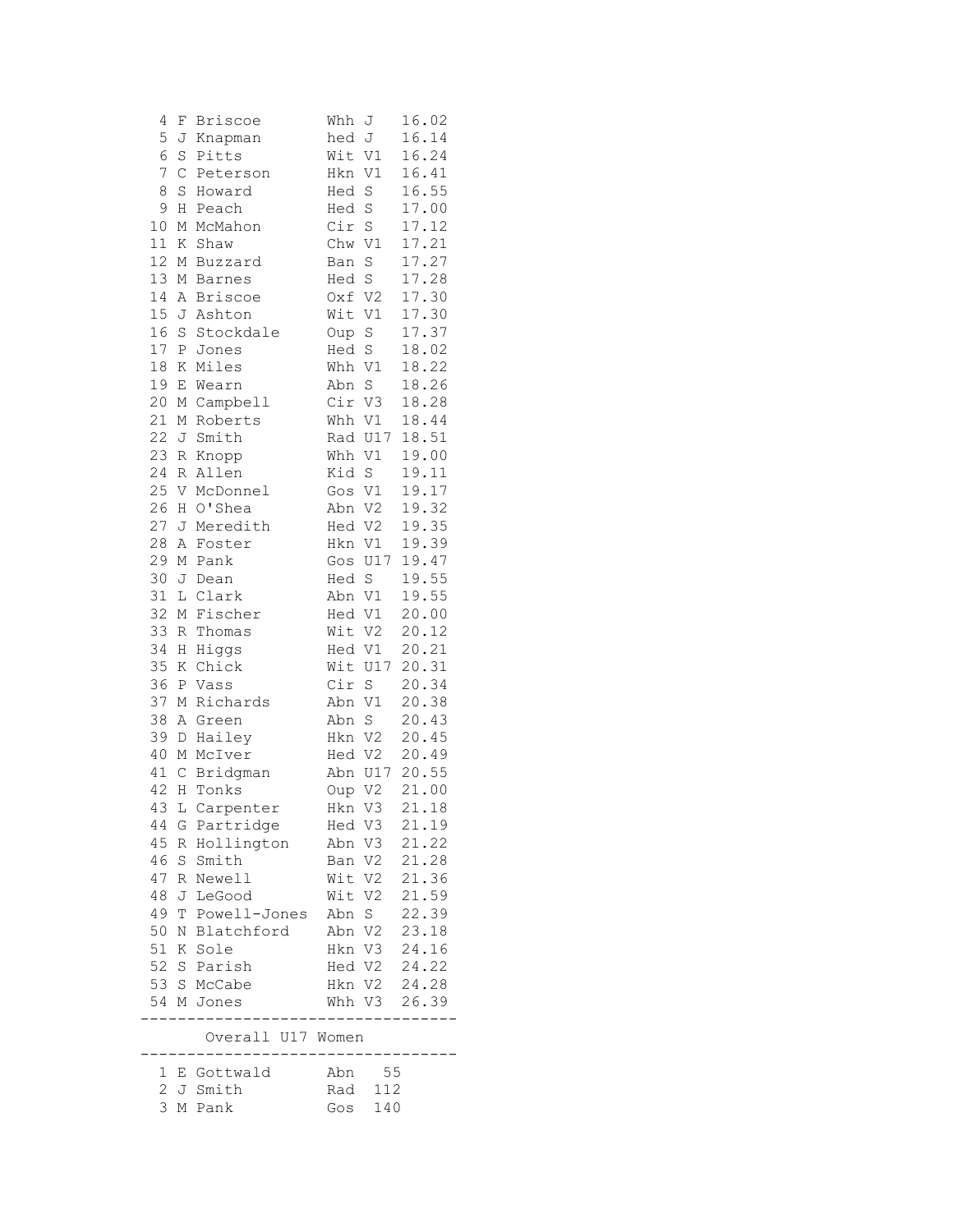```
 4 F Briscoe        Whh J    16.02
 5 J Knapman        hed J    16.14
 6 S Pitts          Wit V1   16.24
 7 C Peterson       Hkn V1   16.41
 8 S Howard         Hed S    16.55
 9 H Peach          Hed S    17.00
10 M McMahon        Cir S    17.12
11 K Shaw           Chw V1   17.21
12 M Buzzard        Ban S    17.27
13 M Barnes         Hed S    17.28
14 A Briscoe        Oxf V2   17.30
15 J Ashton         Wit V1   17.30
16 S Stockdale      Oup S    17.37
17 P Jones          Hed S    18.02
18 K Miles          Whh V1   18.22
19 E Wearn          Abn S    18.26
20 M Campbell       Cir V3   18.28
21 M Roberts        Whh V1   18.44
22 J Smith          Rad U17  18.51
23 R Knopp          Whh V1   19.00
24 R Allen          Kid S    19.11
25 V McDonnel       Gos V1   19.17
26 H O'Shea         Abn V2   19.32
27 J Meredith       Hed V2   19.35
28 A Foster         Hkn V1   19.39
29 M Pank           Gos U17  19.47
30 J Dean           Hed S    19.55
31 L Clark          Abn V1   19.55
32 M Fischer        Hed V1   20.00
33 R Thomas         Wit V2   20.12
34 H Higgs          Hed V1   20.21
35 K Chick          Wit U17  20.31
36 P Vass           Cir S    20.34
37 M Richards       Abn V1   20.38
38 A Green          Abn S    20.43
39 D Hailey         Hkn V2   20.45
40 M McIver         Hed V2   20.49
41 C Bridgman       Abn U17  20.55
42 H Tonks          Oup V2   21.00
43 L Carpenter      Hkn V3   21.18
44 G Partridge      Hed V3   21.19
45 R Hollington     Abn V3   21.22
46 S Smith          Ban V2   21.28
47 R Newell         Wit V2   21.36
48 J LeGood         Wit V2   21.59
49 T Powell-Jones   Abn S    22.39
50 N Blatchford     Abn V2   23.18
51 K Sole           Hkn V3   24.16
52 S Parish         Hed V2   24.22
53 S McCabe         Hkn V2   24.28
54 M Jones          Whh V3   26.39
---------------------------------
       Overall U17 Women
---------------------------------
 1 E Gottwald       Abn   55
 2 J Smith          Rad  112
 3 M Pank           Gos  140
```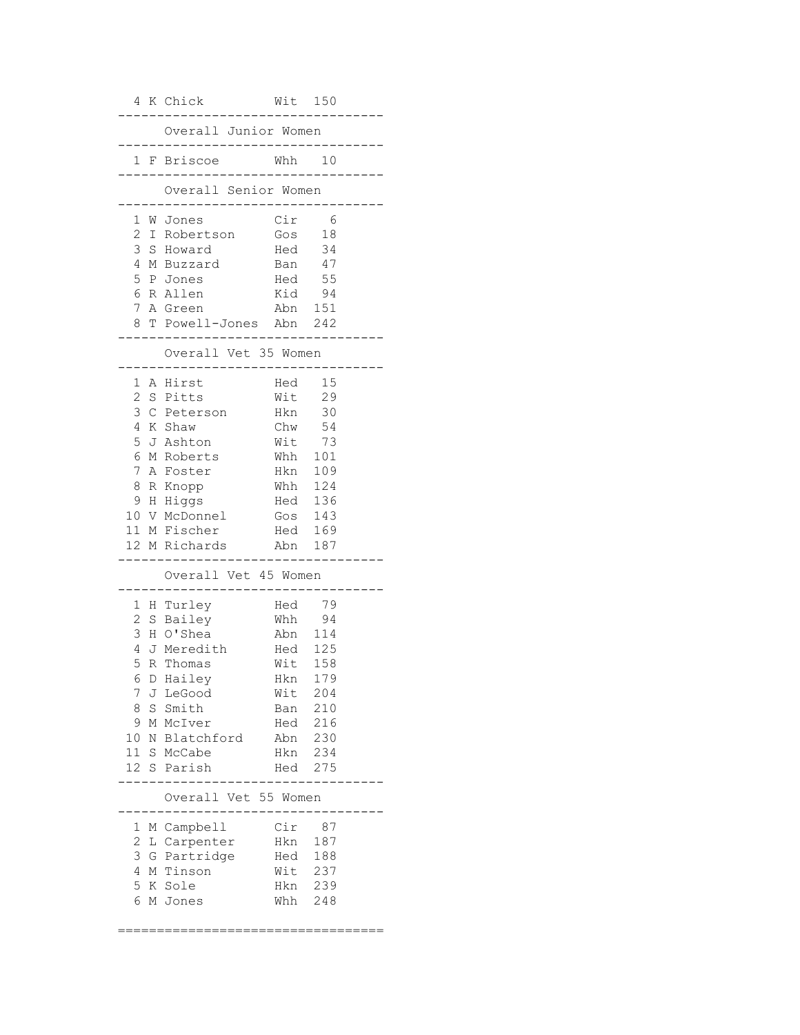| Pos | Name | Club | Points |
|---|---|---|---|
| 4 | K Chick | Wit | 150 |

## Overall Junior Women

| Pos | Name | Club | Points |
|---|---|---|---|
| 1 | F Briscoe | Whh | 10 |

## Overall Senior Women

| Pos | Name | Club | Points |
|---|---|---|---|
| 1 | W Jones | Cir | 6 |
| 2 | I Robertson | Gos | 18 |
| 3 | S Howard | Hed | 34 |
| 4 | M Buzzard | Ban | 47 |
| 5 | P Jones | Hed | 55 |
| 6 | R Allen | Kid | 94 |
| 7 | A Green | Abn | 151 |
| 8 | T Powell-Jones | Abn | 242 |

## Overall Vet 35 Women

| Pos | Name | Club | Points |
|---|---|---|---|
| 1 | A Hirst | Hed | 15 |
| 2 | S Pitts | Wit | 29 |
| 3 | C Peterson | Hkn | 30 |
| 4 | K Shaw | Chw | 54 |
| 5 | J Ashton | Wit | 73 |
| 6 | M Roberts | Whh | 101 |
| 7 | A Foster | Hkn | 109 |
| 8 | R Knopp | Whh | 124 |
| 9 | H Higgs | Hed | 136 |
| 10 | V McDonnel | Gos | 143 |
| 11 | M Fischer | Hed | 169 |
| 12 | M Richards | Abn | 187 |

## Overall Vet 45 Women

| Pos | Name | Club | Points |
|---|---|---|---|
| 1 | H Turley | Hed | 79 |
| 2 | S Bailey | Whh | 94 |
| 3 | H O'Shea | Abn | 114 |
| 4 | J Meredith | Hed | 125 |
| 5 | R Thomas | Wit | 158 |
| 6 | D Hailey | Hkn | 179 |
| 7 | J LeGood | Wit | 204 |
| 8 | S Smith | Ban | 210 |
| 9 | M McIver | Hed | 216 |
| 10 | N Blatchford | Abn | 230 |
| 11 | S McCabe | Hkn | 234 |
| 12 | S Parish | Hed | 275 |

## Overall Vet 55 Women

| Pos | Name | Club | Points |
|---|---|---|---|
| 1 | M Campbell | Cir | 87 |
| 2 | L Carpenter | Hkn | 187 |
| 3 | G Partridge | Hed | 188 |
| 4 | M Tinson | Wit | 237 |
| 5 | K Sole | Hkn | 239 |
| 6 | M Jones | Whh | 248 |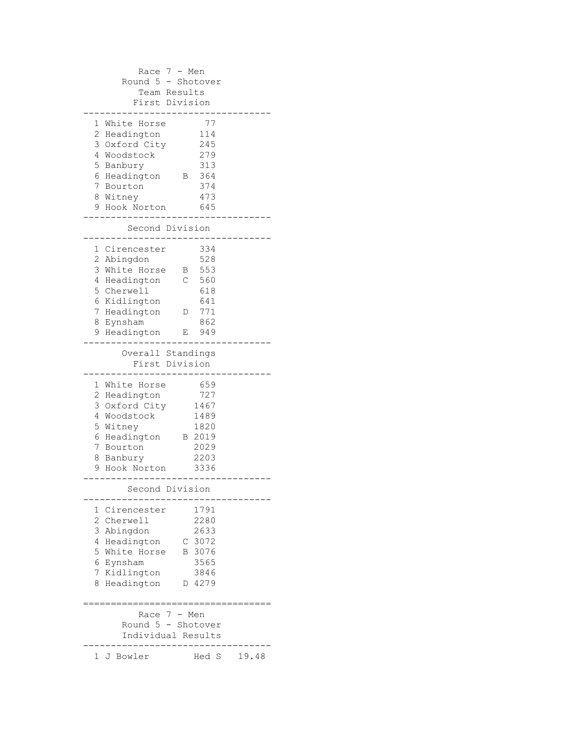## Race 7 - Men
### Round 5 - Shotover
### Team Results
#### First Division

| Pos | Team | | Points |
|---|---|---|---|
| 1 | White Horse | | 77 |
| 2 | Headington | | 114 |
| 3 | Oxford City | | 245 |
| 4 | Woodstock | | 279 |
| 5 | Banbury | | 313 |
| 6 | Headington | B | 364 |
| 7 | Bourton | | 374 |
| 8 | Witney | | 473 |
| 9 | Hook Norton | | 645 |

#### Second Division

| Pos | Team | | Points |
|---|---|---|---|
| 1 | Cirencester | | 334 |
| 2 | Abingdon | | 528 |
| 3 | White Horse | B | 553 |
| 4 | Headington | C | 560 |
| 5 | Cherwell | | 618 |
| 6 | Kidlington | | 641 |
| 7 | Headington | D | 771 |
| 8 | Eynsham | | 862 |
| 9 | Headington | E | 949 |

### Overall Standings
#### First Division

| Pos | Team | | Points |
|---|---|---|---|
| 1 | White Horse | | 659 |
| 2 | Headington | | 727 |
| 3 | Oxford City | | 1467 |
| 4 | Woodstock | | 1489 |
| 5 | Witney | | 1820 |
| 6 | Headington | B | 2019 |
| 7 | Bourton | | 2029 |
| 8 | Banbury | | 2203 |
| 9 | Hook Norton | | 3336 |

#### Second Division

| Pos | Team | | Points |
|---|---|---|---|
| 1 | Cirencester | | 1791 |
| 2 | Cherwell | | 2280 |
| 3 | Abingdon | | 2633 |
| 4 | Headington | C | 3072 |
| 5 | White Horse | B | 3076 |
| 6 | Eynsham | | 3565 |
| 7 | Kidlington | | 3846 |
| 8 | Headington | D | 4279 |

## Race 7 - Men
### Round 5 - Shotover
### Individual Results

| Pos | Name | Club | Time |
|---|---|---|---|
| 1 | J Bowler | Hed S | 19.48 |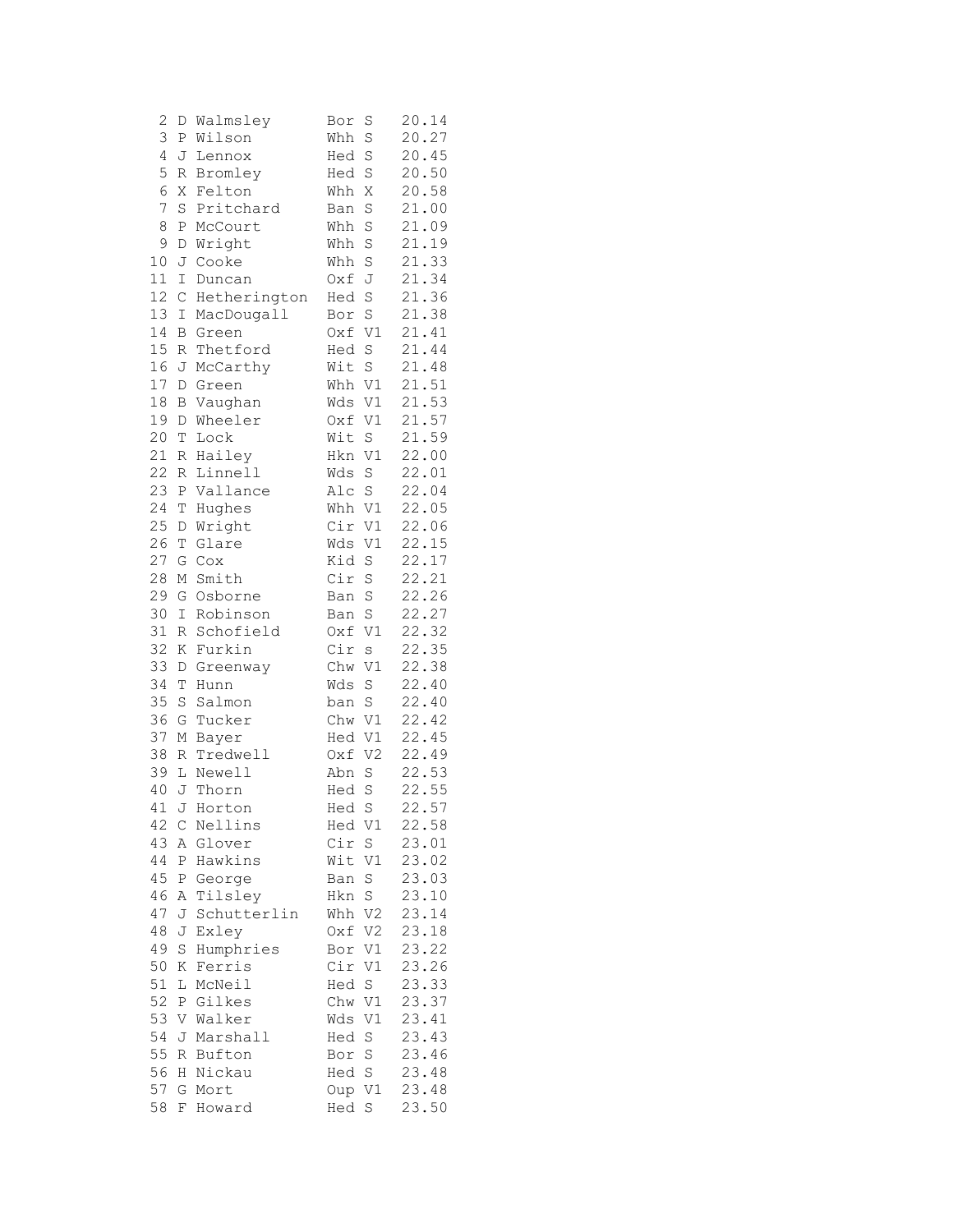```
 2 D Walmsley      Bor S    20.14
 3 P Wilson        Whh S    20.27
 4 J Lennox        Hed S    20.45
 5 R Bromley       Hed S    20.50
 6 X Felton        Whh X    20.58
 7 S Pritchard     Ban S    21.00
 8 P McCourt       Whh S    21.09
 9 D Wright        Whh S    21.19
10 J Cooke         Whh S    21.33
11 I Duncan        Oxf J    21.34
12 C Hetherington  Hed S    21.36
13 I MacDougall    Bor S    21.38
14 B Green         Oxf V1   21.41
15 R Thetford      Hed S    21.44
16 J McCarthy      Wit S    21.48
17 D Green         Whh V1   21.51
18 B Vaughan       Wds V1   21.53
19 D Wheeler       Oxf V1   21.57
20 T Lock          Wit S    21.59
21 R Hailey        Hkn V1   22.00
22 R Linnell       Wds S    22.01
23 P Vallance      Alc S    22.04
24 T Hughes        Whh V1   22.05
25 D Wright        Cir V1   22.06
26 T Glare         Wds V1   22.15
27 G Cox           Kid S    22.17
28 M Smith         Cir S    22.21
29 G Osborne       Ban S    22.26
30 I Robinson      Ban S    22.27
31 R Schofield     Oxf V1   22.32
32 K Furkin        Cir s    22.35
33 D Greenway      Chw V1   22.38
34 T Hunn          Wds S    22.40
35 S Salmon        ban S    22.40
36 G Tucker        Chw V1   22.42
37 M Bayer         Hed V1   22.45
38 R Tredwell      Oxf V2   22.49
39 L Newell        Abn S    22.53
40 J Thorn         Hed S    22.55
41 J Horton        Hed S    22.57
42 C Nellins       Hed V1   22.58
43 A Glover        Cir S    23.01
44 P Hawkins       Wit V1   23.02
45 P George        Ban S    23.03
46 A Tilsley       Hkn S    23.10
47 J Schutterlin   Whh V2   23.14
48 J Exley         Oxf V2   23.18
49 S Humphries     Bor V1   23.22
50 K Ferris        Cir V1   23.26
51 L McNeil        Hed S    23.33
52 P Gilkes        Chw V1   23.37
53 V Walker        Wds V1   23.41
54 J Marshall      Hed S    23.43
55 R Bufton        Bor S    23.46
56 H Nickau        Hed S    23.48
57 G Mort          Oup V1   23.48
58 F Howard        Hed S    23.50
```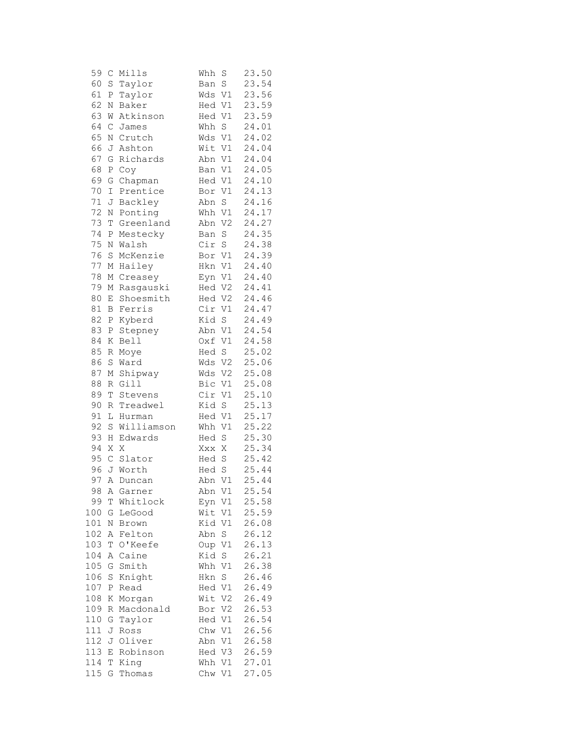```
 59 C Mills          Whh S    23.50
 60 S Taylor         Ban S    23.54
 61 P Taylor         Wds V1   23.56
 62 N Baker          Hed V1   23.59
 63 W Atkinson       Hed V1   23.59
 64 C James          Whh S    24.01
 65 N Crutch         Wds V1   24.02
 66 J Ashton         Wit V1   24.04
 67 G Richards       Abn V1   24.04
 68 P Coy            Ban V1   24.05
 69 G Chapman        Hed V1   24.10
 70 I Prentice       Bor V1   24.13
 71 J Backley        Abn S    24.16
 72 N Ponting        Whh V1   24.17
 73 T Greenland      Abn V2   24.27
 74 P Mestecky       Ban S    24.35
 75 N Walsh          Cir S    24.38
 76 S McKenzie       Bor V1   24.39
 77 M Hailey         Hkn V1   24.40
 78 M Creasey        Eyn V1   24.40
 79 M Rasgauski      Hed V2   24.41
 80 E Shoesmith      Hed V2   24.46
 81 B Ferris         Cir V1   24.47
 82 P Kyberd         Kid S    24.49
 83 P Stepney        Abn V1   24.54
 84 K Bell           Oxf V1   24.58
 85 R Moye           Hed S    25.02
 86 S Ward           Wds V2   25.06
 87 M Shipway        Wds V2   25.08
 88 R Gill           Bic V1   25.08
 89 T Stevens        Cir V1   25.10
 90 R Treadwel       Kid S    25.13
 91 L Hurman         Hed V1   25.17
 92 S Williamson     Whh V1   25.22
 93 H Edwards        Hed S    25.30
 94 X X              Xxx X    25.34
 95 C Slator         Hed S    25.42
 96 J Worth          Hed S    25.44
 97 A Duncan         Abn V1   25.44
 98 A Garner         Abn V1   25.54
 99 T Whitlock       Eyn V1   25.58
100 G LeGood         Wit V1   25.59
101 N Brown          Kid V1   26.08
102 A Felton         Abn S    26.12
103 T O'Keefe        Oup V1   26.13
104 A Caine          Kid S    26.21
105 G Smith          Whh V1   26.38
106 S Knight         Hkn S    26.46
107 P Read           Hed V1   26.49
108 K Morgan         Wit V2   26.49
109 R Macdonald      Bor V2   26.53
110 G Taylor         Hed V1   26.54
111 J Ross           Chw V1   26.56
112 J Oliver         Abn V1   26.58
113 E Robinson       Hed V3   26.59
114 T King           Whh V1   27.01
115 G Thomas         Chw V1   27.05
```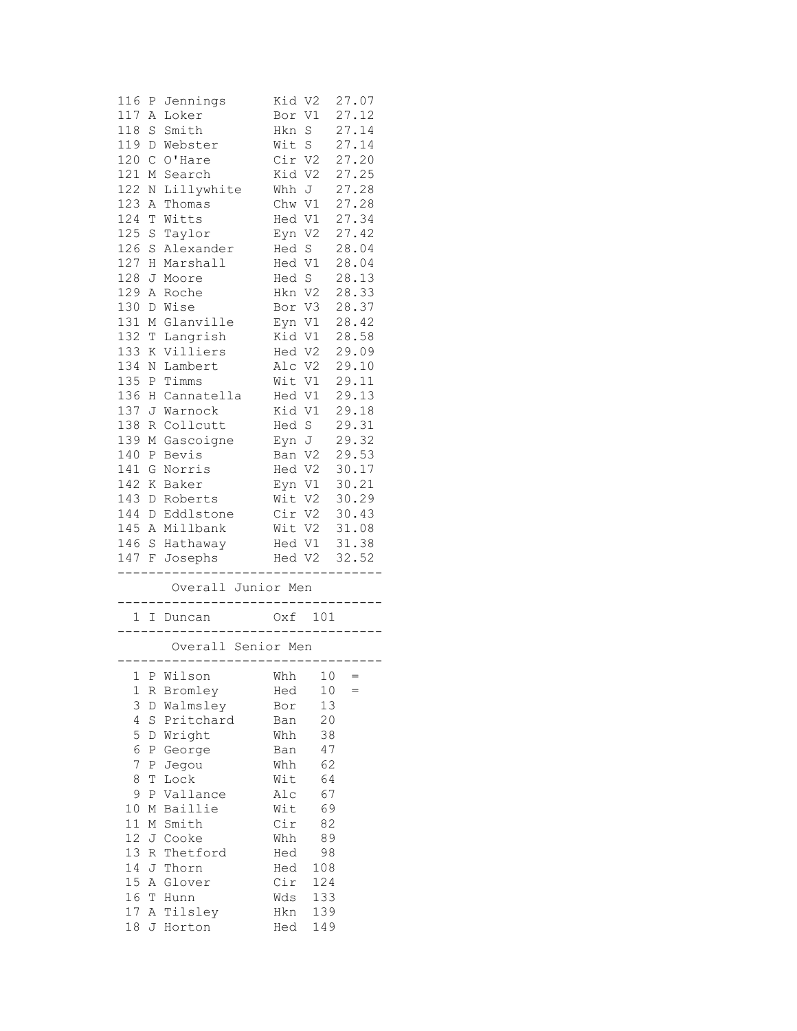| Pos | Init | Name | Club | Cat | Time |
|---|---|---|---|---|---|
| 116 | P | Jennings | Kid | V2 | 27.07 |
| 117 | A | Loker | Bor | V1 | 27.12 |
| 118 | S | Smith | Hkn | S | 27.14 |
| 119 | D | Webster | Wit | S | 27.14 |
| 120 | C | O'Hare | Cir | V2 | 27.20 |
| 121 | M | Search | Kid | V2 | 27.25 |
| 122 | N | Lillywhite | Whh | J | 27.28 |
| 123 | A | Thomas | Chw | V1 | 27.28 |
| 124 | T | Witts | Hed | V1 | 27.34 |
| 125 | S | Taylor | Eyn | V2 | 27.42 |
| 126 | S | Alexander | Hed | S | 28.04 |
| 127 | H | Marshall | Hed | V1 | 28.04 |
| 128 | J | Moore | Hed | S | 28.13 |
| 129 | A | Roche | Hkn | V2 | 28.33 |
| 130 | D | Wise | Bor | V3 | 28.37 |
| 131 | M | Glanville | Eyn | V1 | 28.42 |
| 132 | T | Langrish | Kid | V1 | 28.58 |
| 133 | K | Villiers | Hed | V2 | 29.09 |
| 134 | N | Lambert | Alc | V2 | 29.10 |
| 135 | P | Timms | Wit | V1 | 29.11 |
| 136 | H | Cannatella | Hed | V1 | 29.13 |
| 137 | J | Warnock | Kid | V1 | 29.18 |
| 138 | R | Collcutt | Hed | S | 29.31 |
| 139 | M | Gascoigne | Eyn | J | 29.32 |
| 140 | P | Bevis | Ban | V2 | 29.53 |
| 141 | G | Norris | Hed | V2 | 30.17 |
| 142 | K | Baker | Eyn | V1 | 30.21 |
| 143 | D | Roberts | Wit | V2 | 30.29 |
| 144 | D | Eddlstone | Cir | V2 | 30.43 |
| 145 | A | Millbank | Wit | V2 | 31.08 |
| 146 | S | Hathaway | Hed | V1 | 31.38 |
| 147 | F | Josephs | Hed | V2 | 32.52 |

## Overall Junior Men

| Pos | Init | Name | Club | Points |
|---|---|---|---|---|
| 1 | I | Duncan | Oxf | 101 |

## Overall Senior Men

| Pos | Init | Name | Club | Points | |
|---|---|---|---|---|---|
| 1 | P | Wilson | Whh | 10 | = |
| 1 | R | Bromley | Hed | 10 | = |
| 3 | D | Walmsley | Bor | 13 | |
| 4 | S | Pritchard | Ban | 20 | |
| 5 | D | Wright | Whh | 38 | |
| 6 | P | George | Ban | 47 | |
| 7 | P | Jegou | Whh | 62 | |
| 8 | T | Lock | Wit | 64 | |
| 9 | P | Vallance | Alc | 67 | |
| 10 | M | Baillie | Wit | 69 | |
| 11 | M | Smith | Cir | 82 | |
| 12 | J | Cooke | Whh | 89 | |
| 13 | R | Thetford | Hed | 98 | |
| 14 | J | Thorn | Hed | 108 | |
| 15 | A | Glover | Cir | 124 | |
| 16 | T | Hunn | Wds | 133 | |
| 17 | A | Tilsley | Hkn | 139 | |
| 18 | J | Horton | Hed | 149 | |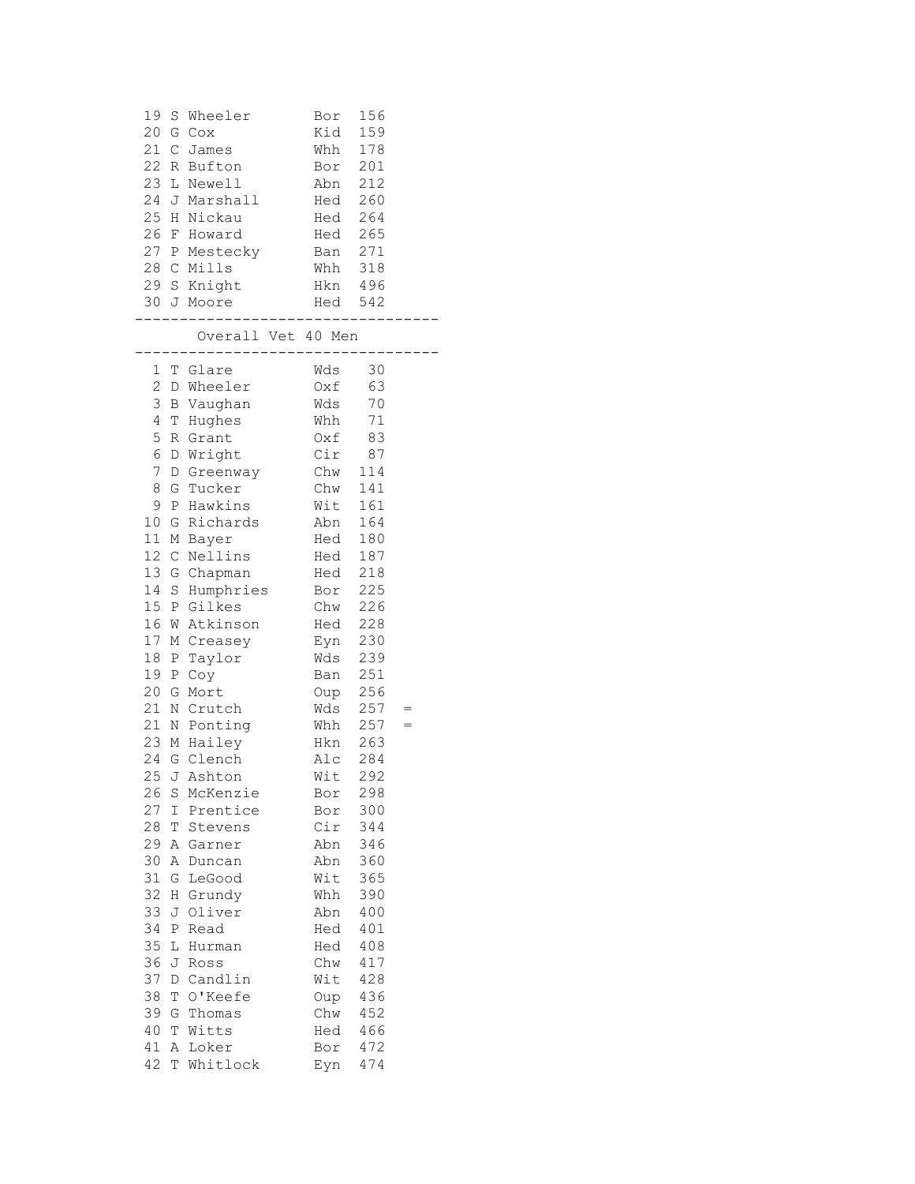| Pos | Name | Club | Points | |
|---|---|---|---|---|
| 19 | S Wheeler | Bor | 156 | |
| 20 | G Cox | Kid | 159 | |
| 21 | C James | Whh | 178 | |
| 22 | R Bufton | Bor | 201 | |
| 23 | L Newell | Abn | 212 | |
| 24 | J Marshall | Hed | 260 | |
| 25 | H Nickau | Hed | 264 | |
| 26 | F Howard | Hed | 265 | |
| 27 | P Mestecky | Ban | 271 | |
| 28 | C Mills | Whh | 318 | |
| 29 | S Knight | Hkn | 496 | |
| 30 | J Moore | Hed | 542 | |

## Overall Vet 40 Men

| Pos | Name | Club | Points | |
|---|---|---|---|---|
| 1 | T Glare | Wds | 30 | |
| 2 | D Wheeler | Oxf | 63 | |
| 3 | B Vaughan | Wds | 70 | |
| 4 | T Hughes | Whh | 71 | |
| 5 | R Grant | Oxf | 83 | |
| 6 | D Wright | Cir | 87 | |
| 7 | D Greenway | Chw | 114 | |
| 8 | G Tucker | Chw | 141 | |
| 9 | P Hawkins | Wit | 161 | |
| 10 | G Richards | Abn | 164 | |
| 11 | M Bayer | Hed | 180 | |
| 12 | C Nellins | Hed | 187 | |
| 13 | G Chapman | Hed | 218 | |
| 14 | S Humphries | Bor | 225 | |
| 15 | P Gilkes | Chw | 226 | |
| 16 | W Atkinson | Hed | 228 | |
| 17 | M Creasey | Eyn | 230 | |
| 18 | P Taylor | Wds | 239 | |
| 19 | P Coy | Ban | 251 | |
| 20 | G Mort | Oup | 256 | |
| 21 | N Crutch | Wds | 257 | = |
| 21 | N Ponting | Whh | 257 | = |
| 23 | M Hailey | Hkn | 263 | |
| 24 | G Clench | Alc | 284 | |
| 25 | J Ashton | Wit | 292 | |
| 26 | S McKenzie | Bor | 298 | |
| 27 | I Prentice | Bor | 300 | |
| 28 | T Stevens | Cir | 344 | |
| 29 | A Garner | Abn | 346 | |
| 30 | A Duncan | Abn | 360 | |
| 31 | G LeGood | Wit | 365 | |
| 32 | H Grundy | Whh | 390 | |
| 33 | J Oliver | Abn | 400 | |
| 34 | P Read | Hed | 401 | |
| 35 | L Hurman | Hed | 408 | |
| 36 | J Ross | Chw | 417 | |
| 37 | D Candlin | Wit | 428 | |
| 38 | T O'Keefe | Oup | 436 | |
| 39 | G Thomas | Chw | 452 | |
| 40 | T Witts | Hed | 466 | |
| 41 | A Loker | Bor | 472 | |
| 42 | T Whitlock | Eyn | 474 | |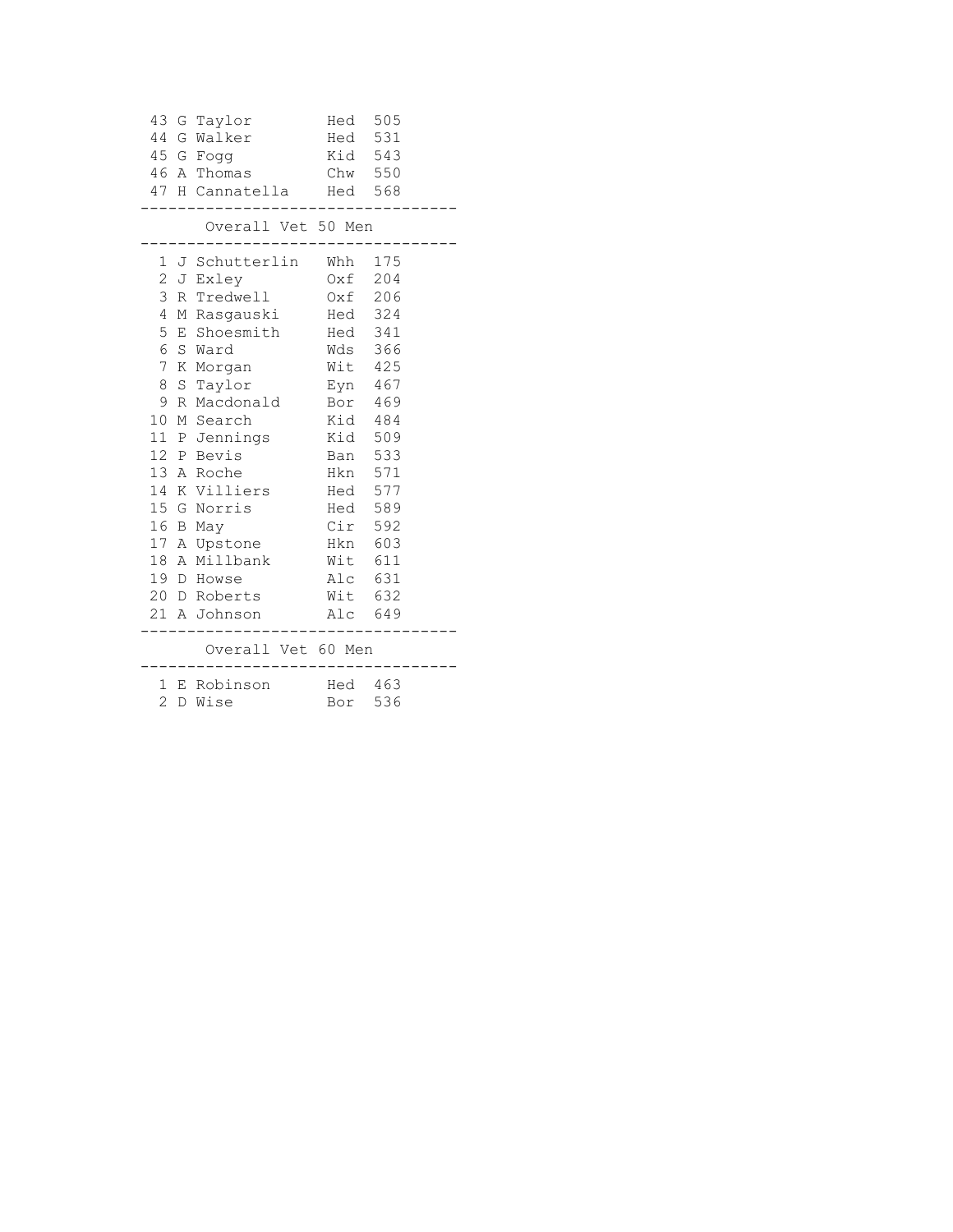| | | | |
|---|---|---|---|
| 43 | G Taylor | Hed | 505 |
| 44 | G Walker | Hed | 531 |
| 45 | G Fogg | Kid | 543 |
| 46 | A Thomas | Chw | 550 |
| 47 | H Cannatella | Hed | 568 |

## Overall Vet 50 Men

| | | | |
|---|---|---|---|
| 1 | J Schutterlin | Whh | 175 |
| 2 | J Exley | Oxf | 204 |
| 3 | R Tredwell | Oxf | 206 |
| 4 | M Rasgauski | Hed | 324 |
| 5 | E Shoesmith | Hed | 341 |
| 6 | S Ward | Wds | 366 |
| 7 | K Morgan | Wit | 425 |
| 8 | S Taylor | Eyn | 467 |
| 9 | R Macdonald | Bor | 469 |
| 10 | M Search | Kid | 484 |
| 11 | P Jennings | Kid | 509 |
| 12 | P Bevis | Ban | 533 |
| 13 | A Roche | Hkn | 571 |
| 14 | K Villiers | Hed | 577 |
| 15 | G Norris | Hed | 589 |
| 16 | B May | Cir | 592 |
| 17 | A Upstone | Hkn | 603 |
| 18 | A Millbank | Wit | 611 |
| 19 | D Howse | Alc | 631 |
| 20 | D Roberts | Wit | 632 |
| 21 | A Johnson | Alc | 649 |

## Overall Vet 60 Men

| | | | |
|---|---|---|---|
| 1 | E Robinson | Hed | 463 |
| 2 | D Wise | Bor | 536 |